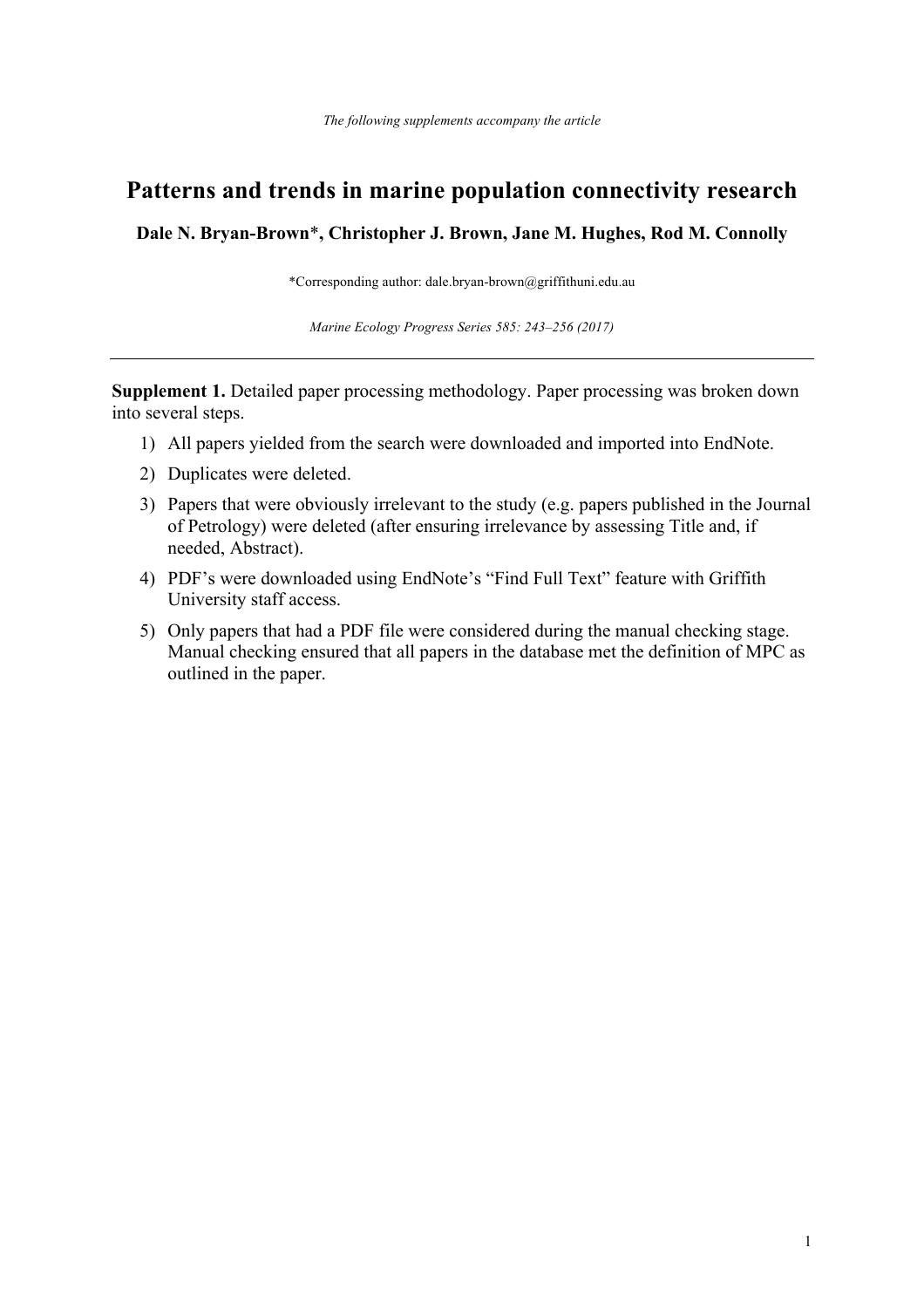*The following supplements accompany the article*

# Patterns and trends in marine population connectivity research

**Dale N. Bryan-Brown*, Christopher J. Brown, Jane M. Hughes, Rod M. Connolly**

*Corresponding author: dale.bryan-brown@griffithuni.edu.au

*Marine Ecology Progress Series 585: 243–256 (2017)*

---

**Supplement 1.** Detailed paper processing methodology. Paper processing was broken down into several steps.

1) All papers yielded from the search were downloaded and imported into EndNote.
2) Duplicates were deleted.
3) Papers that were obviously irrelevant to the study (e.g. papers published in the Journal of Petrology) were deleted (after ensuring irrelevance by assessing Title and, if needed, Abstract).
4) PDF's were downloaded using EndNote's "Find Full Text" feature with Griffith University staff access.
5) Only papers that had a PDF file were considered during the manual checking stage. Manual checking ensured that all papers in the database met the definition of MPC as outlined in the paper.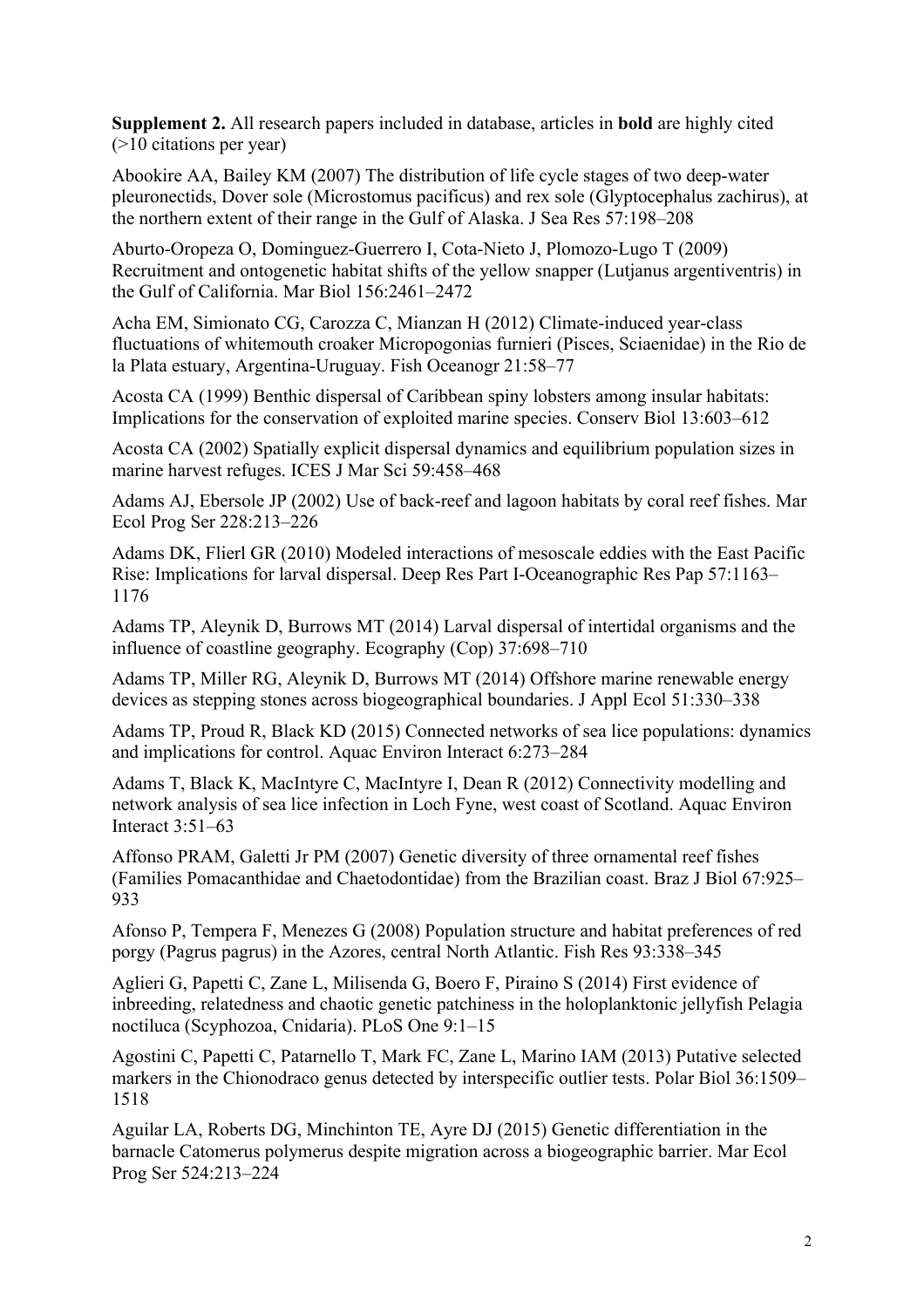**Supplement 2.** All research papers included in database, articles in **bold** are highly cited (>10 citations per year)

Abookire AA, Bailey KM (2007) The distribution of life cycle stages of two deep-water pleuronectids, Dover sole (Microstomus pacificus) and rex sole (Glyptocephalus zachirus), at the northern extent of their range in the Gulf of Alaska. J Sea Res 57:198–208

Aburto-Oropeza O, Dominguez-Guerrero I, Cota-Nieto J, Plomozo-Lugo T (2009) Recruitment and ontogenetic habitat shifts of the yellow snapper (Lutjanus argentiventris) in the Gulf of California. Mar Biol 156:2461–2472

Acha EM, Simionato CG, Carozza C, Mianzan H (2012) Climate-induced year-class fluctuations of whitemouth croaker Micropogonias furnieri (Pisces, Sciaenidae) in the Rio de la Plata estuary, Argentina-Uruguay. Fish Oceanogr 21:58–77

Acosta CA (1999) Benthic dispersal of Caribbean spiny lobsters among insular habitats: Implications for the conservation of exploited marine species. Conserv Biol 13:603–612

Acosta CA (2002) Spatially explicit dispersal dynamics and equilibrium population sizes in marine harvest refuges. ICES J Mar Sci 59:458–468

Adams AJ, Ebersole JP (2002) Use of back-reef and lagoon habitats by coral reef fishes. Mar Ecol Prog Ser 228:213–226

Adams DK, Flierl GR (2010) Modeled interactions of mesoscale eddies with the East Pacific Rise: Implications for larval dispersal. Deep Res Part I-Oceanographic Res Pap 57:1163–1176

Adams TP, Aleynik D, Burrows MT (2014) Larval dispersal of intertidal organisms and the influence of coastline geography. Ecography (Cop) 37:698–710

Adams TP, Miller RG, Aleynik D, Burrows MT (2014) Offshore marine renewable energy devices as stepping stones across biogeographical boundaries. J Appl Ecol 51:330–338

Adams TP, Proud R, Black KD (2015) Connected networks of sea lice populations: dynamics and implications for control. Aquac Environ Interact 6:273–284

Adams T, Black K, MacIntyre C, MacIntyre I, Dean R (2012) Connectivity modelling and network analysis of sea lice infection in Loch Fyne, west coast of Scotland. Aquac Environ Interact 3:51–63

Affonso PRAM, Galetti Jr PM (2007) Genetic diversity of three ornamental reef fishes (Families Pomacanthidae and Chaetodontidae) from the Brazilian coast. Braz J Biol 67:925–933

Afonso P, Tempera F, Menezes G (2008) Population structure and habitat preferences of red porgy (Pagrus pagrus) in the Azores, central North Atlantic. Fish Res 93:338–345

Aglieri G, Papetti C, Zane L, Milisenda G, Boero F, Piraino S (2014) First evidence of inbreeding, relatedness and chaotic genetic patchiness in the holoplanktonic jellyfish Pelagia noctiluca (Scyphozoa, Cnidaria). PLoS One 9:1–15

Agostini C, Papetti C, Patarnello T, Mark FC, Zane L, Marino IAM (2013) Putative selected markers in the Chionodraco genus detected by interspecific outlier tests. Polar Biol 36:1509–1518

Aguilar LA, Roberts DG, Minchinton TE, Ayre DJ (2015) Genetic differentiation in the barnacle Catomerus polymerus despite migration across a biogeographic barrier. Mar Ecol Prog Ser 524:213–224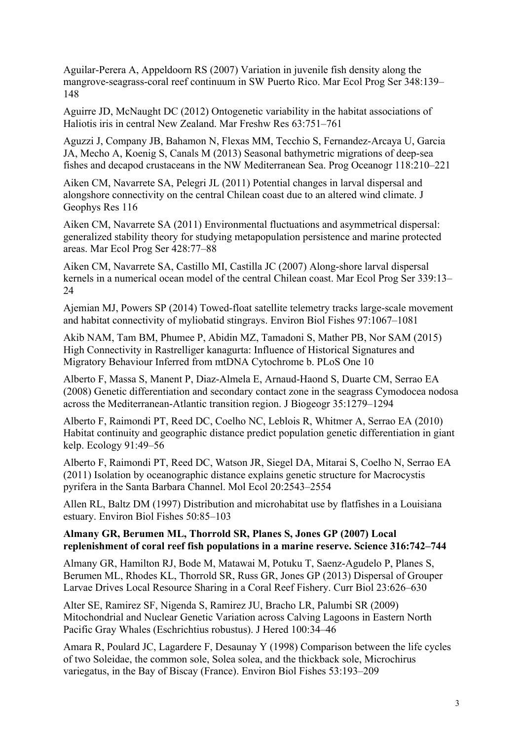Aguilar-Perera A, Appeldoorn RS (2007) Variation in juvenile fish density along the mangrove-seagrass-coral reef continuum in SW Puerto Rico. Mar Ecol Prog Ser 348:139–148

Aguirre JD, McNaught DC (2012) Ontogenetic variability in the habitat associations of Haliotis iris in central New Zealand. Mar Freshw Res 63:751–761

Aguzzi J, Company JB, Bahamon N, Flexas MM, Tecchio S, Fernandez-Arcaya U, Garcia JA, Mecho A, Koenig S, Canals M (2013) Seasonal bathymetric migrations of deep-sea fishes and decapod crustaceans in the NW Mediterranean Sea. Prog Oceanogr 118:210–221

Aiken CM, Navarrete SA, Pelegri JL (2011) Potential changes in larval dispersal and alongshore connectivity on the central Chilean coast due to an altered wind climate. J Geophys Res 116

Aiken CM, Navarrete SA (2011) Environmental fluctuations and asymmetrical dispersal: generalized stability theory for studying metapopulation persistence and marine protected areas. Mar Ecol Prog Ser 428:77–88

Aiken CM, Navarrete SA, Castillo MI, Castilla JC (2007) Along-shore larval dispersal kernels in a numerical ocean model of the central Chilean coast. Mar Ecol Prog Ser 339:13–24

Ajemian MJ, Powers SP (2014) Towed-float satellite telemetry tracks large-scale movement and habitat connectivity of myliobatid stingrays. Environ Biol Fishes 97:1067–1081

Akib NAM, Tam BM, Phumee P, Abidin MZ, Tamadoni S, Mather PB, Nor SAM (2015) High Connectivity in Rastrelliger kanagurta: Influence of Historical Signatures and Migratory Behaviour Inferred from mtDNA Cytochrome b. PLoS One 10

Alberto F, Massa S, Manent P, Diaz-Almela E, Arnaud-Haond S, Duarte CM, Serrao EA (2008) Genetic differentiation and secondary contact zone in the seagrass Cymodocea nodosa across the Mediterranean-Atlantic transition region. J Biogeogr 35:1279–1294

Alberto F, Raimondi PT, Reed DC, Coelho NC, Leblois R, Whitmer A, Serrao EA (2010) Habitat continuity and geographic distance predict population genetic differentiation in giant kelp. Ecology 91:49–56

Alberto F, Raimondi PT, Reed DC, Watson JR, Siegel DA, Mitarai S, Coelho N, Serrao EA (2011) Isolation by oceanographic distance explains genetic structure for Macrocystis pyrifera in the Santa Barbara Channel. Mol Ecol 20:2543–2554

Allen RL, Baltz DM (1997) Distribution and microhabitat use by flatfishes in a Louisiana estuary. Environ Biol Fishes 50:85–103

**Almany GR, Berumen ML, Thorrold SR, Planes S, Jones GP (2007) Local replenishment of coral reef fish populations in a marine reserve. Science 316:742–744**

Almany GR, Hamilton RJ, Bode M, Matawai M, Potuku T, Saenz-Agudelo P, Planes S, Berumen ML, Rhodes KL, Thorrold SR, Russ GR, Jones GP (2013) Dispersal of Grouper Larvae Drives Local Resource Sharing in a Coral Reef Fishery. Curr Biol 23:626–630

Alter SE, Ramirez SF, Nigenda S, Ramirez JU, Bracho LR, Palumbi SR (2009) Mitochondrial and Nuclear Genetic Variation across Calving Lagoons in Eastern North Pacific Gray Whales (Eschrichtius robustus). J Hered 100:34–46

Amara R, Poulard JC, Lagardere F, Desaunay Y (1998) Comparison between the life cycles of two Soleidae, the common sole, Solea solea, and the thickback sole, Microchirus variegatus, in the Bay of Biscay (France). Environ Biol Fishes 53:193–209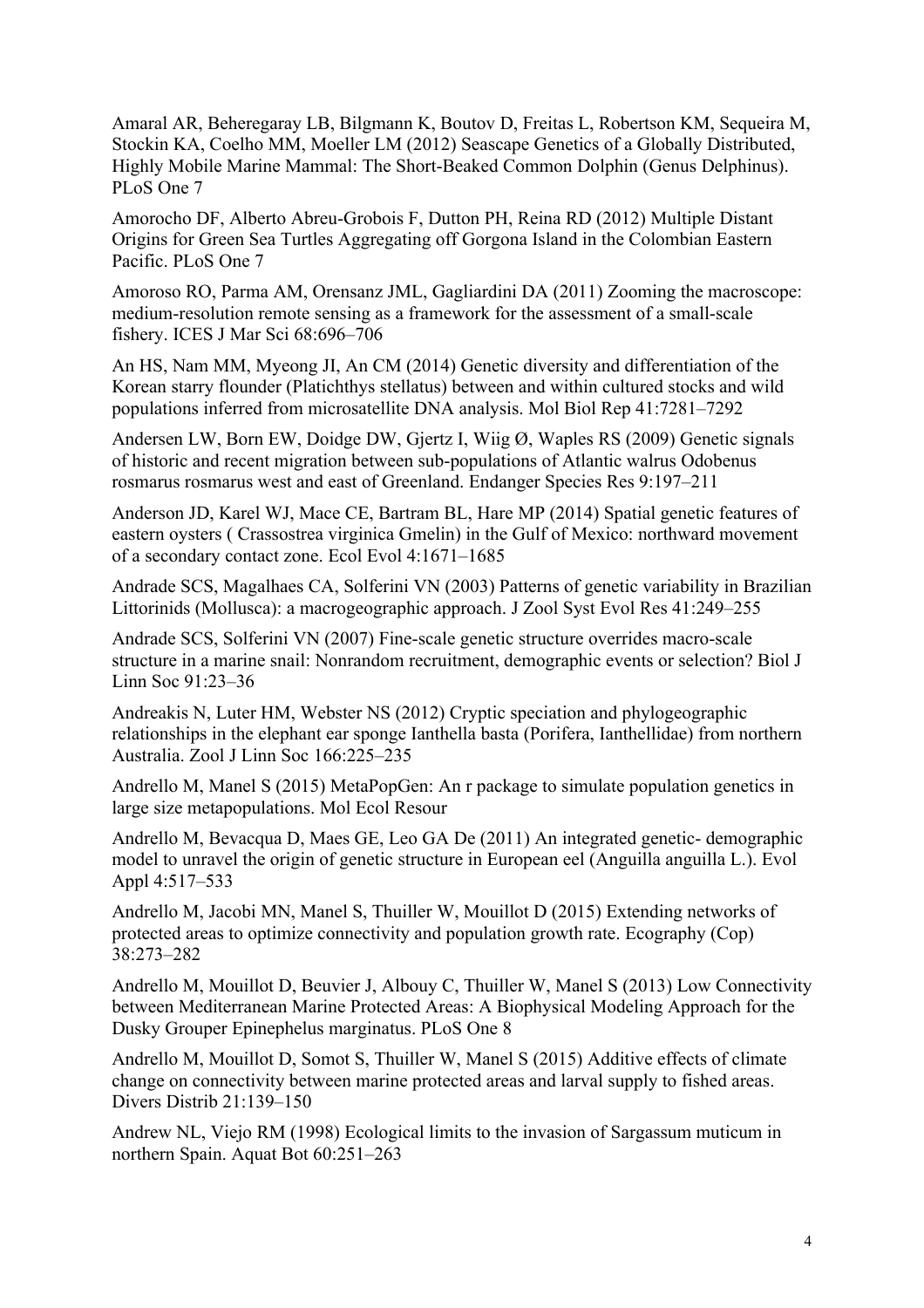Amaral AR, Beheregaray LB, Bilgmann K, Boutov D, Freitas L, Robertson KM, Sequeira M, Stockin KA, Coelho MM, Moeller LM (2012) Seascape Genetics of a Globally Distributed, Highly Mobile Marine Mammal: The Short-Beaked Common Dolphin (Genus Delphinus). PLoS One 7

Amorocho DF, Alberto Abreu-Grobois F, Dutton PH, Reina RD (2012) Multiple Distant Origins for Green Sea Turtles Aggregating off Gorgona Island in the Colombian Eastern Pacific. PLoS One 7

Amoroso RO, Parma AM, Orensanz JML, Gagliardini DA (2011) Zooming the macroscope: medium-resolution remote sensing as a framework for the assessment of a small-scale fishery. ICES J Mar Sci 68:696–706

An HS, Nam MM, Myeong JI, An CM (2014) Genetic diversity and differentiation of the Korean starry flounder (Platichthys stellatus) between and within cultured stocks and wild populations inferred from microsatellite DNA analysis. Mol Biol Rep 41:7281–7292

Andersen LW, Born EW, Doidge DW, Gjertz I, Wiig Ø, Waples RS (2009) Genetic signals of historic and recent migration between sub-populations of Atlantic walrus Odobenus rosmarus rosmarus west and east of Greenland. Endanger Species Res 9:197–211

Anderson JD, Karel WJ, Mace CE, Bartram BL, Hare MP (2014) Spatial genetic features of eastern oysters ( Crassostrea virginica Gmelin) in the Gulf of Mexico: northward movement of a secondary contact zone. Ecol Evol 4:1671–1685

Andrade SCS, Magalhaes CA, Solferini VN (2003) Patterns of genetic variability in Brazilian Littorinids (Mollusca): a macrogeographic approach. J Zool Syst Evol Res 41:249–255

Andrade SCS, Solferini VN (2007) Fine-scale genetic structure overrides macro-scale structure in a marine snail: Nonrandom recruitment, demographic events or selection? Biol J Linn Soc 91:23–36

Andreakis N, Luter HM, Webster NS (2012) Cryptic speciation and phylogeographic relationships in the elephant ear sponge Ianthella basta (Porifera, Ianthellidae) from northern Australia. Zool J Linn Soc 166:225–235

Andrello M, Manel S (2015) MetaPopGen: An r package to simulate population genetics in large size metapopulations. Mol Ecol Resour

Andrello M, Bevacqua D, Maes GE, Leo GA De (2011) An integrated genetic- demographic model to unravel the origin of genetic structure in European eel (Anguilla anguilla L.). Evol Appl 4:517–533

Andrello M, Jacobi MN, Manel S, Thuiller W, Mouillot D (2015) Extending networks of protected areas to optimize connectivity and population growth rate. Ecography (Cop) 38:273–282

Andrello M, Mouillot D, Beuvier J, Albouy C, Thuiller W, Manel S (2013) Low Connectivity between Mediterranean Marine Protected Areas: A Biophysical Modeling Approach for the Dusky Grouper Epinephelus marginatus. PLoS One 8

Andrello M, Mouillot D, Somot S, Thuiller W, Manel S (2015) Additive effects of climate change on connectivity between marine protected areas and larval supply to fished areas. Divers Distrib 21:139–150

Andrew NL, Viejo RM (1998) Ecological limits to the invasion of Sargassum muticum in northern Spain. Aquat Bot 60:251–263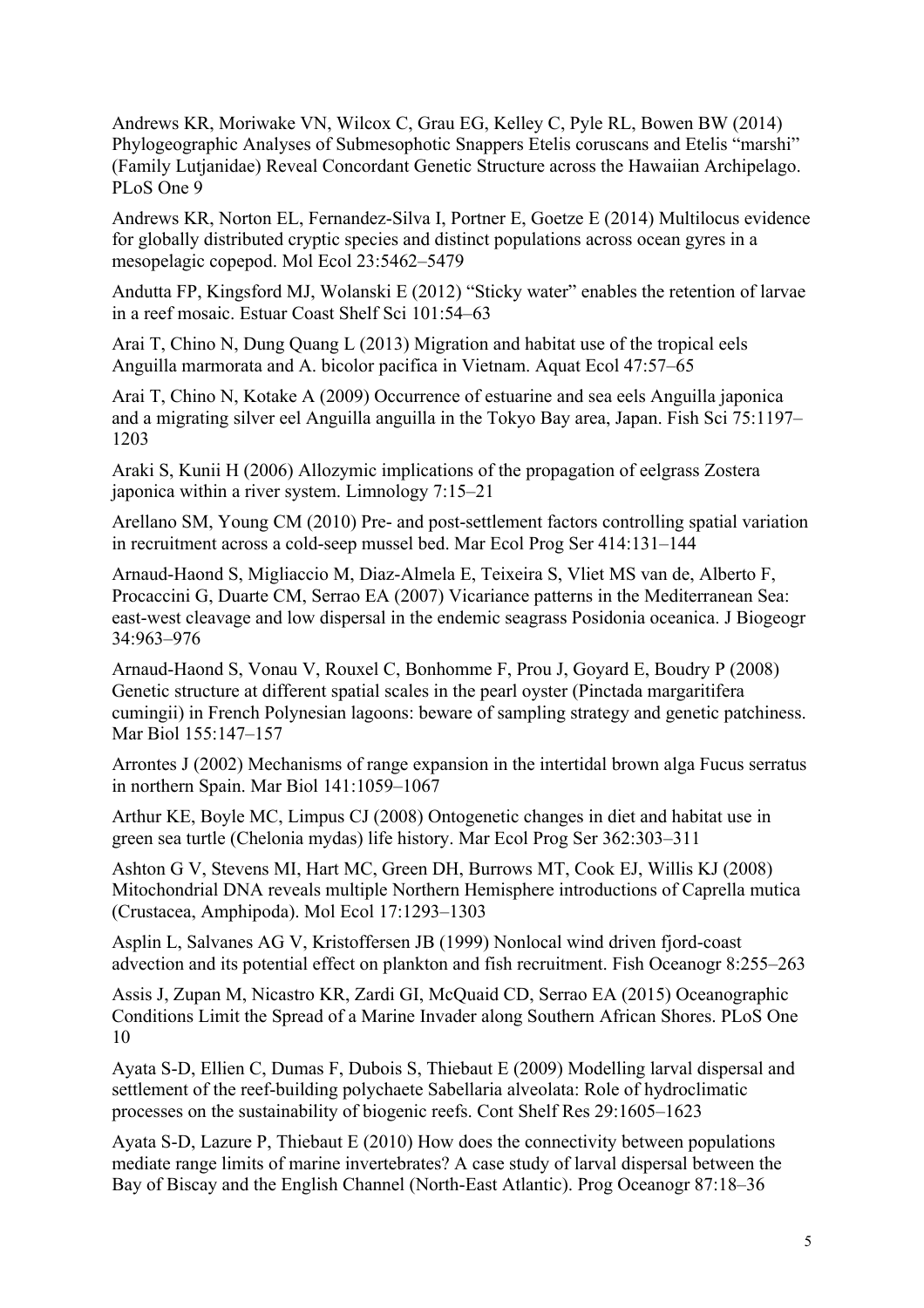Andrews KR, Moriwake VN, Wilcox C, Grau EG, Kelley C, Pyle RL, Bowen BW (2014) Phylogeographic Analyses of Submesophotic Snappers Etelis coruscans and Etelis "marshi" (Family Lutjanidae) Reveal Concordant Genetic Structure across the Hawaiian Archipelago. PLoS One 9

Andrews KR, Norton EL, Fernandez-Silva I, Portner E, Goetze E (2014) Multilocus evidence for globally distributed cryptic species and distinct populations across ocean gyres in a mesopelagic copepod. Mol Ecol 23:5462–5479

Andutta FP, Kingsford MJ, Wolanski E (2012) "Sticky water" enables the retention of larvae in a reef mosaic. Estuar Coast Shelf Sci 101:54–63

Arai T, Chino N, Dung Quang L (2013) Migration and habitat use of the tropical eels Anguilla marmorata and A. bicolor pacifica in Vietnam. Aquat Ecol 47:57–65

Arai T, Chino N, Kotake A (2009) Occurrence of estuarine and sea eels Anguilla japonica and a migrating silver eel Anguilla anguilla in the Tokyo Bay area, Japan. Fish Sci 75:1197–1203

Araki S, Kunii H (2006) Allozymic implications of the propagation of eelgrass Zostera japonica within a river system. Limnology 7:15–21

Arellano SM, Young CM (2010) Pre- and post-settlement factors controlling spatial variation in recruitment across a cold-seep mussel bed. Mar Ecol Prog Ser 414:131–144

Arnaud-Haond S, Migliaccio M, Diaz-Almela E, Teixeira S, Vliet MS van de, Alberto F, Procaccini G, Duarte CM, Serrao EA (2007) Vicariance patterns in the Mediterranean Sea: east-west cleavage and low dispersal in the endemic seagrass Posidonia oceanica. J Biogeogr 34:963–976

Arnaud-Haond S, Vonau V, Rouxel C, Bonhomme F, Prou J, Goyard E, Boudry P (2008) Genetic structure at different spatial scales in the pearl oyster (Pinctada margaritifera cumingii) in French Polynesian lagoons: beware of sampling strategy and genetic patchiness. Mar Biol 155:147–157

Arrontes J (2002) Mechanisms of range expansion in the intertidal brown alga Fucus serratus in northern Spain. Mar Biol 141:1059–1067

Arthur KE, Boyle MC, Limpus CJ (2008) Ontogenetic changes in diet and habitat use in green sea turtle (Chelonia mydas) life history. Mar Ecol Prog Ser 362:303–311

Ashton G V, Stevens MI, Hart MC, Green DH, Burrows MT, Cook EJ, Willis KJ (2008) Mitochondrial DNA reveals multiple Northern Hemisphere introductions of Caprella mutica (Crustacea, Amphipoda). Mol Ecol 17:1293–1303

Asplin L, Salvanes AG V, Kristoffersen JB (1999) Nonlocal wind driven fjord-coast advection and its potential effect on plankton and fish recruitment. Fish Oceanogr 8:255–263

Assis J, Zupan M, Nicastro KR, Zardi GI, McQuaid CD, Serrao EA (2015) Oceanographic Conditions Limit the Spread of a Marine Invader along Southern African Shores. PLoS One 10

Ayata S-D, Ellien C, Dumas F, Dubois S, Thiebaut E (2009) Modelling larval dispersal and settlement of the reef-building polychaete Sabellaria alveolata: Role of hydroclimatic processes on the sustainability of biogenic reefs. Cont Shelf Res 29:1605–1623

Ayata S-D, Lazure P, Thiebaut E (2010) How does the connectivity between populations mediate range limits of marine invertebrates? A case study of larval dispersal between the Bay of Biscay and the English Channel (North-East Atlantic). Prog Oceanogr 87:18–36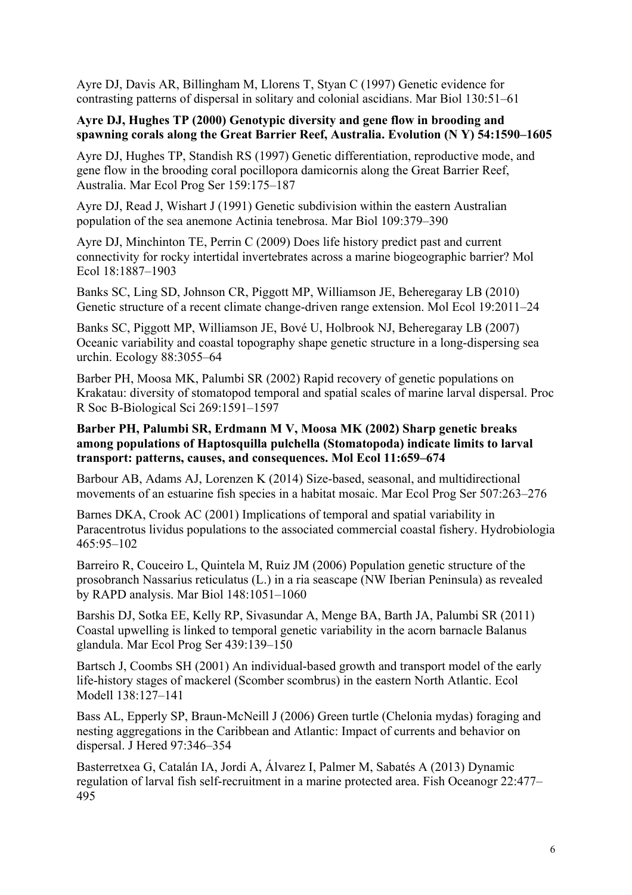Ayre DJ, Davis AR, Billingham M, Llorens T, Styan C (1997) Genetic evidence for contrasting patterns of dispersal in solitary and colonial ascidians. Mar Biol 130:51–61

**Ayre DJ, Hughes TP (2000) Genotypic diversity and gene flow in brooding and spawning corals along the Great Barrier Reef, Australia. Evolution (N Y) 54:1590–1605**

Ayre DJ, Hughes TP, Standish RS (1997) Genetic differentiation, reproductive mode, and gene flow in the brooding coral pocillopora damicornis along the Great Barrier Reef, Australia. Mar Ecol Prog Ser 159:175–187

Ayre DJ, Read J, Wishart J (1991) Genetic subdivision within the eastern Australian population of the sea anemone Actinia tenebrosa. Mar Biol 109:379–390

Ayre DJ, Minchinton TE, Perrin C (2009) Does life history predict past and current connectivity for rocky intertidal invertebrates across a marine biogeographic barrier? Mol Ecol 18:1887–1903

Banks SC, Ling SD, Johnson CR, Piggott MP, Williamson JE, Beheregaray LB (2010) Genetic structure of a recent climate change-driven range extension. Mol Ecol 19:2011–24

Banks SC, Piggott MP, Williamson JE, Bové U, Holbrook NJ, Beheregaray LB (2007) Oceanic variability and coastal topography shape genetic structure in a long-dispersing sea urchin. Ecology 88:3055–64

Barber PH, Moosa MK, Palumbi SR (2002) Rapid recovery of genetic populations on Krakatau: diversity of stomatopod temporal and spatial scales of marine larval dispersal. Proc R Soc B-Biological Sci 269:1591–1597

**Barber PH, Palumbi SR, Erdmann M V, Moosa MK (2002) Sharp genetic breaks among populations of Haptosquilla pulchella (Stomatopoda) indicate limits to larval transport: patterns, causes, and consequences. Mol Ecol 11:659–674**

Barbour AB, Adams AJ, Lorenzen K (2014) Size-based, seasonal, and multidirectional movements of an estuarine fish species in a habitat mosaic. Mar Ecol Prog Ser 507:263–276

Barnes DKA, Crook AC (2001) Implications of temporal and spatial variability in Paracentrotus lividus populations to the associated commercial coastal fishery. Hydrobiologia 465:95–102

Barreiro R, Couceiro L, Quintela M, Ruiz JM (2006) Population genetic structure of the prosobranch Nassarius reticulatus (L.) in a ria seascape (NW Iberian Peninsula) as revealed by RAPD analysis. Mar Biol 148:1051–1060

Barshis DJ, Sotka EE, Kelly RP, Sivasundar A, Menge BA, Barth JA, Palumbi SR (2011) Coastal upwelling is linked to temporal genetic variability in the acorn barnacle Balanus glandula. Mar Ecol Prog Ser 439:139–150

Bartsch J, Coombs SH (2001) An individual-based growth and transport model of the early life-history stages of mackerel (Scomber scombrus) in the eastern North Atlantic. Ecol Modell 138:127–141

Bass AL, Epperly SP, Braun-McNeill J (2006) Green turtle (Chelonia mydas) foraging and nesting aggregations in the Caribbean and Atlantic: Impact of currents and behavior on dispersal. J Hered 97:346–354

Basterretxea G, Catalán IA, Jordi A, Álvarez I, Palmer M, Sabatés A (2013) Dynamic regulation of larval fish self-recruitment in a marine protected area. Fish Oceanogr 22:477–495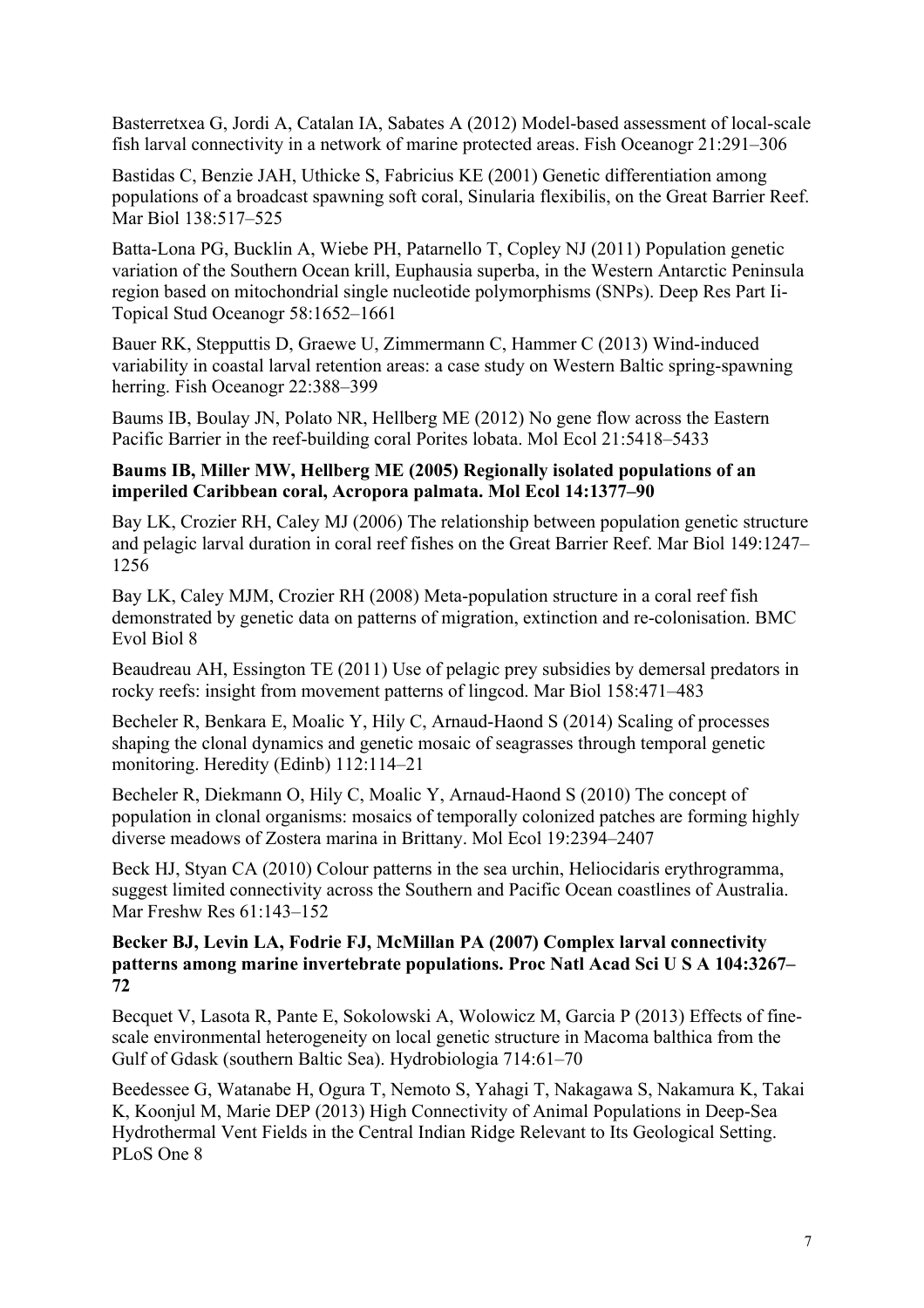Basterretxea G, Jordi A, Catalan IA, Sabates A (2012) Model-based assessment of local-scale fish larval connectivity in a network of marine protected areas. Fish Oceanogr 21:291–306

Bastidas C, Benzie JAH, Uthicke S, Fabricius KE (2001) Genetic differentiation among populations of a broadcast spawning soft coral, Sinularia flexibilis, on the Great Barrier Reef. Mar Biol 138:517–525

Batta-Lona PG, Bucklin A, Wiebe PH, Patarnello T, Copley NJ (2011) Population genetic variation of the Southern Ocean krill, Euphausia superba, in the Western Antarctic Peninsula region based on mitochondrial single nucleotide polymorphisms (SNPs). Deep Res Part Ii-Topical Stud Oceanogr 58:1652–1661

Bauer RK, Stepputtis D, Graewe U, Zimmermann C, Hammer C (2013) Wind-induced variability in coastal larval retention areas: a case study on Western Baltic spring-spawning herring. Fish Oceanogr 22:388–399

Baums IB, Boulay JN, Polato NR, Hellberg ME (2012) No gene flow across the Eastern Pacific Barrier in the reef-building coral Porites lobata. Mol Ecol 21:5418–5433

**Baums IB, Miller MW, Hellberg ME (2005) Regionally isolated populations of an imperiled Caribbean coral, Acropora palmata. Mol Ecol 14:1377–90**

Bay LK, Crozier RH, Caley MJ (2006) The relationship between population genetic structure and pelagic larval duration in coral reef fishes on the Great Barrier Reef. Mar Biol 149:1247–1256

Bay LK, Caley MJM, Crozier RH (2008) Meta-population structure in a coral reef fish demonstrated by genetic data on patterns of migration, extinction and re-colonisation. BMC Evol Biol 8

Beaudreau AH, Essington TE (2011) Use of pelagic prey subsidies by demersal predators in rocky reefs: insight from movement patterns of lingcod. Mar Biol 158:471–483

Becheler R, Benkara E, Moalic Y, Hily C, Arnaud-Haond S (2014) Scaling of processes shaping the clonal dynamics and genetic mosaic of seagrasses through temporal genetic monitoring. Heredity (Edinb) 112:114–21

Becheler R, Diekmann O, Hily C, Moalic Y, Arnaud-Haond S (2010) The concept of population in clonal organisms: mosaics of temporally colonized patches are forming highly diverse meadows of Zostera marina in Brittany. Mol Ecol 19:2394–2407

Beck HJ, Styan CA (2010) Colour patterns in the sea urchin, Heliocidaris erythrogramma, suggest limited connectivity across the Southern and Pacific Ocean coastlines of Australia. Mar Freshw Res 61:143–152

**Becker BJ, Levin LA, Fodrie FJ, McMillan PA (2007) Complex larval connectivity patterns among marine invertebrate populations. Proc Natl Acad Sci U S A 104:3267–72**

Becquet V, Lasota R, Pante E, Sokolowski A, Wolowicz M, Garcia P (2013) Effects of fine-scale environmental heterogeneity on local genetic structure in Macoma balthica from the Gulf of Gdask (southern Baltic Sea). Hydrobiologia 714:61–70

Beedessee G, Watanabe H, Ogura T, Nemoto S, Yahagi T, Nakagawa S, Nakamura K, Takai K, Koonjul M, Marie DEP (2013) High Connectivity of Animal Populations in Deep-Sea Hydrothermal Vent Fields in the Central Indian Ridge Relevant to Its Geological Setting. PLoS One 8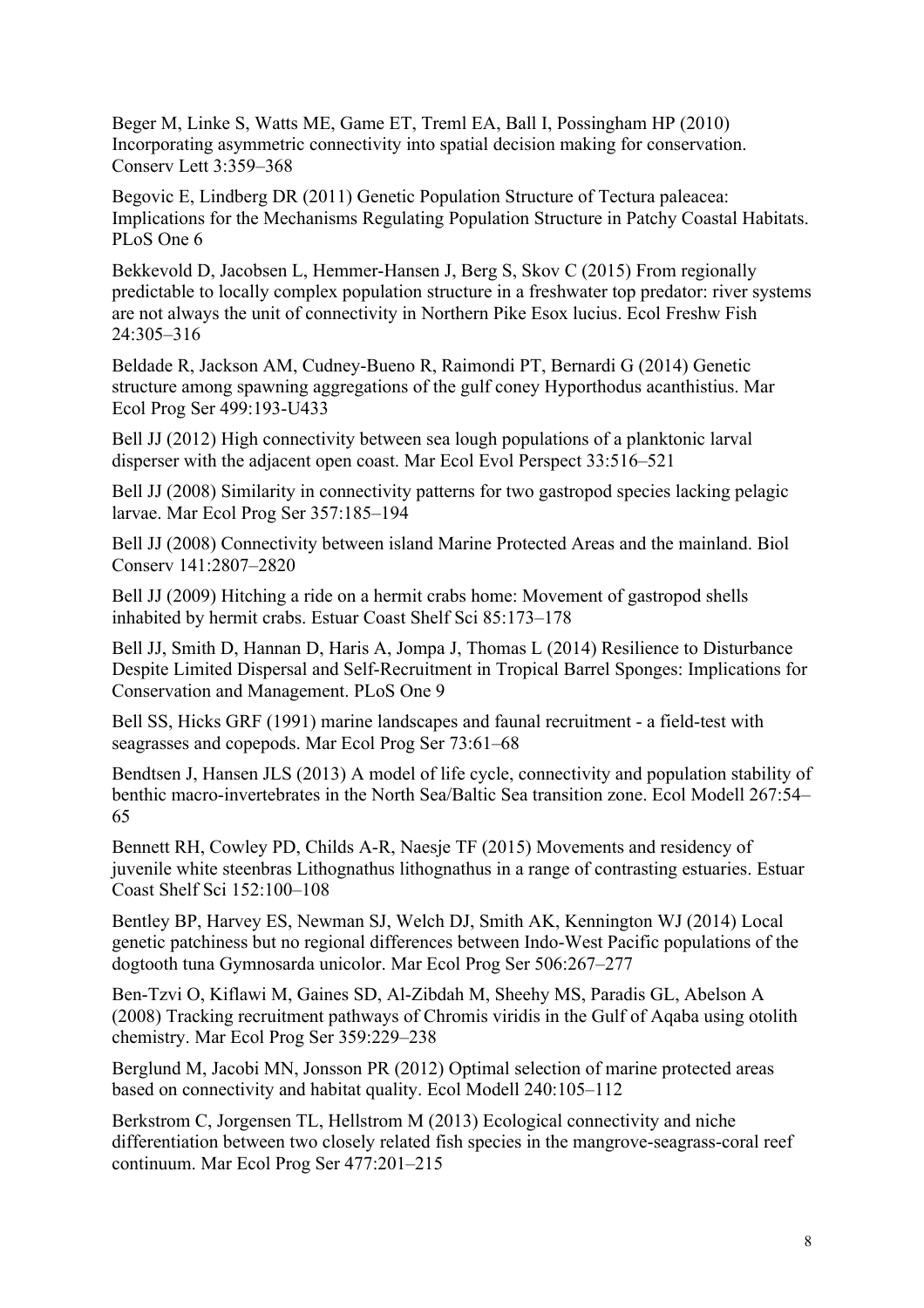Beger M, Linke S, Watts ME, Game ET, Treml EA, Ball I, Possingham HP (2010) Incorporating asymmetric connectivity into spatial decision making for conservation. Conserv Lett 3:359–368

Begovic E, Lindberg DR (2011) Genetic Population Structure of Tectura paleacea: Implications for the Mechanisms Regulating Population Structure in Patchy Coastal Habitats. PLoS One 6

Bekkevold D, Jacobsen L, Hemmer-Hansen J, Berg S, Skov C (2015) From regionally predictable to locally complex population structure in a freshwater top predator: river systems are not always the unit of connectivity in Northern Pike Esox lucius. Ecol Freshw Fish 24:305–316

Beldade R, Jackson AM, Cudney-Bueno R, Raimondi PT, Bernardi G (2014) Genetic structure among spawning aggregations of the gulf coney Hyporthodus acanthistius. Mar Ecol Prog Ser 499:193-U433

Bell JJ (2012) High connectivity between sea lough populations of a planktonic larval disperser with the adjacent open coast. Mar Ecol Evol Perspect 33:516–521

Bell JJ (2008) Similarity in connectivity patterns for two gastropod species lacking pelagic larvae. Mar Ecol Prog Ser 357:185–194

Bell JJ (2008) Connectivity between island Marine Protected Areas and the mainland. Biol Conserv 141:2807–2820

Bell JJ (2009) Hitching a ride on a hermit crabs home: Movement of gastropod shells inhabited by hermit crabs. Estuar Coast Shelf Sci 85:173–178

Bell JJ, Smith D, Hannan D, Haris A, Jompa J, Thomas L (2014) Resilience to Disturbance Despite Limited Dispersal and Self-Recruitment in Tropical Barrel Sponges: Implications for Conservation and Management. PLoS One 9

Bell SS, Hicks GRF (1991) marine landscapes and faunal recruitment - a field-test with seagrasses and copepods. Mar Ecol Prog Ser 73:61–68

Bendtsen J, Hansen JLS (2013) A model of life cycle, connectivity and population stability of benthic macro-invertebrates in the North Sea/Baltic Sea transition zone. Ecol Modell 267:54–65

Bennett RH, Cowley PD, Childs A-R, Naesje TF (2015) Movements and residency of juvenile white steenbras Lithognathus lithognathus in a range of contrasting estuaries. Estuar Coast Shelf Sci 152:100–108

Bentley BP, Harvey ES, Newman SJ, Welch DJ, Smith AK, Kennington WJ (2014) Local genetic patchiness but no regional differences between Indo-West Pacific populations of the dogtooth tuna Gymnosarda unicolor. Mar Ecol Prog Ser 506:267–277

Ben-Tzvi O, Kiflawi M, Gaines SD, Al-Zibdah M, Sheehy MS, Paradis GL, Abelson A (2008) Tracking recruitment pathways of Chromis viridis in the Gulf of Aqaba using otolith chemistry. Mar Ecol Prog Ser 359:229–238

Berglund M, Jacobi MN, Jonsson PR (2012) Optimal selection of marine protected areas based on connectivity and habitat quality. Ecol Modell 240:105–112

Berkstrom C, Jorgensen TL, Hellstrom M (2013) Ecological connectivity and niche differentiation between two closely related fish species in the mangrove-seagrass-coral reef continuum. Mar Ecol Prog Ser 477:201–215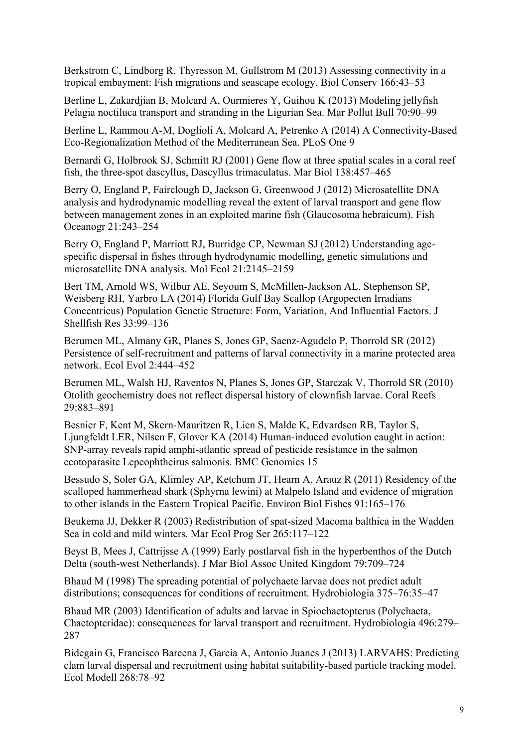Berkstrom C, Lindborg R, Thyresson M, Gullstrom M (2013) Assessing connectivity in a tropical embayment: Fish migrations and seascape ecology. Biol Conserv 166:43–53

Berline L, Zakardjian B, Molcard A, Ourmieres Y, Guihou K (2013) Modeling jellyfish Pelagia noctiluca transport and stranding in the Ligurian Sea. Mar Pollut Bull 70:90–99

Berline L, Rammou A-M, Doglioli A, Molcard A, Petrenko A (2014) A Connectivity-Based Eco-Regionalization Method of the Mediterranean Sea. PLoS One 9

Bernardi G, Holbrook SJ, Schmitt RJ (2001) Gene flow at three spatial scales in a coral reef fish, the three-spot dascyllus, Dascyllus trimaculatus. Mar Biol 138:457–465

Berry O, England P, Fairclough D, Jackson G, Greenwood J (2012) Microsatellite DNA analysis and hydrodynamic modelling reveal the extent of larval transport and gene flow between management zones in an exploited marine fish (Glaucosoma hebraicum). Fish Oceanogr 21:243–254

Berry O, England P, Marriott RJ, Burridge CP, Newman SJ (2012) Understanding age-specific dispersal in fishes through hydrodynamic modelling, genetic simulations and microsatellite DNA analysis. Mol Ecol 21:2145–2159

Bert TM, Arnold WS, Wilbur AE, Seyoum S, McMillen-Jackson AL, Stephenson SP, Weisberg RH, Yarbro LA (2014) Florida Gulf Bay Scallop (Argopecten Irradians Concentricus) Population Genetic Structure: Form, Variation, And Influential Factors. J Shellfish Res 33:99–136

Berumen ML, Almany GR, Planes S, Jones GP, Saenz-Agudelo P, Thorrold SR (2012) Persistence of self-recruitment and patterns of larval connectivity in a marine protected area network. Ecol Evol 2:444–452

Berumen ML, Walsh HJ, Raventos N, Planes S, Jones GP, Starczak V, Thorrold SR (2010) Otolith geochemistry does not reflect dispersal history of clownfish larvae. Coral Reefs 29:883–891

Besnier F, Kent M, Skern-Mauritzen R, Lien S, Malde K, Edvardsen RB, Taylor S, Ljungfeldt LER, Nilsen F, Glover KA (2014) Human-induced evolution caught in action: SNP-array reveals rapid amphi-atlantic spread of pesticide resistance in the salmon ecotoparasite Lepeophtheirus salmonis. BMC Genomics 15

Bessudo S, Soler GA, Klimley AP, Ketchum JT, Hearn A, Arauz R (2011) Residency of the scalloped hammerhead shark (Sphyrna lewini) at Malpelo Island and evidence of migration to other islands in the Eastern Tropical Pacific. Environ Biol Fishes 91:165–176

Beukema JJ, Dekker R (2003) Redistribution of spat-sized Macoma balthica in the Wadden Sea in cold and mild winters. Mar Ecol Prog Ser 265:117–122

Beyst B, Mees J, Cattrijsse A (1999) Early postlarval fish in the hyperbenthos of the Dutch Delta (south-west Netherlands). J Mar Biol Assoc United Kingdom 79:709–724

Bhaud M (1998) The spreading potential of polychaete larvae does not predict adult distributions; consequences for conditions of recruitment. Hydrobiologia 375–76:35–47

Bhaud MR (2003) Identification of adults and larvae in Spiochaetopterus (Polychaeta, Chaetopteridae): consequences for larval transport and recruitment. Hydrobiologia 496:279–287

Bidegain G, Francisco Barcena J, Garcia A, Antonio Juanes J (2013) LARVAHS: Predicting clam larval dispersal and recruitment using habitat suitability-based particle tracking model. Ecol Modell 268:78–92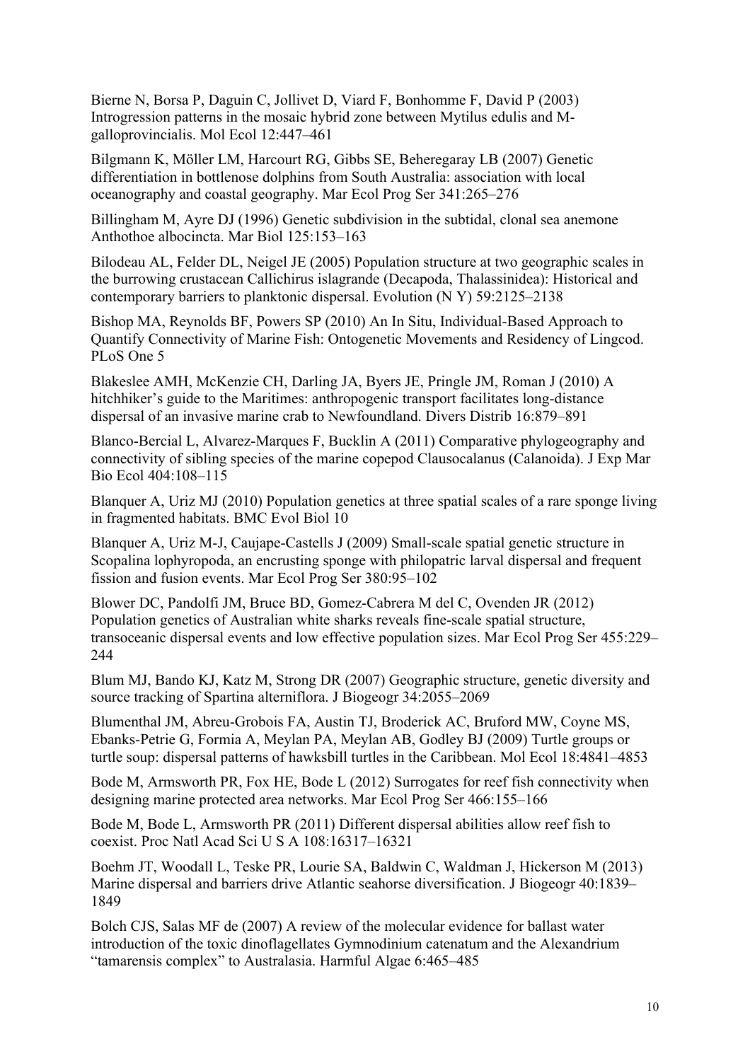Bierne N, Borsa P, Daguin C, Jollivet D, Viard F, Bonhomme F, David P (2003) Introgression patterns in the mosaic hybrid zone between Mytilus edulis and M-galloprovincialis. Mol Ecol 12:447–461

Bilgmann K, Möller LM, Harcourt RG, Gibbs SE, Beheregaray LB (2007) Genetic differentiation in bottlenose dolphins from South Australia: association with local oceanography and coastal geography. Mar Ecol Prog Ser 341:265–276

Billingham M, Ayre DJ (1996) Genetic subdivision in the subtidal, clonal sea anemone Anthothoe albocincta. Mar Biol 125:153–163

Bilodeau AL, Felder DL, Neigel JE (2005) Population structure at two geographic scales in the burrowing crustacean Callichirus islagrande (Decapoda, Thalassinidea): Historical and contemporary barriers to planktonic dispersal. Evolution (N Y) 59:2125–2138

Bishop MA, Reynolds BF, Powers SP (2010) An In Situ, Individual-Based Approach to Quantify Connectivity of Marine Fish: Ontogenetic Movements and Residency of Lingcod. PLoS One 5

Blakeslee AMH, McKenzie CH, Darling JA, Byers JE, Pringle JM, Roman J (2010) A hitchhiker's guide to the Maritimes: anthropogenic transport facilitates long-distance dispersal of an invasive marine crab to Newfoundland. Divers Distrib 16:879–891

Blanco-Bercial L, Alvarez-Marques F, Bucklin A (2011) Comparative phylogeography and connectivity of sibling species of the marine copepod Clausocalanus (Calanoida). J Exp Mar Bio Ecol 404:108–115

Blanquer A, Uriz MJ (2010) Population genetics at three spatial scales of a rare sponge living in fragmented habitats. BMC Evol Biol 10

Blanquer A, Uriz M-J, Caujape-Castells J (2009) Small-scale spatial genetic structure in Scopalina lophyropoda, an encrusting sponge with philopatric larval dispersal and frequent fission and fusion events. Mar Ecol Prog Ser 380:95–102

Blower DC, Pandolfi JM, Bruce BD, Gomez-Cabrera M del C, Ovenden JR (2012) Population genetics of Australian white sharks reveals fine-scale spatial structure, transoceanic dispersal events and low effective population sizes. Mar Ecol Prog Ser 455:229–244

Blum MJ, Bando KJ, Katz M, Strong DR (2007) Geographic structure, genetic diversity and source tracking of Spartina alterniflora. J Biogeogr 34:2055–2069

Blumenthal JM, Abreu-Grobois FA, Austin TJ, Broderick AC, Bruford MW, Coyne MS, Ebanks-Petrie G, Formia A, Meylan PA, Meylan AB, Godley BJ (2009) Turtle groups or turtle soup: dispersal patterns of hawksbill turtles in the Caribbean. Mol Ecol 18:4841–4853

Bode M, Armsworth PR, Fox HE, Bode L (2012) Surrogates for reef fish connectivity when designing marine protected area networks. Mar Ecol Prog Ser 466:155–166

Bode M, Bode L, Armsworth PR (2011) Different dispersal abilities allow reef fish to coexist. Proc Natl Acad Sci U S A 108:16317–16321

Boehm JT, Woodall L, Teske PR, Lourie SA, Baldwin C, Waldman J, Hickerson M (2013) Marine dispersal and barriers drive Atlantic seahorse diversification. J Biogeogr 40:1839–1849

Bolch CJS, Salas MF de (2007) A review of the molecular evidence for ballast water introduction of the toxic dinoflagellates Gymnodinium catenatum and the Alexandrium "tamarensis complex" to Australasia. Harmful Algae 6:465–485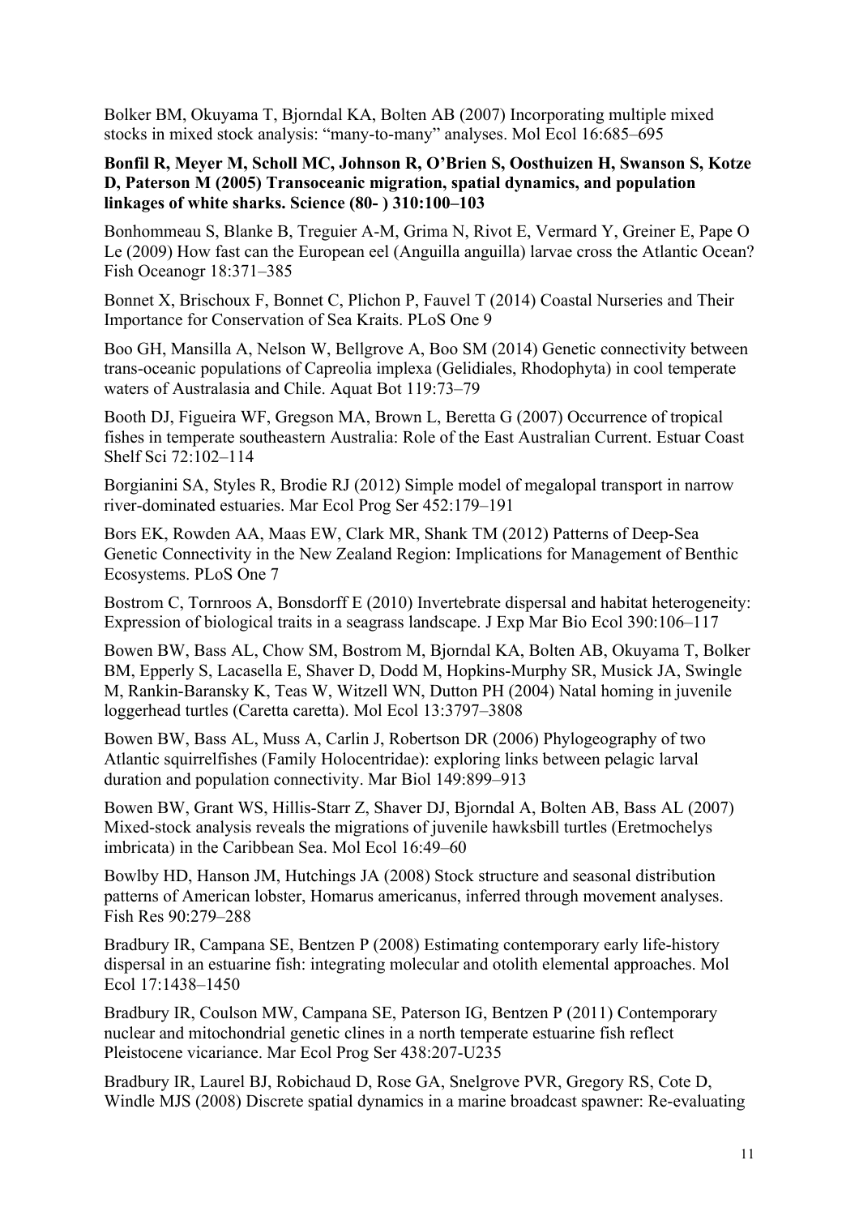Bolker BM, Okuyama T, Bjorndal KA, Bolten AB (2007) Incorporating multiple mixed stocks in mixed stock analysis: "many-to-many" analyses. Mol Ecol 16:685–695

**Bonfil R, Meyer M, Scholl MC, Johnson R, O'Brien S, Oosthuizen H, Swanson S, Kotze D, Paterson M (2005) Transoceanic migration, spatial dynamics, and population linkages of white sharks. Science (80- ) 310:100–103**

Bonhommeau S, Blanke B, Treguier A-M, Grima N, Rivot E, Vermard Y, Greiner E, Pape O Le (2009) How fast can the European eel (Anguilla anguilla) larvae cross the Atlantic Ocean? Fish Oceanogr 18:371–385

Bonnet X, Brischoux F, Bonnet C, Plichon P, Fauvel T (2014) Coastal Nurseries and Their Importance for Conservation of Sea Kraits. PLoS One 9

Boo GH, Mansilla A, Nelson W, Bellgrove A, Boo SM (2014) Genetic connectivity between trans-oceanic populations of Capreolia implexa (Gelidiales, Rhodophyta) in cool temperate waters of Australasia and Chile. Aquat Bot 119:73–79

Booth DJ, Figueira WF, Gregson MA, Brown L, Beretta G (2007) Occurrence of tropical fishes in temperate southeastern Australia: Role of the East Australian Current. Estuar Coast Shelf Sci 72:102–114

Borgianini SA, Styles R, Brodie RJ (2012) Simple model of megalopal transport in narrow river-dominated estuaries. Mar Ecol Prog Ser 452:179–191

Bors EK, Rowden AA, Maas EW, Clark MR, Shank TM (2012) Patterns of Deep-Sea Genetic Connectivity in the New Zealand Region: Implications for Management of Benthic Ecosystems. PLoS One 7

Bostrom C, Tornroos A, Bonsdorff E (2010) Invertebrate dispersal and habitat heterogeneity: Expression of biological traits in a seagrass landscape. J Exp Mar Bio Ecol 390:106–117

Bowen BW, Bass AL, Chow SM, Bostrom M, Bjorndal KA, Bolten AB, Okuyama T, Bolker BM, Epperly S, Lacasella E, Shaver D, Dodd M, Hopkins-Murphy SR, Musick JA, Swingle M, Rankin-Baransky K, Teas W, Witzell WN, Dutton PH (2004) Natal homing in juvenile loggerhead turtles (Caretta caretta). Mol Ecol 13:3797–3808

Bowen BW, Bass AL, Muss A, Carlin J, Robertson DR (2006) Phylogeography of two Atlantic squirrelfishes (Family Holocentridae): exploring links between pelagic larval duration and population connectivity. Mar Biol 149:899–913

Bowen BW, Grant WS, Hillis-Starr Z, Shaver DJ, Bjorndal A, Bolten AB, Bass AL (2007) Mixed-stock analysis reveals the migrations of juvenile hawksbill turtles (Eretmochelys imbricata) in the Caribbean Sea. Mol Ecol 16:49–60

Bowlby HD, Hanson JM, Hutchings JA (2008) Stock structure and seasonal distribution patterns of American lobster, Homarus americanus, inferred through movement analyses. Fish Res 90:279–288

Bradbury IR, Campana SE, Bentzen P (2008) Estimating contemporary early life-history dispersal in an estuarine fish: integrating molecular and otolith elemental approaches. Mol Ecol 17:1438–1450

Bradbury IR, Coulson MW, Campana SE, Paterson IG, Bentzen P (2011) Contemporary nuclear and mitochondrial genetic clines in a north temperate estuarine fish reflect Pleistocene vicariance. Mar Ecol Prog Ser 438:207-U235

Bradbury IR, Laurel BJ, Robichaud D, Rose GA, Snelgrove PVR, Gregory RS, Cote D, Windle MJS (2008) Discrete spatial dynamics in a marine broadcast spawner: Re-evaluating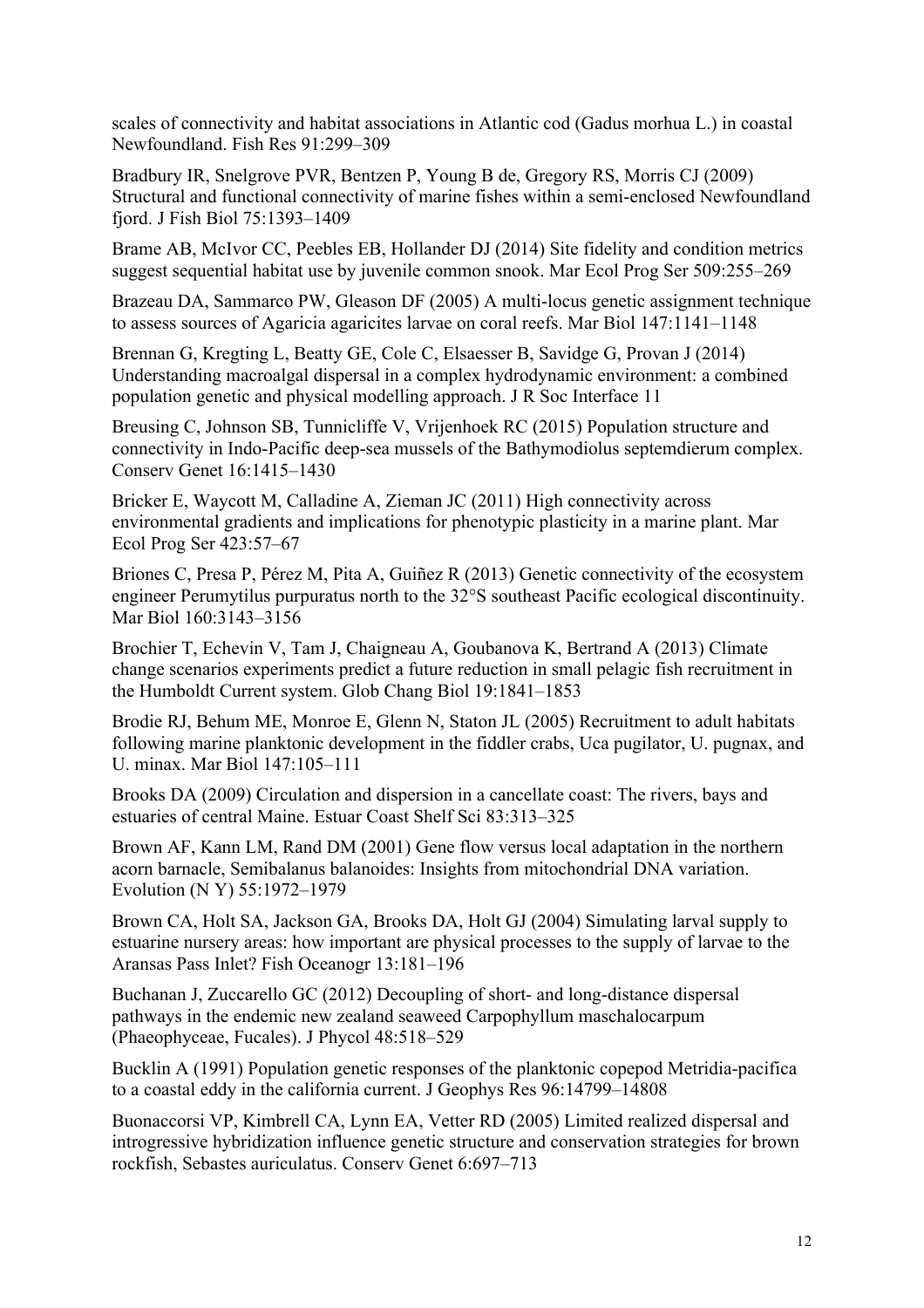scales of connectivity and habitat associations in Atlantic cod (Gadus morhua L.) in coastal Newfoundland. Fish Res 91:299–309

Bradbury IR, Snelgrove PVR, Bentzen P, Young B de, Gregory RS, Morris CJ (2009) Structural and functional connectivity of marine fishes within a semi-enclosed Newfoundland fjord. J Fish Biol 75:1393–1409

Brame AB, McIvor CC, Peebles EB, Hollander DJ (2014) Site fidelity and condition metrics suggest sequential habitat use by juvenile common snook. Mar Ecol Prog Ser 509:255–269

Brazeau DA, Sammarco PW, Gleason DF (2005) A multi-locus genetic assignment technique to assess sources of Agaricia agaricites larvae on coral reefs. Mar Biol 147:1141–1148

Brennan G, Kregting L, Beatty GE, Cole C, Elsaesser B, Savidge G, Provan J (2014) Understanding macroalgal dispersal in a complex hydrodynamic environment: a combined population genetic and physical modelling approach. J R Soc Interface 11

Breusing C, Johnson SB, Tunnicliffe V, Vrijenhoek RC (2015) Population structure and connectivity in Indo-Pacific deep-sea mussels of the Bathymodiolus septemdierum complex. Conserv Genet 16:1415–1430

Bricker E, Waycott M, Calladine A, Zieman JC (2011) High connectivity across environmental gradients and implications for phenotypic plasticity in a marine plant. Mar Ecol Prog Ser 423:57–67

Briones C, Presa P, Pérez M, Pita A, Guiñez R (2013) Genetic connectivity of the ecosystem engineer Perumytilus purpuratus north to the 32°S southeast Pacific ecological discontinuity. Mar Biol 160:3143–3156

Brochier T, Echevin V, Tam J, Chaigneau A, Goubanova K, Bertrand A (2013) Climate change scenarios experiments predict a future reduction in small pelagic fish recruitment in the Humboldt Current system. Glob Chang Biol 19:1841–1853

Brodie RJ, Behum ME, Monroe E, Glenn N, Staton JL (2005) Recruitment to adult habitats following marine planktonic development in the fiddler crabs, Uca pugilator, U. pugnax, and U. minax. Mar Biol 147:105–111

Brooks DA (2009) Circulation and dispersion in a cancellate coast: The rivers, bays and estuaries of central Maine. Estuar Coast Shelf Sci 83:313–325

Brown AF, Kann LM, Rand DM (2001) Gene flow versus local adaptation in the northern acorn barnacle, Semibalanus balanoides: Insights from mitochondrial DNA variation. Evolution (N Y) 55:1972–1979

Brown CA, Holt SA, Jackson GA, Brooks DA, Holt GJ (2004) Simulating larval supply to estuarine nursery areas: how important are physical processes to the supply of larvae to the Aransas Pass Inlet? Fish Oceanogr 13:181–196

Buchanan J, Zuccarello GC (2012) Decoupling of short- and long-distance dispersal pathways in the endemic new zealand seaweed Carpophyllum maschalocarpum (Phaeophyceae, Fucales). J Phycol 48:518–529

Bucklin A (1991) Population genetic responses of the planktonic copepod Metridia-pacifica to a coastal eddy in the california current. J Geophys Res 96:14799–14808

Buonaccorsi VP, Kimbrell CA, Lynn EA, Vetter RD (2005) Limited realized dispersal and introgressive hybridization influence genetic structure and conservation strategies for brown rockfish, Sebastes auriculatus. Conserv Genet 6:697–713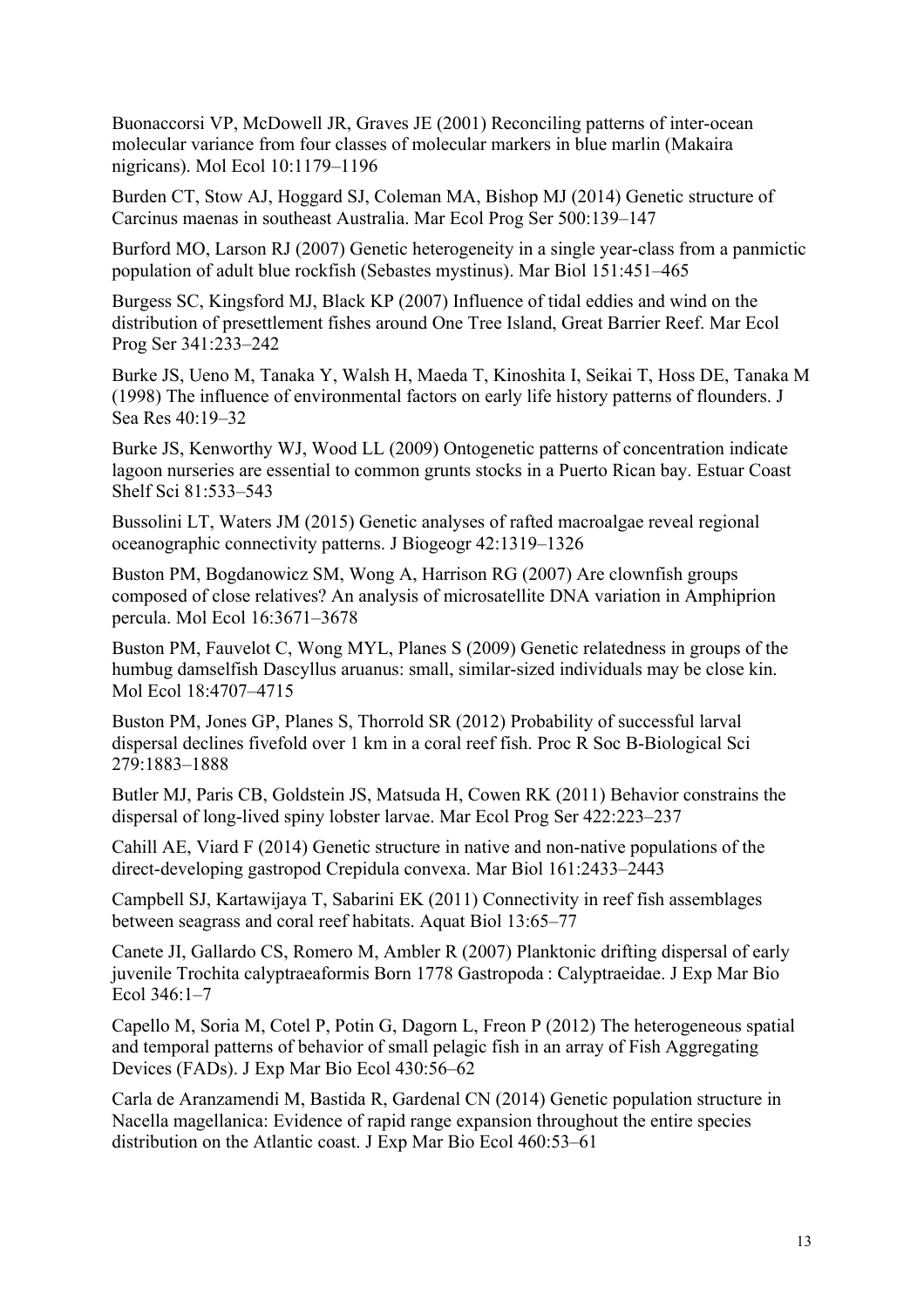Buonaccorsi VP, McDowell JR, Graves JE (2001) Reconciling patterns of inter-ocean molecular variance from four classes of molecular markers in blue marlin (Makaira nigricans). Mol Ecol 10:1179–1196

Burden CT, Stow AJ, Hoggard SJ, Coleman MA, Bishop MJ (2014) Genetic structure of Carcinus maenas in southeast Australia. Mar Ecol Prog Ser 500:139–147

Burford MO, Larson RJ (2007) Genetic heterogeneity in a single year-class from a panmictic population of adult blue rockfish (Sebastes mystinus). Mar Biol 151:451–465

Burgess SC, Kingsford MJ, Black KP (2007) Influence of tidal eddies and wind on the distribution of presettlement fishes around One Tree Island, Great Barrier Reef. Mar Ecol Prog Ser 341:233–242

Burke JS, Ueno M, Tanaka Y, Walsh H, Maeda T, Kinoshita I, Seikai T, Hoss DE, Tanaka M (1998) The influence of environmental factors on early life history patterns of flounders. J Sea Res 40:19–32

Burke JS, Kenworthy WJ, Wood LL (2009) Ontogenetic patterns of concentration indicate lagoon nurseries are essential to common grunts stocks in a Puerto Rican bay. Estuar Coast Shelf Sci 81:533–543

Bussolini LT, Waters JM (2015) Genetic analyses of rafted macroalgae reveal regional oceanographic connectivity patterns. J Biogeogr 42:1319–1326

Buston PM, Bogdanowicz SM, Wong A, Harrison RG (2007) Are clownfish groups composed of close relatives? An analysis of microsatellite DNA variation in Amphiprion percula. Mol Ecol 16:3671–3678

Buston PM, Fauvelot C, Wong MYL, Planes S (2009) Genetic relatedness in groups of the humbug damselfish Dascyllus aruanus: small, similar-sized individuals may be close kin. Mol Ecol 18:4707–4715

Buston PM, Jones GP, Planes S, Thorrold SR (2012) Probability of successful larval dispersal declines fivefold over 1 km in a coral reef fish. Proc R Soc B-Biological Sci 279:1883–1888

Butler MJ, Paris CB, Goldstein JS, Matsuda H, Cowen RK (2011) Behavior constrains the dispersal of long-lived spiny lobster larvae. Mar Ecol Prog Ser 422:223–237

Cahill AE, Viard F (2014) Genetic structure in native and non-native populations of the direct-developing gastropod Crepidula convexa. Mar Biol 161:2433–2443

Campbell SJ, Kartawijaya T, Sabarini EK (2011) Connectivity in reef fish assemblages between seagrass and coral reef habitats. Aquat Biol 13:65–77

Canete JI, Gallardo CS, Romero M, Ambler R (2007) Planktonic drifting dispersal of early juvenile Trochita calyptraeaformis Born 1778 Gastropoda : Calyptraeidae. J Exp Mar Bio Ecol 346:1–7

Capello M, Soria M, Cotel P, Potin G, Dagorn L, Freon P (2012) The heterogeneous spatial and temporal patterns of behavior of small pelagic fish in an array of Fish Aggregating Devices (FADs). J Exp Mar Bio Ecol 430:56–62

Carla de Aranzamendi M, Bastida R, Gardenal CN (2014) Genetic population structure in Nacella magellanica: Evidence of rapid range expansion throughout the entire species distribution on the Atlantic coast. J Exp Mar Bio Ecol 460:53–61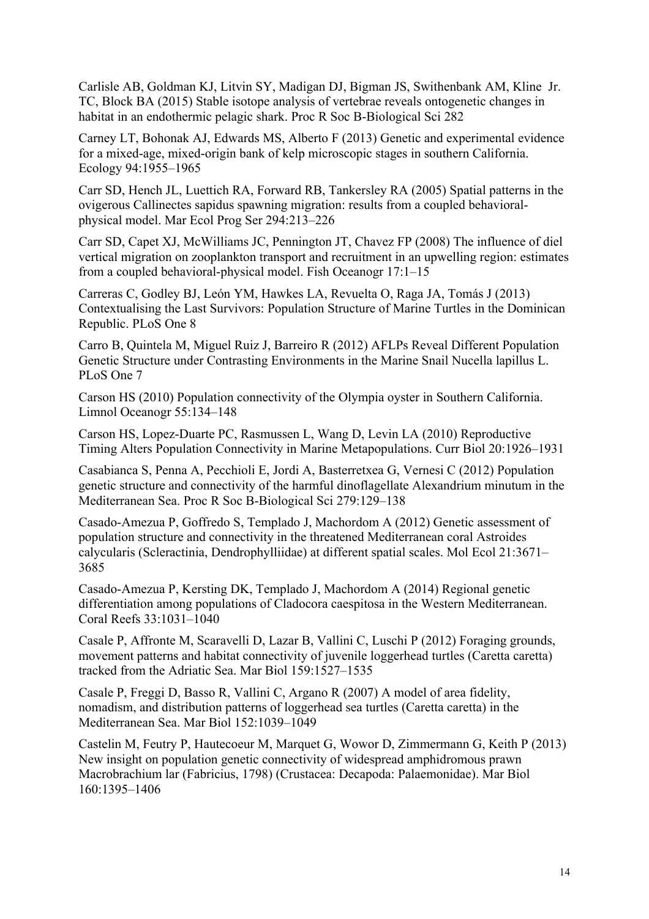Carlisle AB, Goldman KJ, Litvin SY, Madigan DJ, Bigman JS, Swithenbank AM, Kline Jr. TC, Block BA (2015) Stable isotope analysis of vertebrae reveals ontogenetic changes in habitat in an endothermic pelagic shark. Proc R Soc B-Biological Sci 282

Carney LT, Bohonak AJ, Edwards MS, Alberto F (2013) Genetic and experimental evidence for a mixed-age, mixed-origin bank of kelp microscopic stages in southern California. Ecology 94:1955–1965

Carr SD, Hench JL, Luettich RA, Forward RB, Tankersley RA (2005) Spatial patterns in the ovigerous Callinectes sapidus spawning migration: results from a coupled behavioral-physical model. Mar Ecol Prog Ser 294:213–226

Carr SD, Capet XJ, McWilliams JC, Pennington JT, Chavez FP (2008) The influence of diel vertical migration on zooplankton transport and recruitment in an upwelling region: estimates from a coupled behavioral-physical model. Fish Oceanogr 17:1–15

Carreras C, Godley BJ, León YM, Hawkes LA, Revuelta O, Raga JA, Tomás J (2013) Contextualising the Last Survivors: Population Structure of Marine Turtles in the Dominican Republic. PLoS One 8

Carro B, Quintela M, Miguel Ruiz J, Barreiro R (2012) AFLPs Reveal Different Population Genetic Structure under Contrasting Environments in the Marine Snail Nucella lapillus L. PLoS One 7

Carson HS (2010) Population connectivity of the Olympia oyster in Southern California. Limnol Oceanogr 55:134–148

Carson HS, Lopez-Duarte PC, Rasmussen L, Wang D, Levin LA (2010) Reproductive Timing Alters Population Connectivity in Marine Metapopulations. Curr Biol 20:1926–1931

Casabianca S, Penna A, Pecchioli E, Jordi A, Basterretxea G, Vernesi C (2012) Population genetic structure and connectivity of the harmful dinoflagellate Alexandrium minutum in the Mediterranean Sea. Proc R Soc B-Biological Sci 279:129–138

Casado-Amezua P, Goffredo S, Templado J, Machordom A (2012) Genetic assessment of population structure and connectivity in the threatened Mediterranean coral Astroides calycularis (Scleractinia, Dendrophylliidae) at different spatial scales. Mol Ecol 21:3671–3685

Casado-Amezua P, Kersting DK, Templado J, Machordom A (2014) Regional genetic differentiation among populations of Cladocora caespitosa in the Western Mediterranean. Coral Reefs 33:1031–1040

Casale P, Affronte M, Scaravelli D, Lazar B, Vallini C, Luschi P (2012) Foraging grounds, movement patterns and habitat connectivity of juvenile loggerhead turtles (Caretta caretta) tracked from the Adriatic Sea. Mar Biol 159:1527–1535

Casale P, Freggi D, Basso R, Vallini C, Argano R (2007) A model of area fidelity, nomadism, and distribution patterns of loggerhead sea turtles (Caretta caretta) in the Mediterranean Sea. Mar Biol 152:1039–1049

Castelin M, Feutry P, Hautecoeur M, Marquet G, Wowor D, Zimmermann G, Keith P (2013) New insight on population genetic connectivity of widespread amphidromous prawn Macrobrachium lar (Fabricius, 1798) (Crustacea: Decapoda: Palaemonidae). Mar Biol 160:1395–1406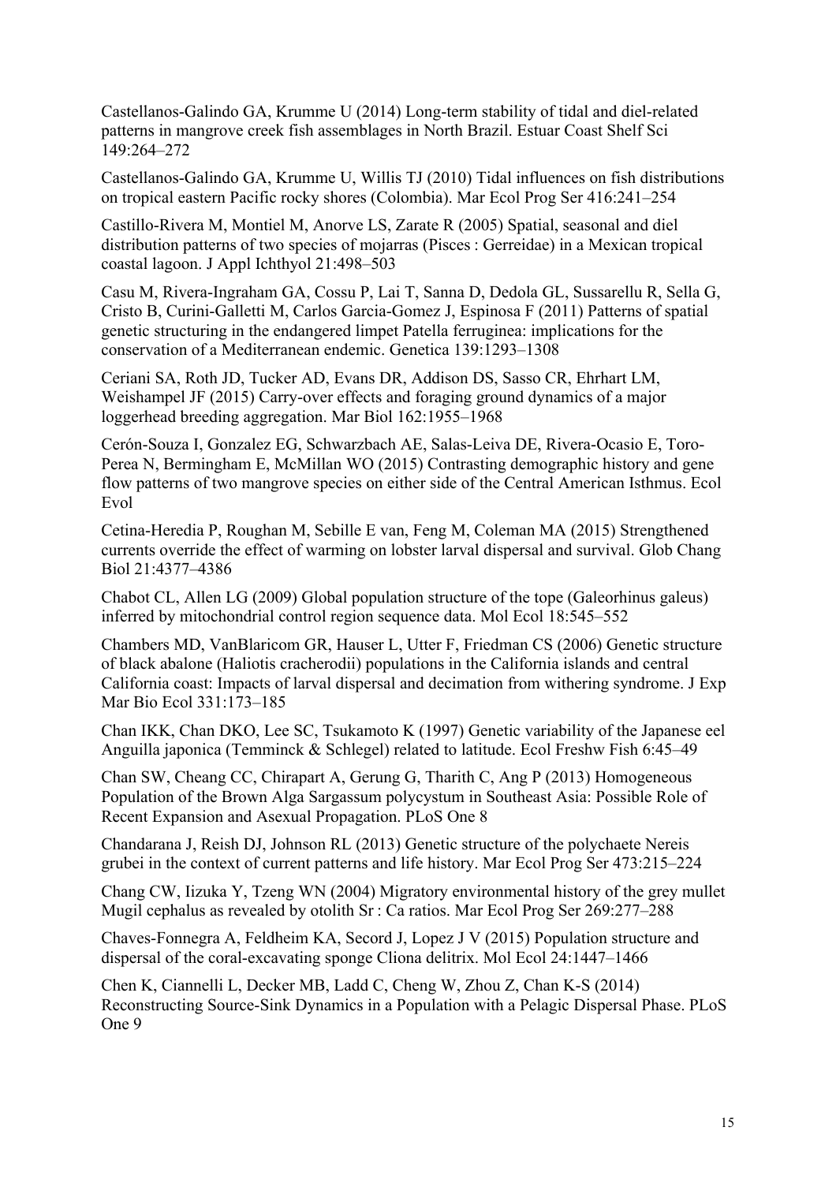Castellanos-Galindo GA, Krumme U (2014) Long-term stability of tidal and diel-related patterns in mangrove creek fish assemblages in North Brazil. Estuar Coast Shelf Sci 149:264–272

Castellanos-Galindo GA, Krumme U, Willis TJ (2010) Tidal influences on fish distributions on tropical eastern Pacific rocky shores (Colombia). Mar Ecol Prog Ser 416:241–254

Castillo-Rivera M, Montiel M, Anorve LS, Zarate R (2005) Spatial, seasonal and diel distribution patterns of two species of mojarras (Pisces : Gerreidae) in a Mexican tropical coastal lagoon. J Appl Ichthyol 21:498–503

Casu M, Rivera-Ingraham GA, Cossu P, Lai T, Sanna D, Dedola GL, Sussarellu R, Sella G, Cristo B, Curini-Galletti M, Carlos Garcia-Gomez J, Espinosa F (2011) Patterns of spatial genetic structuring in the endangered limpet Patella ferruginea: implications for the conservation of a Mediterranean endemic. Genetica 139:1293–1308

Ceriani SA, Roth JD, Tucker AD, Evans DR, Addison DS, Sasso CR, Ehrhart LM, Weishampel JF (2015) Carry-over effects and foraging ground dynamics of a major loggerhead breeding aggregation. Mar Biol 162:1955–1968

Cerón-Souza I, Gonzalez EG, Schwarzbach AE, Salas-Leiva DE, Rivera-Ocasio E, Toro-Perea N, Bermingham E, McMillan WO (2015) Contrasting demographic history and gene flow patterns of two mangrove species on either side of the Central American Isthmus. Ecol Evol

Cetina-Heredia P, Roughan M, Sebille E van, Feng M, Coleman MA (2015) Strengthened currents override the effect of warming on lobster larval dispersal and survival. Glob Chang Biol 21:4377–4386

Chabot CL, Allen LG (2009) Global population structure of the tope (Galeorhinus galeus) inferred by mitochondrial control region sequence data. Mol Ecol 18:545–552

Chambers MD, VanBlaricom GR, Hauser L, Utter F, Friedman CS (2006) Genetic structure of black abalone (Haliotis cracherodii) populations in the California islands and central California coast: Impacts of larval dispersal and decimation from withering syndrome. J Exp Mar Bio Ecol 331:173–185

Chan IKK, Chan DKO, Lee SC, Tsukamoto K (1997) Genetic variability of the Japanese eel Anguilla japonica (Temminck & Schlegel) related to latitude. Ecol Freshw Fish 6:45–49

Chan SW, Cheang CC, Chirapart A, Gerung G, Tharith C, Ang P (2013) Homogeneous Population of the Brown Alga Sargassum polycystum in Southeast Asia: Possible Role of Recent Expansion and Asexual Propagation. PLoS One 8

Chandarana J, Reish DJ, Johnson RL (2013) Genetic structure of the polychaete Nereis grubei in the context of current patterns and life history. Mar Ecol Prog Ser 473:215–224

Chang CW, Iizuka Y, Tzeng WN (2004) Migratory environmental history of the grey mullet Mugil cephalus as revealed by otolith Sr : Ca ratios. Mar Ecol Prog Ser 269:277–288

Chaves-Fonnegra A, Feldheim KA, Secord J, Lopez J V (2015) Population structure and dispersal of the coral-excavating sponge Cliona delitrix. Mol Ecol 24:1447–1466

Chen K, Ciannelli L, Decker MB, Ladd C, Cheng W, Zhou Z, Chan K-S (2014) Reconstructing Source-Sink Dynamics in a Population with a Pelagic Dispersal Phase. PLoS One 9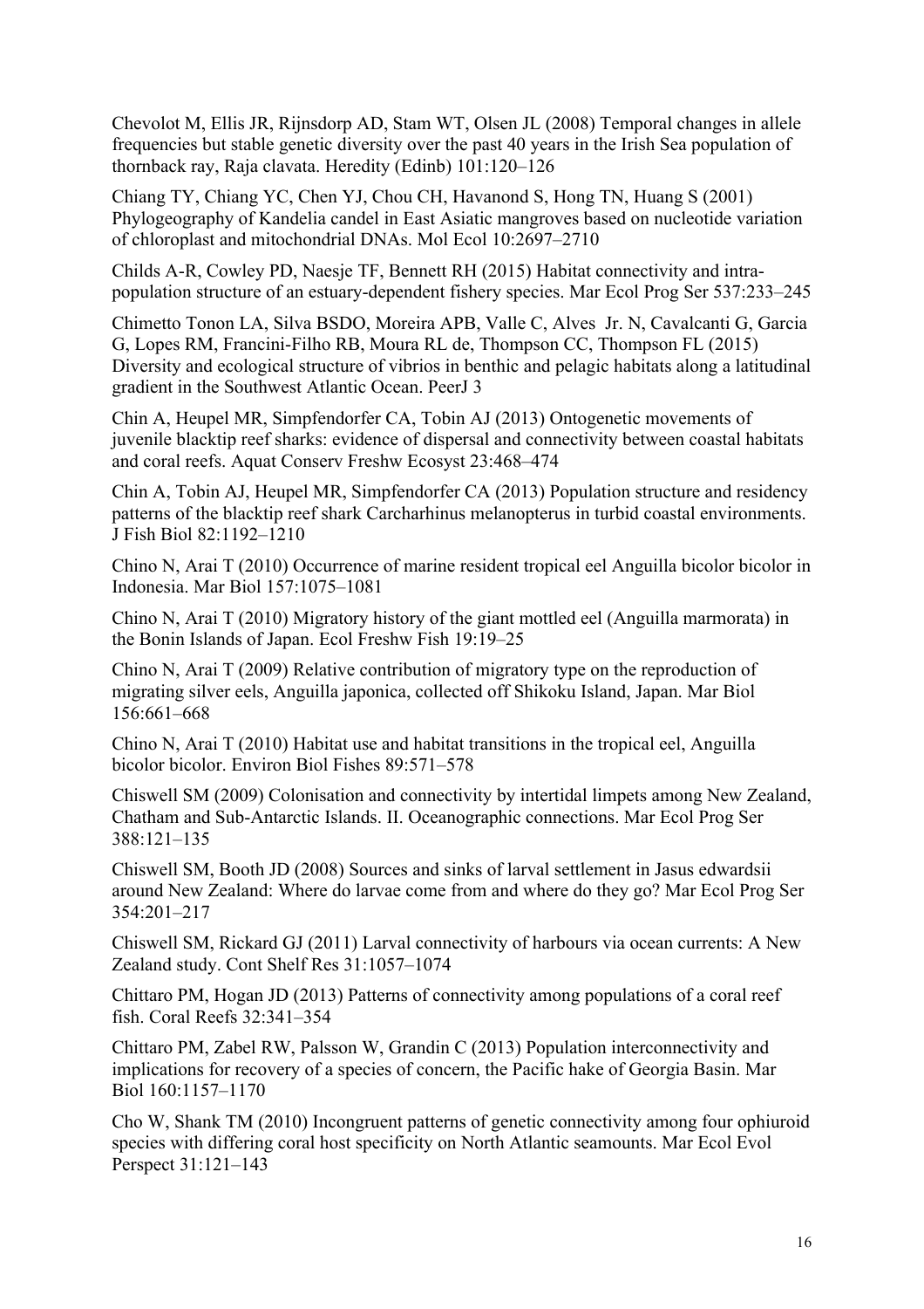Chevolot M, Ellis JR, Rijnsdorp AD, Stam WT, Olsen JL (2008) Temporal changes in allele frequencies but stable genetic diversity over the past 40 years in the Irish Sea population of thornback ray, Raja clavata. Heredity (Edinb) 101:120–126

Chiang TY, Chiang YC, Chen YJ, Chou CH, Havanond S, Hong TN, Huang S (2001) Phylogeography of Kandelia candel in East Asiatic mangroves based on nucleotide variation of chloroplast and mitochondrial DNAs. Mol Ecol 10:2697–2710

Childs A-R, Cowley PD, Naesje TF, Bennett RH (2015) Habitat connectivity and intra-population structure of an estuary-dependent fishery species. Mar Ecol Prog Ser 537:233–245

Chimetto Tonon LA, Silva BSDO, Moreira APB, Valle C, Alves Jr. N, Cavalcanti G, Garcia G, Lopes RM, Francini-Filho RB, Moura RL de, Thompson CC, Thompson FL (2015) Diversity and ecological structure of vibrios in benthic and pelagic habitats along a latitudinal gradient in the Southwest Atlantic Ocean. PeerJ 3

Chin A, Heupel MR, Simpfendorfer CA, Tobin AJ (2013) Ontogenetic movements of juvenile blacktip reef sharks: evidence of dispersal and connectivity between coastal habitats and coral reefs. Aquat Conserv Freshw Ecosyst 23:468–474

Chin A, Tobin AJ, Heupel MR, Simpfendorfer CA (2013) Population structure and residency patterns of the blacktip reef shark Carcharhinus melanopterus in turbid coastal environments. J Fish Biol 82:1192–1210

Chino N, Arai T (2010) Occurrence of marine resident tropical eel Anguilla bicolor bicolor in Indonesia. Mar Biol 157:1075–1081

Chino N, Arai T (2010) Migratory history of the giant mottled eel (Anguilla marmorata) in the Bonin Islands of Japan. Ecol Freshw Fish 19:19–25

Chino N, Arai T (2009) Relative contribution of migratory type on the reproduction of migrating silver eels, Anguilla japonica, collected off Shikoku Island, Japan. Mar Biol 156:661–668

Chino N, Arai T (2010) Habitat use and habitat transitions in the tropical eel, Anguilla bicolor bicolor. Environ Biol Fishes 89:571–578

Chiswell SM (2009) Colonisation and connectivity by intertidal limpets among New Zealand, Chatham and Sub-Antarctic Islands. II. Oceanographic connections. Mar Ecol Prog Ser 388:121–135

Chiswell SM, Booth JD (2008) Sources and sinks of larval settlement in Jasus edwardsii around New Zealand: Where do larvae come from and where do they go? Mar Ecol Prog Ser 354:201–217

Chiswell SM, Rickard GJ (2011) Larval connectivity of harbours via ocean currents: A New Zealand study. Cont Shelf Res 31:1057–1074

Chittaro PM, Hogan JD (2013) Patterns of connectivity among populations of a coral reef fish. Coral Reefs 32:341–354

Chittaro PM, Zabel RW, Palsson W, Grandin C (2013) Population interconnectivity and implications for recovery of a species of concern, the Pacific hake of Georgia Basin. Mar Biol 160:1157–1170

Cho W, Shank TM (2010) Incongruent patterns of genetic connectivity among four ophiuroid species with differing coral host specificity on North Atlantic seamounts. Mar Ecol Evol Perspect 31:121–143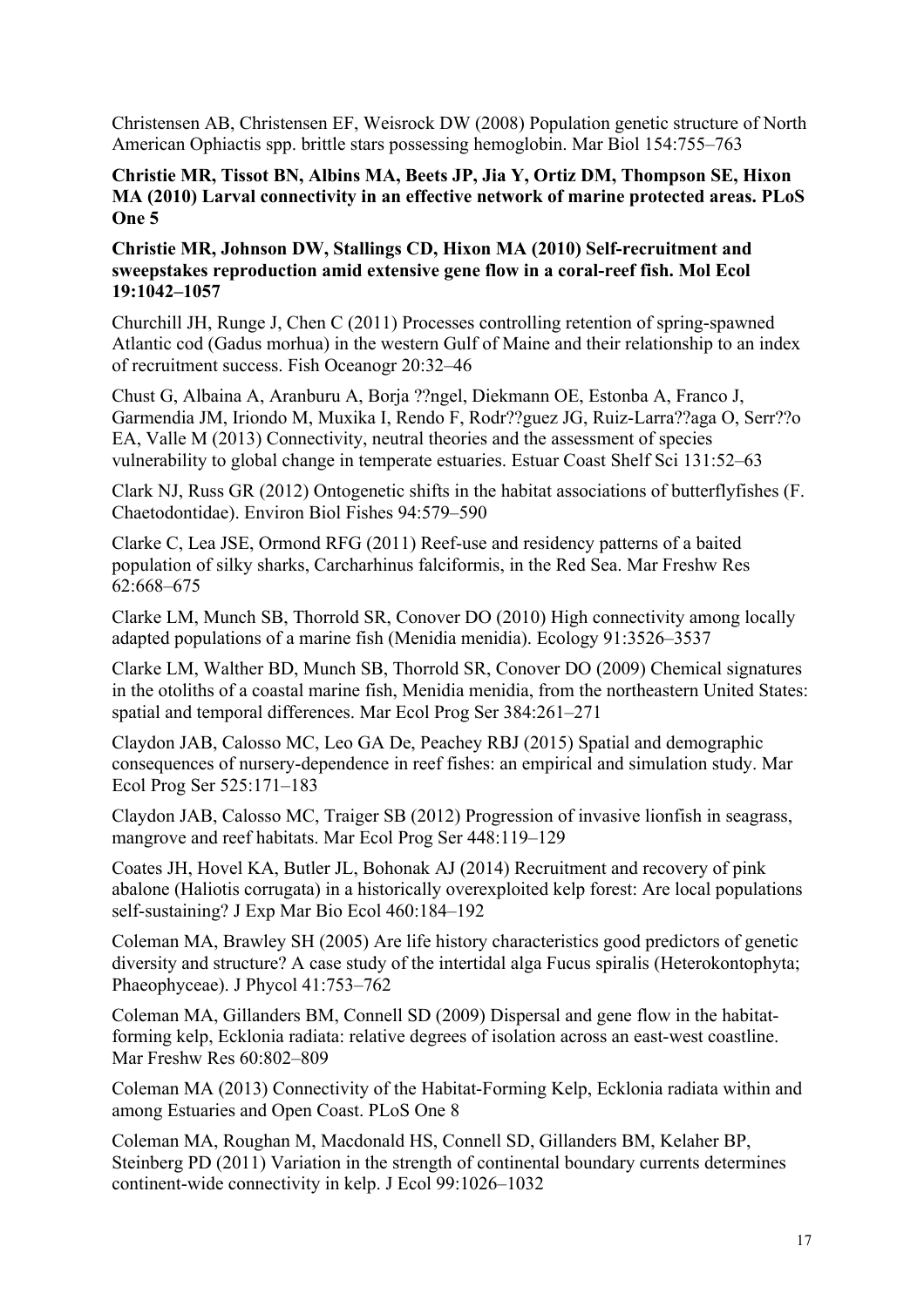Christensen AB, Christensen EF, Weisrock DW (2008) Population genetic structure of North American Ophiactis spp. brittle stars possessing hemoglobin. Mar Biol 154:755–763

**Christie MR, Tissot BN, Albins MA, Beets JP, Jia Y, Ortiz DM, Thompson SE, Hixon MA (2010) Larval connectivity in an effective network of marine protected areas. PLoS One 5**

**Christie MR, Johnson DW, Stallings CD, Hixon MA (2010) Self-recruitment and sweepstakes reproduction amid extensive gene flow in a coral-reef fish. Mol Ecol 19:1042–1057**

Churchill JH, Runge J, Chen C (2011) Processes controlling retention of spring-spawned Atlantic cod (Gadus morhua) in the western Gulf of Maine and their relationship to an index of recruitment success. Fish Oceanogr 20:32–46

Chust G, Albaina A, Aranburu A, Borja ??ngel, Diekmann OE, Estonba A, Franco J, Garmendia JM, Iriondo M, Muxika I, Rendo F, Rodr??guez JG, Ruiz-Larra??aga O, Serr??o EA, Valle M (2013) Connectivity, neutral theories and the assessment of species vulnerability to global change in temperate estuaries. Estuar Coast Shelf Sci 131:52–63

Clark NJ, Russ GR (2012) Ontogenetic shifts in the habitat associations of butterflyfishes (F. Chaetodontidae). Environ Biol Fishes 94:579–590

Clarke C, Lea JSE, Ormond RFG (2011) Reef-use and residency patterns of a baited population of silky sharks, Carcharhinus falciformis, in the Red Sea. Mar Freshw Res 62:668–675

Clarke LM, Munch SB, Thorrold SR, Conover DO (2010) High connectivity among locally adapted populations of a marine fish (Menidia menidia). Ecology 91:3526–3537

Clarke LM, Walther BD, Munch SB, Thorrold SR, Conover DO (2009) Chemical signatures in the otoliths of a coastal marine fish, Menidia menidia, from the northeastern United States: spatial and temporal differences. Mar Ecol Prog Ser 384:261–271

Claydon JAB, Calosso MC, Leo GA De, Peachey RBJ (2015) Spatial and demographic consequences of nursery-dependence in reef fishes: an empirical and simulation study. Mar Ecol Prog Ser 525:171–183

Claydon JAB, Calosso MC, Traiger SB (2012) Progression of invasive lionfish in seagrass, mangrove and reef habitats. Mar Ecol Prog Ser 448:119–129

Coates JH, Hovel KA, Butler JL, Bohonak AJ (2014) Recruitment and recovery of pink abalone (Haliotis corrugata) in a historically overexploited kelp forest: Are local populations self-sustaining? J Exp Mar Bio Ecol 460:184–192

Coleman MA, Brawley SH (2005) Are life history characteristics good predictors of genetic diversity and structure? A case study of the intertidal alga Fucus spiralis (Heterokontophyta; Phaeophyceae). J Phycol 41:753–762

Coleman MA, Gillanders BM, Connell SD (2009) Dispersal and gene flow in the habitat-forming kelp, Ecklonia radiata: relative degrees of isolation across an east-west coastline. Mar Freshw Res 60:802–809

Coleman MA (2013) Connectivity of the Habitat-Forming Kelp, Ecklonia radiata within and among Estuaries and Open Coast. PLoS One 8

Coleman MA, Roughan M, Macdonald HS, Connell SD, Gillanders BM, Kelaher BP, Steinberg PD (2011) Variation in the strength of continental boundary currents determines continent-wide connectivity in kelp. J Ecol 99:1026–1032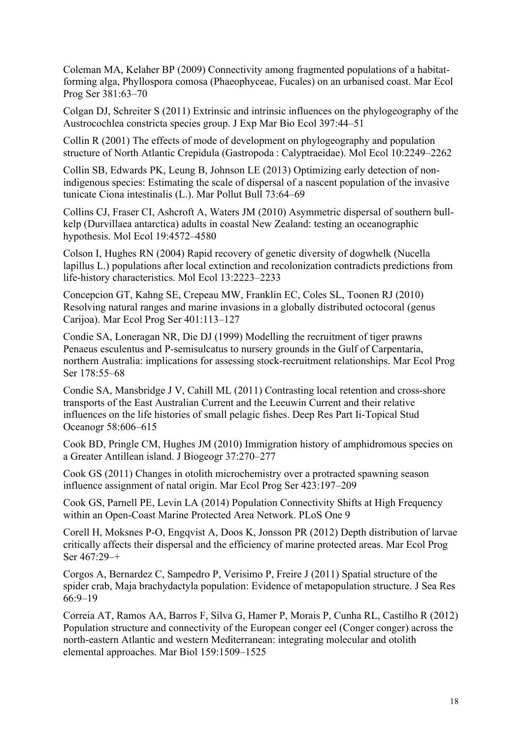Coleman MA, Kelaher BP (2009) Connectivity among fragmented populations of a habitat-forming alga, Phyllospora comosa (Phaeophyceae, Fucales) on an urbanised coast. Mar Ecol Prog Ser 381:63–70

Colgan DJ, Schreiter S (2011) Extrinsic and intrinsic influences on the phylogeography of the Austrocochlea constricta species group. J Exp Mar Bio Ecol 397:44–51

Collin R (2001) The effects of mode of development on phylogeography and population structure of North Atlantic Crepidula (Gastropoda : Calyptraeidae). Mol Ecol 10:2249–2262

Collin SB, Edwards PK, Leung B, Johnson LE (2013) Optimizing early detection of non-indigenous species: Estimating the scale of dispersal of a nascent population of the invasive tunicate Ciona intestinalis (L.). Mar Pollut Bull 73:64–69

Collins CJ, Fraser CI, Ashcroft A, Waters JM (2010) Asymmetric dispersal of southern bull-kelp (Durvillaea antarctica) adults in coastal New Zealand: testing an oceanographic hypothesis. Mol Ecol 19:4572–4580

Colson I, Hughes RN (2004) Rapid recovery of genetic diversity of dogwhelk (Nucella lapillus L.) populations after local extinction and recolonization contradicts predictions from life-history characteristics. Mol Ecol 13:2223–2233

Concepcion GT, Kahng SE, Crepeau MW, Franklin EC, Coles SL, Toonen RJ (2010) Resolving natural ranges and marine invasions in a globally distributed octocoral (genus Carijoa). Mar Ecol Prog Ser 401:113–127

Condie SA, Loneragan NR, Die DJ (1999) Modelling the recruitment of tiger prawns Penaeus esculentus and P-semisulcatus to nursery grounds in the Gulf of Carpentaria, northern Australia: implications for assessing stock-recruitment relationships. Mar Ecol Prog Ser 178:55–68

Condie SA, Mansbridge J V, Cahill ML (2011) Contrasting local retention and cross-shore transports of the East Australian Current and the Leeuwin Current and their relative influences on the life histories of small pelagic fishes. Deep Res Part Ii-Topical Stud Oceanogr 58:606–615

Cook BD, Pringle CM, Hughes JM (2010) Immigration history of amphidromous species on a Greater Antillean island. J Biogeogr 37:270–277

Cook GS (2011) Changes in otolith microchemistry over a protracted spawning season influence assignment of natal origin. Mar Ecol Prog Ser 423:197–209

Cook GS, Parnell PE, Levin LA (2014) Population Connectivity Shifts at High Frequency within an Open-Coast Marine Protected Area Network. PLoS One 9

Corell H, Moksnes P-O, Engqvist A, Doos K, Jonsson PR (2012) Depth distribution of larvae critically affects their dispersal and the efficiency of marine protected areas. Mar Ecol Prog Ser 467:29–+

Corgos A, Bernardez C, Sampedro P, Verisimo P, Freire J (2011) Spatial structure of the spider crab, Maja brachydactyla population: Evidence of metapopulation structure. J Sea Res 66:9–19

Correia AT, Ramos AA, Barros F, Silva G, Hamer P, Morais P, Cunha RL, Castilho R (2012) Population structure and connectivity of the European conger eel (Conger conger) across the north-eastern Atlantic and western Mediterranean: integrating molecular and otolith elemental approaches. Mar Biol 159:1509–1525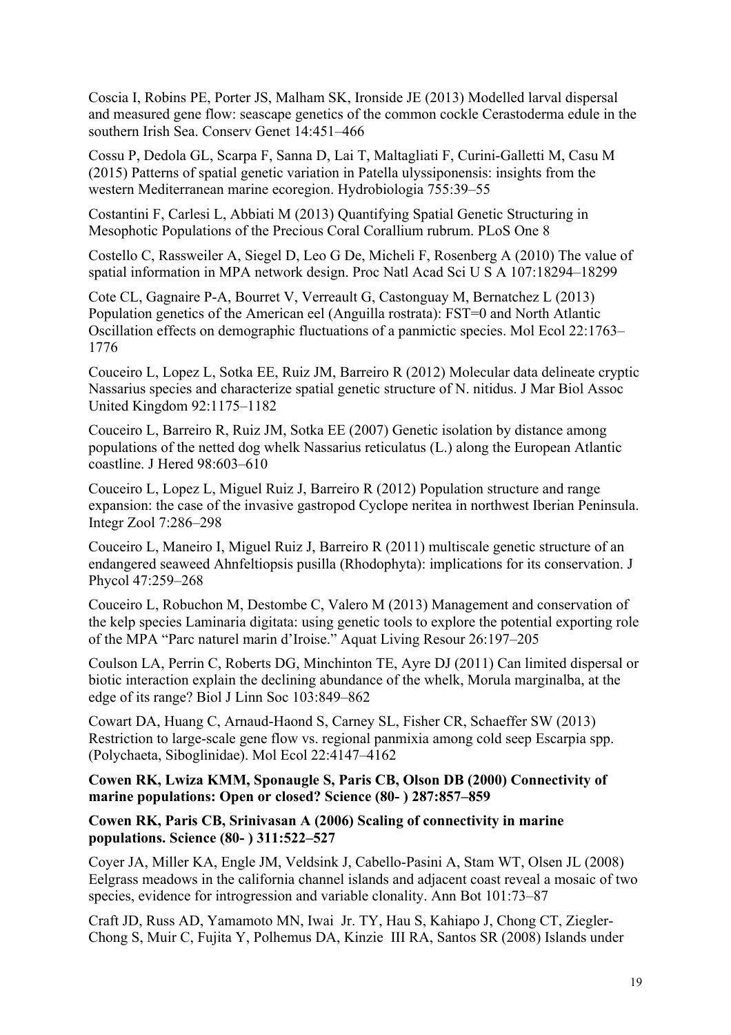Coscia I, Robins PE, Porter JS, Malham SK, Ironside JE (2013) Modelled larval dispersal and measured gene flow: seascape genetics of the common cockle Cerastoderma edule in the southern Irish Sea. Conserv Genet 14:451–466

Cossu P, Dedola GL, Scarpa F, Sanna D, Lai T, Maltagliati F, Curini-Galletti M, Casu M (2015) Patterns of spatial genetic variation in Patella ulyssiponensis: insights from the western Mediterranean marine ecoregion. Hydrobiologia 755:39–55

Costantini F, Carlesi L, Abbiati M (2013) Quantifying Spatial Genetic Structuring in Mesophotic Populations of the Precious Coral Corallium rubrum. PLoS One 8

Costello C, Rassweiler A, Siegel D, Leo G De, Micheli F, Rosenberg A (2010) The value of spatial information in MPA network design. Proc Natl Acad Sci U S A 107:18294–18299

Cote CL, Gagnaire P-A, Bourret V, Verreault G, Castonguay M, Bernatchez L (2013) Population genetics of the American eel (Anguilla rostrata): FST=0 and North Atlantic Oscillation effects on demographic fluctuations of a panmictic species. Mol Ecol 22:1763–1776

Couceiro L, Lopez L, Sotka EE, Ruiz JM, Barreiro R (2012) Molecular data delineate cryptic Nassarius species and characterize spatial genetic structure of N. nitidus. J Mar Biol Assoc United Kingdom 92:1175–1182

Couceiro L, Barreiro R, Ruiz JM, Sotka EE (2007) Genetic isolation by distance among populations of the netted dog whelk Nassarius reticulatus (L.) along the European Atlantic coastline. J Hered 98:603–610

Couceiro L, Lopez L, Miguel Ruiz J, Barreiro R (2012) Population structure and range expansion: the case of the invasive gastropod Cyclope neritea in northwest Iberian Peninsula. Integr Zool 7:286–298

Couceiro L, Maneiro I, Miguel Ruiz J, Barreiro R (2011) multiscale genetic structure of an endangered seaweed Ahnfeltiopsis pusilla (Rhodophyta): implications for its conservation. J Phycol 47:259–268

Couceiro L, Robuchon M, Destombe C, Valero M (2013) Management and conservation of the kelp species Laminaria digitata: using genetic tools to explore the potential exporting role of the MPA "Parc naturel marin d'Iroise." Aquat Living Resour 26:197–205

Coulson LA, Perrin C, Roberts DG, Minchinton TE, Ayre DJ (2011) Can limited dispersal or biotic interaction explain the declining abundance of the whelk, Morula marginalba, at the edge of its range? Biol J Linn Soc 103:849–862

Cowart DA, Huang C, Arnaud-Haond S, Carney SL, Fisher CR, Schaeffer SW (2013) Restriction to large-scale gene flow vs. regional panmixia among cold seep Escarpia spp. (Polychaeta, Siboglinidae). Mol Ecol 22:4147–4162

**Cowen RK, Lwiza KMM, Sponaugle S, Paris CB, Olson DB (2000) Connectivity of marine populations: Open or closed? Science (80- ) 287:857–859**

**Cowen RK, Paris CB, Srinivasan A (2006) Scaling of connectivity in marine populations. Science (80- ) 311:522–527**

Coyer JA, Miller KA, Engle JM, Veldsink J, Cabello-Pasini A, Stam WT, Olsen JL (2008) Eelgrass meadows in the california channel islands and adjacent coast reveal a mosaic of two species, evidence for introgression and variable clonality. Ann Bot 101:73–87

Craft JD, Russ AD, Yamamoto MN, Iwai Jr. TY, Hau S, Kahiapo J, Chong CT, Ziegler-Chong S, Muir C, Fujita Y, Polhemus DA, Kinzie III RA, Santos SR (2008) Islands under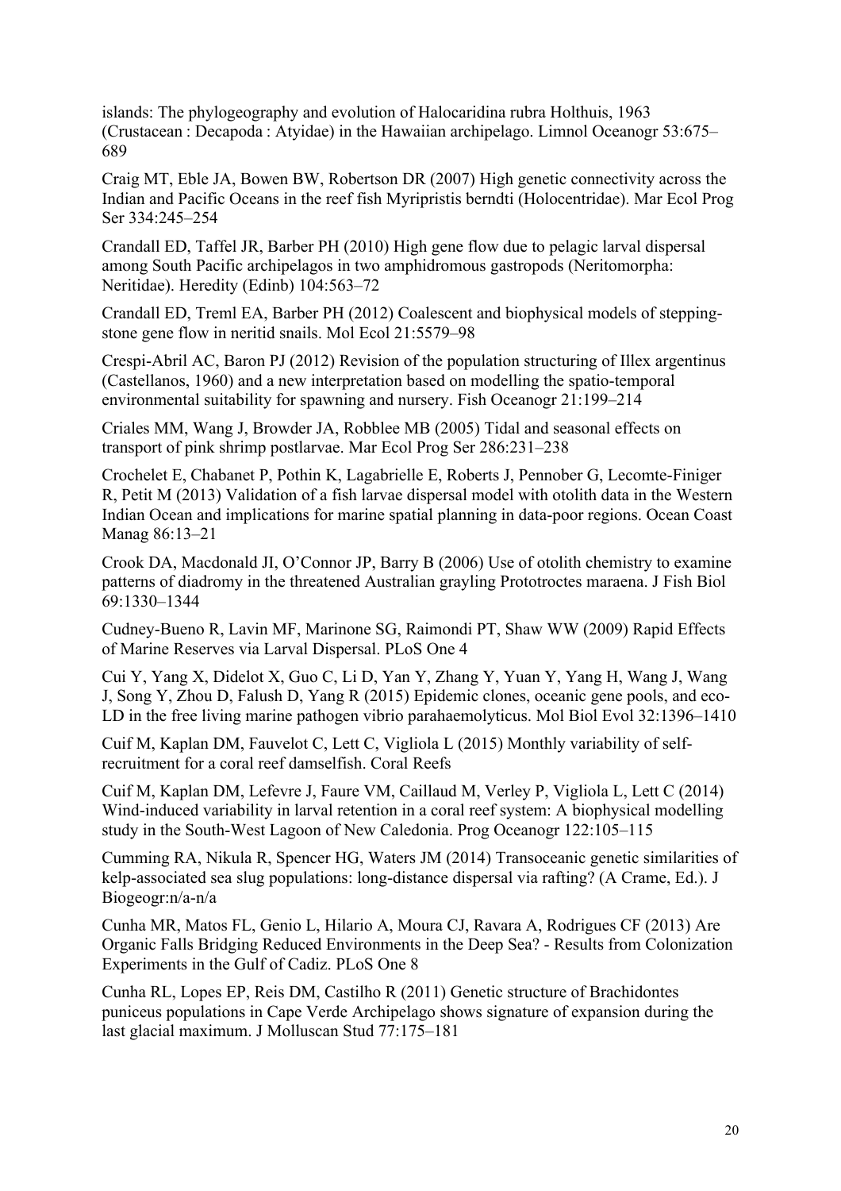islands: The phylogeography and evolution of Halocaridina rubra Holthuis, 1963 (Crustacean : Decapoda : Atyidae) in the Hawaiian archipelago. Limnol Oceanogr 53:675–689

Craig MT, Eble JA, Bowen BW, Robertson DR (2007) High genetic connectivity across the Indian and Pacific Oceans in the reef fish Myripristis berndti (Holocentridae). Mar Ecol Prog Ser 334:245–254

Crandall ED, Taffel JR, Barber PH (2010) High gene flow due to pelagic larval dispersal among South Pacific archipelagos in two amphidromous gastropods (Neritomorpha: Neritidae). Heredity (Edinb) 104:563–72

Crandall ED, Treml EA, Barber PH (2012) Coalescent and biophysical models of stepping-stone gene flow in neritid snails. Mol Ecol 21:5579–98

Crespi-Abril AC, Baron PJ (2012) Revision of the population structuring of Illex argentinus (Castellanos, 1960) and a new interpretation based on modelling the spatio-temporal environmental suitability for spawning and nursery. Fish Oceanogr 21:199–214

Criales MM, Wang J, Browder JA, Robblee MB (2005) Tidal and seasonal effects on transport of pink shrimp postlarvae. Mar Ecol Prog Ser 286:231–238

Crochelet E, Chabanet P, Pothin K, Lagabrielle E, Roberts J, Pennober G, Lecomte-Finiger R, Petit M (2013) Validation of a fish larvae dispersal model with otolith data in the Western Indian Ocean and implications for marine spatial planning in data-poor regions. Ocean Coast Manag 86:13–21

Crook DA, Macdonald JI, O'Connor JP, Barry B (2006) Use of otolith chemistry to examine patterns of diadromy in the threatened Australian grayling Prototroctes maraena. J Fish Biol 69:1330–1344

Cudney-Bueno R, Lavin MF, Marinone SG, Raimondi PT, Shaw WW (2009) Rapid Effects of Marine Reserves via Larval Dispersal. PLoS One 4

Cui Y, Yang X, Didelot X, Guo C, Li D, Yan Y, Zhang Y, Yuan Y, Yang H, Wang J, Wang J, Song Y, Zhou D, Falush D, Yang R (2015) Epidemic clones, oceanic gene pools, and eco-LD in the free living marine pathogen vibrio parahaemolyticus. Mol Biol Evol 32:1396–1410

Cuif M, Kaplan DM, Fauvelot C, Lett C, Vigliola L (2015) Monthly variability of self-recruitment for a coral reef damselfish. Coral Reefs

Cuif M, Kaplan DM, Lefevre J, Faure VM, Caillaud M, Verley P, Vigliola L, Lett C (2014) Wind-induced variability in larval retention in a coral reef system: A biophysical modelling study in the South-West Lagoon of New Caledonia. Prog Oceanogr 122:105–115

Cumming RA, Nikula R, Spencer HG, Waters JM (2014) Transoceanic genetic similarities of kelp-associated sea slug populations: long-distance dispersal via rafting? (A Crame, Ed.). J Biogeogr:n/a-n/a

Cunha MR, Matos FL, Genio L, Hilario A, Moura CJ, Ravara A, Rodrigues CF (2013) Are Organic Falls Bridging Reduced Environments in the Deep Sea? - Results from Colonization Experiments in the Gulf of Cadiz. PLoS One 8

Cunha RL, Lopes EP, Reis DM, Castilho R (2011) Genetic structure of Brachidontes puniceus populations in Cape Verde Archipelago shows signature of expansion during the last glacial maximum. J Molluscan Stud 77:175–181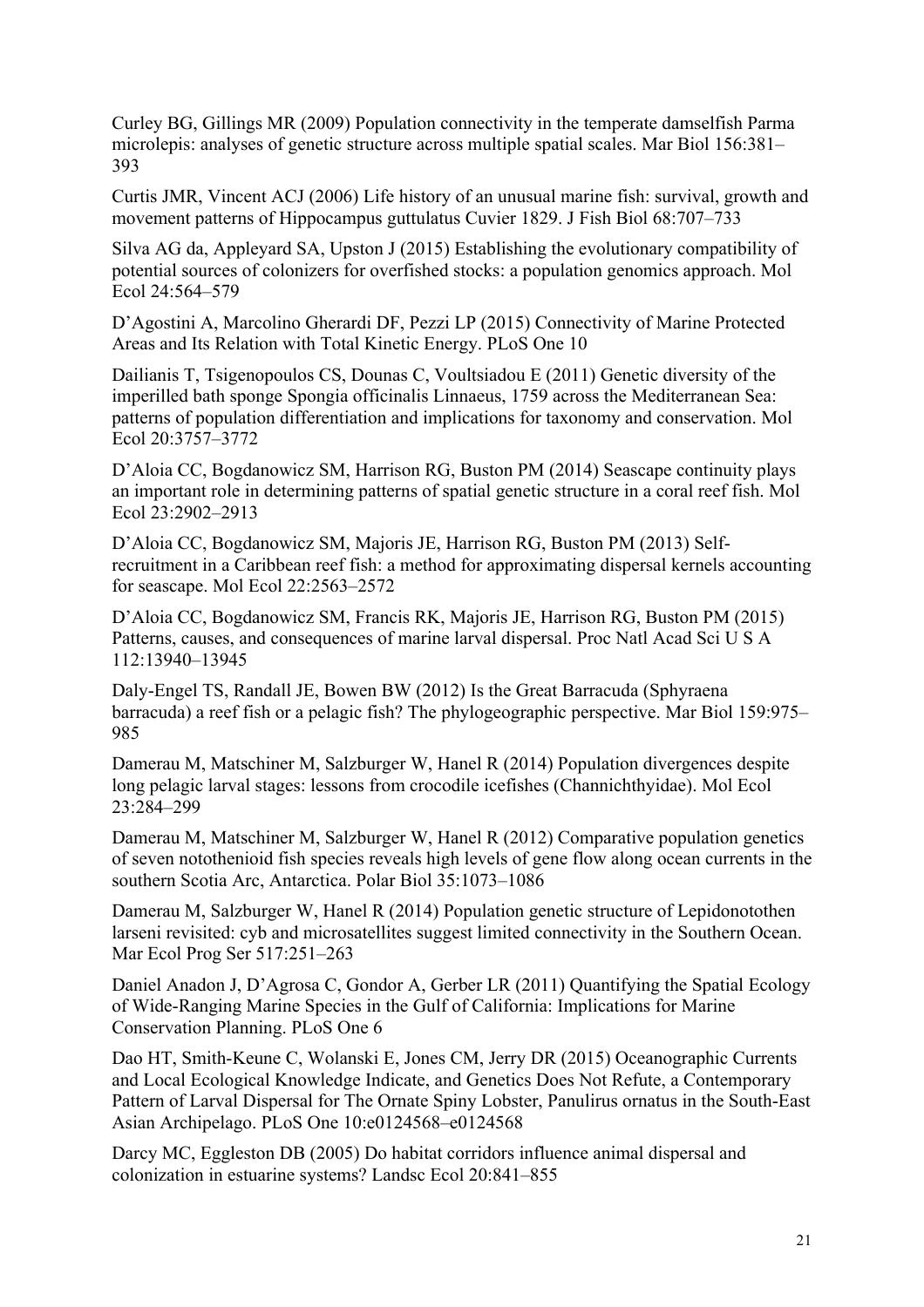Curley BG, Gillings MR (2009) Population connectivity in the temperate damselfish Parma microlepis: analyses of genetic structure across multiple spatial scales. Mar Biol 156:381–393

Curtis JMR, Vincent ACJ (2006) Life history of an unusual marine fish: survival, growth and movement patterns of Hippocampus guttulatus Cuvier 1829. J Fish Biol 68:707–733

Silva AG da, Appleyard SA, Upston J (2015) Establishing the evolutionary compatibility of potential sources of colonizers for overfished stocks: a population genomics approach. Mol Ecol 24:564–579

D'Agostini A, Marcolino Gherardi DF, Pezzi LP (2015) Connectivity of Marine Protected Areas and Its Relation with Total Kinetic Energy. PLoS One 10

Dailianis T, Tsigenopoulos CS, Dounas C, Voultsiadou E (2011) Genetic diversity of the imperilled bath sponge Spongia officinalis Linnaeus, 1759 across the Mediterranean Sea: patterns of population differentiation and implications for taxonomy and conservation. Mol Ecol 20:3757–3772

D'Aloia CC, Bogdanowicz SM, Harrison RG, Buston PM (2014) Seascape continuity plays an important role in determining patterns of spatial genetic structure in a coral reef fish. Mol Ecol 23:2902–2913

D'Aloia CC, Bogdanowicz SM, Majoris JE, Harrison RG, Buston PM (2013) Self-recruitment in a Caribbean reef fish: a method for approximating dispersal kernels accounting for seascape. Mol Ecol 22:2563–2572

D'Aloia CC, Bogdanowicz SM, Francis RK, Majoris JE, Harrison RG, Buston PM (2015) Patterns, causes, and consequences of marine larval dispersal. Proc Natl Acad Sci U S A 112:13940–13945

Daly-Engel TS, Randall JE, Bowen BW (2012) Is the Great Barracuda (Sphyraena barracuda) a reef fish or a pelagic fish? The phylogeographic perspective. Mar Biol 159:975–985

Damerau M, Matschiner M, Salzburger W, Hanel R (2014) Population divergences despite long pelagic larval stages: lessons from crocodile icefishes (Channichthyidae). Mol Ecol 23:284–299

Damerau M, Matschiner M, Salzburger W, Hanel R (2012) Comparative population genetics of seven notothenioid fish species reveals high levels of gene flow along ocean currents in the southern Scotia Arc, Antarctica. Polar Biol 35:1073–1086

Damerau M, Salzburger W, Hanel R (2014) Population genetic structure of Lepidonotothen larseni revisited: cyb and microsatellites suggest limited connectivity in the Southern Ocean. Mar Ecol Prog Ser 517:251–263

Daniel Anadon J, D'Agrosa C, Gondor A, Gerber LR (2011) Quantifying the Spatial Ecology of Wide-Ranging Marine Species in the Gulf of California: Implications for Marine Conservation Planning. PLoS One 6

Dao HT, Smith-Keune C, Wolanski E, Jones CM, Jerry DR (2015) Oceanographic Currents and Local Ecological Knowledge Indicate, and Genetics Does Not Refute, a Contemporary Pattern of Larval Dispersal for The Ornate Spiny Lobster, Panulirus ornatus in the South-East Asian Archipelago. PLoS One 10:e0124568–e0124568

Darcy MC, Eggleston DB (2005) Do habitat corridors influence animal dispersal and colonization in estuarine systems? Landsc Ecol 20:841–855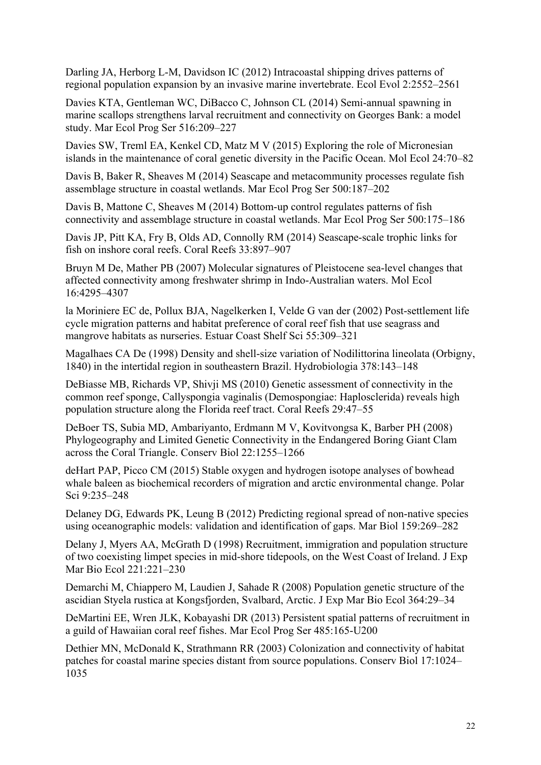Darling JA, Herborg L-M, Davidson IC (2012) Intracoastal shipping drives patterns of regional population expansion by an invasive marine invertebrate. Ecol Evol 2:2552–2561

Davies KTA, Gentleman WC, DiBacco C, Johnson CL (2014) Semi-annual spawning in marine scallops strengthens larval recruitment and connectivity on Georges Bank: a model study. Mar Ecol Prog Ser 516:209–227

Davies SW, Treml EA, Kenkel CD, Matz M V (2015) Exploring the role of Micronesian islands in the maintenance of coral genetic diversity in the Pacific Ocean. Mol Ecol 24:70–82

Davis B, Baker R, Sheaves M (2014) Seascape and metacommunity processes regulate fish assemblage structure in coastal wetlands. Mar Ecol Prog Ser 500:187–202

Davis B, Mattone C, Sheaves M (2014) Bottom-up control regulates patterns of fish connectivity and assemblage structure in coastal wetlands. Mar Ecol Prog Ser 500:175–186

Davis JP, Pitt KA, Fry B, Olds AD, Connolly RM (2014) Seascape-scale trophic links for fish on inshore coral reefs. Coral Reefs 33:897–907

Bruyn M De, Mather PB (2007) Molecular signatures of Pleistocene sea-level changes that affected connectivity among freshwater shrimp in Indo-Australian waters. Mol Ecol 16:4295–4307

la Moriniere EC de, Pollux BJA, Nagelkerken I, Velde G van der (2002) Post-settlement life cycle migration patterns and habitat preference of coral reef fish that use seagrass and mangrove habitats as nurseries. Estuar Coast Shelf Sci 55:309–321

Magalhaes CA De (1998) Density and shell-size variation of Nodilittorina lineolata (Orbigny, 1840) in the intertidal region in southeastern Brazil. Hydrobiologia 378:143–148

DeBiasse MB, Richards VP, Shivji MS (2010) Genetic assessment of connectivity in the common reef sponge, Callyspongia vaginalis (Demospongiae: Haplosclerida) reveals high population structure along the Florida reef tract. Coral Reefs 29:47–55

DeBoer TS, Subia MD, Ambariyanto, Erdmann M V, Kovitvongsa K, Barber PH (2008) Phylogeography and Limited Genetic Connectivity in the Endangered Boring Giant Clam across the Coral Triangle. Conserv Biol 22:1255–1266

deHart PAP, Picco CM (2015) Stable oxygen and hydrogen isotope analyses of bowhead whale baleen as biochemical recorders of migration and arctic environmental change. Polar Sci 9:235–248

Delaney DG, Edwards PK, Leung B (2012) Predicting regional spread of non-native species using oceanographic models: validation and identification of gaps. Mar Biol 159:269–282

Delany J, Myers AA, McGrath D (1998) Recruitment, immigration and population structure of two coexisting limpet species in mid-shore tidepools, on the West Coast of Ireland. J Exp Mar Bio Ecol 221:221–230

Demarchi M, Chiappero M, Laudien J, Sahade R (2008) Population genetic structure of the ascidian Styela rustica at Kongsfjorden, Svalbard, Arctic. J Exp Mar Bio Ecol 364:29–34

DeMartini EE, Wren JLK, Kobayashi DR (2013) Persistent spatial patterns of recruitment in a guild of Hawaiian coral reef fishes. Mar Ecol Prog Ser 485:165-U200

Dethier MN, McDonald K, Strathmann RR (2003) Colonization and connectivity of habitat patches for coastal marine species distant from source populations. Conserv Biol 17:1024–1035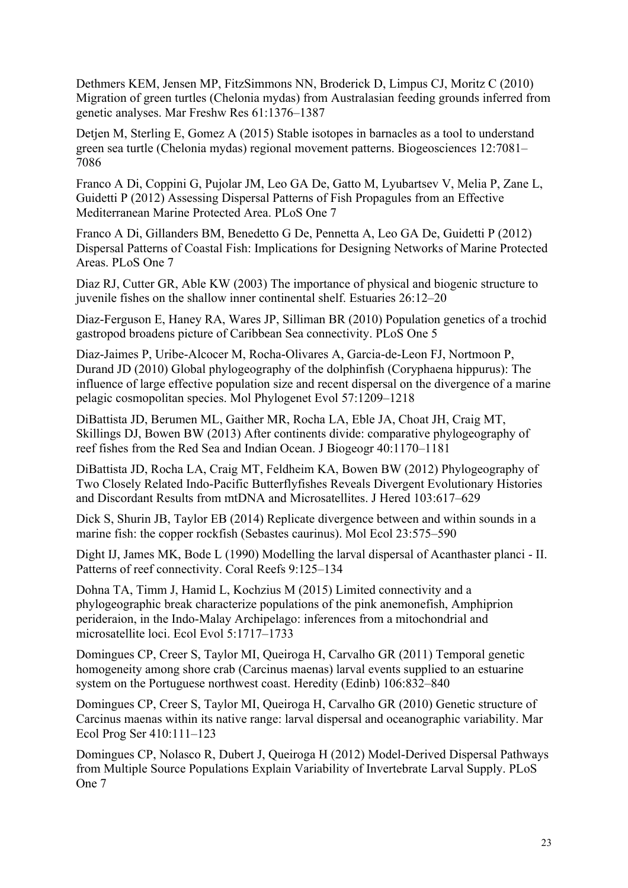Dethmers KEM, Jensen MP, FitzSimmons NN, Broderick D, Limpus CJ, Moritz C (2010) Migration of green turtles (Chelonia mydas) from Australasian feeding grounds inferred from genetic analyses. Mar Freshw Res 61:1376–1387

Detjen M, Sterling E, Gomez A (2015) Stable isotopes in barnacles as a tool to understand green sea turtle (Chelonia mydas) regional movement patterns. Biogeosciences 12:7081–7086

Franco A Di, Coppini G, Pujolar JM, Leo GA De, Gatto M, Lyubartsev V, Melia P, Zane L, Guidetti P (2012) Assessing Dispersal Patterns of Fish Propagules from an Effective Mediterranean Marine Protected Area. PLoS One 7

Franco A Di, Gillanders BM, Benedetto G De, Pennetta A, Leo GA De, Guidetti P (2012) Dispersal Patterns of Coastal Fish: Implications for Designing Networks of Marine Protected Areas. PLoS One 7

Diaz RJ, Cutter GR, Able KW (2003) The importance of physical and biogenic structure to juvenile fishes on the shallow inner continental shelf. Estuaries 26:12–20

Diaz-Ferguson E, Haney RA, Wares JP, Silliman BR (2010) Population genetics of a trochid gastropod broadens picture of Caribbean Sea connectivity. PLoS One 5

Diaz-Jaimes P, Uribe-Alcocer M, Rocha-Olivares A, Garcia-de-Leon FJ, Nortmoon P, Durand JD (2010) Global phylogeography of the dolphinfish (Coryphaena hippurus): The influence of large effective population size and recent dispersal on the divergence of a marine pelagic cosmopolitan species. Mol Phylogenet Evol 57:1209–1218

DiBattista JD, Berumen ML, Gaither MR, Rocha LA, Eble JA, Choat JH, Craig MT, Skillings DJ, Bowen BW (2013) After continents divide: comparative phylogeography of reef fishes from the Red Sea and Indian Ocean. J Biogeogr 40:1170–1181

DiBattista JD, Rocha LA, Craig MT, Feldheim KA, Bowen BW (2012) Phylogeography of Two Closely Related Indo-Pacific Butterflyfishes Reveals Divergent Evolutionary Histories and Discordant Results from mtDNA and Microsatellites. J Hered 103:617–629

Dick S, Shurin JB, Taylor EB (2014) Replicate divergence between and within sounds in a marine fish: the copper rockfish (Sebastes caurinus). Mol Ecol 23:575–590

Dight IJ, James MK, Bode L (1990) Modelling the larval dispersal of Acanthaster planci - II. Patterns of reef connectivity. Coral Reefs 9:125–134

Dohna TA, Timm J, Hamid L, Kochzius M (2015) Limited connectivity and a phylogeographic break characterize populations of the pink anemonefish, Amphiprion perideraion, in the Indo-Malay Archipelago: inferences from a mitochondrial and microsatellite loci. Ecol Evol 5:1717–1733

Domingues CP, Creer S, Taylor MI, Queiroga H, Carvalho GR (2011) Temporal genetic homogeneity among shore crab (Carcinus maenas) larval events supplied to an estuarine system on the Portuguese northwest coast. Heredity (Edinb) 106:832–840

Domingues CP, Creer S, Taylor MI, Queiroga H, Carvalho GR (2010) Genetic structure of Carcinus maenas within its native range: larval dispersal and oceanographic variability. Mar Ecol Prog Ser 410:111–123

Domingues CP, Nolasco R, Dubert J, Queiroga H (2012) Model-Derived Dispersal Pathways from Multiple Source Populations Explain Variability of Invertebrate Larval Supply. PLoS One 7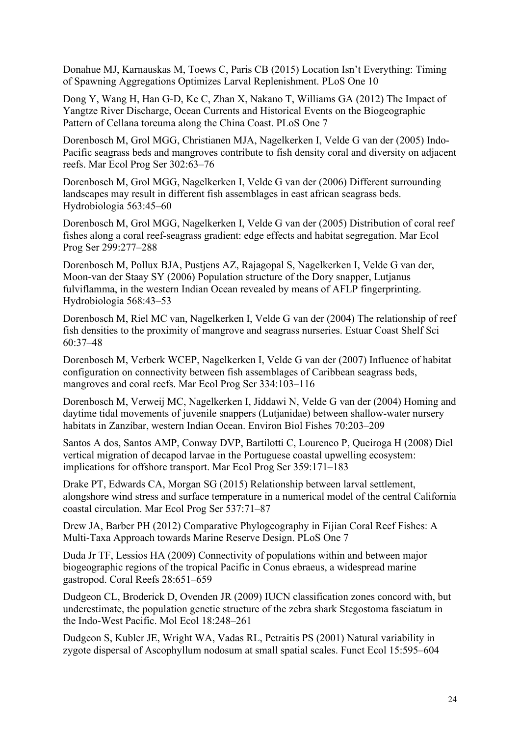Donahue MJ, Karnauskas M, Toews C, Paris CB (2015) Location Isn't Everything: Timing of Spawning Aggregations Optimizes Larval Replenishment. PLoS One 10

Dong Y, Wang H, Han G-D, Ke C, Zhan X, Nakano T, Williams GA (2012) The Impact of Yangtze River Discharge, Ocean Currents and Historical Events on the Biogeographic Pattern of Cellana toreuma along the China Coast. PLoS One 7

Dorenbosch M, Grol MGG, Christianen MJA, Nagelkerken I, Velde G van der (2005) Indo-Pacific seagrass beds and mangroves contribute to fish density coral and diversity on adjacent reefs. Mar Ecol Prog Ser 302:63–76

Dorenbosch M, Grol MGG, Nagelkerken I, Velde G van der (2006) Different surrounding landscapes may result in different fish assemblages in east african seagrass beds. Hydrobiologia 563:45–60

Dorenbosch M, Grol MGG, Nagelkerken I, Velde G van der (2005) Distribution of coral reef fishes along a coral reef-seagrass gradient: edge effects and habitat segregation. Mar Ecol Prog Ser 299:277–288

Dorenbosch M, Pollux BJA, Pustjens AZ, Rajagopal S, Nagelkerken I, Velde G van der, Moon-van der Staay SY (2006) Population structure of the Dory snapper, Lutjanus fulviflamma, in the western Indian Ocean revealed by means of AFLP fingerprinting. Hydrobiologia 568:43–53

Dorenbosch M, Riel MC van, Nagelkerken I, Velde G van der (2004) The relationship of reef fish densities to the proximity of mangrove and seagrass nurseries. Estuar Coast Shelf Sci 60:37–48

Dorenbosch M, Verberk WCEP, Nagelkerken I, Velde G van der (2007) Influence of habitat configuration on connectivity between fish assemblages of Caribbean seagrass beds, mangroves and coral reefs. Mar Ecol Prog Ser 334:103–116

Dorenbosch M, Verweij MC, Nagelkerken I, Jiddawi N, Velde G van der (2004) Homing and daytime tidal movements of juvenile snappers (Lutjanidae) between shallow-water nursery habitats in Zanzibar, western Indian Ocean. Environ Biol Fishes 70:203–209

Santos A dos, Santos AMP, Conway DVP, Bartilotti C, Lourenco P, Queiroga H (2008) Diel vertical migration of decapod larvae in the Portuguese coastal upwelling ecosystem: implications for offshore transport. Mar Ecol Prog Ser 359:171–183

Drake PT, Edwards CA, Morgan SG (2015) Relationship between larval settlement, alongshore wind stress and surface temperature in a numerical model of the central California coastal circulation. Mar Ecol Prog Ser 537:71–87

Drew JA, Barber PH (2012) Comparative Phylogeography in Fijian Coral Reef Fishes: A Multi-Taxa Approach towards Marine Reserve Design. PLoS One 7

Duda Jr TF, Lessios HA (2009) Connectivity of populations within and between major biogeographic regions of the tropical Pacific in Conus ebraeus, a widespread marine gastropod. Coral Reefs 28:651–659

Dudgeon CL, Broderick D, Ovenden JR (2009) IUCN classification zones concord with, but underestimate, the population genetic structure of the zebra shark Stegostoma fasciatum in the Indo-West Pacific. Mol Ecol 18:248–261

Dudgeon S, Kubler JE, Wright WA, Vadas RL, Petraitis PS (2001) Natural variability in zygote dispersal of Ascophyllum nodosum at small spatial scales. Funct Ecol 15:595–604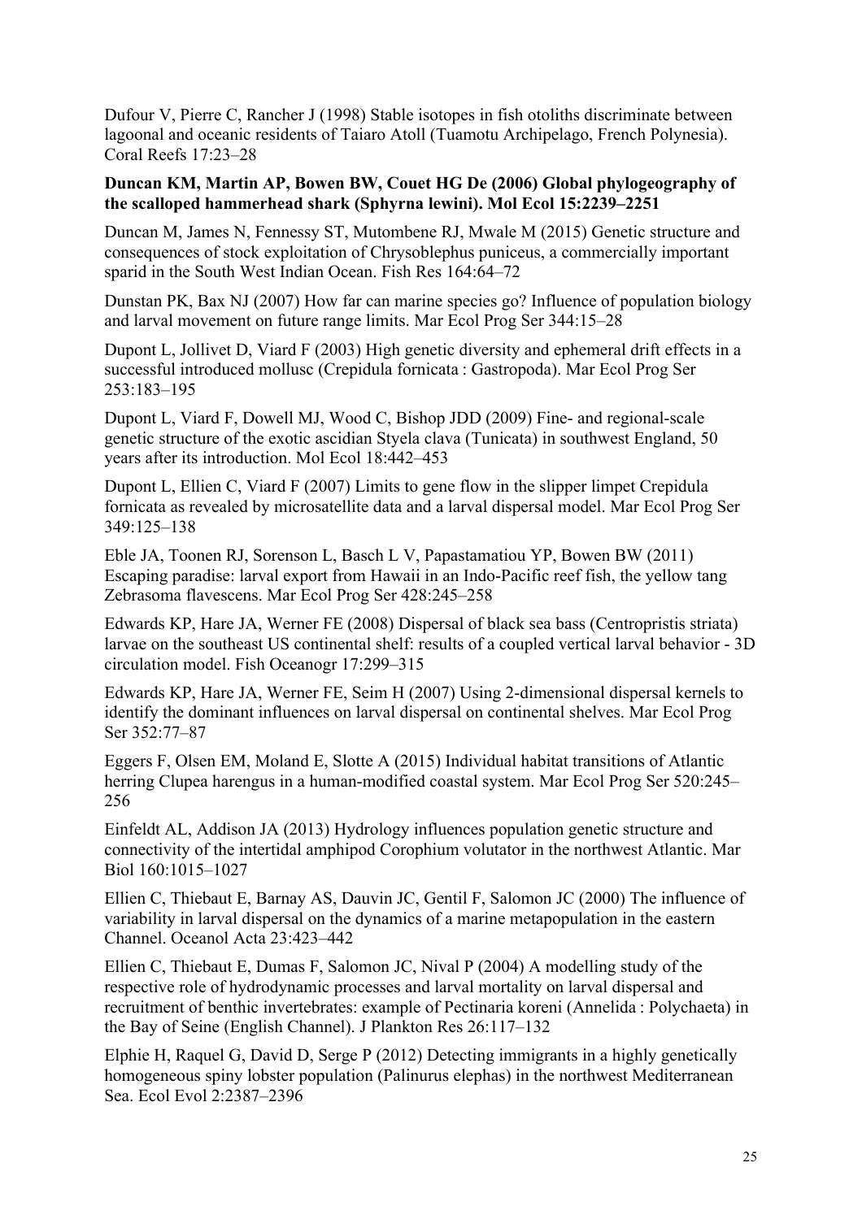Dufour V, Pierre C, Rancher J (1998) Stable isotopes in fish otoliths discriminate between lagoonal and oceanic residents of Taiaro Atoll (Tuamotu Archipelago, French Polynesia). Coral Reefs 17:23–28

**Duncan KM, Martin AP, Bowen BW, Couet HG De (2006) Global phylogeography of the scalloped hammerhead shark (Sphyrna lewini). Mol Ecol 15:2239–2251**

Duncan M, James N, Fennessy ST, Mutombene RJ, Mwale M (2015) Genetic structure and consequences of stock exploitation of Chrysoblephus puniceus, a commercially important sparid in the South West Indian Ocean. Fish Res 164:64–72

Dunstan PK, Bax NJ (2007) How far can marine species go? Influence of population biology and larval movement on future range limits. Mar Ecol Prog Ser 344:15–28

Dupont L, Jollivet D, Viard F (2003) High genetic diversity and ephemeral drift effects in a successful introduced mollusc (Crepidula fornicata : Gastropoda). Mar Ecol Prog Ser 253:183–195

Dupont L, Viard F, Dowell MJ, Wood C, Bishop JDD (2009) Fine- and regional-scale genetic structure of the exotic ascidian Styela clava (Tunicata) in southwest England, 50 years after its introduction. Mol Ecol 18:442–453

Dupont L, Ellien C, Viard F (2007) Limits to gene flow in the slipper limpet Crepidula fornicata as revealed by microsatellite data and a larval dispersal model. Mar Ecol Prog Ser 349:125–138

Eble JA, Toonen RJ, Sorenson L, Basch L V, Papastamatiou YP, Bowen BW (2011) Escaping paradise: larval export from Hawaii in an Indo-Pacific reef fish, the yellow tang Zebrasoma flavescens. Mar Ecol Prog Ser 428:245–258

Edwards KP, Hare JA, Werner FE (2008) Dispersal of black sea bass (Centropristis striata) larvae on the southeast US continental shelf: results of a coupled vertical larval behavior - 3D circulation model. Fish Oceanogr 17:299–315

Edwards KP, Hare JA, Werner FE, Seim H (2007) Using 2-dimensional dispersal kernels to identify the dominant influences on larval dispersal on continental shelves. Mar Ecol Prog Ser 352:77–87

Eggers F, Olsen EM, Moland E, Slotte A (2015) Individual habitat transitions of Atlantic herring Clupea harengus in a human-modified coastal system. Mar Ecol Prog Ser 520:245–256

Einfeldt AL, Addison JA (2013) Hydrology influences population genetic structure and connectivity of the intertidal amphipod Corophium volutator in the northwest Atlantic. Mar Biol 160:1015–1027

Ellien C, Thiebaut E, Barnay AS, Dauvin JC, Gentil F, Salomon JC (2000) The influence of variability in larval dispersal on the dynamics of a marine metapopulation in the eastern Channel. Oceanol Acta 23:423–442

Ellien C, Thiebaut E, Dumas F, Salomon JC, Nival P (2004) A modelling study of the respective role of hydrodynamic processes and larval mortality on larval dispersal and recruitment of benthic invertebrates: example of Pectinaria koreni (Annelida : Polychaeta) in the Bay of Seine (English Channel). J Plankton Res 26:117–132

Elphie H, Raquel G, David D, Serge P (2012) Detecting immigrants in a highly genetically homogeneous spiny lobster population (Palinurus elephas) in the northwest Mediterranean Sea. Ecol Evol 2:2387–2396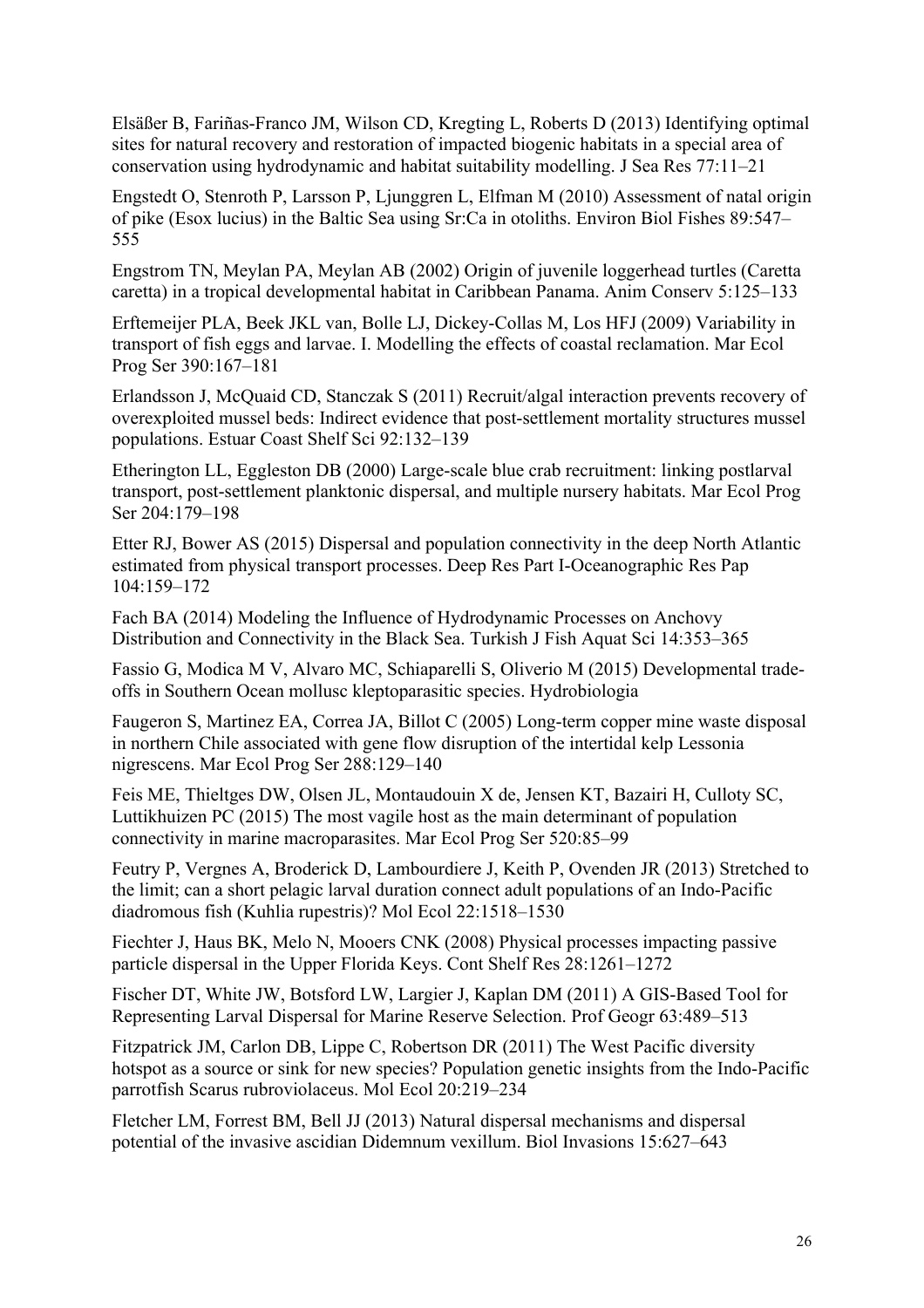Elsäßer B, Fariñas-Franco JM, Wilson CD, Kregting L, Roberts D (2013) Identifying optimal sites for natural recovery and restoration of impacted biogenic habitats in a special area of conservation using hydrodynamic and habitat suitability modelling. J Sea Res 77:11–21

Engstedt O, Stenroth P, Larsson P, Ljunggren L, Elfman M (2010) Assessment of natal origin of pike (Esox lucius) in the Baltic Sea using Sr:Ca in otoliths. Environ Biol Fishes 89:547–555

Engstrom TN, Meylan PA, Meylan AB (2002) Origin of juvenile loggerhead turtles (Caretta caretta) in a tropical developmental habitat in Caribbean Panama. Anim Conserv 5:125–133

Erftemeijer PLA, Beek JKL van, Bolle LJ, Dickey-Collas M, Los HFJ (2009) Variability in transport of fish eggs and larvae. I. Modelling the effects of coastal reclamation. Mar Ecol Prog Ser 390:167–181

Erlandsson J, McQuaid CD, Stanczak S (2011) Recruit/algal interaction prevents recovery of overexploited mussel beds: Indirect evidence that post-settlement mortality structures mussel populations. Estuar Coast Shelf Sci 92:132–139

Etherington LL, Eggleston DB (2000) Large-scale blue crab recruitment: linking postlarval transport, post-settlement planktonic dispersal, and multiple nursery habitats. Mar Ecol Prog Ser 204:179–198

Etter RJ, Bower AS (2015) Dispersal and population connectivity in the deep North Atlantic estimated from physical transport processes. Deep Res Part I-Oceanographic Res Pap 104:159–172

Fach BA (2014) Modeling the Influence of Hydrodynamic Processes on Anchovy Distribution and Connectivity in the Black Sea. Turkish J Fish Aquat Sci 14:353–365

Fassio G, Modica M V, Alvaro MC, Schiaparelli S, Oliverio M (2015) Developmental trade-offs in Southern Ocean mollusc kleptoparasitic species. Hydrobiologia

Faugeron S, Martinez EA, Correa JA, Billot C (2005) Long-term copper mine waste disposal in northern Chile associated with gene flow disruption of the intertidal kelp Lessonia nigrescens. Mar Ecol Prog Ser 288:129–140

Feis ME, Thieltges DW, Olsen JL, Montaudouin X de, Jensen KT, Bazairi H, Culloty SC, Luttikhuizen PC (2015) The most vagile host as the main determinant of population connectivity in marine macroparasites. Mar Ecol Prog Ser 520:85–99

Feutry P, Vergnes A, Broderick D, Lambourdiere J, Keith P, Ovenden JR (2013) Stretched to the limit; can a short pelagic larval duration connect adult populations of an Indo-Pacific diadromous fish (Kuhlia rupestris)? Mol Ecol 22:1518–1530

Fiechter J, Haus BK, Melo N, Mooers CNK (2008) Physical processes impacting passive particle dispersal in the Upper Florida Keys. Cont Shelf Res 28:1261–1272

Fischer DT, White JW, Botsford LW, Largier J, Kaplan DM (2011) A GIS-Based Tool for Representing Larval Dispersal for Marine Reserve Selection. Prof Geogr 63:489–513

Fitzpatrick JM, Carlon DB, Lippe C, Robertson DR (2011) The West Pacific diversity hotspot as a source or sink for new species? Population genetic insights from the Indo-Pacific parrotfish Scarus rubroviolaceus. Mol Ecol 20:219–234

Fletcher LM, Forrest BM, Bell JJ (2013) Natural dispersal mechanisms and dispersal potential of the invasive ascidian Didemnum vexillum. Biol Invasions 15:627–643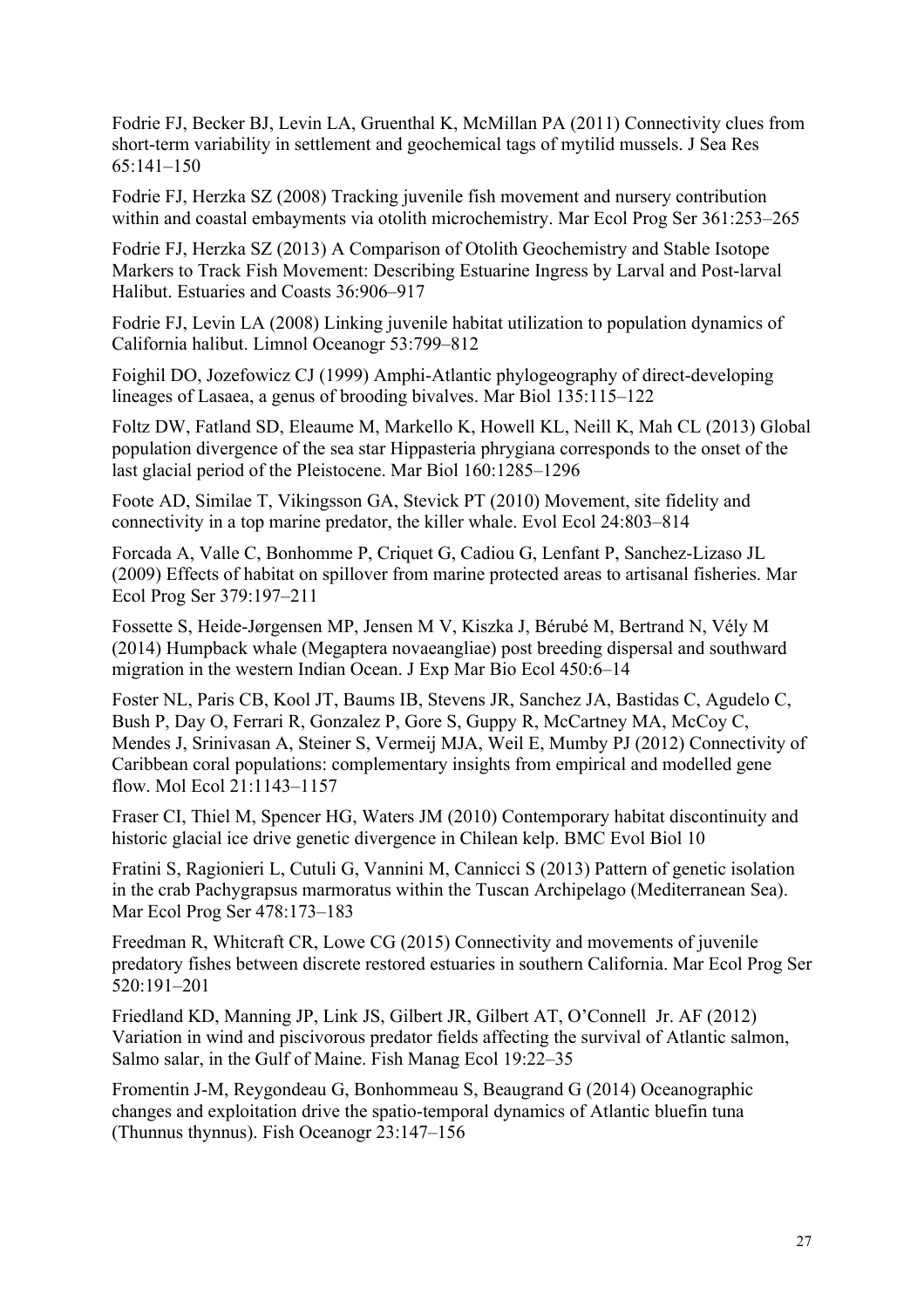Fodrie FJ, Becker BJ, Levin LA, Gruenthal K, McMillan PA (2011) Connectivity clues from short-term variability in settlement and geochemical tags of mytilid mussels. J Sea Res 65:141–150

Fodrie FJ, Herzka SZ (2008) Tracking juvenile fish movement and nursery contribution within and coastal embayments via otolith microchemistry. Mar Ecol Prog Ser 361:253–265

Fodrie FJ, Herzka SZ (2013) A Comparison of Otolith Geochemistry and Stable Isotope Markers to Track Fish Movement: Describing Estuarine Ingress by Larval and Post-larval Halibut. Estuaries and Coasts 36:906–917

Fodrie FJ, Levin LA (2008) Linking juvenile habitat utilization to population dynamics of California halibut. Limnol Oceanogr 53:799–812

Foighil DO, Jozefowicz CJ (1999) Amphi-Atlantic phylogeography of direct-developing lineages of Lasaea, a genus of brooding bivalves. Mar Biol 135:115–122

Foltz DW, Fatland SD, Eleaume M, Markello K, Howell KL, Neill K, Mah CL (2013) Global population divergence of the sea star Hippasteria phrygiana corresponds to the onset of the last glacial period of the Pleistocene. Mar Biol 160:1285–1296

Foote AD, Similae T, Vikingsson GA, Stevick PT (2010) Movement, site fidelity and connectivity in a top marine predator, the killer whale. Evol Ecol 24:803–814

Forcada A, Valle C, Bonhomme P, Criquet G, Cadiou G, Lenfant P, Sanchez-Lizaso JL (2009) Effects of habitat on spillover from marine protected areas to artisanal fisheries. Mar Ecol Prog Ser 379:197–211

Fossette S, Heide-Jørgensen MP, Jensen M V, Kiszka J, Bérubé M, Bertrand N, Vély M (2014) Humpback whale (Megaptera novaeangliae) post breeding dispersal and southward migration in the western Indian Ocean. J Exp Mar Bio Ecol 450:6–14

Foster NL, Paris CB, Kool JT, Baums IB, Stevens JR, Sanchez JA, Bastidas C, Agudelo C, Bush P, Day O, Ferrari R, Gonzalez P, Gore S, Guppy R, McCartney MA, McCoy C, Mendes J, Srinivasan A, Steiner S, Vermeij MJA, Weil E, Mumby PJ (2012) Connectivity of Caribbean coral populations: complementary insights from empirical and modelled gene flow. Mol Ecol 21:1143–1157

Fraser CI, Thiel M, Spencer HG, Waters JM (2010) Contemporary habitat discontinuity and historic glacial ice drive genetic divergence in Chilean kelp. BMC Evol Biol 10

Fratini S, Ragionieri L, Cutuli G, Vannini M, Cannicci S (2013) Pattern of genetic isolation in the crab Pachygrapsus marmoratus within the Tuscan Archipelago (Mediterranean Sea). Mar Ecol Prog Ser 478:173–183

Freedman R, Whitcraft CR, Lowe CG (2015) Connectivity and movements of juvenile predatory fishes between discrete restored estuaries in southern California. Mar Ecol Prog Ser 520:191–201

Friedland KD, Manning JP, Link JS, Gilbert JR, Gilbert AT, O'Connell Jr. AF (2012) Variation in wind and piscivorous predator fields affecting the survival of Atlantic salmon, Salmo salar, in the Gulf of Maine. Fish Manag Ecol 19:22–35

Fromentin J-M, Reygondeau G, Bonhommeau S, Beaugrand G (2014) Oceanographic changes and exploitation drive the spatio-temporal dynamics of Atlantic bluefin tuna (Thunnus thynnus). Fish Oceanogr 23:147–156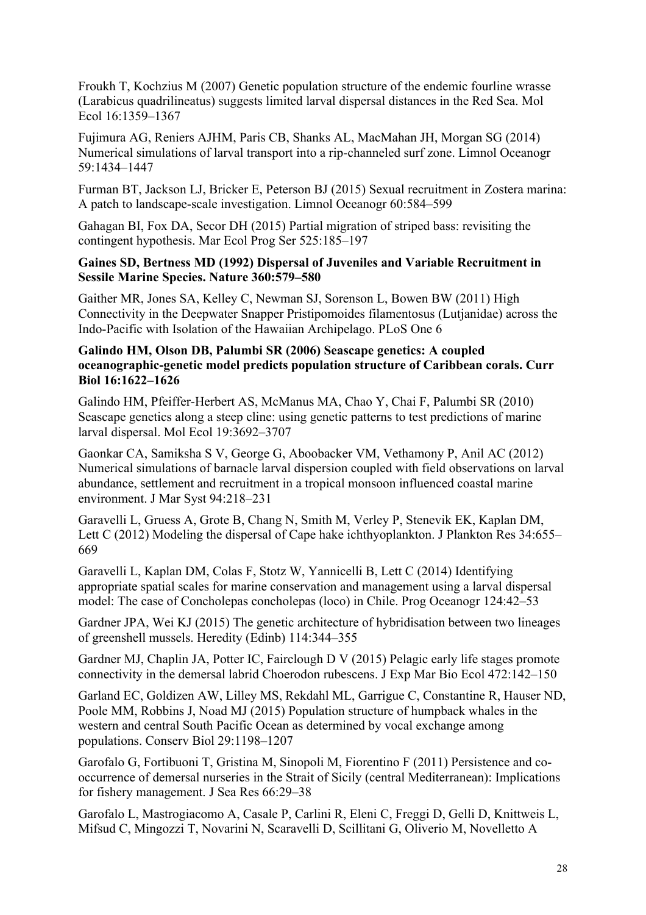Froukh T, Kochzius M (2007) Genetic population structure of the endemic fourline wrasse (Larabicus quadrilineatus) suggests limited larval dispersal distances in the Red Sea. Mol Ecol 16:1359–1367

Fujimura AG, Reniers AJHM, Paris CB, Shanks AL, MacMahan JH, Morgan SG (2014) Numerical simulations of larval transport into a rip-channeled surf zone. Limnol Oceanogr 59:1434–1447

Furman BT, Jackson LJ, Bricker E, Peterson BJ (2015) Sexual recruitment in Zostera marina: A patch to landscape-scale investigation. Limnol Oceanogr 60:584–599

Gahagan BI, Fox DA, Secor DH (2015) Partial migration of striped bass: revisiting the contingent hypothesis. Mar Ecol Prog Ser 525:185–197

**Gaines SD, Bertness MD (1992) Dispersal of Juveniles and Variable Recruitment in Sessile Marine Species. Nature 360:579–580**

Gaither MR, Jones SA, Kelley C, Newman SJ, Sorenson L, Bowen BW (2011) High Connectivity in the Deepwater Snapper Pristipomoides filamentosus (Lutjanidae) across the Indo-Pacific with Isolation of the Hawaiian Archipelago. PLoS One 6

**Galindo HM, Olson DB, Palumbi SR (2006) Seascape genetics: A coupled oceanographic-genetic model predicts population structure of Caribbean corals. Curr Biol 16:1622–1626**

Galindo HM, Pfeiffer-Herbert AS, McManus MA, Chao Y, Chai F, Palumbi SR (2010) Seascape genetics along a steep cline: using genetic patterns to test predictions of marine larval dispersal. Mol Ecol 19:3692–3707

Gaonkar CA, Samiksha S V, George G, Aboobacker VM, Vethamony P, Anil AC (2012) Numerical simulations of barnacle larval dispersion coupled with field observations on larval abundance, settlement and recruitment in a tropical monsoon influenced coastal marine environment. J Mar Syst 94:218–231

Garavelli L, Gruess A, Grote B, Chang N, Smith M, Verley P, Stenevik EK, Kaplan DM, Lett C (2012) Modeling the dispersal of Cape hake ichthyoplankton. J Plankton Res 34:655–669

Garavelli L, Kaplan DM, Colas F, Stotz W, Yannicelli B, Lett C (2014) Identifying appropriate spatial scales for marine conservation and management using a larval dispersal model: The case of Concholepas concholepas (loco) in Chile. Prog Oceanogr 124:42–53

Gardner JPA, Wei KJ (2015) The genetic architecture of hybridisation between two lineages of greenshell mussels. Heredity (Edinb) 114:344–355

Gardner MJ, Chaplin JA, Potter IC, Fairclough D V (2015) Pelagic early life stages promote connectivity in the demersal labrid Choerodon rubescens. J Exp Mar Bio Ecol 472:142–150

Garland EC, Goldizen AW, Lilley MS, Rekdahl ML, Garrigue C, Constantine R, Hauser ND, Poole MM, Robbins J, Noad MJ (2015) Population structure of humpback whales in the western and central South Pacific Ocean as determined by vocal exchange among populations. Conserv Biol 29:1198–1207

Garofalo G, Fortibuoni T, Gristina M, Sinopoli M, Fiorentino F (2011) Persistence and co-occurrence of demersal nurseries in the Strait of Sicily (central Mediterranean): Implications for fishery management. J Sea Res 66:29–38

Garofalo L, Mastrogiacomo A, Casale P, Carlini R, Eleni C, Freggi D, Gelli D, Knittweis L, Mifsud C, Mingozzi T, Novarini N, Scaravelli D, Scillitani G, Oliverio M, Novelletto A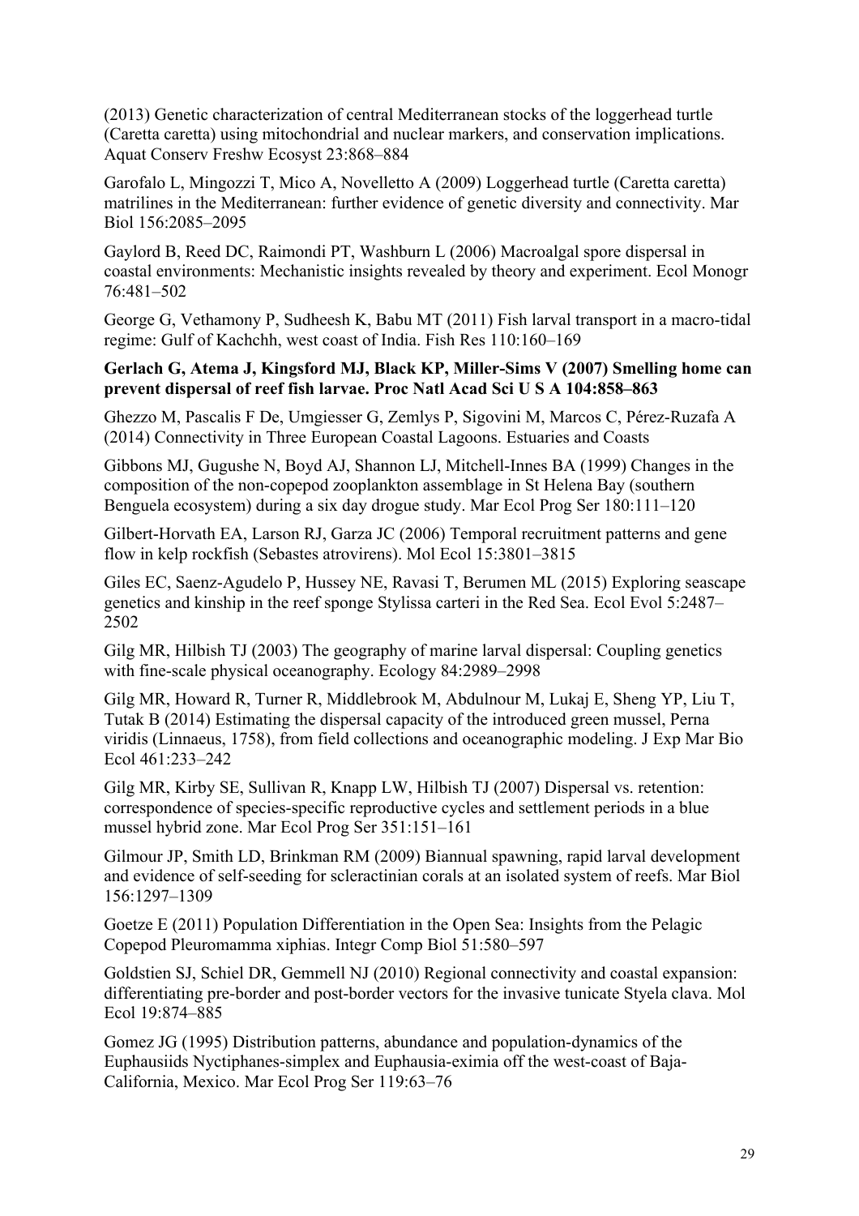(2013) Genetic characterization of central Mediterranean stocks of the loggerhead turtle (Caretta caretta) using mitochondrial and nuclear markers, and conservation implications. Aquat Conserv Freshw Ecosyst 23:868–884

Garofalo L, Mingozzi T, Mico A, Novelletto A (2009) Loggerhead turtle (Caretta caretta) matrilines in the Mediterranean: further evidence of genetic diversity and connectivity. Mar Biol 156:2085–2095

Gaylord B, Reed DC, Raimondi PT, Washburn L (2006) Macroalgal spore dispersal in coastal environments: Mechanistic insights revealed by theory and experiment. Ecol Monogr 76:481–502

George G, Vethamony P, Sudheesh K, Babu MT (2011) Fish larval transport in a macro-tidal regime: Gulf of Kachchh, west coast of India. Fish Res 110:160–169

**Gerlach G, Atema J, Kingsford MJ, Black KP, Miller-Sims V (2007) Smelling home can prevent dispersal of reef fish larvae. Proc Natl Acad Sci U S A 104:858–863**

Ghezzo M, Pascalis F De, Umgiesser G, Zemlys P, Sigovini M, Marcos C, Pérez-Ruzafa A (2014) Connectivity in Three European Coastal Lagoons. Estuaries and Coasts

Gibbons MJ, Gugushe N, Boyd AJ, Shannon LJ, Mitchell-Innes BA (1999) Changes in the composition of the non-copepod zooplankton assemblage in St Helena Bay (southern Benguela ecosystem) during a six day drogue study. Mar Ecol Prog Ser 180:111–120

Gilbert-Horvath EA, Larson RJ, Garza JC (2006) Temporal recruitment patterns and gene flow in kelp rockfish (Sebastes atrovirens). Mol Ecol 15:3801–3815

Giles EC, Saenz-Agudelo P, Hussey NE, Ravasi T, Berumen ML (2015) Exploring seascape genetics and kinship in the reef sponge Stylissa carteri in the Red Sea. Ecol Evol 5:2487–2502

Gilg MR, Hilbish TJ (2003) The geography of marine larval dispersal: Coupling genetics with fine-scale physical oceanography. Ecology 84:2989–2998

Gilg MR, Howard R, Turner R, Middlebrook M, Abdulnour M, Lukaj E, Sheng YP, Liu T, Tutak B (2014) Estimating the dispersal capacity of the introduced green mussel, Perna viridis (Linnaeus, 1758), from field collections and oceanographic modeling. J Exp Mar Bio Ecol 461:233–242

Gilg MR, Kirby SE, Sullivan R, Knapp LW, Hilbish TJ (2007) Dispersal vs. retention: correspondence of species-specific reproductive cycles and settlement periods in a blue mussel hybrid zone. Mar Ecol Prog Ser 351:151–161

Gilmour JP, Smith LD, Brinkman RM (2009) Biannual spawning, rapid larval development and evidence of self-seeding for scleractinian corals at an isolated system of reefs. Mar Biol 156:1297–1309

Goetze E (2011) Population Differentiation in the Open Sea: Insights from the Pelagic Copepod Pleuromamma xiphias. Integr Comp Biol 51:580–597

Goldstien SJ, Schiel DR, Gemmell NJ (2010) Regional connectivity and coastal expansion: differentiating pre-border and post-border vectors for the invasive tunicate Styela clava. Mol Ecol 19:874–885

Gomez JG (1995) Distribution patterns, abundance and population-dynamics of the Euphausiids Nyctiphanes-simplex and Euphausia-eximia off the west-coast of Baja-California, Mexico. Mar Ecol Prog Ser 119:63–76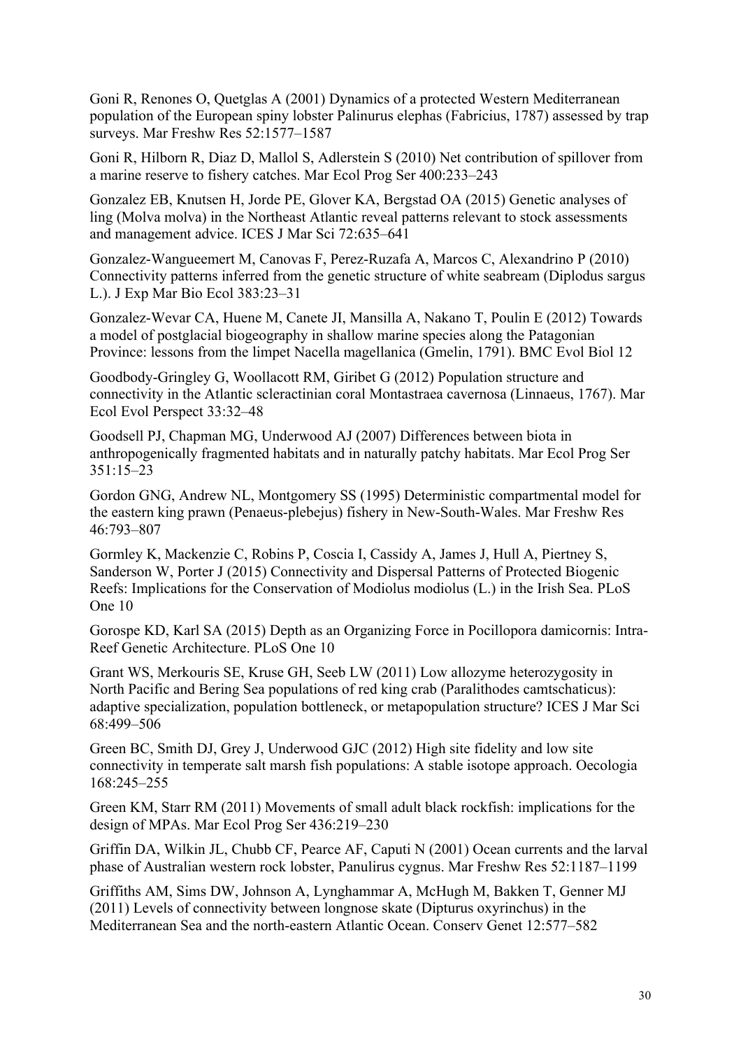Goni R, Renones O, Quetglas A (2001) Dynamics of a protected Western Mediterranean population of the European spiny lobster Palinurus elephas (Fabricius, 1787) assessed by trap surveys. Mar Freshw Res 52:1577–1587

Goni R, Hilborn R, Diaz D, Mallol S, Adlerstein S (2010) Net contribution of spillover from a marine reserve to fishery catches. Mar Ecol Prog Ser 400:233–243

Gonzalez EB, Knutsen H, Jorde PE, Glover KA, Bergstad OA (2015) Genetic analyses of ling (Molva molva) in the Northeast Atlantic reveal patterns relevant to stock assessments and management advice. ICES J Mar Sci 72:635–641

Gonzalez-Wangueemert M, Canovas F, Perez-Ruzafa A, Marcos C, Alexandrino P (2010) Connectivity patterns inferred from the genetic structure of white seabream (Diplodus sargus L.). J Exp Mar Bio Ecol 383:23–31

Gonzalez-Wevar CA, Huene M, Canete JI, Mansilla A, Nakano T, Poulin E (2012) Towards a model of postglacial biogeography in shallow marine species along the Patagonian Province: lessons from the limpet Nacella magellanica (Gmelin, 1791). BMC Evol Biol 12

Goodbody-Gringley G, Woollacott RM, Giribet G (2012) Population structure and connectivity in the Atlantic scleractinian coral Montastraea cavernosa (Linnaeus, 1767). Mar Ecol Evol Perspect 33:32–48

Goodsell PJ, Chapman MG, Underwood AJ (2007) Differences between biota in anthropogenically fragmented habitats and in naturally patchy habitats. Mar Ecol Prog Ser 351:15–23

Gordon GNG, Andrew NL, Montgomery SS (1995) Deterministic compartmental model for the eastern king prawn (Penaeus-plebejus) fishery in New-South-Wales. Mar Freshw Res 46:793–807

Gormley K, Mackenzie C, Robins P, Coscia I, Cassidy A, James J, Hull A, Piertney S, Sanderson W, Porter J (2015) Connectivity and Dispersal Patterns of Protected Biogenic Reefs: Implications for the Conservation of Modiolus modiolus (L.) in the Irish Sea. PLoS One 10

Gorospe KD, Karl SA (2015) Depth as an Organizing Force in Pocillopora damicornis: Intra-Reef Genetic Architecture. PLoS One 10

Grant WS, Merkouris SE, Kruse GH, Seeb LW (2011) Low allozyme heterozygosity in North Pacific and Bering Sea populations of red king crab (Paralithodes camtschaticus): adaptive specialization, population bottleneck, or metapopulation structure? ICES J Mar Sci 68:499–506

Green BC, Smith DJ, Grey J, Underwood GJC (2012) High site fidelity and low site connectivity in temperate salt marsh fish populations: A stable isotope approach. Oecologia 168:245–255

Green KM, Starr RM (2011) Movements of small adult black rockfish: implications for the design of MPAs. Mar Ecol Prog Ser 436:219–230

Griffin DA, Wilkin JL, Chubb CF, Pearce AF, Caputi N (2001) Ocean currents and the larval phase of Australian western rock lobster, Panulirus cygnus. Mar Freshw Res 52:1187–1199

Griffiths AM, Sims DW, Johnson A, Lynghammar A, McHugh M, Bakken T, Genner MJ (2011) Levels of connectivity between longnose skate (Dipturus oxyrinchus) in the Mediterranean Sea and the north-eastern Atlantic Ocean. Conserv Genet 12:577–582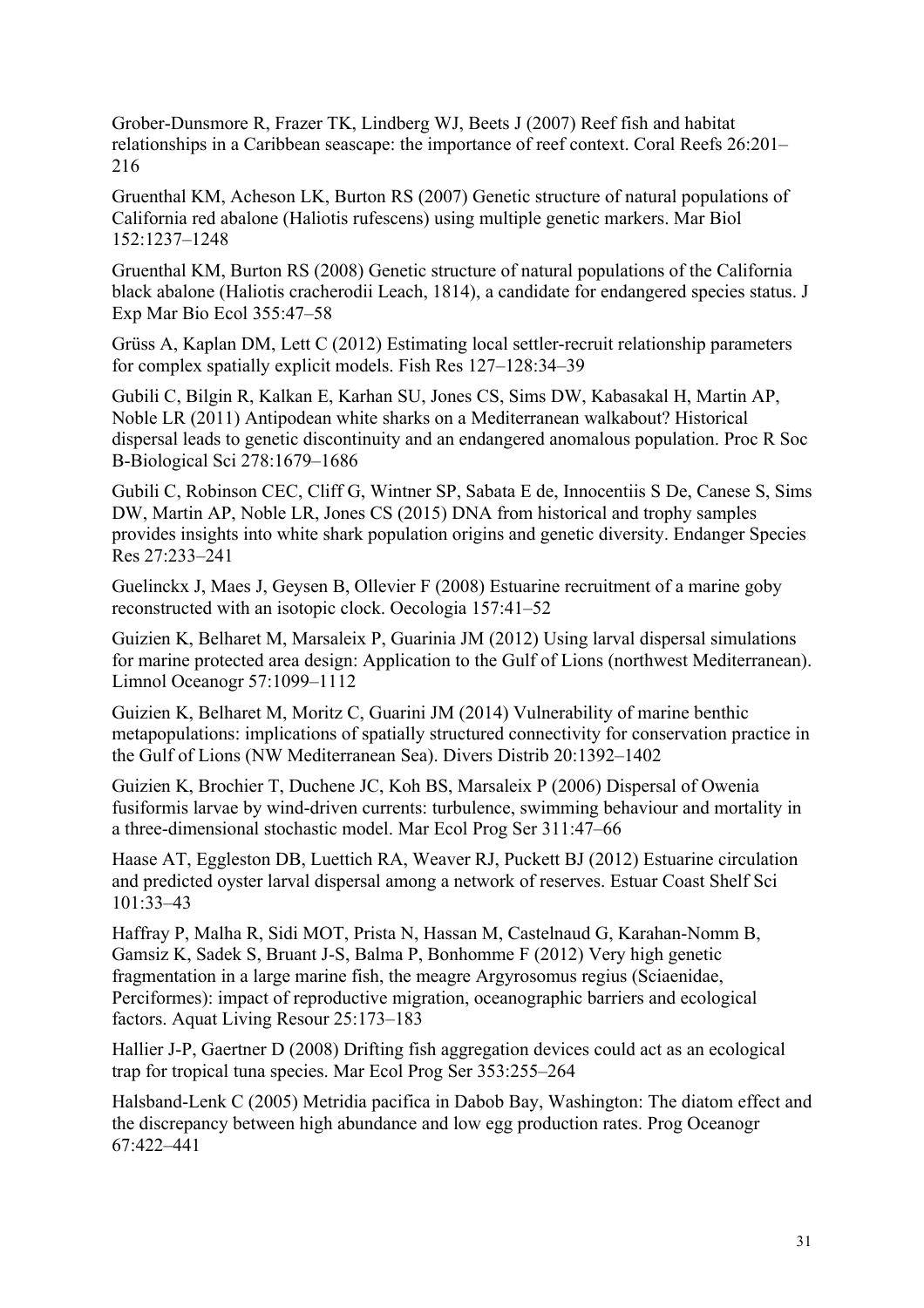Grober-Dunsmore R, Frazer TK, Lindberg WJ, Beets J (2007) Reef fish and habitat relationships in a Caribbean seascape: the importance of reef context. Coral Reefs 26:201–216

Gruenthal KM, Acheson LK, Burton RS (2007) Genetic structure of natural populations of California red abalone (Haliotis rufescens) using multiple genetic markers. Mar Biol 152:1237–1248

Gruenthal KM, Burton RS (2008) Genetic structure of natural populations of the California black abalone (Haliotis cracherodii Leach, 1814), a candidate for endangered species status. J Exp Mar Bio Ecol 355:47–58

Grüss A, Kaplan DM, Lett C (2012) Estimating local settler-recruit relationship parameters for complex spatially explicit models. Fish Res 127–128:34–39

Gubili C, Bilgin R, Kalkan E, Karhan SU, Jones CS, Sims DW, Kabasakal H, Martin AP, Noble LR (2011) Antipodean white sharks on a Mediterranean walkabout? Historical dispersal leads to genetic discontinuity and an endangered anomalous population. Proc R Soc B-Biological Sci 278:1679–1686

Gubili C, Robinson CEC, Cliff G, Wintner SP, Sabata E de, Innocentiis S De, Canese S, Sims DW, Martin AP, Noble LR, Jones CS (2015) DNA from historical and trophy samples provides insights into white shark population origins and genetic diversity. Endanger Species Res 27:233–241

Guelinckx J, Maes J, Geysen B, Ollevier F (2008) Estuarine recruitment of a marine goby reconstructed with an isotopic clock. Oecologia 157:41–52

Guizien K, Belharet M, Marsaleix P, Guarinia JM (2012) Using larval dispersal simulations for marine protected area design: Application to the Gulf of Lions (northwest Mediterranean). Limnol Oceanogr 57:1099–1112

Guizien K, Belharet M, Moritz C, Guarini JM (2014) Vulnerability of marine benthic metapopulations: implications of spatially structured connectivity for conservation practice in the Gulf of Lions (NW Mediterranean Sea). Divers Distrib 20:1392–1402

Guizien K, Brochier T, Duchene JC, Koh BS, Marsaleix P (2006) Dispersal of Owenia fusiformis larvae by wind-driven currents: turbulence, swimming behaviour and mortality in a three-dimensional stochastic model. Mar Ecol Prog Ser 311:47–66

Haase AT, Eggleston DB, Luettich RA, Weaver RJ, Puckett BJ (2012) Estuarine circulation and predicted oyster larval dispersal among a network of reserves. Estuar Coast Shelf Sci 101:33–43

Haffray P, Malha R, Sidi MOT, Prista N, Hassan M, Castelnaud G, Karahan-Nomm B, Gamsiz K, Sadek S, Bruant J-S, Balma P, Bonhomme F (2012) Very high genetic fragmentation in a large marine fish, the meagre Argyrosomus regius (Sciaenidae, Perciformes): impact of reproductive migration, oceanographic barriers and ecological factors. Aquat Living Resour 25:173–183

Hallier J-P, Gaertner D (2008) Drifting fish aggregation devices could act as an ecological trap for tropical tuna species. Mar Ecol Prog Ser 353:255–264

Halsband-Lenk C (2005) Metridia pacifica in Dabob Bay, Washington: The diatom effect and the discrepancy between high abundance and low egg production rates. Prog Oceanogr 67:422–441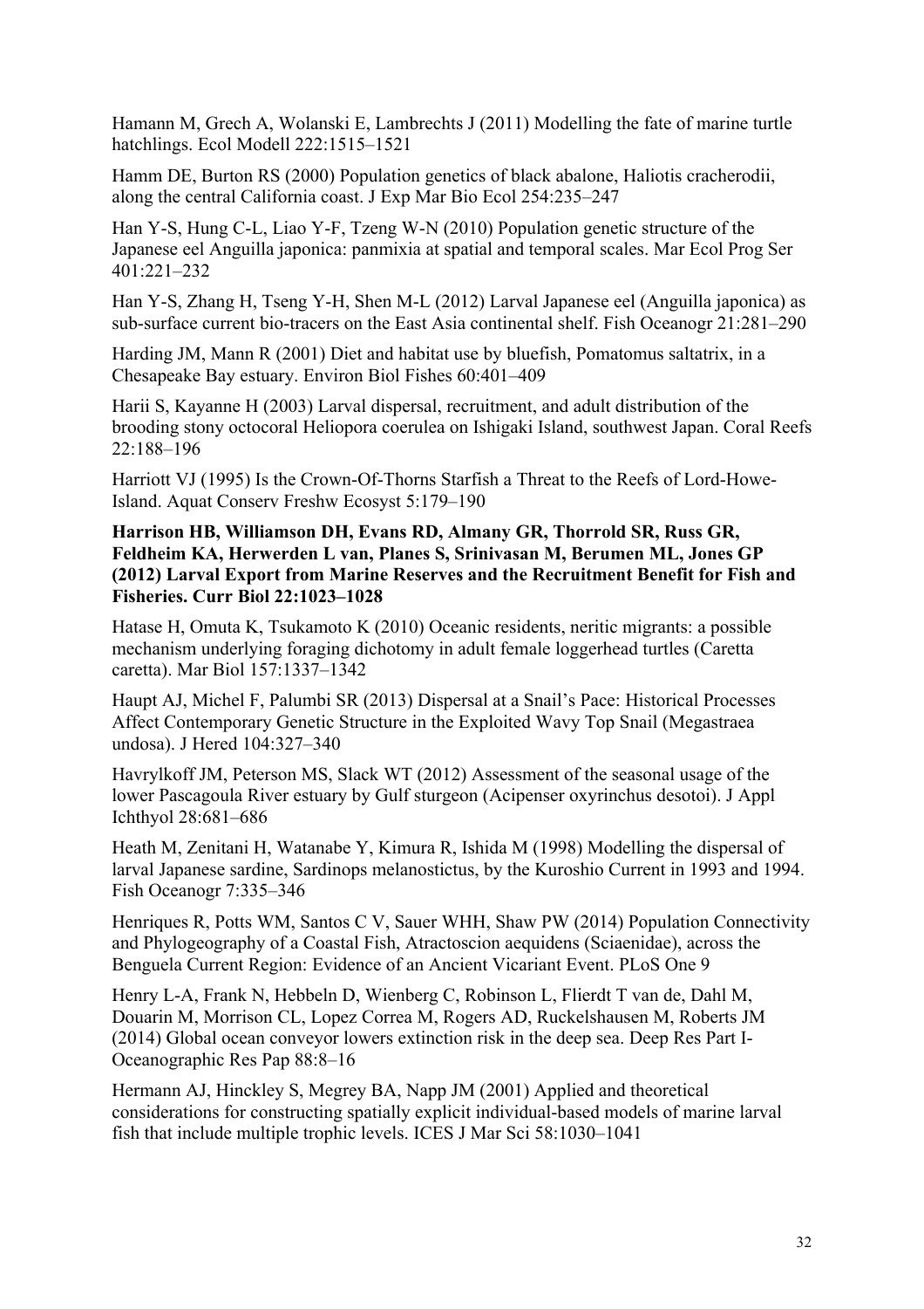Hamann M, Grech A, Wolanski E, Lambrechts J (2011) Modelling the fate of marine turtle hatchlings. Ecol Modell 222:1515–1521

Hamm DE, Burton RS (2000) Population genetics of black abalone, Haliotis cracherodii, along the central California coast. J Exp Mar Bio Ecol 254:235–247

Han Y-S, Hung C-L, Liao Y-F, Tzeng W-N (2010) Population genetic structure of the Japanese eel Anguilla japonica: panmixia at spatial and temporal scales. Mar Ecol Prog Ser 401:221–232

Han Y-S, Zhang H, Tseng Y-H, Shen M-L (2012) Larval Japanese eel (Anguilla japonica) as sub-surface current bio-tracers on the East Asia continental shelf. Fish Oceanogr 21:281–290

Harding JM, Mann R (2001) Diet and habitat use by bluefish, Pomatomus saltatrix, in a Chesapeake Bay estuary. Environ Biol Fishes 60:401–409

Harii S, Kayanne H (2003) Larval dispersal, recruitment, and adult distribution of the brooding stony octocoral Heliopora coerulea on Ishigaki Island, southwest Japan. Coral Reefs 22:188–196

Harriott VJ (1995) Is the Crown-Of-Thorns Starfish a Threat to the Reefs of Lord-Howe-Island. Aquat Conserv Freshw Ecosyst 5:179–190

**Harrison HB, Williamson DH, Evans RD, Almany GR, Thorrold SR, Russ GR, Feldheim KA, Herwerden L van, Planes S, Srinivasan M, Berumen ML, Jones GP (2012) Larval Export from Marine Reserves and the Recruitment Benefit for Fish and Fisheries. Curr Biol 22:1023–1028**

Hatase H, Omuta K, Tsukamoto K (2010) Oceanic residents, neritic migrants: a possible mechanism underlying foraging dichotomy in adult female loggerhead turtles (Caretta caretta). Mar Biol 157:1337–1342

Haupt AJ, Michel F, Palumbi SR (2013) Dispersal at a Snail's Pace: Historical Processes Affect Contemporary Genetic Structure in the Exploited Wavy Top Snail (Megastraea undosa). J Hered 104:327–340

Havrylkoff JM, Peterson MS, Slack WT (2012) Assessment of the seasonal usage of the lower Pascagoula River estuary by Gulf sturgeon (Acipenser oxyrinchus desotoi). J Appl Ichthyol 28:681–686

Heath M, Zenitani H, Watanabe Y, Kimura R, Ishida M (1998) Modelling the dispersal of larval Japanese sardine, Sardinops melanostictus, by the Kuroshio Current in 1993 and 1994. Fish Oceanogr 7:335–346

Henriques R, Potts WM, Santos C V, Sauer WHH, Shaw PW (2014) Population Connectivity and Phylogeography of a Coastal Fish, Atractoscion aequidens (Sciaenidae), across the Benguela Current Region: Evidence of an Ancient Vicariant Event. PLoS One 9

Henry L-A, Frank N, Hebbeln D, Wienberg C, Robinson L, Flierdt T van de, Dahl M, Douarin M, Morrison CL, Lopez Correa M, Rogers AD, Ruckelshausen M, Roberts JM (2014) Global ocean conveyor lowers extinction risk in the deep sea. Deep Res Part I-Oceanographic Res Pap 88:8–16

Hermann AJ, Hinckley S, Megrey BA, Napp JM (2001) Applied and theoretical considerations for constructing spatially explicit individual-based models of marine larval fish that include multiple trophic levels. ICES J Mar Sci 58:1030–1041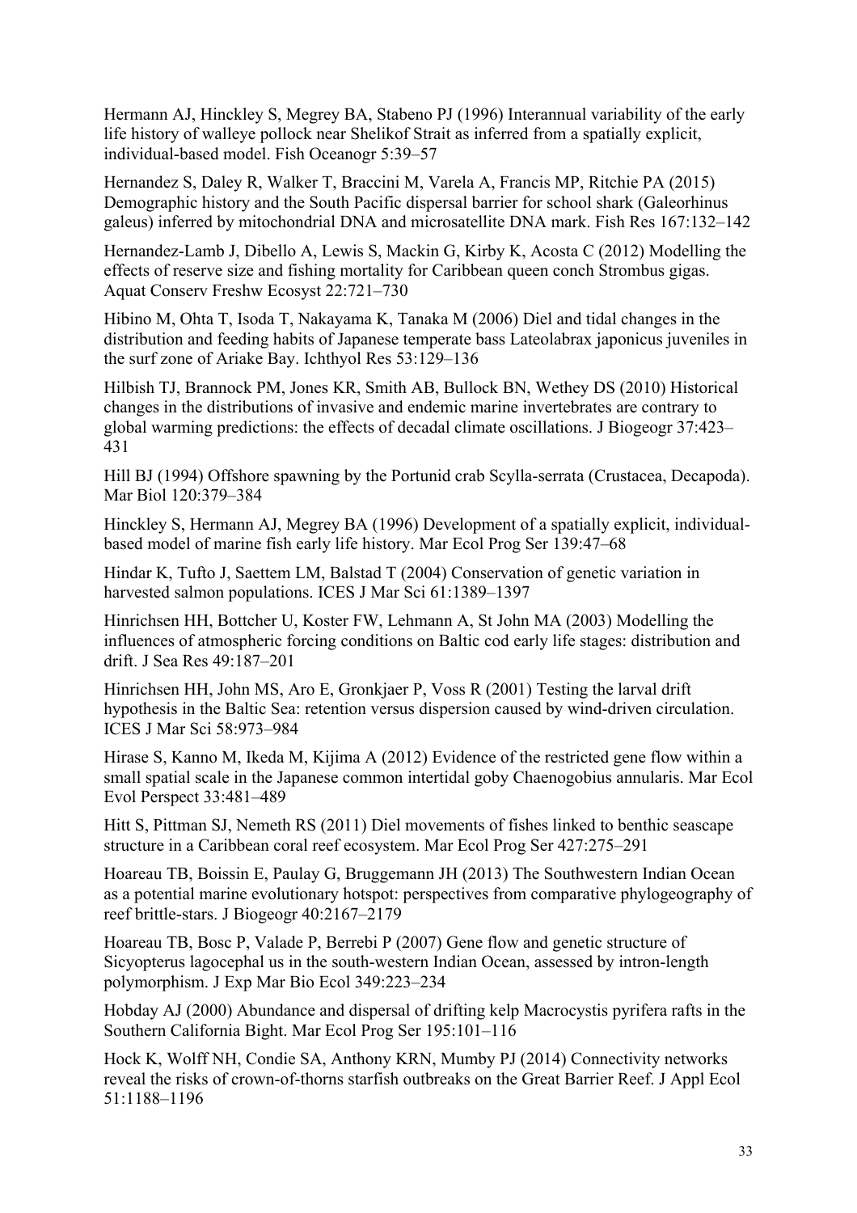Hermann AJ, Hinckley S, Megrey BA, Stabeno PJ (1996) Interannual variability of the early life history of walleye pollock near Shelikof Strait as inferred from a spatially explicit, individual-based model. Fish Oceanogr 5:39–57

Hernandez S, Daley R, Walker T, Braccini M, Varela A, Francis MP, Ritchie PA (2015) Demographic history and the South Pacific dispersal barrier for school shark (Galeorhinus galeus) inferred by mitochondrial DNA and microsatellite DNA mark. Fish Res 167:132–142

Hernandez-Lamb J, Dibello A, Lewis S, Mackin G, Kirby K, Acosta C (2012) Modelling the effects of reserve size and fishing mortality for Caribbean queen conch Strombus gigas. Aquat Conserv Freshw Ecosyst 22:721–730

Hibino M, Ohta T, Isoda T, Nakayama K, Tanaka M (2006) Diel and tidal changes in the distribution and feeding habits of Japanese temperate bass Lateolabrax japonicus juveniles in the surf zone of Ariake Bay. Ichthyol Res 53:129–136

Hilbish TJ, Brannock PM, Jones KR, Smith AB, Bullock BN, Wethey DS (2010) Historical changes in the distributions of invasive and endemic marine invertebrates are contrary to global warming predictions: the effects of decadal climate oscillations. J Biogeogr 37:423–431

Hill BJ (1994) Offshore spawning by the Portunid crab Scylla-serrata (Crustacea, Decapoda). Mar Biol 120:379–384

Hinckley S, Hermann AJ, Megrey BA (1996) Development of a spatially explicit, individual-based model of marine fish early life history. Mar Ecol Prog Ser 139:47–68

Hindar K, Tufto J, Saettem LM, Balstad T (2004) Conservation of genetic variation in harvested salmon populations. ICES J Mar Sci 61:1389–1397

Hinrichsen HH, Bottcher U, Koster FW, Lehmann A, St John MA (2003) Modelling the influences of atmospheric forcing conditions on Baltic cod early life stages: distribution and drift. J Sea Res 49:187–201

Hinrichsen HH, John MS, Aro E, Gronkjaer P, Voss R (2001) Testing the larval drift hypothesis in the Baltic Sea: retention versus dispersion caused by wind-driven circulation. ICES J Mar Sci 58:973–984

Hirase S, Kanno M, Ikeda M, Kijima A (2012) Evidence of the restricted gene flow within a small spatial scale in the Japanese common intertidal goby Chaenogobius annularis. Mar Ecol Evol Perspect 33:481–489

Hitt S, Pittman SJ, Nemeth RS (2011) Diel movements of fishes linked to benthic seascape structure in a Caribbean coral reef ecosystem. Mar Ecol Prog Ser 427:275–291

Hoareau TB, Boissin E, Paulay G, Bruggemann JH (2013) The Southwestern Indian Ocean as a potential marine evolutionary hotspot: perspectives from comparative phylogeography of reef brittle-stars. J Biogeogr 40:2167–2179

Hoareau TB, Bosc P, Valade P, Berrebi P (2007) Gene flow and genetic structure of Sicyopterus lagocephal us in the south-western Indian Ocean, assessed by intron-length polymorphism. J Exp Mar Bio Ecol 349:223–234

Hobday AJ (2000) Abundance and dispersal of drifting kelp Macrocystis pyrifera rafts in the Southern California Bight. Mar Ecol Prog Ser 195:101–116

Hock K, Wolff NH, Condie SA, Anthony KRN, Mumby PJ (2014) Connectivity networks reveal the risks of crown-of-thorns starfish outbreaks on the Great Barrier Reef. J Appl Ecol 51:1188–1196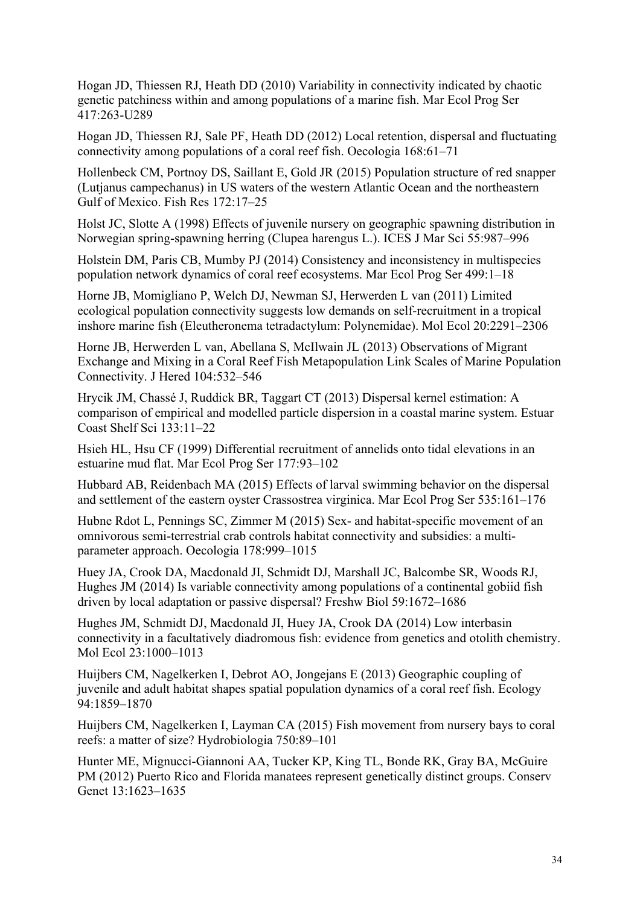Hogan JD, Thiessen RJ, Heath DD (2010) Variability in connectivity indicated by chaotic genetic patchiness within and among populations of a marine fish. Mar Ecol Prog Ser 417:263-U289

Hogan JD, Thiessen RJ, Sale PF, Heath DD (2012) Local retention, dispersal and fluctuating connectivity among populations of a coral reef fish. Oecologia 168:61–71

Hollenbeck CM, Portnoy DS, Saillant E, Gold JR (2015) Population structure of red snapper (Lutjanus campechanus) in US waters of the western Atlantic Ocean and the northeastern Gulf of Mexico. Fish Res 172:17–25

Holst JC, Slotte A (1998) Effects of juvenile nursery on geographic spawning distribution in Norwegian spring-spawning herring (Clupea harengus L.). ICES J Mar Sci 55:987–996

Holstein DM, Paris CB, Mumby PJ (2014) Consistency and inconsistency in multispecies population network dynamics of coral reef ecosystems. Mar Ecol Prog Ser 499:1–18

Horne JB, Momigliano P, Welch DJ, Newman SJ, Herwerden L van (2011) Limited ecological population connectivity suggests low demands on self-recruitment in a tropical inshore marine fish (Eleutheronema tetradactylum: Polynemidae). Mol Ecol 20:2291–2306

Horne JB, Herwerden L van, Abellana S, McIlwain JL (2013) Observations of Migrant Exchange and Mixing in a Coral Reef Fish Metapopulation Link Scales of Marine Population Connectivity. J Hered 104:532–546

Hrycik JM, Chassé J, Ruddick BR, Taggart CT (2013) Dispersal kernel estimation: A comparison of empirical and modelled particle dispersion in a coastal marine system. Estuar Coast Shelf Sci 133:11–22

Hsieh HL, Hsu CF (1999) Differential recruitment of annelids onto tidal elevations in an estuarine mud flat. Mar Ecol Prog Ser 177:93–102

Hubbard AB, Reidenbach MA (2015) Effects of larval swimming behavior on the dispersal and settlement of the eastern oyster Crassostrea virginica. Mar Ecol Prog Ser 535:161–176

Hubne Rdot L, Pennings SC, Zimmer M (2015) Sex- and habitat-specific movement of an omnivorous semi-terrestrial crab controls habitat connectivity and subsidies: a multi-parameter approach. Oecologia 178:999–1015

Huey JA, Crook DA, Macdonald JI, Schmidt DJ, Marshall JC, Balcombe SR, Woods RJ, Hughes JM (2014) Is variable connectivity among populations of a continental gobiid fish driven by local adaptation or passive dispersal? Freshw Biol 59:1672–1686

Hughes JM, Schmidt DJ, Macdonald JI, Huey JA, Crook DA (2014) Low interbasin connectivity in a facultatively diadromous fish: evidence from genetics and otolith chemistry. Mol Ecol 23:1000–1013

Huijbers CM, Nagelkerken I, Debrot AO, Jongejans E (2013) Geographic coupling of juvenile and adult habitat shapes spatial population dynamics of a coral reef fish. Ecology 94:1859–1870

Huijbers CM, Nagelkerken I, Layman CA (2015) Fish movement from nursery bays to coral reefs: a matter of size? Hydrobiologia 750:89–101

Hunter ME, Mignucci-Giannoni AA, Tucker KP, King TL, Bonde RK, Gray BA, McGuire PM (2012) Puerto Rico and Florida manatees represent genetically distinct groups. Conserv Genet 13:1623–1635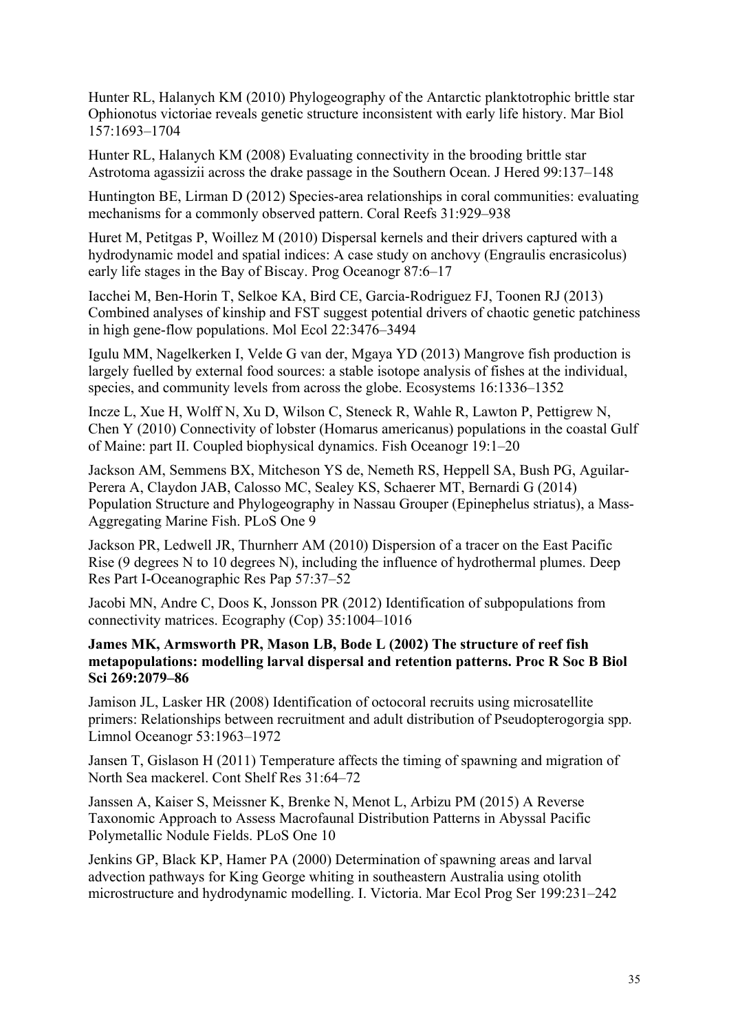Hunter RL, Halanych KM (2010) Phylogeography of the Antarctic planktotrophic brittle star Ophionotus victoriae reveals genetic structure inconsistent with early life history. Mar Biol 157:1693–1704

Hunter RL, Halanych KM (2008) Evaluating connectivity in the brooding brittle star Astrotoma agassizii across the drake passage in the Southern Ocean. J Hered 99:137–148

Huntington BE, Lirman D (2012) Species-area relationships in coral communities: evaluating mechanisms for a commonly observed pattern. Coral Reefs 31:929–938

Huret M, Petitgas P, Woillez M (2010) Dispersal kernels and their drivers captured with a hydrodynamic model and spatial indices: A case study on anchovy (Engraulis encrasicolus) early life stages in the Bay of Biscay. Prog Oceanogr 87:6–17

Iacchei M, Ben-Horin T, Selkoe KA, Bird CE, Garcia-Rodriguez FJ, Toonen RJ (2013) Combined analyses of kinship and FST suggest potential drivers of chaotic genetic patchiness in high gene-flow populations. Mol Ecol 22:3476–3494

Igulu MM, Nagelkerken I, Velde G van der, Mgaya YD (2013) Mangrove fish production is largely fuelled by external food sources: a stable isotope analysis of fishes at the individual, species, and community levels from across the globe. Ecosystems 16:1336–1352

Incze L, Xue H, Wolff N, Xu D, Wilson C, Steneck R, Wahle R, Lawton P, Pettigrew N, Chen Y (2010) Connectivity of lobster (Homarus americanus) populations in the coastal Gulf of Maine: part II. Coupled biophysical dynamics. Fish Oceanogr 19:1–20

Jackson AM, Semmens BX, Mitcheson YS de, Nemeth RS, Heppell SA, Bush PG, Aguilar-Perera A, Claydon JAB, Calosso MC, Sealey KS, Schaerer MT, Bernardi G (2014) Population Structure and Phylogeography in Nassau Grouper (Epinephelus striatus), a Mass-Aggregating Marine Fish. PLoS One 9

Jackson PR, Ledwell JR, Thurnherr AM (2010) Dispersion of a tracer on the East Pacific Rise (9 degrees N to 10 degrees N), including the influence of hydrothermal plumes. Deep Res Part I-Oceanographic Res Pap 57:37–52

Jacobi MN, Andre C, Doos K, Jonsson PR (2012) Identification of subpopulations from connectivity matrices. Ecography (Cop) 35:1004–1016

**James MK, Armsworth PR, Mason LB, Bode L (2002) The structure of reef fish metapopulations: modelling larval dispersal and retention patterns. Proc R Soc B Biol Sci 269:2079–86**

Jamison JL, Lasker HR (2008) Identification of octocoral recruits using microsatellite primers: Relationships between recruitment and adult distribution of Pseudopterogorgia spp. Limnol Oceanogr 53:1963–1972

Jansen T, Gislason H (2011) Temperature affects the timing of spawning and migration of North Sea mackerel. Cont Shelf Res 31:64–72

Janssen A, Kaiser S, Meissner K, Brenke N, Menot L, Arbizu PM (2015) A Reverse Taxonomic Approach to Assess Macrofaunal Distribution Patterns in Abyssal Pacific Polymetallic Nodule Fields. PLoS One 10

Jenkins GP, Black KP, Hamer PA (2000) Determination of spawning areas and larval advection pathways for King George whiting in southeastern Australia using otolith microstructure and hydrodynamic modelling. I. Victoria. Mar Ecol Prog Ser 199:231–242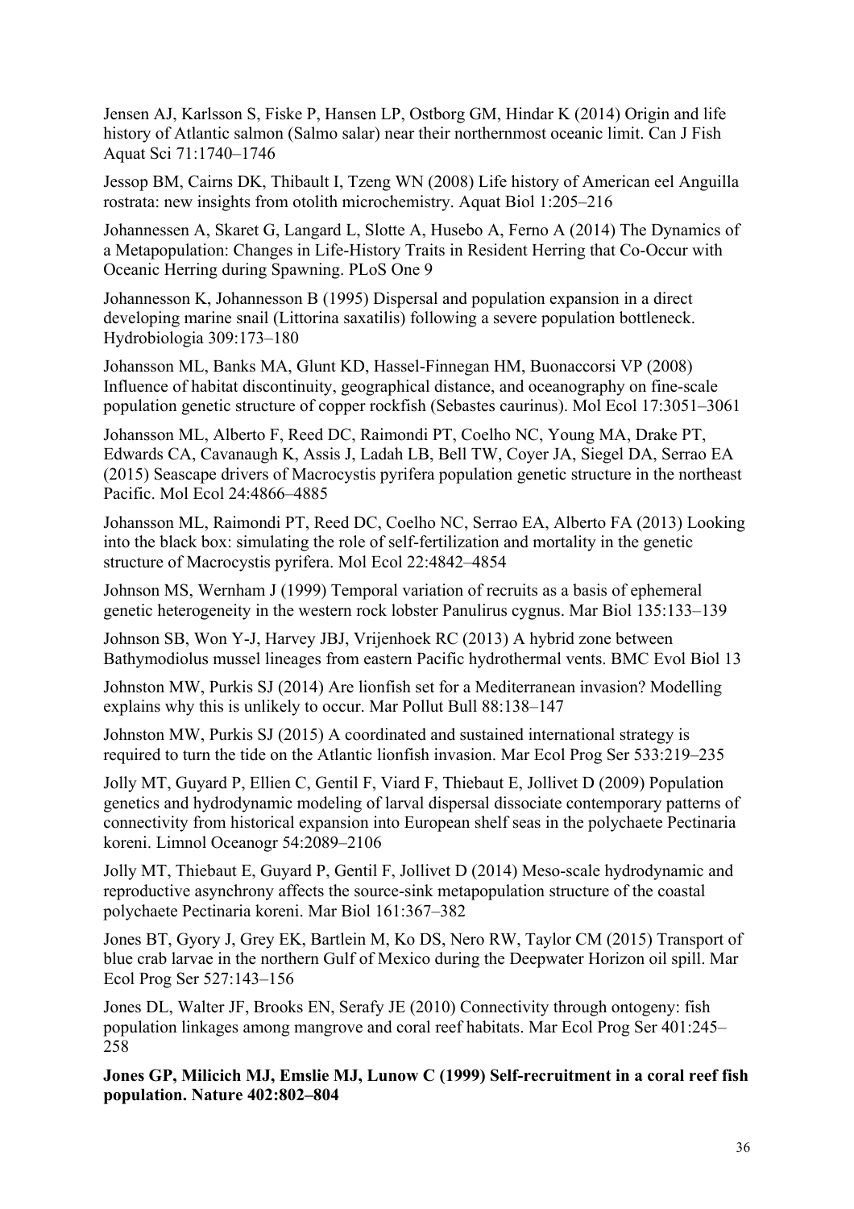Jensen AJ, Karlsson S, Fiske P, Hansen LP, Ostborg GM, Hindar K (2014) Origin and life history of Atlantic salmon (Salmo salar) near their northernmost oceanic limit. Can J Fish Aquat Sci 71:1740–1746

Jessop BM, Cairns DK, Thibault I, Tzeng WN (2008) Life history of American eel Anguilla rostrata: new insights from otolith microchemistry. Aquat Biol 1:205–216

Johannessen A, Skaret G, Langard L, Slotte A, Husebo A, Ferno A (2014) The Dynamics of a Metapopulation: Changes in Life-History Traits in Resident Herring that Co-Occur with Oceanic Herring during Spawning. PLoS One 9

Johannesson K, Johannesson B (1995) Dispersal and population expansion in a direct developing marine snail (Littorina saxatilis) following a severe population bottleneck. Hydrobiologia 309:173–180

Johansson ML, Banks MA, Glunt KD, Hassel-Finnegan HM, Buonaccorsi VP (2008) Influence of habitat discontinuity, geographical distance, and oceanography on fine-scale population genetic structure of copper rockfish (Sebastes caurinus). Mol Ecol 17:3051–3061

Johansson ML, Alberto F, Reed DC, Raimondi PT, Coelho NC, Young MA, Drake PT, Edwards CA, Cavanaugh K, Assis J, Ladah LB, Bell TW, Coyer JA, Siegel DA, Serrao EA (2015) Seascape drivers of Macrocystis pyrifera population genetic structure in the northeast Pacific. Mol Ecol 24:4866–4885

Johansson ML, Raimondi PT, Reed DC, Coelho NC, Serrao EA, Alberto FA (2013) Looking into the black box: simulating the role of self-fertilization and mortality in the genetic structure of Macrocystis pyrifera. Mol Ecol 22:4842–4854

Johnson MS, Wernham J (1999) Temporal variation of recruits as a basis of ephemeral genetic heterogeneity in the western rock lobster Panulirus cygnus. Mar Biol 135:133–139

Johnson SB, Won Y-J, Harvey JBJ, Vrijenhoek RC (2013) A hybrid zone between Bathymodiolus mussel lineages from eastern Pacific hydrothermal vents. BMC Evol Biol 13

Johnston MW, Purkis SJ (2014) Are lionfish set for a Mediterranean invasion? Modelling explains why this is unlikely to occur. Mar Pollut Bull 88:138–147

Johnston MW, Purkis SJ (2015) A coordinated and sustained international strategy is required to turn the tide on the Atlantic lionfish invasion. Mar Ecol Prog Ser 533:219–235

Jolly MT, Guyard P, Ellien C, Gentil F, Viard F, Thiebaut E, Jollivet D (2009) Population genetics and hydrodynamic modeling of larval dispersal dissociate contemporary patterns of connectivity from historical expansion into European shelf seas in the polychaete Pectinaria koreni. Limnol Oceanogr 54:2089–2106

Jolly MT, Thiebaut E, Guyard P, Gentil F, Jollivet D (2014) Meso-scale hydrodynamic and reproductive asynchrony affects the source-sink metapopulation structure of the coastal polychaete Pectinaria koreni. Mar Biol 161:367–382

Jones BT, Gyory J, Grey EK, Bartlein M, Ko DS, Nero RW, Taylor CM (2015) Transport of blue crab larvae in the northern Gulf of Mexico during the Deepwater Horizon oil spill. Mar Ecol Prog Ser 527:143–156

Jones DL, Walter JF, Brooks EN, Serafy JE (2010) Connectivity through ontogeny: fish population linkages among mangrove and coral reef habitats. Mar Ecol Prog Ser 401:245–258

**Jones GP, Milicich MJ, Emslie MJ, Lunow C (1999) Self-recruitment in a coral reef fish population. Nature 402:802–804**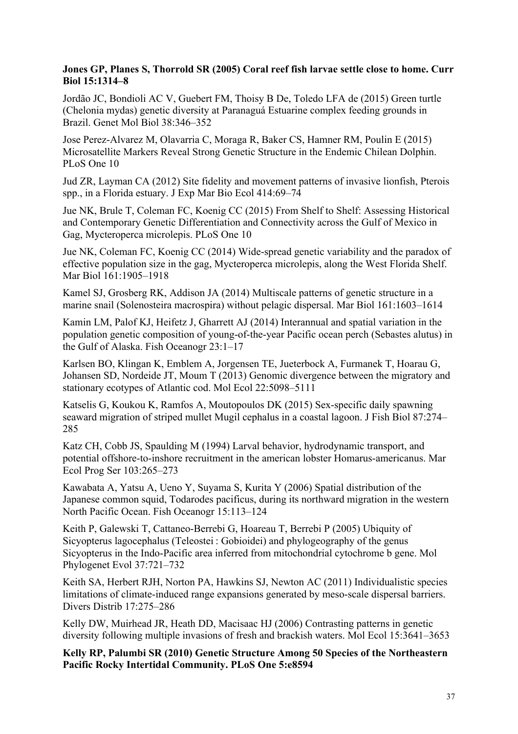**Jones GP, Planes S, Thorrold SR (2005) Coral reef fish larvae settle close to home. Curr Biol 15:1314–8**

Jordão JC, Bondioli AC V, Guebert FM, Thoisy B De, Toledo LFA de (2015) Green turtle (Chelonia mydas) genetic diversity at Paranaguá Estuarine complex feeding grounds in Brazil. Genet Mol Biol 38:346–352

Jose Perez-Alvarez M, Olavarria C, Moraga R, Baker CS, Hamner RM, Poulin E (2015) Microsatellite Markers Reveal Strong Genetic Structure in the Endemic Chilean Dolphin. PLoS One 10

Jud ZR, Layman CA (2012) Site fidelity and movement patterns of invasive lionfish, Pterois spp., in a Florida estuary. J Exp Mar Bio Ecol 414:69–74

Jue NK, Brule T, Coleman FC, Koenig CC (2015) From Shelf to Shelf: Assessing Historical and Contemporary Genetic Differentiation and Connectivity across the Gulf of Mexico in Gag, Mycteroperca microlepis. PLoS One 10

Jue NK, Coleman FC, Koenig CC (2014) Wide-spread genetic variability and the paradox of effective population size in the gag, Mycteroperca microlepis, along the West Florida Shelf. Mar Biol 161:1905–1918

Kamel SJ, Grosberg RK, Addison JA (2014) Multiscale patterns of genetic structure in a marine snail (Solenosteira macrospira) without pelagic dispersal. Mar Biol 161:1603–1614

Kamin LM, Palof KJ, Heifetz J, Gharrett AJ (2014) Interannual and spatial variation in the population genetic composition of young-of-the-year Pacific ocean perch (Sebastes alutus) in the Gulf of Alaska. Fish Oceanogr 23:1–17

Karlsen BO, Klingan K, Emblem A, Jorgensen TE, Jueterbock A, Furmanek T, Hoarau G, Johansen SD, Nordeide JT, Moum T (2013) Genomic divergence between the migratory and stationary ecotypes of Atlantic cod. Mol Ecol 22:5098–5111

Katselis G, Koukou K, Ramfos A, Moutopoulos DK (2015) Sex-specific daily spawning seaward migration of striped mullet Mugil cephalus in a coastal lagoon. J Fish Biol 87:274–285

Katz CH, Cobb JS, Spaulding M (1994) Larval behavior, hydrodynamic transport, and potential offshore-to-inshore recruitment in the american lobster Homarus-americanus. Mar Ecol Prog Ser 103:265–273

Kawabata A, Yatsu A, Ueno Y, Suyama S, Kurita Y (2006) Spatial distribution of the Japanese common squid, Todarodes pacificus, during its northward migration in the western North Pacific Ocean. Fish Oceanogr 15:113–124

Keith P, Galewski T, Cattaneo-Berrebi G, Hoareau T, Berrebi P (2005) Ubiquity of Sicyopterus lagocephalus (Teleostei : Gobioidei) and phylogeography of the genus Sicyopterus in the Indo-Pacific area inferred from mitochondrial cytochrome b gene. Mol Phylogenet Evol 37:721–732

Keith SA, Herbert RJH, Norton PA, Hawkins SJ, Newton AC (2011) Individualistic species limitations of climate-induced range expansions generated by meso-scale dispersal barriers. Divers Distrib 17:275–286

Kelly DW, Muirhead JR, Heath DD, Macisaac HJ (2006) Contrasting patterns in genetic diversity following multiple invasions of fresh and brackish waters. Mol Ecol 15:3641–3653

**Kelly RP, Palumbi SR (2010) Genetic Structure Among 50 Species of the Northeastern Pacific Rocky Intertidal Community. PLoS One 5:e8594**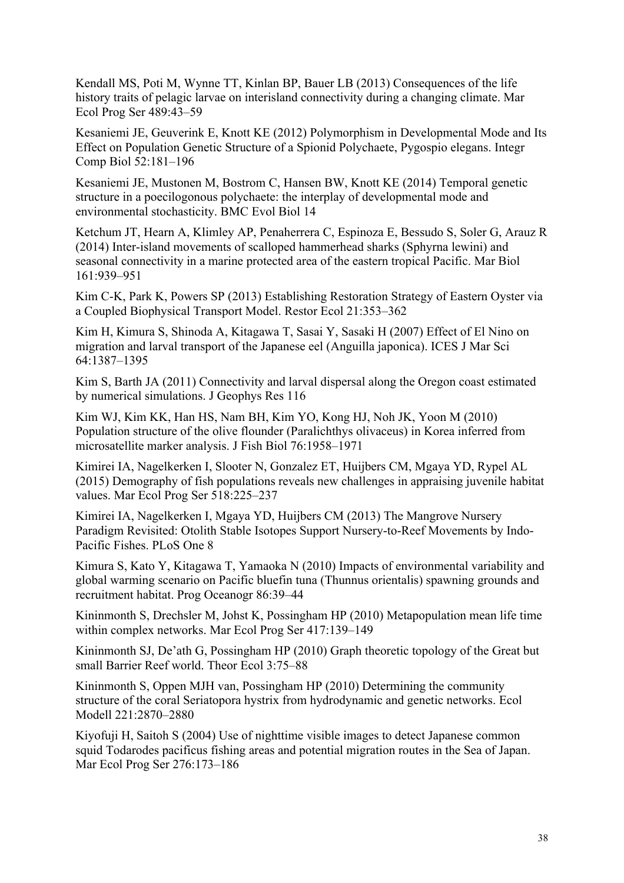Kendall MS, Poti M, Wynne TT, Kinlan BP, Bauer LB (2013) Consequences of the life history traits of pelagic larvae on interisland connectivity during a changing climate. Mar Ecol Prog Ser 489:43–59

Kesaniemi JE, Geuverink E, Knott KE (2012) Polymorphism in Developmental Mode and Its Effect on Population Genetic Structure of a Spionid Polychaete, Pygospio elegans. Integr Comp Biol 52:181–196

Kesaniemi JE, Mustonen M, Bostrom C, Hansen BW, Knott KE (2014) Temporal genetic structure in a poecilogonous polychaete: the interplay of developmental mode and environmental stochasticity. BMC Evol Biol 14

Ketchum JT, Hearn A, Klimley AP, Penaherrera C, Espinoza E, Bessudo S, Soler G, Arauz R (2014) Inter-island movements of scalloped hammerhead sharks (Sphyrna lewini) and seasonal connectivity in a marine protected area of the eastern tropical Pacific. Mar Biol 161:939–951

Kim C-K, Park K, Powers SP (2013) Establishing Restoration Strategy of Eastern Oyster via a Coupled Biophysical Transport Model. Restor Ecol 21:353–362

Kim H, Kimura S, Shinoda A, Kitagawa T, Sasai Y, Sasaki H (2007) Effect of El Nino on migration and larval transport of the Japanese eel (Anguilla japonica). ICES J Mar Sci 64:1387–1395

Kim S, Barth JA (2011) Connectivity and larval dispersal along the Oregon coast estimated by numerical simulations. J Geophys Res 116

Kim WJ, Kim KK, Han HS, Nam BH, Kim YO, Kong HJ, Noh JK, Yoon M (2010) Population structure of the olive flounder (Paralichthys olivaceus) in Korea inferred from microsatellite marker analysis. J Fish Biol 76:1958–1971

Kimirei IA, Nagelkerken I, Slooter N, Gonzalez ET, Huijbers CM, Mgaya YD, Rypel AL (2015) Demography of fish populations reveals new challenges in appraising juvenile habitat values. Mar Ecol Prog Ser 518:225–237

Kimirei IA, Nagelkerken I, Mgaya YD, Huijbers CM (2013) The Mangrove Nursery Paradigm Revisited: Otolith Stable Isotopes Support Nursery-to-Reef Movements by Indo-Pacific Fishes. PLoS One 8

Kimura S, Kato Y, Kitagawa T, Yamaoka N (2010) Impacts of environmental variability and global warming scenario on Pacific bluefin tuna (Thunnus orientalis) spawning grounds and recruitment habitat. Prog Oceanogr 86:39–44

Kininmonth S, Drechsler M, Johst K, Possingham HP (2010) Metapopulation mean life time within complex networks. Mar Ecol Prog Ser 417:139–149

Kininmonth SJ, De'ath G, Possingham HP (2010) Graph theoretic topology of the Great but small Barrier Reef world. Theor Ecol 3:75–88

Kininmonth S, Oppen MJH van, Possingham HP (2010) Determining the community structure of the coral Seriatopora hystrix from hydrodynamic and genetic networks. Ecol Modell 221:2870–2880

Kiyofuji H, Saitoh S (2004) Use of nighttime visible images to detect Japanese common squid Todarodes pacificus fishing areas and potential migration routes in the Sea of Japan. Mar Ecol Prog Ser 276:173–186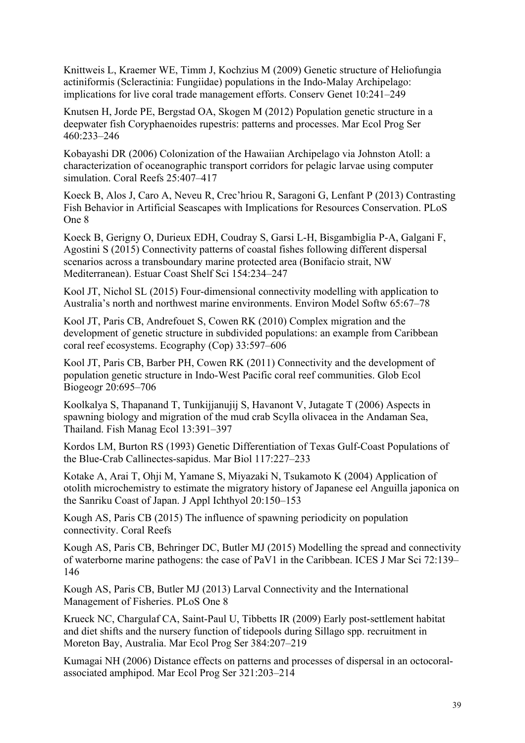Knittweis L, Kraemer WE, Timm J, Kochzius M (2009) Genetic structure of Heliofungia actiniformis (Scleractinia: Fungiidae) populations in the Indo-Malay Archipelago: implications for live coral trade management efforts. Conserv Genet 10:241–249

Knutsen H, Jorde PE, Bergstad OA, Skogen M (2012) Population genetic structure in a deepwater fish Coryphaenoides rupestris: patterns and processes. Mar Ecol Prog Ser 460:233–246

Kobayashi DR (2006) Colonization of the Hawaiian Archipelago via Johnston Atoll: a characterization of oceanographic transport corridors for pelagic larvae using computer simulation. Coral Reefs 25:407–417

Koeck B, Alos J, Caro A, Neveu R, Crec'hriou R, Saragoni G, Lenfant P (2013) Contrasting Fish Behavior in Artificial Seascapes with Implications for Resources Conservation. PLoS One 8

Koeck B, Gerigny O, Durieux EDH, Coudray S, Garsi L-H, Bisgambiglia P-A, Galgani F, Agostini S (2015) Connectivity patterns of coastal fishes following different dispersal scenarios across a transboundary marine protected area (Bonifacio strait, NW Mediterranean). Estuar Coast Shelf Sci 154:234–247

Kool JT, Nichol SL (2015) Four-dimensional connectivity modelling with application to Australia's north and northwest marine environments. Environ Model Softw 65:67–78

Kool JT, Paris CB, Andrefouet S, Cowen RK (2010) Complex migration and the development of genetic structure in subdivided populations: an example from Caribbean coral reef ecosystems. Ecography (Cop) 33:597–606

Kool JT, Paris CB, Barber PH, Cowen RK (2011) Connectivity and the development of population genetic structure in Indo-West Pacific coral reef communities. Glob Ecol Biogeogr 20:695–706

Koolkalya S, Thapanand T, Tunkijjanujij S, Havanont V, Jutagate T (2006) Aspects in spawning biology and migration of the mud crab Scylla olivacea in the Andaman Sea, Thailand. Fish Manag Ecol 13:391–397

Kordos LM, Burton RS (1993) Genetic Differentiation of Texas Gulf-Coast Populations of the Blue-Crab Callinectes-sapidus. Mar Biol 117:227–233

Kotake A, Arai T, Ohji M, Yamane S, Miyazaki N, Tsukamoto K (2004) Application of otolith microchemistry to estimate the migratory history of Japanese eel Anguilla japonica on the Sanriku Coast of Japan. J Appl Ichthyol 20:150–153

Kough AS, Paris CB (2015) The influence of spawning periodicity on population connectivity. Coral Reefs

Kough AS, Paris CB, Behringer DC, Butler MJ (2015) Modelling the spread and connectivity of waterborne marine pathogens: the case of PaV1 in the Caribbean. ICES J Mar Sci 72:139–146

Kough AS, Paris CB, Butler MJ (2013) Larval Connectivity and the International Management of Fisheries. PLoS One 8

Krueck NC, Chargulaf CA, Saint-Paul U, Tibbetts IR (2009) Early post-settlement habitat and diet shifts and the nursery function of tidepools during Sillago spp. recruitment in Moreton Bay, Australia. Mar Ecol Prog Ser 384:207–219

Kumagai NH (2006) Distance effects on patterns and processes of dispersal in an octocoral-associated amphipod. Mar Ecol Prog Ser 321:203–214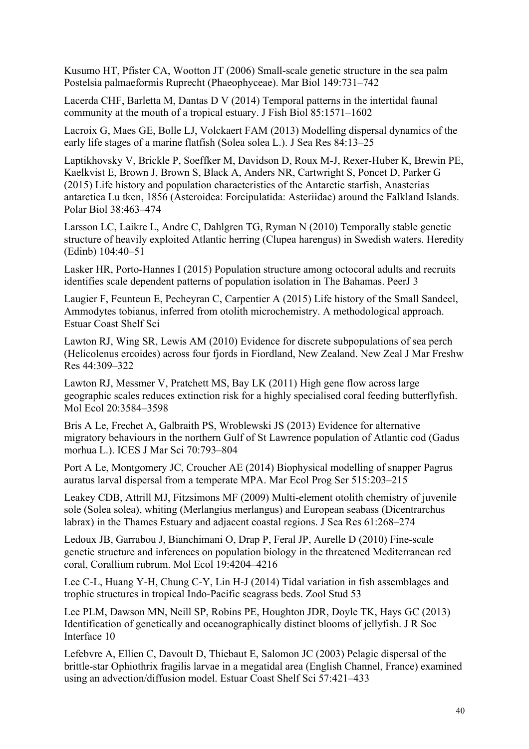Kusumo HT, Pfister CA, Wootton JT (2006) Small-scale genetic structure in the sea palm Postelsia palmaeformis Ruprecht (Phaeophyceae). Mar Biol 149:731–742

Lacerda CHF, Barletta M, Dantas D V (2014) Temporal patterns in the intertidal faunal community at the mouth of a tropical estuary. J Fish Biol 85:1571–1602

Lacroix G, Maes GE, Bolle LJ, Volckaert FAM (2013) Modelling dispersal dynamics of the early life stages of a marine flatfish (Solea solea L.). J Sea Res 84:13–25

Laptikhovsky V, Brickle P, Soeffker M, Davidson D, Roux M-J, Rexer-Huber K, Brewin PE, Kaelkvist E, Brown J, Brown S, Black A, Anders NR, Cartwright S, Poncet D, Parker G (2015) Life history and population characteristics of the Antarctic starfish, Anasterias antarctica Lu tken, 1856 (Asteroidea: Forcipulatida: Asteriidae) around the Falkland Islands. Polar Biol 38:463–474

Larsson LC, Laikre L, Andre C, Dahlgren TG, Ryman N (2010) Temporally stable genetic structure of heavily exploited Atlantic herring (Clupea harengus) in Swedish waters. Heredity (Edinb) 104:40–51

Lasker HR, Porto-Hannes I (2015) Population structure among octocoral adults and recruits identifies scale dependent patterns of population isolation in The Bahamas. PeerJ 3

Laugier F, Feunteun E, Pecheyran C, Carpentier A (2015) Life history of the Small Sandeel, Ammodytes tobianus, inferred from otolith microchemistry. A methodological approach. Estuar Coast Shelf Sci

Lawton RJ, Wing SR, Lewis AM (2010) Evidence for discrete subpopulations of sea perch (Helicolenus ercoides) across four fjords in Fiordland, New Zealand. New Zeal J Mar Freshw Res 44:309–322

Lawton RJ, Messmer V, Pratchett MS, Bay LK (2011) High gene flow across large geographic scales reduces extinction risk for a highly specialised coral feeding butterflyfish. Mol Ecol 20:3584–3598

Bris A Le, Frechet A, Galbraith PS, Wroblewski JS (2013) Evidence for alternative migratory behaviours in the northern Gulf of St Lawrence population of Atlantic cod (Gadus morhua L.). ICES J Mar Sci 70:793–804

Port A Le, Montgomery JC, Croucher AE (2014) Biophysical modelling of snapper Pagrus auratus larval dispersal from a temperate MPA. Mar Ecol Prog Ser 515:203–215

Leakey CDB, Attrill MJ, Fitzsimons MF (2009) Multi-element otolith chemistry of juvenile sole (Solea solea), whiting (Merlangius merlangus) and European seabass (Dicentrarchus labrax) in the Thames Estuary and adjacent coastal regions. J Sea Res 61:268–274

Ledoux JB, Garrabou J, Bianchimani O, Drap P, Feral JP, Aurelle D (2010) Fine-scale genetic structure and inferences on population biology in the threatened Mediterranean red coral, Corallium rubrum. Mol Ecol 19:4204–4216

Lee C-L, Huang Y-H, Chung C-Y, Lin H-J (2014) Tidal variation in fish assemblages and trophic structures in tropical Indo-Pacific seagrass beds. Zool Stud 53

Lee PLM, Dawson MN, Neill SP, Robins PE, Houghton JDR, Doyle TK, Hays GC (2013) Identification of genetically and oceanographically distinct blooms of jellyfish. J R Soc Interface 10

Lefebvre A, Ellien C, Davoult D, Thiebaut E, Salomon JC (2003) Pelagic dispersal of the brittle-star Ophiothrix fragilis larvae in a megatidal area (English Channel, France) examined using an advection/diffusion model. Estuar Coast Shelf Sci 57:421–433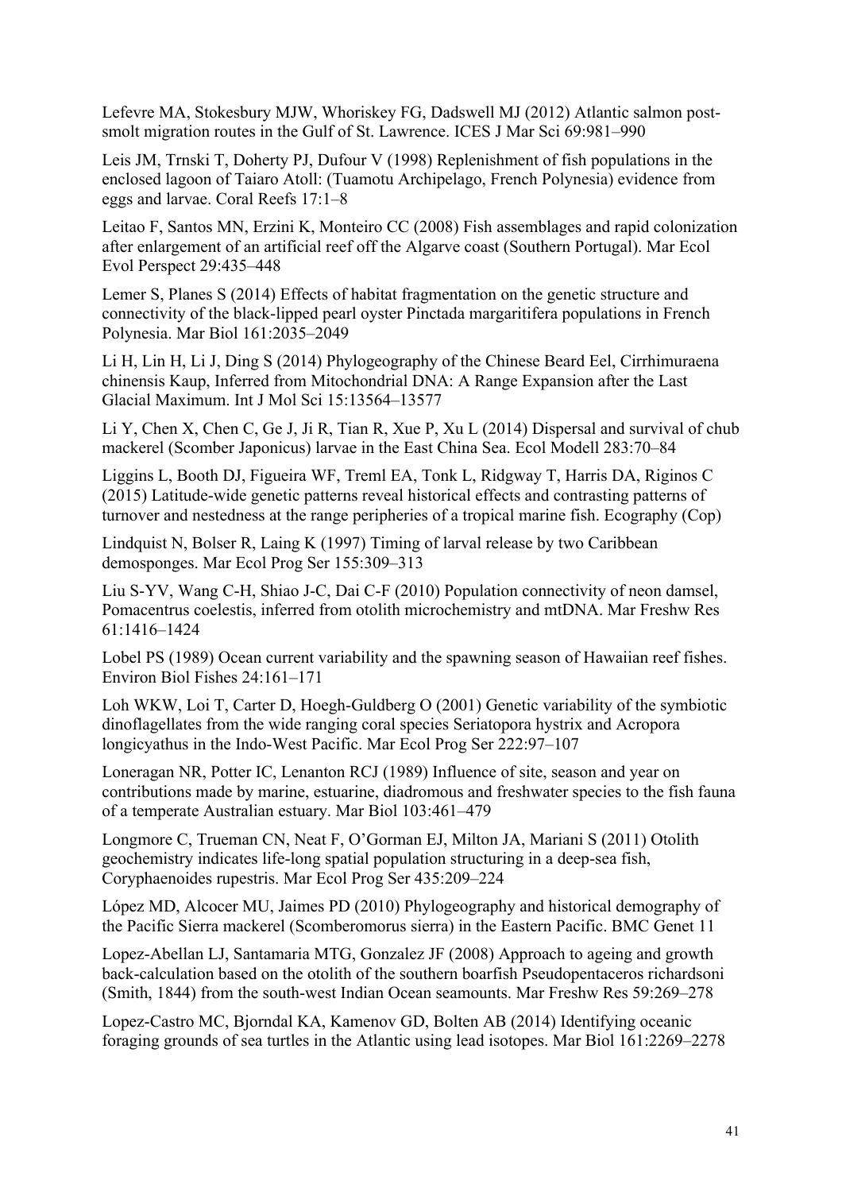Lefevre MA, Stokesbury MJW, Whoriskey FG, Dadswell MJ (2012) Atlantic salmon post-smolt migration routes in the Gulf of St. Lawrence. ICES J Mar Sci 69:981–990

Leis JM, Trnski T, Doherty PJ, Dufour V (1998) Replenishment of fish populations in the enclosed lagoon of Taiaro Atoll: (Tuamotu Archipelago, French Polynesia) evidence from eggs and larvae. Coral Reefs 17:1–8

Leitao F, Santos MN, Erzini K, Monteiro CC (2008) Fish assemblages and rapid colonization after enlargement of an artificial reef off the Algarve coast (Southern Portugal). Mar Ecol Evol Perspect 29:435–448

Lemer S, Planes S (2014) Effects of habitat fragmentation on the genetic structure and connectivity of the black-lipped pearl oyster Pinctada margaritifera populations in French Polynesia. Mar Biol 161:2035–2049

Li H, Lin H, Li J, Ding S (2014) Phylogeography of the Chinese Beard Eel, Cirrhimuraena chinensis Kaup, Inferred from Mitochondrial DNA: A Range Expansion after the Last Glacial Maximum. Int J Mol Sci 15:13564–13577

Li Y, Chen X, Chen C, Ge J, Ji R, Tian R, Xue P, Xu L (2014) Dispersal and survival of chub mackerel (Scomber Japonicus) larvae in the East China Sea. Ecol Modell 283:70–84

Liggins L, Booth DJ, Figueira WF, Treml EA, Tonk L, Ridgway T, Harris DA, Riginos C (2015) Latitude-wide genetic patterns reveal historical effects and contrasting patterns of turnover and nestedness at the range peripheries of a tropical marine fish. Ecography (Cop)

Lindquist N, Bolser R, Laing K (1997) Timing of larval release by two Caribbean demosponges. Mar Ecol Prog Ser 155:309–313

Liu S-YV, Wang C-H, Shiao J-C, Dai C-F (2010) Population connectivity of neon damsel, Pomacentrus coelestis, inferred from otolith microchemistry and mtDNA. Mar Freshw Res 61:1416–1424

Lobel PS (1989) Ocean current variability and the spawning season of Hawaiian reef fishes. Environ Biol Fishes 24:161–171

Loh WKW, Loi T, Carter D, Hoegh-Guldberg O (2001) Genetic variability of the symbiotic dinoflagellates from the wide ranging coral species Seriatopora hystrix and Acropora longicyathus in the Indo-West Pacific. Mar Ecol Prog Ser 222:97–107

Loneragan NR, Potter IC, Lenanton RCJ (1989) Influence of site, season and year on contributions made by marine, estuarine, diadromous and freshwater species to the fish fauna of a temperate Australian estuary. Mar Biol 103:461–479

Longmore C, Trueman CN, Neat F, O'Gorman EJ, Milton JA, Mariani S (2011) Otolith geochemistry indicates life-long spatial population structuring in a deep-sea fish, Coryphaenoides rupestris. Mar Ecol Prog Ser 435:209–224

López MD, Alcocer MU, Jaimes PD (2010) Phylogeography and historical demography of the Pacific Sierra mackerel (Scomberomorus sierra) in the Eastern Pacific. BMC Genet 11

Lopez-Abellan LJ, Santamaria MTG, Gonzalez JF (2008) Approach to ageing and growth back-calculation based on the otolith of the southern boarfish Pseudopentaceros richardsoni (Smith, 1844) from the south-west Indian Ocean seamounts. Mar Freshw Res 59:269–278

Lopez-Castro MC, Bjorndal KA, Kamenov GD, Bolten AB (2014) Identifying oceanic foraging grounds of sea turtles in the Atlantic using lead isotopes. Mar Biol 161:2269–2278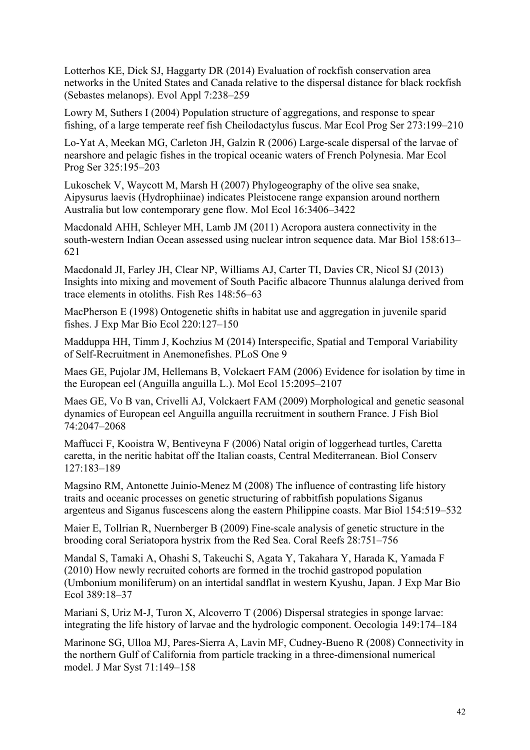Lotterhos KE, Dick SJ, Haggarty DR (2014) Evaluation of rockfish conservation area networks in the United States and Canada relative to the dispersal distance for black rockfish (Sebastes melanops). Evol Appl 7:238–259

Lowry M, Suthers I (2004) Population structure of aggregations, and response to spear fishing, of a large temperate reef fish Cheilodactylus fuscus. Mar Ecol Prog Ser 273:199–210

Lo-Yat A, Meekan MG, Carleton JH, Galzin R (2006) Large-scale dispersal of the larvae of nearshore and pelagic fishes in the tropical oceanic waters of French Polynesia. Mar Ecol Prog Ser 325:195–203

Lukoschek V, Waycott M, Marsh H (2007) Phylogeography of the olive sea snake, Aipysurus laevis (Hydrophiinae) indicates Pleistocene range expansion around northern Australia but low contemporary gene flow. Mol Ecol 16:3406–3422

Macdonald AHH, Schleyer MH, Lamb JM (2011) Acropora austera connectivity in the south-western Indian Ocean assessed using nuclear intron sequence data. Mar Biol 158:613–621

Macdonald JI, Farley JH, Clear NP, Williams AJ, Carter TI, Davies CR, Nicol SJ (2013) Insights into mixing and movement of South Pacific albacore Thunnus alalunga derived from trace elements in otoliths. Fish Res 148:56–63

MacPherson E (1998) Ontogenetic shifts in habitat use and aggregation in juvenile sparid fishes. J Exp Mar Bio Ecol 220:127–150

Madduppa HH, Timm J, Kochzius M (2014) Interspecific, Spatial and Temporal Variability of Self-Recruitment in Anemonefishes. PLoS One 9

Maes GE, Pujolar JM, Hellemans B, Volckaert FAM (2006) Evidence for isolation by time in the European eel (Anguilla anguilla L.). Mol Ecol 15:2095–2107

Maes GE, Vo B van, Crivelli AJ, Volckaert FAM (2009) Morphological and genetic seasonal dynamics of European eel Anguilla anguilla recruitment in southern France. J Fish Biol 74:2047–2068

Maffucci F, Kooistra W, Bentiveyna F (2006) Natal origin of loggerhead turtles, Caretta caretta, in the neritic habitat off the Italian coasts, Central Mediterranean. Biol Conserv 127:183–189

Magsino RM, Antonette Juinio-Menez M (2008) The influence of contrasting life history traits and oceanic processes on genetic structuring of rabbitfish populations Siganus argenteus and Siganus fuscescens along the eastern Philippine coasts. Mar Biol 154:519–532

Maier E, Tollrian R, Nuernberger B (2009) Fine-scale analysis of genetic structure in the brooding coral Seriatopora hystrix from the Red Sea. Coral Reefs 28:751–756

Mandal S, Tamaki A, Ohashi S, Takeuchi S, Agata Y, Takahara Y, Harada K, Yamada F (2010) How newly recruited cohorts are formed in the trochid gastropod population (Umbonium moniliferum) on an intertidal sandflat in western Kyushu, Japan. J Exp Mar Bio Ecol 389:18–37

Mariani S, Uriz M-J, Turon X, Alcoverro T (2006) Dispersal strategies in sponge larvae: integrating the life history of larvae and the hydrologic component. Oecologia 149:174–184

Marinone SG, Ulloa MJ, Pares-Sierra A, Lavin MF, Cudney-Bueno R (2008) Connectivity in the northern Gulf of California from particle tracking in a three-dimensional numerical model. J Mar Syst 71:149–158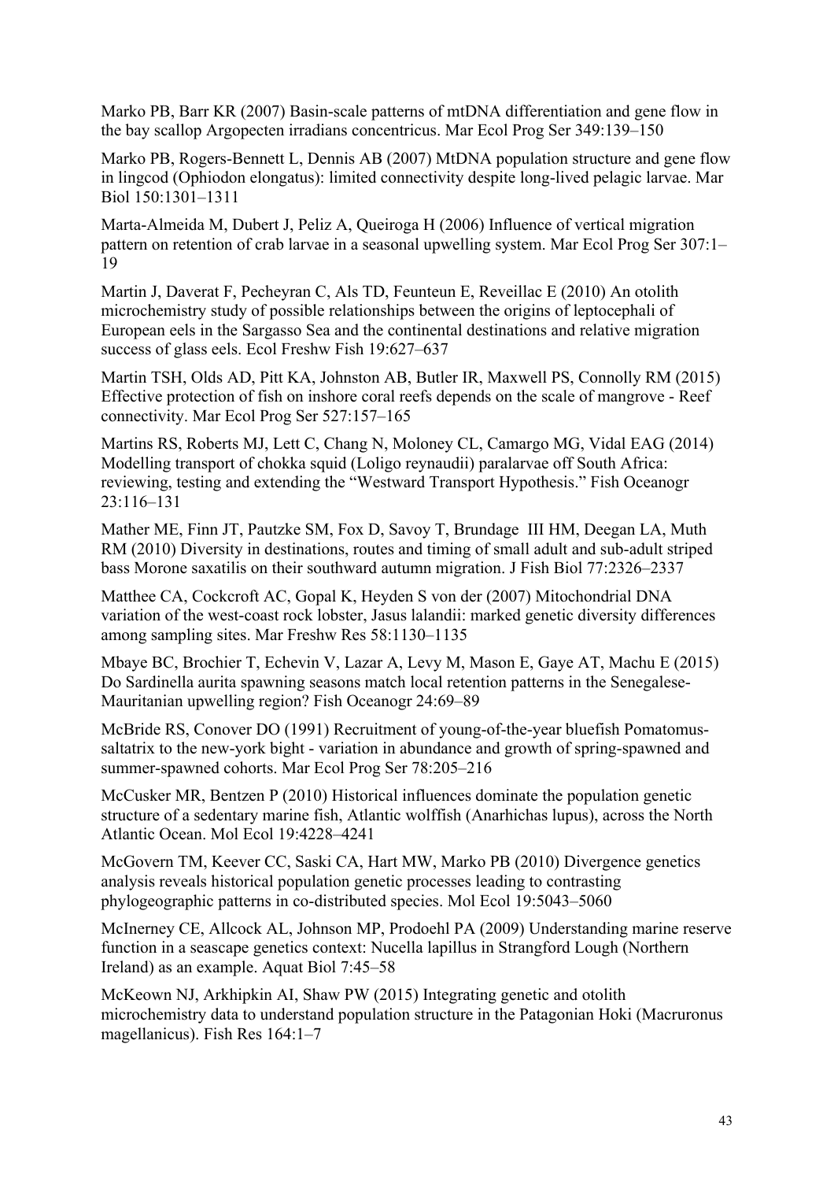Marko PB, Barr KR (2007) Basin-scale patterns of mtDNA differentiation and gene flow in the bay scallop Argopecten irradians concentricus. Mar Ecol Prog Ser 349:139–150

Marko PB, Rogers-Bennett L, Dennis AB (2007) MtDNA population structure and gene flow in lingcod (Ophiodon elongatus): limited connectivity despite long-lived pelagic larvae. Mar Biol 150:1301–1311

Marta-Almeida M, Dubert J, Peliz A, Queiroga H (2006) Influence of vertical migration pattern on retention of crab larvae in a seasonal upwelling system. Mar Ecol Prog Ser 307:1–19

Martin J, Daverat F, Pecheyran C, Als TD, Feunteun E, Reveillac E (2010) An otolith microchemistry study of possible relationships between the origins of leptocephali of European eels in the Sargasso Sea and the continental destinations and relative migration success of glass eels. Ecol Freshw Fish 19:627–637

Martin TSH, Olds AD, Pitt KA, Johnston AB, Butler IR, Maxwell PS, Connolly RM (2015) Effective protection of fish on inshore coral reefs depends on the scale of mangrove - Reef connectivity. Mar Ecol Prog Ser 527:157–165

Martins RS, Roberts MJ, Lett C, Chang N, Moloney CL, Camargo MG, Vidal EAG (2014) Modelling transport of chokka squid (Loligo reynaudii) paralarvae off South Africa: reviewing, testing and extending the "Westward Transport Hypothesis." Fish Oceanogr 23:116–131

Mather ME, Finn JT, Pautzke SM, Fox D, Savoy T, Brundage III HM, Deegan LA, Muth RM (2010) Diversity in destinations, routes and timing of small adult and sub-adult striped bass Morone saxatilis on their southward autumn migration. J Fish Biol 77:2326–2337

Matthee CA, Cockcroft AC, Gopal K, Heyden S von der (2007) Mitochondrial DNA variation of the west-coast rock lobster, Jasus lalandii: marked genetic diversity differences among sampling sites. Mar Freshw Res 58:1130–1135

Mbaye BC, Brochier T, Echevin V, Lazar A, Levy M, Mason E, Gaye AT, Machu E (2015) Do Sardinella aurita spawning seasons match local retention patterns in the Senegalese-Mauritanian upwelling region? Fish Oceanogr 24:69–89

McBride RS, Conover DO (1991) Recruitment of young-of-the-year bluefish Pomatomus-saltatrix to the new-york bight - variation in abundance and growth of spring-spawned and summer-spawned cohorts. Mar Ecol Prog Ser 78:205–216

McCusker MR, Bentzen P (2010) Historical influences dominate the population genetic structure of a sedentary marine fish, Atlantic wolffish (Anarhichas lupus), across the North Atlantic Ocean. Mol Ecol 19:4228–4241

McGovern TM, Keever CC, Saski CA, Hart MW, Marko PB (2010) Divergence genetics analysis reveals historical population genetic processes leading to contrasting phylogeographic patterns in co-distributed species. Mol Ecol 19:5043–5060

McInerney CE, Allcock AL, Johnson MP, Prodoehl PA (2009) Understanding marine reserve function in a seascape genetics context: Nucella lapillus in Strangford Lough (Northern Ireland) as an example. Aquat Biol 7:45–58

McKeown NJ, Arkhipkin AI, Shaw PW (2015) Integrating genetic and otolith microchemistry data to understand population structure in the Patagonian Hoki (Macruronus magellanicus). Fish Res 164:1–7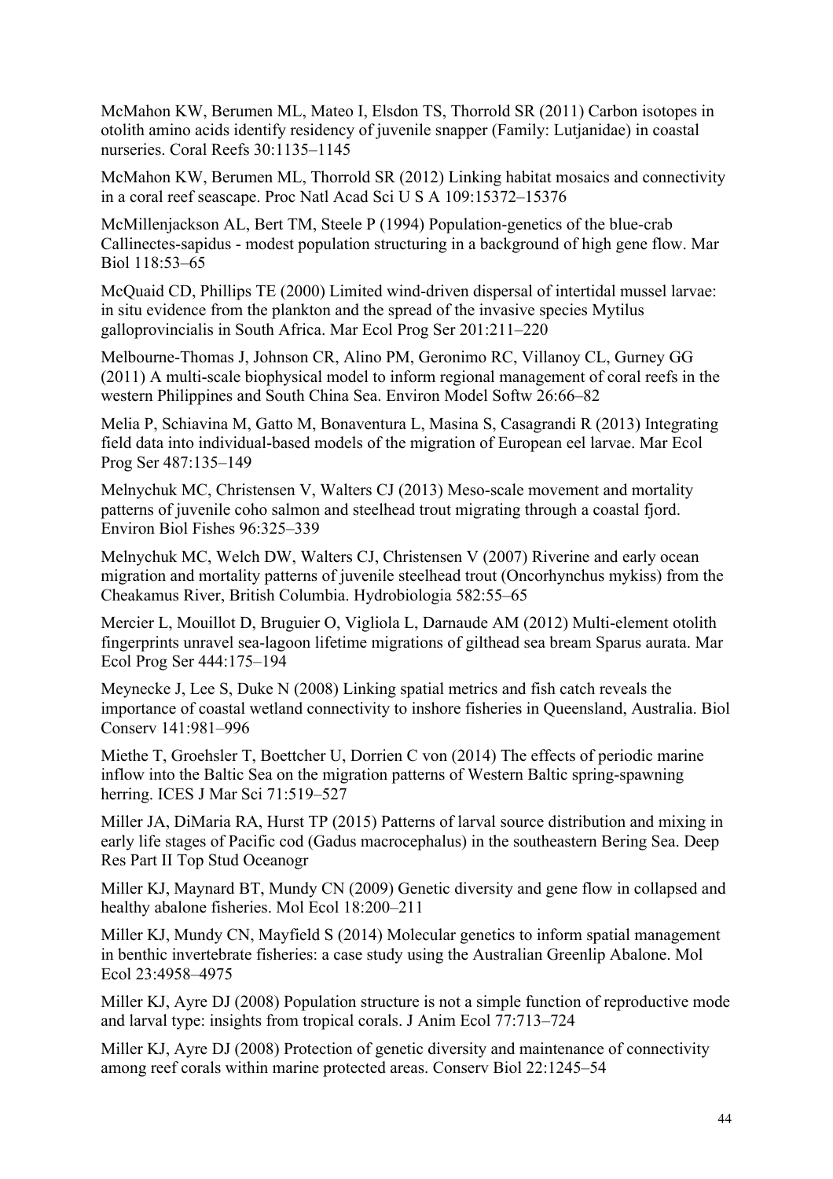McMahon KW, Berumen ML, Mateo I, Elsdon TS, Thorrold SR (2011) Carbon isotopes in otolith amino acids identify residency of juvenile snapper (Family: Lutjanidae) in coastal nurseries. Coral Reefs 30:1135–1145

McMahon KW, Berumen ML, Thorrold SR (2012) Linking habitat mosaics and connectivity in a coral reef seascape. Proc Natl Acad Sci U S A 109:15372–15376

McMillenjackson AL, Bert TM, Steele P (1994) Population-genetics of the blue-crab Callinectes-sapidus - modest population structuring in a background of high gene flow. Mar Biol 118:53–65

McQuaid CD, Phillips TE (2000) Limited wind-driven dispersal of intertidal mussel larvae: in situ evidence from the plankton and the spread of the invasive species Mytilus galloprovincialis in South Africa. Mar Ecol Prog Ser 201:211–220

Melbourne-Thomas J, Johnson CR, Alino PM, Geronimo RC, Villanoy CL, Gurney GG (2011) A multi-scale biophysical model to inform regional management of coral reefs in the western Philippines and South China Sea. Environ Model Softw 26:66–82

Melia P, Schiavina M, Gatto M, Bonaventura L, Masina S, Casagrandi R (2013) Integrating field data into individual-based models of the migration of European eel larvae. Mar Ecol Prog Ser 487:135–149

Melnychuk MC, Christensen V, Walters CJ (2013) Meso-scale movement and mortality patterns of juvenile coho salmon and steelhead trout migrating through a coastal fjord. Environ Biol Fishes 96:325–339

Melnychuk MC, Welch DW, Walters CJ, Christensen V (2007) Riverine and early ocean migration and mortality patterns of juvenile steelhead trout (Oncorhynchus mykiss) from the Cheakamus River, British Columbia. Hydrobiologia 582:55–65

Mercier L, Mouillot D, Bruguier O, Vigliola L, Darnaude AM (2012) Multi-element otolith fingerprints unravel sea-lagoon lifetime migrations of gilthead sea bream Sparus aurata. Mar Ecol Prog Ser 444:175–194

Meynecke J, Lee S, Duke N (2008) Linking spatial metrics and fish catch reveals the importance of coastal wetland connectivity to inshore fisheries in Queensland, Australia. Biol Conserv 141:981–996

Miethe T, Groehsler T, Boettcher U, Dorrien C von (2014) The effects of periodic marine inflow into the Baltic Sea on the migration patterns of Western Baltic spring-spawning herring. ICES J Mar Sci 71:519–527

Miller JA, DiMaria RA, Hurst TP (2015) Patterns of larval source distribution and mixing in early life stages of Pacific cod (Gadus macrocephalus) in the southeastern Bering Sea. Deep Res Part II Top Stud Oceanogr

Miller KJ, Maynard BT, Mundy CN (2009) Genetic diversity and gene flow in collapsed and healthy abalone fisheries. Mol Ecol 18:200–211

Miller KJ, Mundy CN, Mayfield S (2014) Molecular genetics to inform spatial management in benthic invertebrate fisheries: a case study using the Australian Greenlip Abalone. Mol Ecol 23:4958–4975

Miller KJ, Ayre DJ (2008) Population structure is not a simple function of reproductive mode and larval type: insights from tropical corals. J Anim Ecol 77:713–724

Miller KJ, Ayre DJ (2008) Protection of genetic diversity and maintenance of connectivity among reef corals within marine protected areas. Conserv Biol 22:1245–54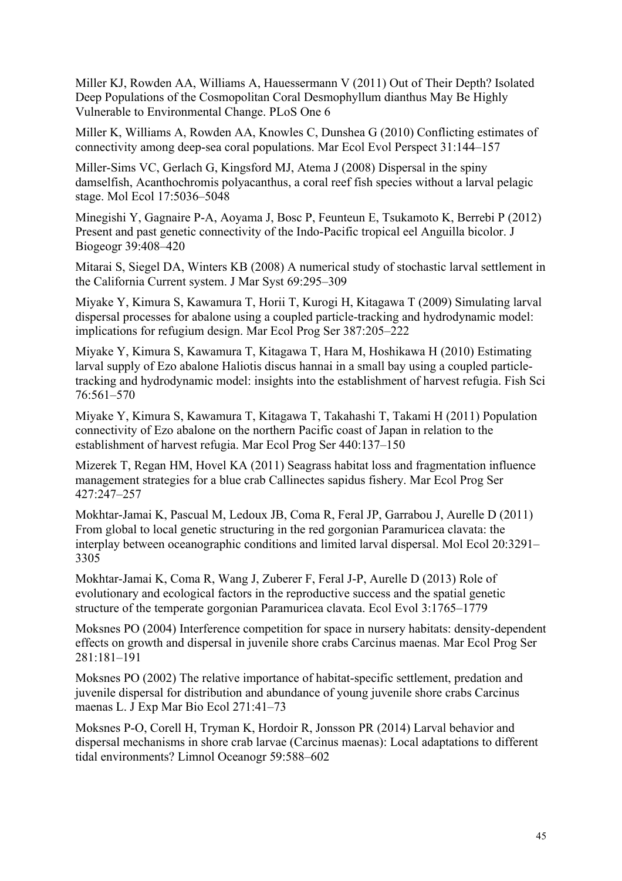Miller KJ, Rowden AA, Williams A, Hauessermann V (2011) Out of Their Depth? Isolated Deep Populations of the Cosmopolitan Coral Desmophyllum dianthus May Be Highly Vulnerable to Environmental Change. PLoS One 6

Miller K, Williams A, Rowden AA, Knowles C, Dunshea G (2010) Conflicting estimates of connectivity among deep-sea coral populations. Mar Ecol Evol Perspect 31:144–157

Miller-Sims VC, Gerlach G, Kingsford MJ, Atema J (2008) Dispersal in the spiny damselfish, Acanthochromis polyacanthus, a coral reef fish species without a larval pelagic stage. Mol Ecol 17:5036–5048

Minegishi Y, Gagnaire P-A, Aoyama J, Bosc P, Feunteun E, Tsukamoto K, Berrebi P (2012) Present and past genetic connectivity of the Indo-Pacific tropical eel Anguilla bicolor. J Biogeogr 39:408–420

Mitarai S, Siegel DA, Winters KB (2008) A numerical study of stochastic larval settlement in the California Current system. J Mar Syst 69:295–309

Miyake Y, Kimura S, Kawamura T, Horii T, Kurogi H, Kitagawa T (2009) Simulating larval dispersal processes for abalone using a coupled particle-tracking and hydrodynamic model: implications for refugium design. Mar Ecol Prog Ser 387:205–222

Miyake Y, Kimura S, Kawamura T, Kitagawa T, Hara M, Hoshikawa H (2010) Estimating larval supply of Ezo abalone Haliotis discus hannai in a small bay using a coupled particle-tracking and hydrodynamic model: insights into the establishment of harvest refugia. Fish Sci 76:561–570

Miyake Y, Kimura S, Kawamura T, Kitagawa T, Takahashi T, Takami H (2011) Population connectivity of Ezo abalone on the northern Pacific coast of Japan in relation to the establishment of harvest refugia. Mar Ecol Prog Ser 440:137–150

Mizerek T, Regan HM, Hovel KA (2011) Seagrass habitat loss and fragmentation influence management strategies for a blue crab Callinectes sapidus fishery. Mar Ecol Prog Ser 427:247–257

Mokhtar-Jamai K, Pascual M, Ledoux JB, Coma R, Feral JP, Garrabou J, Aurelle D (2011) From global to local genetic structuring in the red gorgonian Paramuricea clavata: the interplay between oceanographic conditions and limited larval dispersal. Mol Ecol 20:3291–3305

Mokhtar-Jamai K, Coma R, Wang J, Zuberer F, Feral J-P, Aurelle D (2013) Role of evolutionary and ecological factors in the reproductive success and the spatial genetic structure of the temperate gorgonian Paramuricea clavata. Ecol Evol 3:1765–1779

Moksnes PO (2004) Interference competition for space in nursery habitats: density-dependent effects on growth and dispersal in juvenile shore crabs Carcinus maenas. Mar Ecol Prog Ser 281:181–191

Moksnes PO (2002) The relative importance of habitat-specific settlement, predation and juvenile dispersal for distribution and abundance of young juvenile shore crabs Carcinus maenas L. J Exp Mar Bio Ecol 271:41–73

Moksnes P-O, Corell H, Tryman K, Hordoir R, Jonsson PR (2014) Larval behavior and dispersal mechanisms in shore crab larvae (Carcinus maenas): Local adaptations to different tidal environments? Limnol Oceanogr 59:588–602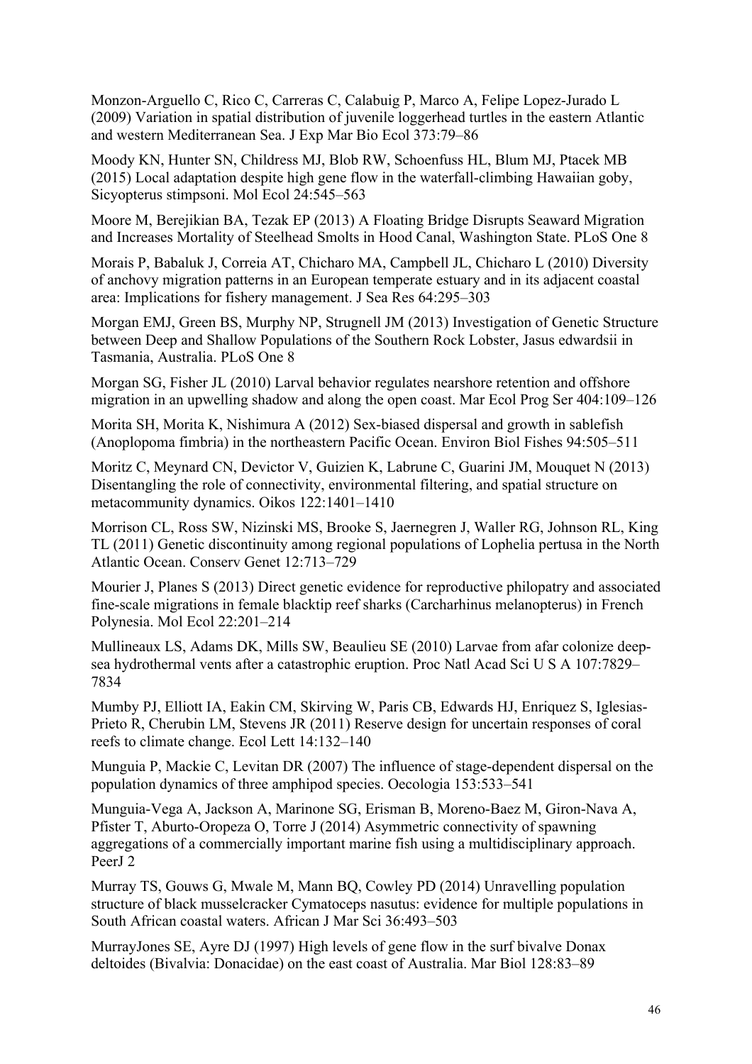Monzon-Arguello C, Rico C, Carreras C, Calabuig P, Marco A, Felipe Lopez-Jurado L (2009) Variation in spatial distribution of juvenile loggerhead turtles in the eastern Atlantic and western Mediterranean Sea. J Exp Mar Bio Ecol 373:79–86

Moody KN, Hunter SN, Childress MJ, Blob RW, Schoenfuss HL, Blum MJ, Ptacek MB (2015) Local adaptation despite high gene flow in the waterfall-climbing Hawaiian goby, Sicyopterus stimpsoni. Mol Ecol 24:545–563

Moore M, Berejikian BA, Tezak EP (2013) A Floating Bridge Disrupts Seaward Migration and Increases Mortality of Steelhead Smolts in Hood Canal, Washington State. PLoS One 8

Morais P, Babaluk J, Correia AT, Chicharo MA, Campbell JL, Chicharo L (2010) Diversity of anchovy migration patterns in an European temperate estuary and in its adjacent coastal area: Implications for fishery management. J Sea Res 64:295–303

Morgan EMJ, Green BS, Murphy NP, Strugnell JM (2013) Investigation of Genetic Structure between Deep and Shallow Populations of the Southern Rock Lobster, Jasus edwardsii in Tasmania, Australia. PLoS One 8

Morgan SG, Fisher JL (2010) Larval behavior regulates nearshore retention and offshore migration in an upwelling shadow and along the open coast. Mar Ecol Prog Ser 404:109–126

Morita SH, Morita K, Nishimura A (2012) Sex-biased dispersal and growth in sablefish (Anoplopoma fimbria) in the northeastern Pacific Ocean. Environ Biol Fishes 94:505–511

Moritz C, Meynard CN, Devictor V, Guizien K, Labrune C, Guarini JM, Mouquet N (2013) Disentangling the role of connectivity, environmental filtering, and spatial structure on metacommunity dynamics. Oikos 122:1401–1410

Morrison CL, Ross SW, Nizinski MS, Brooke S, Jaernegren J, Waller RG, Johnson RL, King TL (2011) Genetic discontinuity among regional populations of Lophelia pertusa in the North Atlantic Ocean. Conserv Genet 12:713–729

Mourier J, Planes S (2013) Direct genetic evidence for reproductive philopatry and associated fine-scale migrations in female blacktip reef sharks (Carcharhinus melanopterus) in French Polynesia. Mol Ecol 22:201–214

Mullineaux LS, Adams DK, Mills SW, Beaulieu SE (2010) Larvae from afar colonize deep-sea hydrothermal vents after a catastrophic eruption. Proc Natl Acad Sci U S A 107:7829–7834

Mumby PJ, Elliott IA, Eakin CM, Skirving W, Paris CB, Edwards HJ, Enriquez S, Iglesias-Prieto R, Cherubin LM, Stevens JR (2011) Reserve design for uncertain responses of coral reefs to climate change. Ecol Lett 14:132–140

Munguia P, Mackie C, Levitan DR (2007) The influence of stage-dependent dispersal on the population dynamics of three amphipod species. Oecologia 153:533–541

Munguia-Vega A, Jackson A, Marinone SG, Erisman B, Moreno-Baez M, Giron-Nava A, Pfister T, Aburto-Oropeza O, Torre J (2014) Asymmetric connectivity of spawning aggregations of a commercially important marine fish using a multidisciplinary approach. PeerJ 2

Murray TS, Gouws G, Mwale M, Mann BQ, Cowley PD (2014) Unravelling population structure of black musselcracker Cymatoceps nasutus: evidence for multiple populations in South African coastal waters. African J Mar Sci 36:493–503

MurrayJones SE, Ayre DJ (1997) High levels of gene flow in the surf bivalve Donax deltoides (Bivalvia: Donacidae) on the east coast of Australia. Mar Biol 128:83–89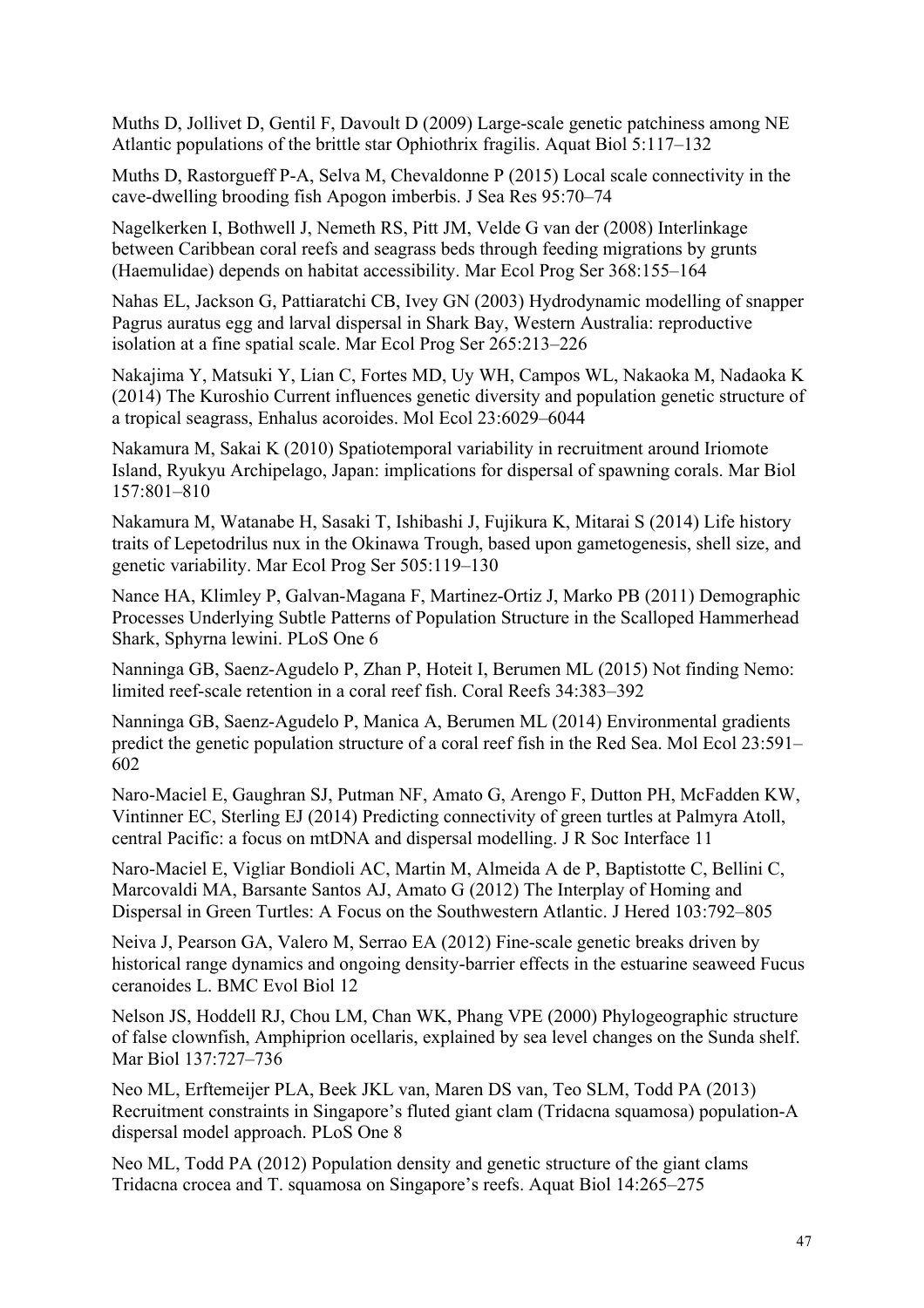Muths D, Jollivet D, Gentil F, Davoult D (2009) Large-scale genetic patchiness among NE Atlantic populations of the brittle star Ophiothrix fragilis. Aquat Biol 5:117–132

Muths D, Rastorgueff P-A, Selva M, Chevaldonne P (2015) Local scale connectivity in the cave-dwelling brooding fish Apogon imberbis. J Sea Res 95:70–74

Nagelkerken I, Bothwell J, Nemeth RS, Pitt JM, Velde G van der (2008) Interlinkage between Caribbean coral reefs and seagrass beds through feeding migrations by grunts (Haemulidae) depends on habitat accessibility. Mar Ecol Prog Ser 368:155–164

Nahas EL, Jackson G, Pattiaratchi CB, Ivey GN (2003) Hydrodynamic modelling of snapper Pagrus auratus egg and larval dispersal in Shark Bay, Western Australia: reproductive isolation at a fine spatial scale. Mar Ecol Prog Ser 265:213–226

Nakajima Y, Matsuki Y, Lian C, Fortes MD, Uy WH, Campos WL, Nakaoka M, Nadaoka K (2014) The Kuroshio Current influences genetic diversity and population genetic structure of a tropical seagrass, Enhalus acoroides. Mol Ecol 23:6029–6044

Nakamura M, Sakai K (2010) Spatiotemporal variability in recruitment around Iriomote Island, Ryukyu Archipelago, Japan: implications for dispersal of spawning corals. Mar Biol 157:801–810

Nakamura M, Watanabe H, Sasaki T, Ishibashi J, Fujikura K, Mitarai S (2014) Life history traits of Lepetodrilus nux in the Okinawa Trough, based upon gametogenesis, shell size, and genetic variability. Mar Ecol Prog Ser 505:119–130

Nance HA, Klimley P, Galvan-Magana F, Martinez-Ortiz J, Marko PB (2011) Demographic Processes Underlying Subtle Patterns of Population Structure in the Scalloped Hammerhead Shark, Sphyrna lewini. PLoS One 6

Nanninga GB, Saenz-Agudelo P, Zhan P, Hoteit I, Berumen ML (2015) Not finding Nemo: limited reef-scale retention in a coral reef fish. Coral Reefs 34:383–392

Nanninga GB, Saenz-Agudelo P, Manica A, Berumen ML (2014) Environmental gradients predict the genetic population structure of a coral reef fish in the Red Sea. Mol Ecol 23:591–602

Naro-Maciel E, Gaughran SJ, Putman NF, Amato G, Arengo F, Dutton PH, McFadden KW, Vintinner EC, Sterling EJ (2014) Predicting connectivity of green turtles at Palmyra Atoll, central Pacific: a focus on mtDNA and dispersal modelling. J R Soc Interface 11

Naro-Maciel E, Vigliar Bondioli AC, Martin M, Almeida A de P, Baptistotte C, Bellini C, Marcovaldi MA, Barsante Santos AJ, Amato G (2012) The Interplay of Homing and Dispersal in Green Turtles: A Focus on the Southwestern Atlantic. J Hered 103:792–805

Neiva J, Pearson GA, Valero M, Serrao EA (2012) Fine-scale genetic breaks driven by historical range dynamics and ongoing density-barrier effects in the estuarine seaweed Fucus ceranoides L. BMC Evol Biol 12

Nelson JS, Hoddell RJ, Chou LM, Chan WK, Phang VPE (2000) Phylogeographic structure of false clownfish, Amphiprion ocellaris, explained by sea level changes on the Sunda shelf. Mar Biol 137:727–736

Neo ML, Erftemeijer PLA, Beek JKL van, Maren DS van, Teo SLM, Todd PA (2013) Recruitment constraints in Singapore's fluted giant clam (Tridacna squamosa) population-A dispersal model approach. PLoS One 8

Neo ML, Todd PA (2012) Population density and genetic structure of the giant clams Tridacna crocea and T. squamosa on Singapore's reefs. Aquat Biol 14:265–275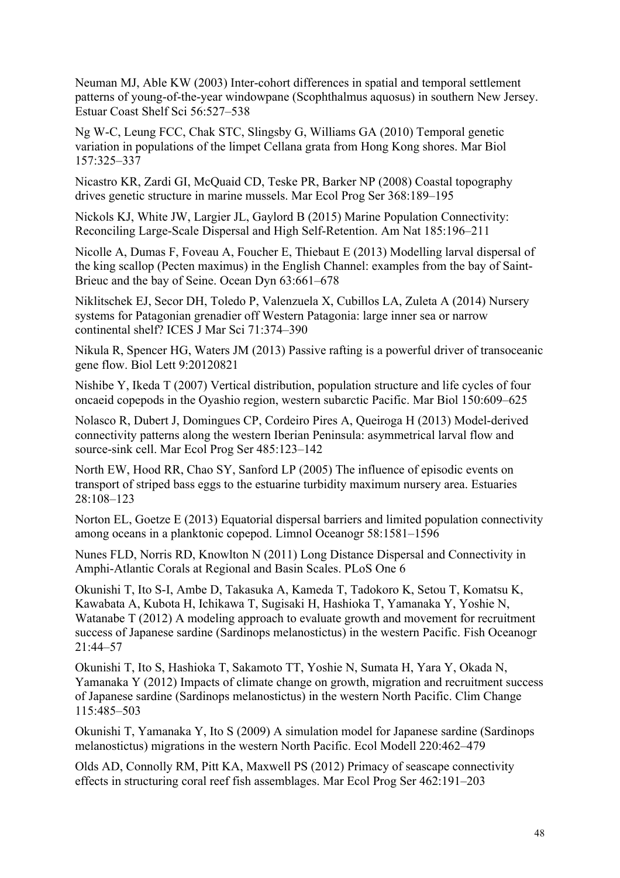Neuman MJ, Able KW (2003) Inter-cohort differences in spatial and temporal settlement patterns of young-of-the-year windowpane (Scophthalmus aquosus) in southern New Jersey. Estuar Coast Shelf Sci 56:527–538

Ng W-C, Leung FCC, Chak STC, Slingsby G, Williams GA (2010) Temporal genetic variation in populations of the limpet Cellana grata from Hong Kong shores. Mar Biol 157:325–337

Nicastro KR, Zardi GI, McQuaid CD, Teske PR, Barker NP (2008) Coastal topography drives genetic structure in marine mussels. Mar Ecol Prog Ser 368:189–195

Nickols KJ, White JW, Largier JL, Gaylord B (2015) Marine Population Connectivity: Reconciling Large-Scale Dispersal and High Self-Retention. Am Nat 185:196–211

Nicolle A, Dumas F, Foveau A, Foucher E, Thiebaut E (2013) Modelling larval dispersal of the king scallop (Pecten maximus) in the English Channel: examples from the bay of Saint-Brieuc and the bay of Seine. Ocean Dyn 63:661–678

Niklitschek EJ, Secor DH, Toledo P, Valenzuela X, Cubillos LA, Zuleta A (2014) Nursery systems for Patagonian grenadier off Western Patagonia: large inner sea or narrow continental shelf? ICES J Mar Sci 71:374–390

Nikula R, Spencer HG, Waters JM (2013) Passive rafting is a powerful driver of transoceanic gene flow. Biol Lett 9:20120821

Nishibe Y, Ikeda T (2007) Vertical distribution, population structure and life cycles of four oncaeid copepods in the Oyashio region, western subarctic Pacific. Mar Biol 150:609–625

Nolasco R, Dubert J, Domingues CP, Cordeiro Pires A, Queiroga H (2013) Model-derived connectivity patterns along the western Iberian Peninsula: asymmetrical larval flow and source-sink cell. Mar Ecol Prog Ser 485:123–142

North EW, Hood RR, Chao SY, Sanford LP (2005) The influence of episodic events on transport of striped bass eggs to the estuarine turbidity maximum nursery area. Estuaries 28:108–123

Norton EL, Goetze E (2013) Equatorial dispersal barriers and limited population connectivity among oceans in a planktonic copepod. Limnol Oceanogr 58:1581–1596

Nunes FLD, Norris RD, Knowlton N (2011) Long Distance Dispersal and Connectivity in Amphi-Atlantic Corals at Regional and Basin Scales. PLoS One 6

Okunishi T, Ito S-I, Ambe D, Takasuka A, Kameda T, Tadokoro K, Setou T, Komatsu K, Kawabata A, Kubota H, Ichikawa T, Sugisaki H, Hashioka T, Yamanaka Y, Yoshie N, Watanabe T (2012) A modeling approach to evaluate growth and movement for recruitment success of Japanese sardine (Sardinops melanostictus) in the western Pacific. Fish Oceanogr 21:44–57

Okunishi T, Ito S, Hashioka T, Sakamoto TT, Yoshie N, Sumata H, Yara Y, Okada N, Yamanaka Y (2012) Impacts of climate change on growth, migration and recruitment success of Japanese sardine (Sardinops melanostictus) in the western North Pacific. Clim Change 115:485–503

Okunishi T, Yamanaka Y, Ito S (2009) A simulation model for Japanese sardine (Sardinops melanostictus) migrations in the western North Pacific. Ecol Modell 220:462–479

Olds AD, Connolly RM, Pitt KA, Maxwell PS (2012) Primacy of seascape connectivity effects in structuring coral reef fish assemblages. Mar Ecol Prog Ser 462:191–203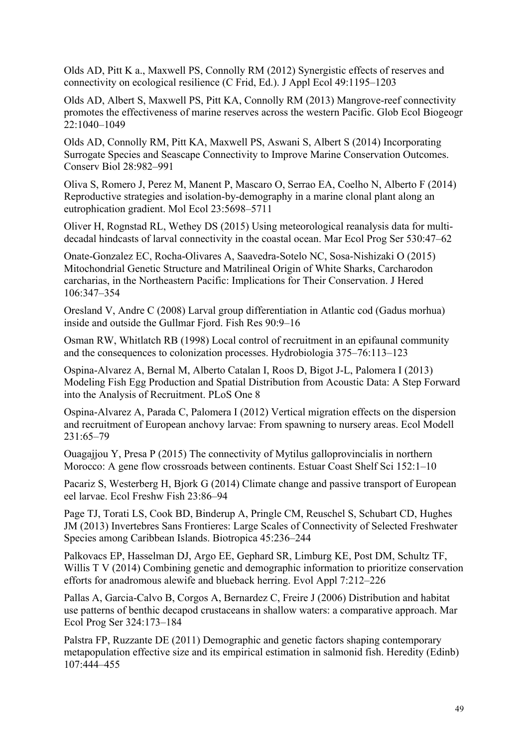Olds AD, Pitt K a., Maxwell PS, Connolly RM (2012) Synergistic effects of reserves and connectivity on ecological resilience (C Frid, Ed.). J Appl Ecol 49:1195–1203

Olds AD, Albert S, Maxwell PS, Pitt KA, Connolly RM (2013) Mangrove-reef connectivity promotes the effectiveness of marine reserves across the western Pacific. Glob Ecol Biogeogr 22:1040–1049

Olds AD, Connolly RM, Pitt KA, Maxwell PS, Aswani S, Albert S (2014) Incorporating Surrogate Species and Seascape Connectivity to Improve Marine Conservation Outcomes. Conserv Biol 28:982–991

Oliva S, Romero J, Perez M, Manent P, Mascaro O, Serrao EA, Coelho N, Alberto F (2014) Reproductive strategies and isolation-by-demography in a marine clonal plant along an eutrophication gradient. Mol Ecol 23:5698–5711

Oliver H, Rognstad RL, Wethey DS (2015) Using meteorological reanalysis data for multi-decadal hindcasts of larval connectivity in the coastal ocean. Mar Ecol Prog Ser 530:47–62

Onate-Gonzalez EC, Rocha-Olivares A, Saavedra-Sotelo NC, Sosa-Nishizaki O (2015) Mitochondrial Genetic Structure and Matrilineal Origin of White Sharks, Carcharodon carcharias, in the Northeastern Pacific: Implications for Their Conservation. J Hered 106:347–354

Oresland V, Andre C (2008) Larval group differentiation in Atlantic cod (Gadus morhua) inside and outside the Gullmar Fjord. Fish Res 90:9–16

Osman RW, Whitlatch RB (1998) Local control of recruitment in an epifaunal community and the consequences to colonization processes. Hydrobiologia 375–76:113–123

Ospina-Alvarez A, Bernal M, Alberto Catalan I, Roos D, Bigot J-L, Palomera I (2013) Modeling Fish Egg Production and Spatial Distribution from Acoustic Data: A Step Forward into the Analysis of Recruitment. PLoS One 8

Ospina-Alvarez A, Parada C, Palomera I (2012) Vertical migration effects on the dispersion and recruitment of European anchovy larvae: From spawning to nursery areas. Ecol Modell 231:65–79

Ouagajjou Y, Presa P (2015) The connectivity of Mytilus galloprovincialis in northern Morocco: A gene flow crossroads between continents. Estuar Coast Shelf Sci 152:1–10

Pacariz S, Westerberg H, Bjork G (2014) Climate change and passive transport of European eel larvae. Ecol Freshw Fish 23:86–94

Page TJ, Torati LS, Cook BD, Binderup A, Pringle CM, Reuschel S, Schubart CD, Hughes JM (2013) Invertebres Sans Frontieres: Large Scales of Connectivity of Selected Freshwater Species among Caribbean Islands. Biotropica 45:236–244

Palkovacs EP, Hasselman DJ, Argo EE, Gephard SR, Limburg KE, Post DM, Schultz TF, Willis T V (2014) Combining genetic and demographic information to prioritize conservation efforts for anadromous alewife and blueback herring. Evol Appl 7:212–226

Pallas A, Garcia-Calvo B, Corgos A, Bernardez C, Freire J (2006) Distribution and habitat use patterns of benthic decapod crustaceans in shallow waters: a comparative approach. Mar Ecol Prog Ser 324:173–184

Palstra FP, Ruzzante DE (2011) Demographic and genetic factors shaping contemporary metapopulation effective size and its empirical estimation in salmonid fish. Heredity (Edinb) 107:444–455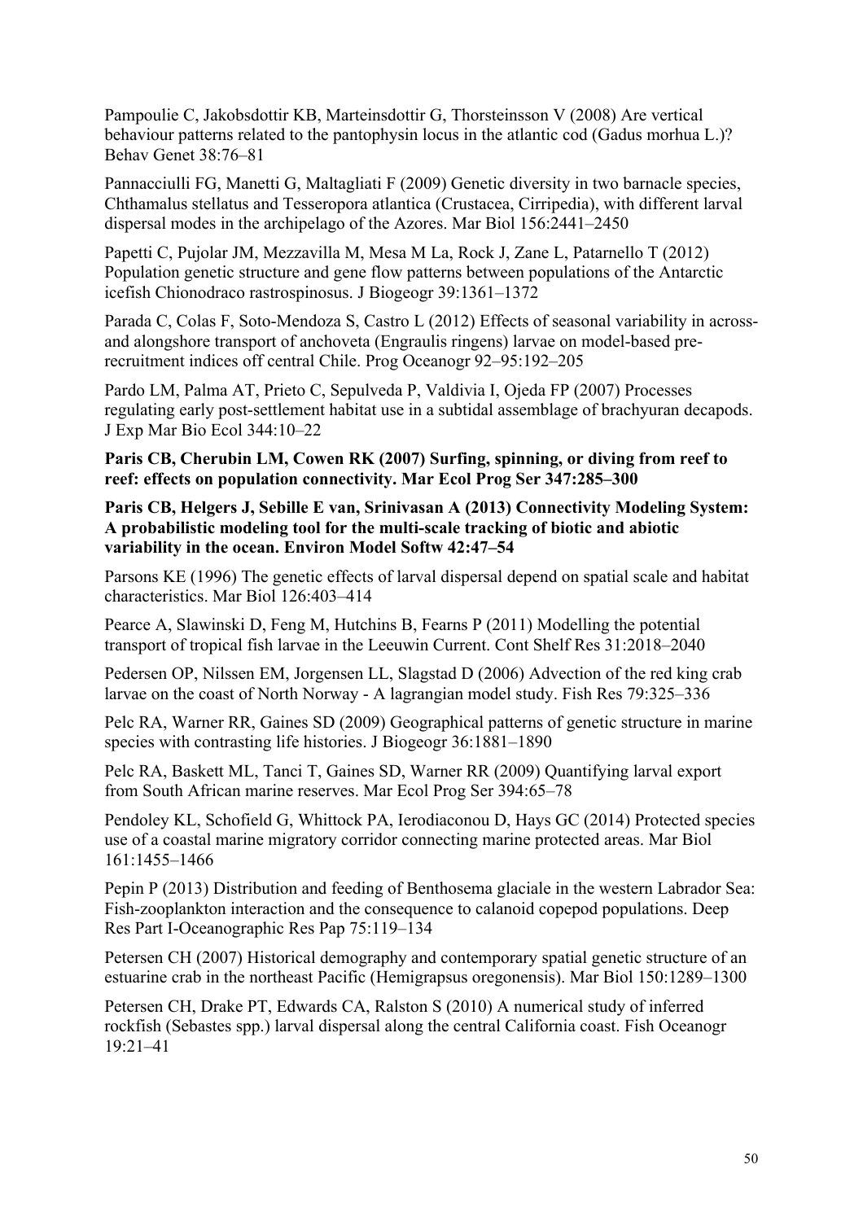Pampoulie C, Jakobsdottir KB, Marteinsdottir G, Thorsteinsson V (2008) Are vertical behaviour patterns related to the pantophysin locus in the atlantic cod (Gadus morhua L.)? Behav Genet 38:76–81

Pannacciulli FG, Manetti G, Maltagliati F (2009) Genetic diversity in two barnacle species, Chthamalus stellatus and Tesseropora atlantica (Crustacea, Cirripedia), with different larval dispersal modes in the archipelago of the Azores. Mar Biol 156:2441–2450

Papetti C, Pujolar JM, Mezzavilla M, Mesa M La, Rock J, Zane L, Patarnello T (2012) Population genetic structure and gene flow patterns between populations of the Antarctic icefish Chionodraco rastrospinosus. J Biogeogr 39:1361–1372

Parada C, Colas F, Soto-Mendoza S, Castro L (2012) Effects of seasonal variability in across- and alongshore transport of anchoveta (Engraulis ringens) larvae on model-based pre-recruitment indices off central Chile. Prog Oceanogr 92–95:192–205

Pardo LM, Palma AT, Prieto C, Sepulveda P, Valdivia I, Ojeda FP (2007) Processes regulating early post-settlement habitat use in a subtidal assemblage of brachyuran decapods. J Exp Mar Bio Ecol 344:10–22

**Paris CB, Cherubin LM, Cowen RK (2007) Surfing, spinning, or diving from reef to reef: effects on population connectivity. Mar Ecol Prog Ser 347:285–300**

**Paris CB, Helgers J, Sebille E van, Srinivasan A (2013) Connectivity Modeling System: A probabilistic modeling tool for the multi-scale tracking of biotic and abiotic variability in the ocean. Environ Model Softw 42:47–54**

Parsons KE (1996) The genetic effects of larval dispersal depend on spatial scale and habitat characteristics. Mar Biol 126:403–414

Pearce A, Slawinski D, Feng M, Hutchins B, Fearns P (2011) Modelling the potential transport of tropical fish larvae in the Leeuwin Current. Cont Shelf Res 31:2018–2040

Pedersen OP, Nilssen EM, Jorgensen LL, Slagstad D (2006) Advection of the red king crab larvae on the coast of North Norway - A lagrangian model study. Fish Res 79:325–336

Pelc RA, Warner RR, Gaines SD (2009) Geographical patterns of genetic structure in marine species with contrasting life histories. J Biogeogr 36:1881–1890

Pelc RA, Baskett ML, Tanci T, Gaines SD, Warner RR (2009) Quantifying larval export from South African marine reserves. Mar Ecol Prog Ser 394:65–78

Pendoley KL, Schofield G, Whittock PA, Ierodiaconou D, Hays GC (2014) Protected species use of a coastal marine migratory corridor connecting marine protected areas. Mar Biol 161:1455–1466

Pepin P (2013) Distribution and feeding of Benthosema glaciale in the western Labrador Sea: Fish-zooplankton interaction and the consequence to calanoid copepod populations. Deep Res Part I-Oceanographic Res Pap 75:119–134

Petersen CH (2007) Historical demography and contemporary spatial genetic structure of an estuarine crab in the northeast Pacific (Hemigrapsus oregonensis). Mar Biol 150:1289–1300

Petersen CH, Drake PT, Edwards CA, Ralston S (2010) A numerical study of inferred rockfish (Sebastes spp.) larval dispersal along the central California coast. Fish Oceanogr 19:21–41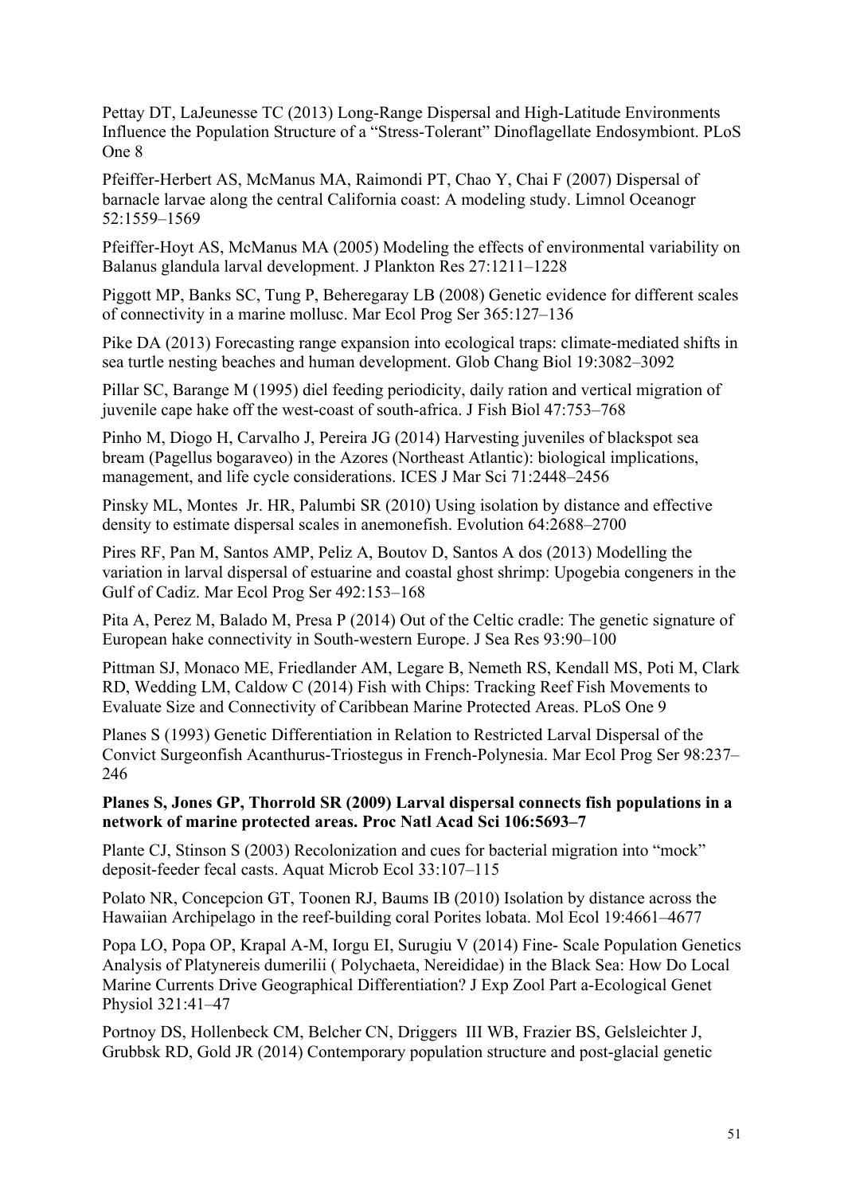Pettay DT, LaJeunesse TC (2013) Long-Range Dispersal and High-Latitude Environments Influence the Population Structure of a “Stress-Tolerant” Dinoflagellate Endosymbiont. PLoS One 8

Pfeiffer-Herbert AS, McManus MA, Raimondi PT, Chao Y, Chai F (2007) Dispersal of barnacle larvae along the central California coast: A modeling study. Limnol Oceanogr 52:1559–1569

Pfeiffer-Hoyt AS, McManus MA (2005) Modeling the effects of environmental variability on Balanus glandula larval development. J Plankton Res 27:1211–1228

Piggott MP, Banks SC, Tung P, Beheregaray LB (2008) Genetic evidence for different scales of connectivity in a marine mollusc. Mar Ecol Prog Ser 365:127–136

Pike DA (2013) Forecasting range expansion into ecological traps: climate-mediated shifts in sea turtle nesting beaches and human development. Glob Chang Biol 19:3082–3092

Pillar SC, Barange M (1995) diel feeding periodicity, daily ration and vertical migration of juvenile cape hake off the west-coast of south-africa. J Fish Biol 47:753–768

Pinho M, Diogo H, Carvalho J, Pereira JG (2014) Harvesting juveniles of blackspot sea bream (Pagellus bogaraveo) in the Azores (Northeast Atlantic): biological implications, management, and life cycle considerations. ICES J Mar Sci 71:2448–2456

Pinsky ML, Montes Jr. HR, Palumbi SR (2010) Using isolation by distance and effective density to estimate dispersal scales in anemonefish. Evolution 64:2688–2700

Pires RF, Pan M, Santos AMP, Peliz A, Boutov D, Santos A dos (2013) Modelling the variation in larval dispersal of estuarine and coastal ghost shrimp: Upogebia congeners in the Gulf of Cadiz. Mar Ecol Prog Ser 492:153–168

Pita A, Perez M, Balado M, Presa P (2014) Out of the Celtic cradle: The genetic signature of European hake connectivity in South-western Europe. J Sea Res 93:90–100

Pittman SJ, Monaco ME, Friedlander AM, Legare B, Nemeth RS, Kendall MS, Poti M, Clark RD, Wedding LM, Caldow C (2014) Fish with Chips: Tracking Reef Fish Movements to Evaluate Size and Connectivity of Caribbean Marine Protected Areas. PLoS One 9

Planes S (1993) Genetic Differentiation in Relation to Restricted Larval Dispersal of the Convict Surgeonfish Acanthurus-Triostegus in French-Polynesia. Mar Ecol Prog Ser 98:237–246

**Planes S, Jones GP, Thorrold SR (2009) Larval dispersal connects fish populations in a network of marine protected areas. Proc Natl Acad Sci 106:5693–7**

Plante CJ, Stinson S (2003) Recolonization and cues for bacterial migration into “mock” deposit-feeder fecal casts. Aquat Microb Ecol 33:107–115

Polato NR, Concepcion GT, Toonen RJ, Baums IB (2010) Isolation by distance across the Hawaiian Archipelago in the reef-building coral Porites lobata. Mol Ecol 19:4661–4677

Popa LO, Popa OP, Krapal A-M, Iorgu EI, Surugiu V (2014) Fine- Scale Population Genetics Analysis of Platynereis dumerilii ( Polychaeta, Nereididae) in the Black Sea: How Do Local Marine Currents Drive Geographical Differentiation? J Exp Zool Part a-Ecological Genet Physiol 321:41–47

Portnoy DS, Hollenbeck CM, Belcher CN, Driggers III WB, Frazier BS, Gelsleichter J, Grubbsk RD, Gold JR (2014) Contemporary population structure and post-glacial genetic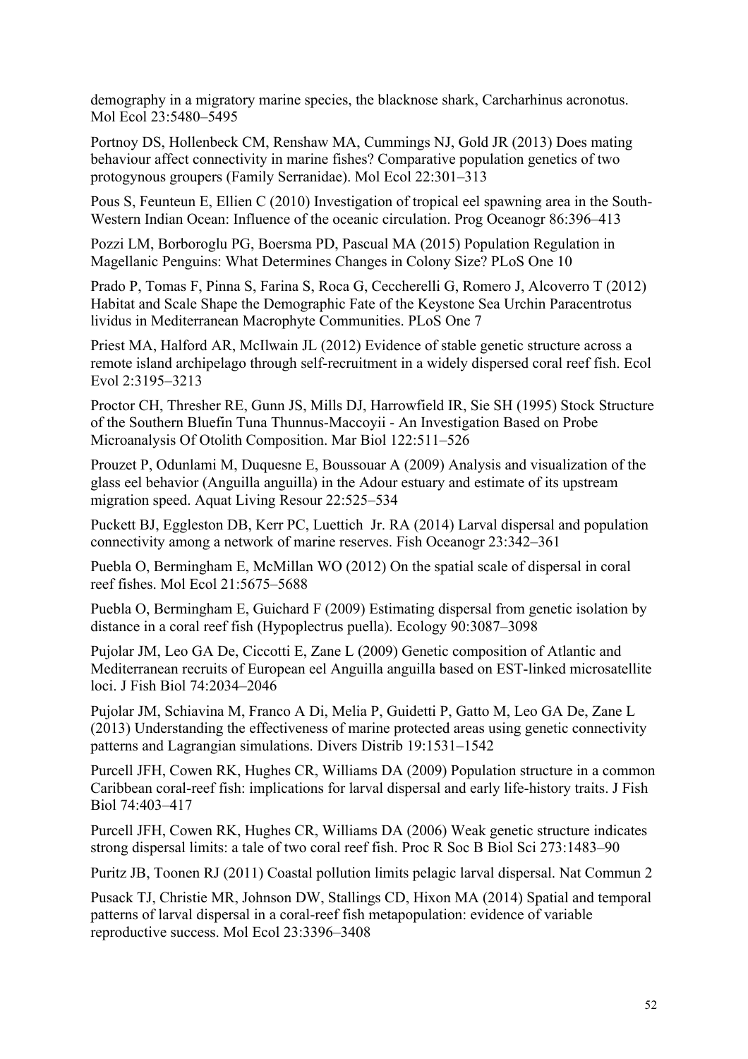demography in a migratory marine species, the blacknose shark, Carcharhinus acronotus. Mol Ecol 23:5480–5495

Portnoy DS, Hollenbeck CM, Renshaw MA, Cummings NJ, Gold JR (2013) Does mating behaviour affect connectivity in marine fishes? Comparative population genetics of two protogynous groupers (Family Serranidae). Mol Ecol 22:301–313

Pous S, Feunteun E, Ellien C (2010) Investigation of tropical eel spawning area in the South-Western Indian Ocean: Influence of the oceanic circulation. Prog Oceanogr 86:396–413

Pozzi LM, Borboroglu PG, Boersma PD, Pascual MA (2015) Population Regulation in Magellanic Penguins: What Determines Changes in Colony Size? PLoS One 10

Prado P, Tomas F, Pinna S, Farina S, Roca G, Ceccherelli G, Romero J, Alcoverro T (2012) Habitat and Scale Shape the Demographic Fate of the Keystone Sea Urchin Paracentrotus lividus in Mediterranean Macrophyte Communities. PLoS One 7

Priest MA, Halford AR, McIlwain JL (2012) Evidence of stable genetic structure across a remote island archipelago through self-recruitment in a widely dispersed coral reef fish. Ecol Evol 2:3195–3213

Proctor CH, Thresher RE, Gunn JS, Mills DJ, Harrowfield IR, Sie SH (1995) Stock Structure of the Southern Bluefin Tuna Thunnus-Maccoyii - An Investigation Based on Probe Microanalysis Of Otolith Composition. Mar Biol 122:511–526

Prouzet P, Odunlami M, Duquesne E, Boussouar A (2009) Analysis and visualization of the glass eel behavior (Anguilla anguilla) in the Adour estuary and estimate of its upstream migration speed. Aquat Living Resour 22:525–534

Puckett BJ, Eggleston DB, Kerr PC, Luettich Jr. RA (2014) Larval dispersal and population connectivity among a network of marine reserves. Fish Oceanogr 23:342–361

Puebla O, Bermingham E, McMillan WO (2012) On the spatial scale of dispersal in coral reef fishes. Mol Ecol 21:5675–5688

Puebla O, Bermingham E, Guichard F (2009) Estimating dispersal from genetic isolation by distance in a coral reef fish (Hypoplectrus puella). Ecology 90:3087–3098

Pujolar JM, Leo GA De, Ciccotti E, Zane L (2009) Genetic composition of Atlantic and Mediterranean recruits of European eel Anguilla anguilla based on EST-linked microsatellite loci. J Fish Biol 74:2034–2046

Pujolar JM, Schiavina M, Franco A Di, Melia P, Guidetti P, Gatto M, Leo GA De, Zane L (2013) Understanding the effectiveness of marine protected areas using genetic connectivity patterns and Lagrangian simulations. Divers Distrib 19:1531–1542

Purcell JFH, Cowen RK, Hughes CR, Williams DA (2009) Population structure in a common Caribbean coral-reef fish: implications for larval dispersal and early life-history traits. J Fish Biol 74:403–417

Purcell JFH, Cowen RK, Hughes CR, Williams DA (2006) Weak genetic structure indicates strong dispersal limits: a tale of two coral reef fish. Proc R Soc B Biol Sci 273:1483–90

Puritz JB, Toonen RJ (2011) Coastal pollution limits pelagic larval dispersal. Nat Commun 2

Pusack TJ, Christie MR, Johnson DW, Stallings CD, Hixon MA (2014) Spatial and temporal patterns of larval dispersal in a coral-reef fish metapopulation: evidence of variable reproductive success. Mol Ecol 23:3396–3408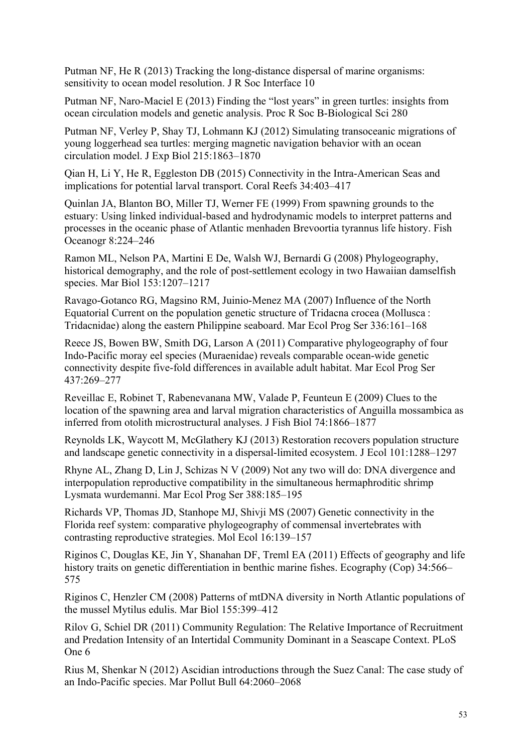Putman NF, He R (2013) Tracking the long-distance dispersal of marine organisms: sensitivity to ocean model resolution. J R Soc Interface 10

Putman NF, Naro-Maciel E (2013) Finding the "lost years" in green turtles: insights from ocean circulation models and genetic analysis. Proc R Soc B-Biological Sci 280

Putman NF, Verley P, Shay TJ, Lohmann KJ (2012) Simulating transoceanic migrations of young loggerhead sea turtles: merging magnetic navigation behavior with an ocean circulation model. J Exp Biol 215:1863–1870

Qian H, Li Y, He R, Eggleston DB (2015) Connectivity in the Intra-American Seas and implications for potential larval transport. Coral Reefs 34:403–417

Quinlan JA, Blanton BO, Miller TJ, Werner FE (1999) From spawning grounds to the estuary: Using linked individual-based and hydrodynamic models to interpret patterns and processes in the oceanic phase of Atlantic menhaden Brevoortia tyrannus life history. Fish Oceanogr 8:224–246

Ramon ML, Nelson PA, Martini E De, Walsh WJ, Bernardi G (2008) Phylogeography, historical demography, and the role of post-settlement ecology in two Hawaiian damselfish species. Mar Biol 153:1207–1217

Ravago-Gotanco RG, Magsino RM, Juinio-Menez MA (2007) Influence of the North Equatorial Current on the population genetic structure of Tridacna crocea (Mollusca : Tridacnidae) along the eastern Philippine seaboard. Mar Ecol Prog Ser 336:161–168

Reece JS, Bowen BW, Smith DG, Larson A (2011) Comparative phylogeography of four Indo-Pacific moray eel species (Muraenidae) reveals comparable ocean-wide genetic connectivity despite five-fold differences in available adult habitat. Mar Ecol Prog Ser 437:269–277

Reveillac E, Robinet T, Rabenevanana MW, Valade P, Feunteun E (2009) Clues to the location of the spawning area and larval migration characteristics of Anguilla mossambica as inferred from otolith microstructural analyses. J Fish Biol 74:1866–1877

Reynolds LK, Waycott M, McGlathery KJ (2013) Restoration recovers population structure and landscape genetic connectivity in a dispersal-limited ecosystem. J Ecol 101:1288–1297

Rhyne AL, Zhang D, Lin J, Schizas N V (2009) Not any two will do: DNA divergence and interpopulation reproductive compatibility in the simultaneous hermaphroditic shrimp Lysmata wurdemanni. Mar Ecol Prog Ser 388:185–195

Richards VP, Thomas JD, Stanhope MJ, Shivji MS (2007) Genetic connectivity in the Florida reef system: comparative phylogeography of commensal invertebrates with contrasting reproductive strategies. Mol Ecol 16:139–157

Riginos C, Douglas KE, Jin Y, Shanahan DF, Treml EA (2011) Effects of geography and life history traits on genetic differentiation in benthic marine fishes. Ecography (Cop) 34:566–575

Riginos C, Henzler CM (2008) Patterns of mtDNA diversity in North Atlantic populations of the mussel Mytilus edulis. Mar Biol 155:399–412

Rilov G, Schiel DR (2011) Community Regulation: The Relative Importance of Recruitment and Predation Intensity of an Intertidal Community Dominant in a Seascape Context. PLoS One 6

Rius M, Shenkar N (2012) Ascidian introductions through the Suez Canal: The case study of an Indo-Pacific species. Mar Pollut Bull 64:2060–2068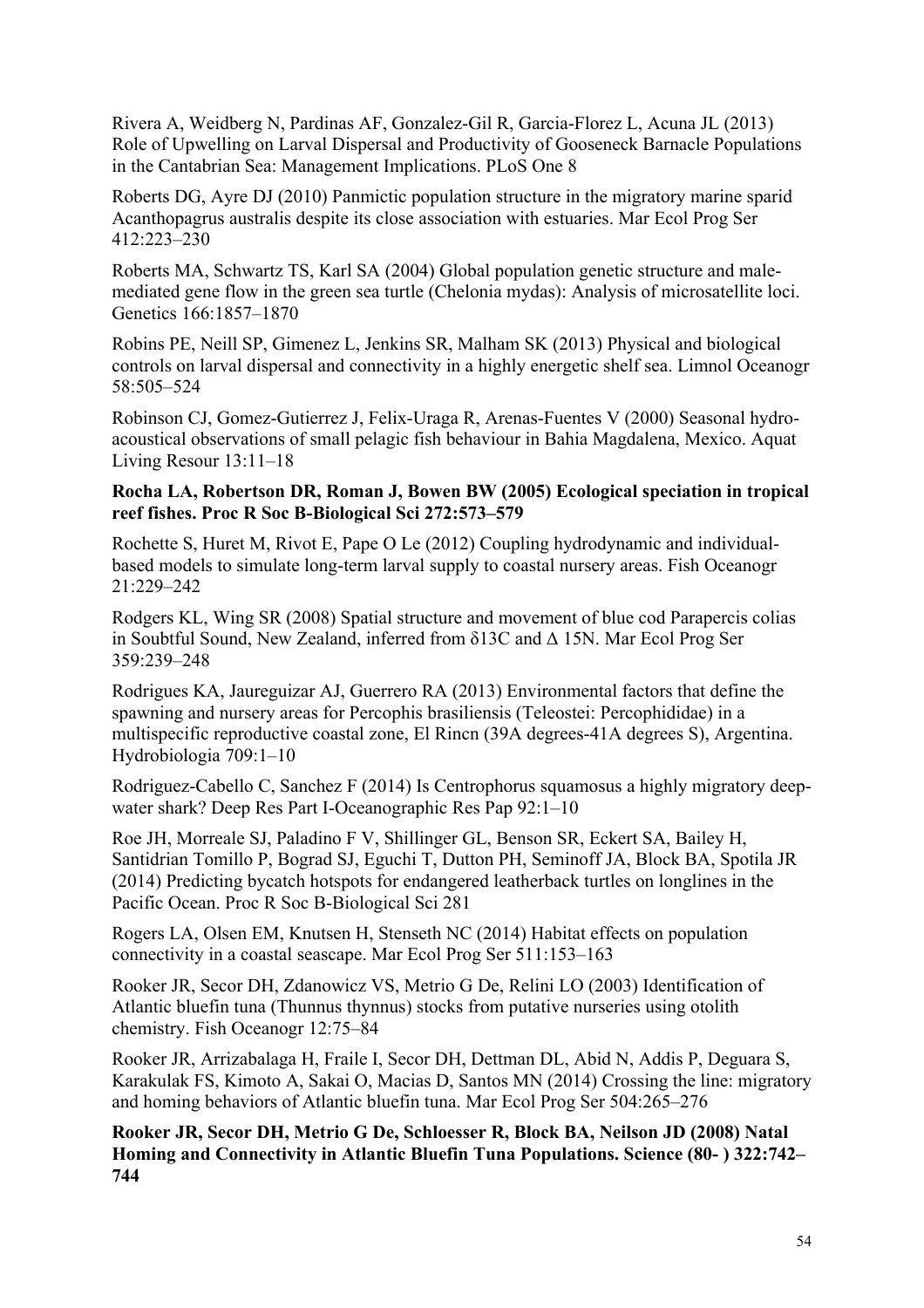Rivera A, Weidberg N, Pardinas AF, Gonzalez-Gil R, Garcia-Florez L, Acuna JL (2013) Role of Upwelling on Larval Dispersal and Productivity of Gooseneck Barnacle Populations in the Cantabrian Sea: Management Implications. PLoS One 8

Roberts DG, Ayre DJ (2010) Panmictic population structure in the migratory marine sparid Acanthopagrus australis despite its close association with estuaries. Mar Ecol Prog Ser 412:223–230

Roberts MA, Schwartz TS, Karl SA (2004) Global population genetic structure and male-mediated gene flow in the green sea turtle (Chelonia mydas): Analysis of microsatellite loci. Genetics 166:1857–1870

Robins PE, Neill SP, Gimenez L, Jenkins SR, Malham SK (2013) Physical and biological controls on larval dispersal and connectivity in a highly energetic shelf sea. Limnol Oceanogr 58:505–524

Robinson CJ, Gomez-Gutierrez J, Felix-Uraga R, Arenas-Fuentes V (2000) Seasonal hydro-acoustical observations of small pelagic fish behaviour in Bahia Magdalena, Mexico. Aquat Living Resour 13:11–18

**Rocha LA, Robertson DR, Roman J, Bowen BW (2005) Ecological speciation in tropical reef fishes. Proc R Soc B-Biological Sci 272:573–579**

Rochette S, Huret M, Rivot E, Pape O Le (2012) Coupling hydrodynamic and individual-based models to simulate long-term larval supply to coastal nursery areas. Fish Oceanogr 21:229–242

Rodgers KL, Wing SR (2008) Spatial structure and movement of blue cod Parapercis colias in Soubtful Sound, New Zealand, inferred from δ13C and Δ 15N. Mar Ecol Prog Ser 359:239–248

Rodrigues KA, Jaureguizar AJ, Guerrero RA (2013) Environmental factors that define the spawning and nursery areas for Percophis brasiliensis (Teleostei: Percophididae) in a multispecific reproductive coastal zone, El Rincn (39A degrees-41A degrees S), Argentina. Hydrobiologia 709:1–10

Rodriguez-Cabello C, Sanchez F (2014) Is Centrophorus squamosus a highly migratory deep-water shark? Deep Res Part I-Oceanographic Res Pap 92:1–10

Roe JH, Morreale SJ, Paladino F V, Shillinger GL, Benson SR, Eckert SA, Bailey H, Santidrian Tomillo P, Bograd SJ, Eguchi T, Dutton PH, Seminoff JA, Block BA, Spotila JR (2014) Predicting bycatch hotspots for endangered leatherback turtles on longlines in the Pacific Ocean. Proc R Soc B-Biological Sci 281

Rogers LA, Olsen EM, Knutsen H, Stenseth NC (2014) Habitat effects on population connectivity in a coastal seascape. Mar Ecol Prog Ser 511:153–163

Rooker JR, Secor DH, Zdanowicz VS, Metrio G De, Relini LO (2003) Identification of Atlantic bluefin tuna (Thunnus thynnus) stocks from putative nurseries using otolith chemistry. Fish Oceanogr 12:75–84

Rooker JR, Arrizabalaga H, Fraile I, Secor DH, Dettman DL, Abid N, Addis P, Deguara S, Karakulak FS, Kimoto A, Sakai O, Macias D, Santos MN (2014) Crossing the line: migratory and homing behaviors of Atlantic bluefin tuna. Mar Ecol Prog Ser 504:265–276

**Rooker JR, Secor DH, Metrio G De, Schloesser R, Block BA, Neilson JD (2008) Natal Homing and Connectivity in Atlantic Bluefin Tuna Populations. Science (80- ) 322:742–744**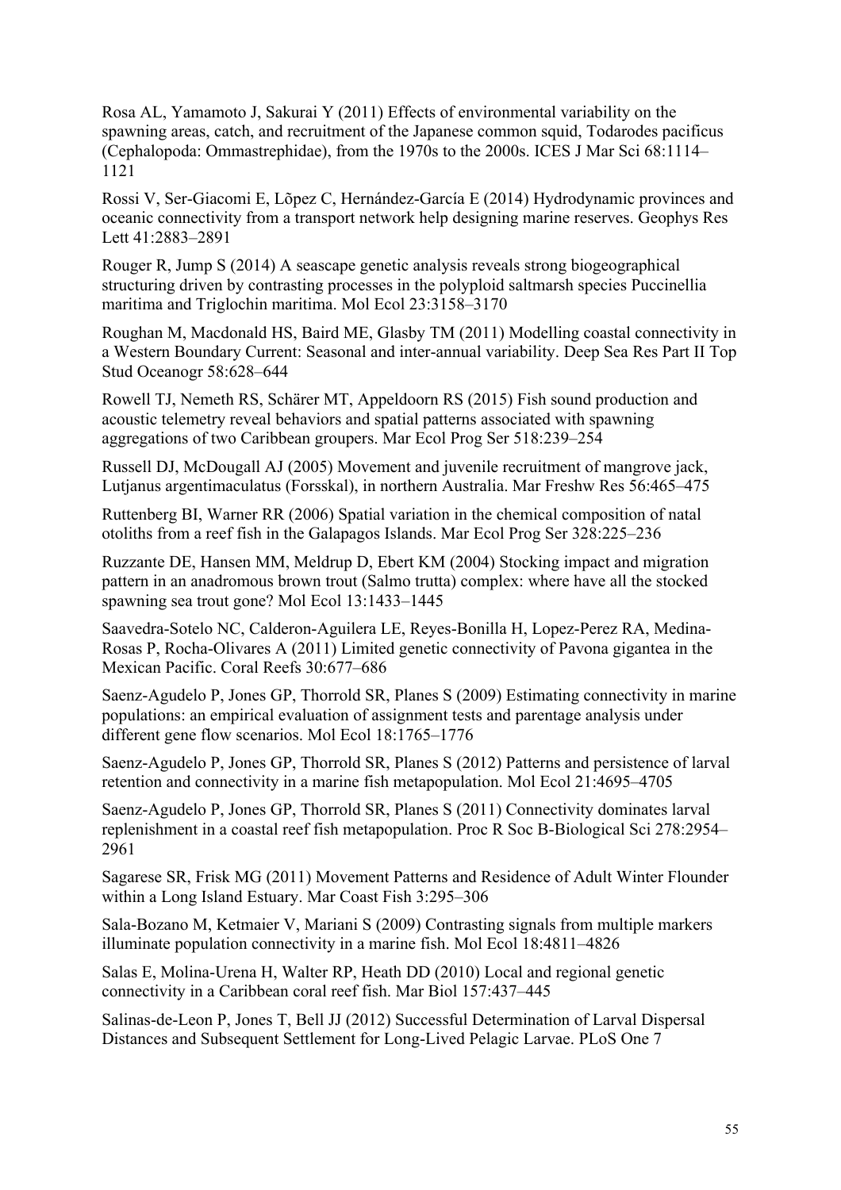Rosa AL, Yamamoto J, Sakurai Y (2011) Effects of environmental variability on the spawning areas, catch, and recruitment of the Japanese common squid, Todarodes pacificus (Cephalopoda: Ommastrephidae), from the 1970s to the 2000s. ICES J Mar Sci 68:1114–1121

Rossi V, Ser-Giacomi E, Lõpez C, Hernández-García E (2014) Hydrodynamic provinces and oceanic connectivity from a transport network help designing marine reserves. Geophys Res Lett 41:2883–2891

Rouger R, Jump S (2014) A seascape genetic analysis reveals strong biogeographical structuring driven by contrasting processes in the polyploid saltmarsh species Puccinellia maritima and Triglochin maritima. Mol Ecol 23:3158–3170

Roughan M, Macdonald HS, Baird ME, Glasby TM (2011) Modelling coastal connectivity in a Western Boundary Current: Seasonal and inter-annual variability. Deep Sea Res Part II Top Stud Oceanogr 58:628–644

Rowell TJ, Nemeth RS, Schärer MT, Appeldoorn RS (2015) Fish sound production and acoustic telemetry reveal behaviors and spatial patterns associated with spawning aggregations of two Caribbean groupers. Mar Ecol Prog Ser 518:239–254

Russell DJ, McDougall AJ (2005) Movement and juvenile recruitment of mangrove jack, Lutjanus argentimaculatus (Forsskal), in northern Australia. Mar Freshw Res 56:465–475

Ruttenberg BI, Warner RR (2006) Spatial variation in the chemical composition of natal otoliths from a reef fish in the Galapagos Islands. Mar Ecol Prog Ser 328:225–236

Ruzzante DE, Hansen MM, Meldrup D, Ebert KM (2004) Stocking impact and migration pattern in an anadromous brown trout (Salmo trutta) complex: where have all the stocked spawning sea trout gone? Mol Ecol 13:1433–1445

Saavedra-Sotelo NC, Calderon-Aguilera LE, Reyes-Bonilla H, Lopez-Perez RA, Medina-Rosas P, Rocha-Olivares A (2011) Limited genetic connectivity of Pavona gigantea in the Mexican Pacific. Coral Reefs 30:677–686

Saenz-Agudelo P, Jones GP, Thorrold SR, Planes S (2009) Estimating connectivity in marine populations: an empirical evaluation of assignment tests and parentage analysis under different gene flow scenarios. Mol Ecol 18:1765–1776

Saenz-Agudelo P, Jones GP, Thorrold SR, Planes S (2012) Patterns and persistence of larval retention and connectivity in a marine fish metapopulation. Mol Ecol 21:4695–4705

Saenz-Agudelo P, Jones GP, Thorrold SR, Planes S (2011) Connectivity dominates larval replenishment in a coastal reef fish metapopulation. Proc R Soc B-Biological Sci 278:2954–2961

Sagarese SR, Frisk MG (2011) Movement Patterns and Residence of Adult Winter Flounder within a Long Island Estuary. Mar Coast Fish 3:295–306

Sala-Bozano M, Ketmaier V, Mariani S (2009) Contrasting signals from multiple markers illuminate population connectivity in a marine fish. Mol Ecol 18:4811–4826

Salas E, Molina-Urena H, Walter RP, Heath DD (2010) Local and regional genetic connectivity in a Caribbean coral reef fish. Mar Biol 157:437–445

Salinas-de-Leon P, Jones T, Bell JJ (2012) Successful Determination of Larval Dispersal Distances and Subsequent Settlement for Long-Lived Pelagic Larvae. PLoS One 7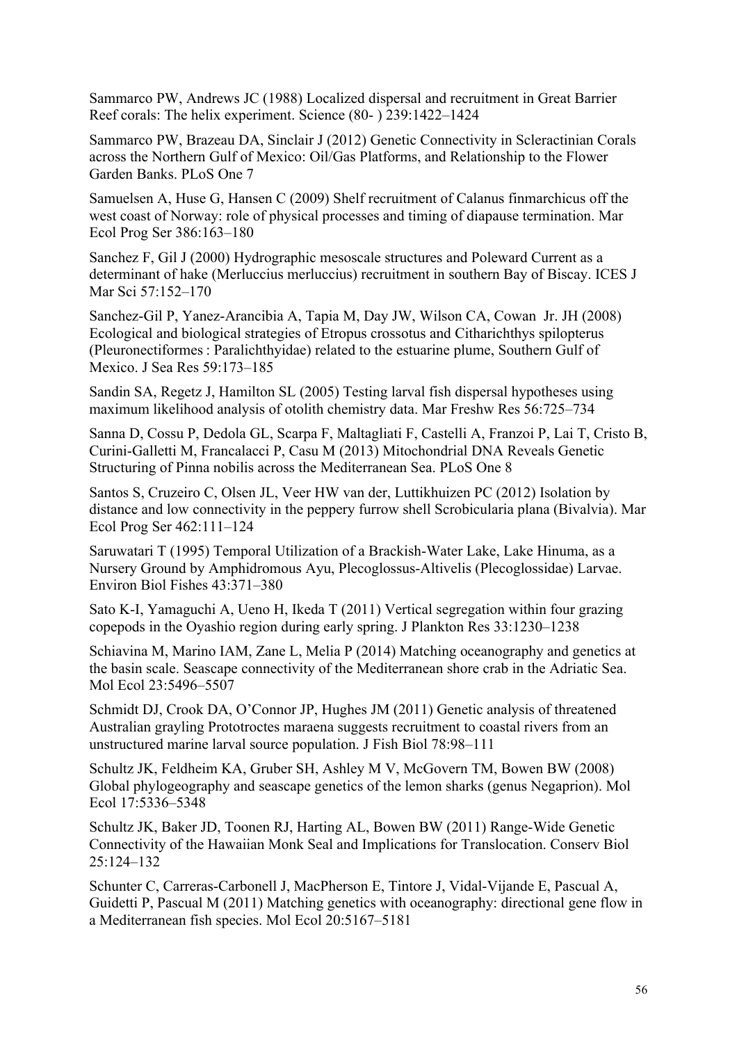Sammarco PW, Andrews JC (1988) Localized dispersal and recruitment in Great Barrier Reef corals: The helix experiment. Science (80- ) 239:1422–1424

Sammarco PW, Brazeau DA, Sinclair J (2012) Genetic Connectivity in Scleractinian Corals across the Northern Gulf of Mexico: Oil/Gas Platforms, and Relationship to the Flower Garden Banks. PLoS One 7

Samuelsen A, Huse G, Hansen C (2009) Shelf recruitment of Calanus finmarchicus off the west coast of Norway: role of physical processes and timing of diapause termination. Mar Ecol Prog Ser 386:163–180

Sanchez F, Gil J (2000) Hydrographic mesoscale structures and Poleward Current as a determinant of hake (Merluccius merluccius) recruitment in southern Bay of Biscay. ICES J Mar Sci 57:152–170

Sanchez-Gil P, Yanez-Arancibia A, Tapia M, Day JW, Wilson CA, Cowan Jr. JH (2008) Ecological and biological strategies of Etropus crossotus and Citharichthys spilopterus (Pleuronectiformes : Paralichthyidae) related to the estuarine plume, Southern Gulf of Mexico. J Sea Res 59:173–185

Sandin SA, Regetz J, Hamilton SL (2005) Testing larval fish dispersal hypotheses using maximum likelihood analysis of otolith chemistry data. Mar Freshw Res 56:725–734

Sanna D, Cossu P, Dedola GL, Scarpa F, Maltagliati F, Castelli A, Franzoi P, Lai T, Cristo B, Curini-Galletti M, Francalacci P, Casu M (2013) Mitochondrial DNA Reveals Genetic Structuring of Pinna nobilis across the Mediterranean Sea. PLoS One 8

Santos S, Cruzeiro C, Olsen JL, Veer HW van der, Luttikhuizen PC (2012) Isolation by distance and low connectivity in the peppery furrow shell Scrobicularia plana (Bivalvia). Mar Ecol Prog Ser 462:111–124

Saruwatari T (1995) Temporal Utilization of a Brackish-Water Lake, Lake Hinuma, as a Nursery Ground by Amphidromous Ayu, Plecoglossus-Altivelis (Plecoglossidae) Larvae. Environ Biol Fishes 43:371–380

Sato K-I, Yamaguchi A, Ueno H, Ikeda T (2011) Vertical segregation within four grazing copepods in the Oyashio region during early spring. J Plankton Res 33:1230–1238

Schiavina M, Marino IAM, Zane L, Melia P (2014) Matching oceanography and genetics at the basin scale. Seascape connectivity of the Mediterranean shore crab in the Adriatic Sea. Mol Ecol 23:5496–5507

Schmidt DJ, Crook DA, O'Connor JP, Hughes JM (2011) Genetic analysis of threatened Australian grayling Prototroctes maraena suggests recruitment to coastal rivers from an unstructured marine larval source population. J Fish Biol 78:98–111

Schultz JK, Feldheim KA, Gruber SH, Ashley M V, McGovern TM, Bowen BW (2008) Global phylogeography and seascape genetics of the lemon sharks (genus Negaprion). Mol Ecol 17:5336–5348

Schultz JK, Baker JD, Toonen RJ, Harting AL, Bowen BW (2011) Range-Wide Genetic Connectivity of the Hawaiian Monk Seal and Implications for Translocation. Conserv Biol 25:124–132

Schunter C, Carreras-Carbonell J, MacPherson E, Tintore J, Vidal-Vijande E, Pascual A, Guidetti P, Pascual M (2011) Matching genetics with oceanography: directional gene flow in a Mediterranean fish species. Mol Ecol 20:5167–5181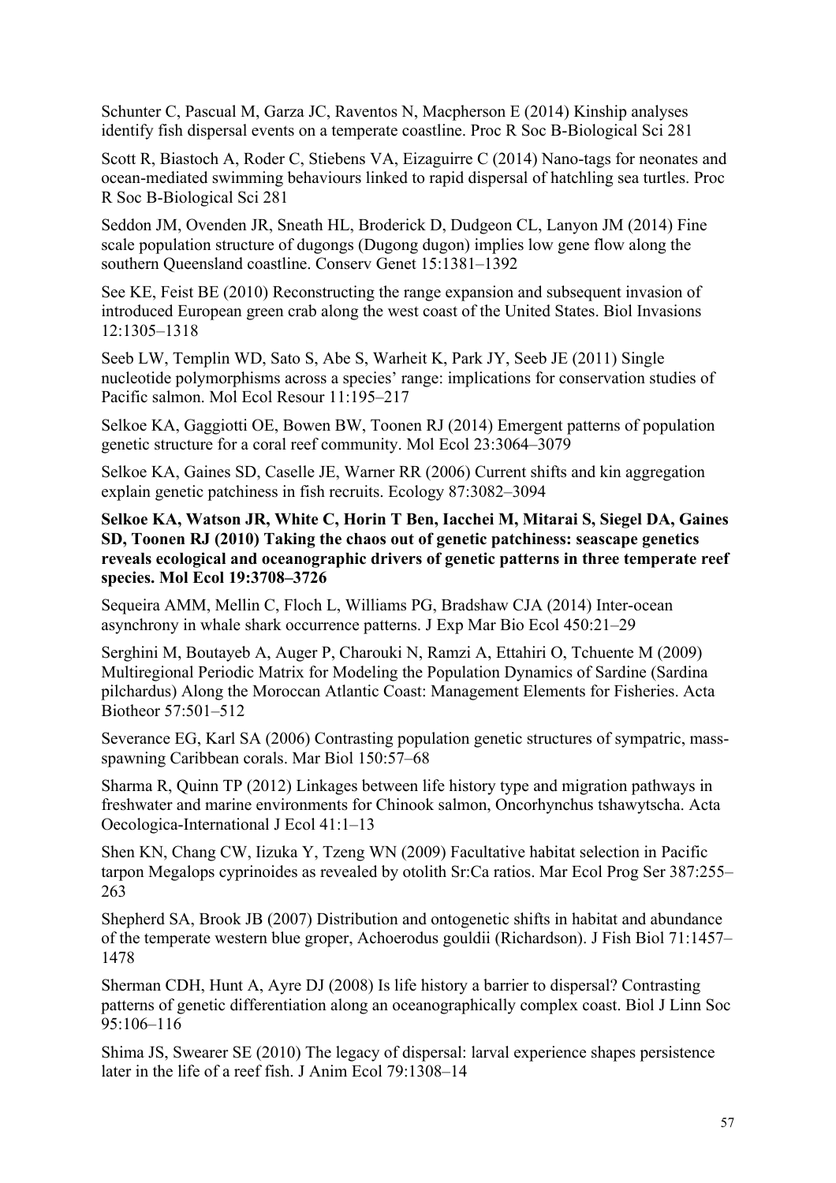Schunter C, Pascual M, Garza JC, Raventos N, Macpherson E (2014) Kinship analyses identify fish dispersal events on a temperate coastline. Proc R Soc B-Biological Sci 281

Scott R, Biastoch A, Roder C, Stiebens VA, Eizaguirre C (2014) Nano-tags for neonates and ocean-mediated swimming behaviours linked to rapid dispersal of hatchling sea turtles. Proc R Soc B-Biological Sci 281

Seddon JM, Ovenden JR, Sneath HL, Broderick D, Dudgeon CL, Lanyon JM (2014) Fine scale population structure of dugongs (Dugong dugon) implies low gene flow along the southern Queensland coastline. Conserv Genet 15:1381–1392

See KE, Feist BE (2010) Reconstructing the range expansion and subsequent invasion of introduced European green crab along the west coast of the United States. Biol Invasions 12:1305–1318

Seeb LW, Templin WD, Sato S, Abe S, Warheit K, Park JY, Seeb JE (2011) Single nucleotide polymorphisms across a species' range: implications for conservation studies of Pacific salmon. Mol Ecol Resour 11:195–217

Selkoe KA, Gaggiotti OE, Bowen BW, Toonen RJ (2014) Emergent patterns of population genetic structure for a coral reef community. Mol Ecol 23:3064–3079

Selkoe KA, Gaines SD, Caselle JE, Warner RR (2006) Current shifts and kin aggregation explain genetic patchiness in fish recruits. Ecology 87:3082–3094

**Selkoe KA, Watson JR, White C, Horin T Ben, Iacchei M, Mitarai S, Siegel DA, Gaines SD, Toonen RJ (2010) Taking the chaos out of genetic patchiness: seascape genetics reveals ecological and oceanographic drivers of genetic patterns in three temperate reef species. Mol Ecol 19:3708–3726**

Sequeira AMM, Mellin C, Floch L, Williams PG, Bradshaw CJA (2014) Inter-ocean asynchrony in whale shark occurrence patterns. J Exp Mar Bio Ecol 450:21–29

Serghini M, Boutayeb A, Auger P, Charouki N, Ramzi A, Ettahiri O, Tchuente M (2009) Multiregional Periodic Matrix for Modeling the Population Dynamics of Sardine (Sardina pilchardus) Along the Moroccan Atlantic Coast: Management Elements for Fisheries. Acta Biotheor 57:501–512

Severance EG, Karl SA (2006) Contrasting population genetic structures of sympatric, mass-spawning Caribbean corals. Mar Biol 150:57–68

Sharma R, Quinn TP (2012) Linkages between life history type and migration pathways in freshwater and marine environments for Chinook salmon, Oncorhynchus tshawytscha. Acta Oecologica-International J Ecol 41:1–13

Shen KN, Chang CW, Iizuka Y, Tzeng WN (2009) Facultative habitat selection in Pacific tarpon Megalops cyprinoides as revealed by otolith Sr:Ca ratios. Mar Ecol Prog Ser 387:255–263

Shepherd SA, Brook JB (2007) Distribution and ontogenetic shifts in habitat and abundance of the temperate western blue groper, Achoerodus gouldii (Richardson). J Fish Biol 71:1457–1478

Sherman CDH, Hunt A, Ayre DJ (2008) Is life history a barrier to dispersal? Contrasting patterns of genetic differentiation along an oceanographically complex coast. Biol J Linn Soc 95:106–116

Shima JS, Swearer SE (2010) The legacy of dispersal: larval experience shapes persistence later in the life of a reef fish. J Anim Ecol 79:1308–14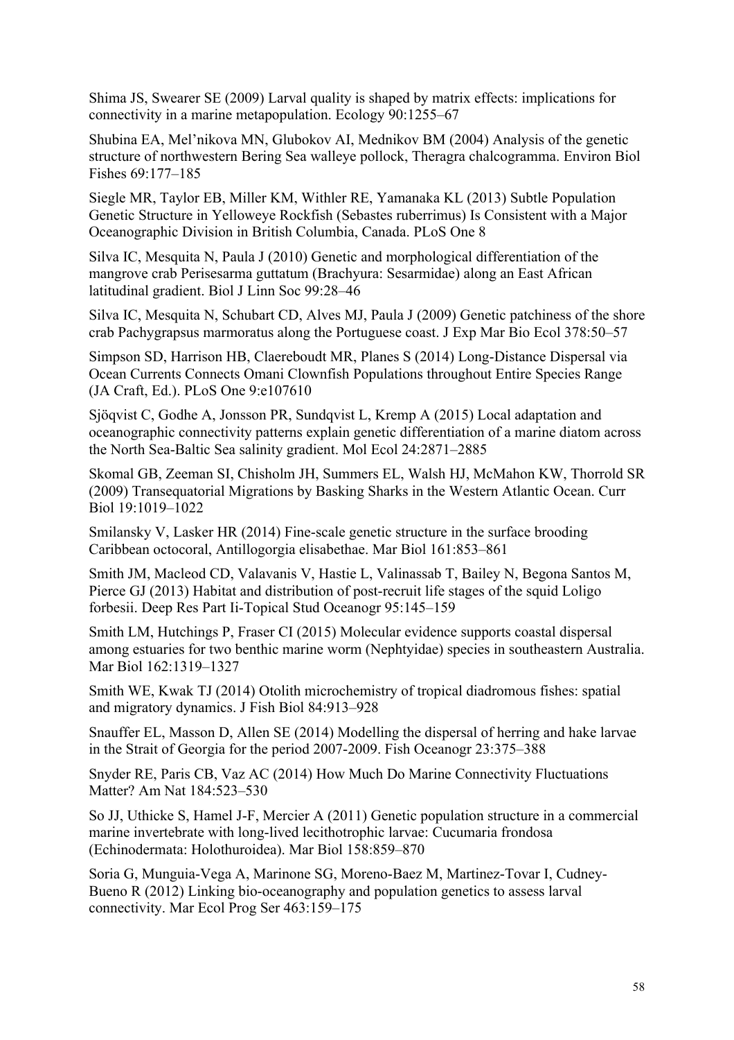Shima JS, Swearer SE (2009) Larval quality is shaped by matrix effects: implications for connectivity in a marine metapopulation. Ecology 90:1255–67

Shubina EA, Mel'nikova MN, Glubokov AI, Mednikov BM (2004) Analysis of the genetic structure of northwestern Bering Sea walleye pollock, Theragra chalcogramma. Environ Biol Fishes 69:177–185

Siegle MR, Taylor EB, Miller KM, Withler RE, Yamanaka KL (2013) Subtle Population Genetic Structure in Yelloweye Rockfish (Sebastes ruberrimus) Is Consistent with a Major Oceanographic Division in British Columbia, Canada. PLoS One 8

Silva IC, Mesquita N, Paula J (2010) Genetic and morphological differentiation of the mangrove crab Perisesarma guttatum (Brachyura: Sesarmidae) along an East African latitudinal gradient. Biol J Linn Soc 99:28–46

Silva IC, Mesquita N, Schubart CD, Alves MJ, Paula J (2009) Genetic patchiness of the shore crab Pachygrapsus marmoratus along the Portuguese coast. J Exp Mar Bio Ecol 378:50–57

Simpson SD, Harrison HB, Claereboudt MR, Planes S (2014) Long-Distance Dispersal via Ocean Currents Connects Omani Clownfish Populations throughout Entire Species Range (JA Craft, Ed.). PLoS One 9:e107610

Sjöqvist C, Godhe A, Jonsson PR, Sundqvist L, Kremp A (2015) Local adaptation and oceanographic connectivity patterns explain genetic differentiation of a marine diatom across the North Sea-Baltic Sea salinity gradient. Mol Ecol 24:2871–2885

Skomal GB, Zeeman SI, Chisholm JH, Summers EL, Walsh HJ, McMahon KW, Thorrold SR (2009) Transequatorial Migrations by Basking Sharks in the Western Atlantic Ocean. Curr Biol 19:1019–1022

Smilansky V, Lasker HR (2014) Fine-scale genetic structure in the surface brooding Caribbean octocoral, Antillogorgia elisabethae. Mar Biol 161:853–861

Smith JM, Macleod CD, Valavanis V, Hastie L, Valinassab T, Bailey N, Begona Santos M, Pierce GJ (2013) Habitat and distribution of post-recruit life stages of the squid Loligo forbesii. Deep Res Part Ii-Topical Stud Oceanogr 95:145–159

Smith LM, Hutchings P, Fraser CI (2015) Molecular evidence supports coastal dispersal among estuaries for two benthic marine worm (Nephtyidae) species in southeastern Australia. Mar Biol 162:1319–1327

Smith WE, Kwak TJ (2014) Otolith microchemistry of tropical diadromous fishes: spatial and migratory dynamics. J Fish Biol 84:913–928

Snauffer EL, Masson D, Allen SE (2014) Modelling the dispersal of herring and hake larvae in the Strait of Georgia for the period 2007-2009. Fish Oceanogr 23:375–388

Snyder RE, Paris CB, Vaz AC (2014) How Much Do Marine Connectivity Fluctuations Matter? Am Nat 184:523–530

So JJ, Uthicke S, Hamel J-F, Mercier A (2011) Genetic population structure in a commercial marine invertebrate with long-lived lecithotrophic larvae: Cucumaria frondosa (Echinodermata: Holothuroidea). Mar Biol 158:859–870

Soria G, Munguia-Vega A, Marinone SG, Moreno-Baez M, Martinez-Tovar I, Cudney-Bueno R (2012) Linking bio-oceanography and population genetics to assess larval connectivity. Mar Ecol Prog Ser 463:159–175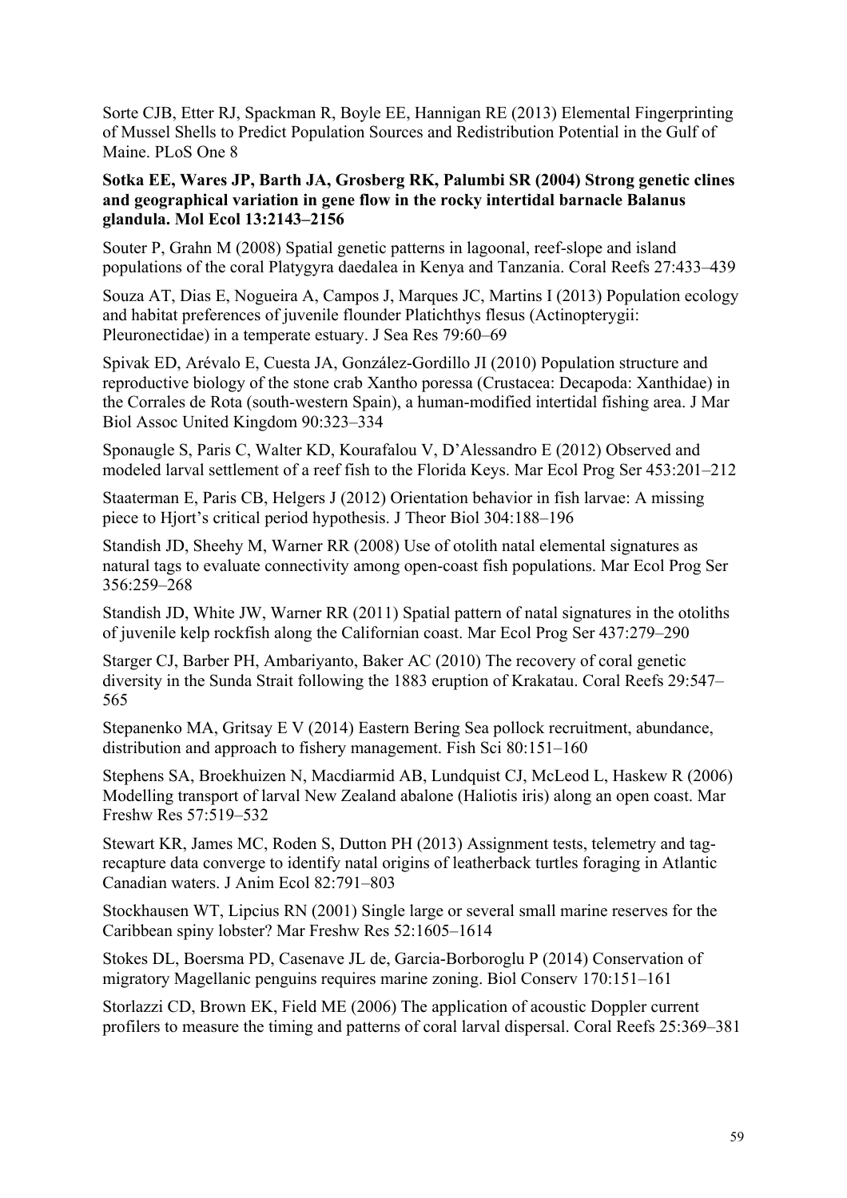Sorte CJB, Etter RJ, Spackman R, Boyle EE, Hannigan RE (2013) Elemental Fingerprinting of Mussel Shells to Predict Population Sources and Redistribution Potential in the Gulf of Maine. PLoS One 8

**Sotka EE, Wares JP, Barth JA, Grosberg RK, Palumbi SR (2004) Strong genetic clines and geographical variation in gene flow in the rocky intertidal barnacle Balanus glandula. Mol Ecol 13:2143–2156**

Souter P, Grahn M (2008) Spatial genetic patterns in lagoonal, reef-slope and island populations of the coral Platygyra daedalea in Kenya and Tanzania. Coral Reefs 27:433–439

Souza AT, Dias E, Nogueira A, Campos J, Marques JC, Martins I (2013) Population ecology and habitat preferences of juvenile flounder Platichthys flesus (Actinopterygii: Pleuronectidae) in a temperate estuary. J Sea Res 79:60–69

Spivak ED, Arévalo E, Cuesta JA, González-Gordillo JI (2010) Population structure and reproductive biology of the stone crab Xantho poressa (Crustacea: Decapoda: Xanthidae) in the Corrales de Rota (south-western Spain), a human-modified intertidal fishing area. J Mar Biol Assoc United Kingdom 90:323–334

Sponaugle S, Paris C, Walter KD, Kourafalou V, D'Alessandro E (2012) Observed and modeled larval settlement of a reef fish to the Florida Keys. Mar Ecol Prog Ser 453:201–212

Staaterman E, Paris CB, Helgers J (2012) Orientation behavior in fish larvae: A missing piece to Hjort's critical period hypothesis. J Theor Biol 304:188–196

Standish JD, Sheehy M, Warner RR (2008) Use of otolith natal elemental signatures as natural tags to evaluate connectivity among open-coast fish populations. Mar Ecol Prog Ser 356:259–268

Standish JD, White JW, Warner RR (2011) Spatial pattern of natal signatures in the otoliths of juvenile kelp rockfish along the Californian coast. Mar Ecol Prog Ser 437:279–290

Starger CJ, Barber PH, Ambariyanto, Baker AC (2010) The recovery of coral genetic diversity in the Sunda Strait following the 1883 eruption of Krakatau. Coral Reefs 29:547–565

Stepanenko MA, Gritsay E V (2014) Eastern Bering Sea pollock recruitment, abundance, distribution and approach to fishery management. Fish Sci 80:151–160

Stephens SA, Broekhuizen N, Macdiarmid AB, Lundquist CJ, McLeod L, Haskew R (2006) Modelling transport of larval New Zealand abalone (Haliotis iris) along an open coast. Mar Freshw Res 57:519–532

Stewart KR, James MC, Roden S, Dutton PH (2013) Assignment tests, telemetry and tag-recapture data converge to identify natal origins of leatherback turtles foraging in Atlantic Canadian waters. J Anim Ecol 82:791–803

Stockhausen WT, Lipcius RN (2001) Single large or several small marine reserves for the Caribbean spiny lobster? Mar Freshw Res 52:1605–1614

Stokes DL, Boersma PD, Casenave JL de, Garcia-Borboroglu P (2014) Conservation of migratory Magellanic penguins requires marine zoning. Biol Conserv 170:151–161

Storlazzi CD, Brown EK, Field ME (2006) The application of acoustic Doppler current profilers to measure the timing and patterns of coral larval dispersal. Coral Reefs 25:369–381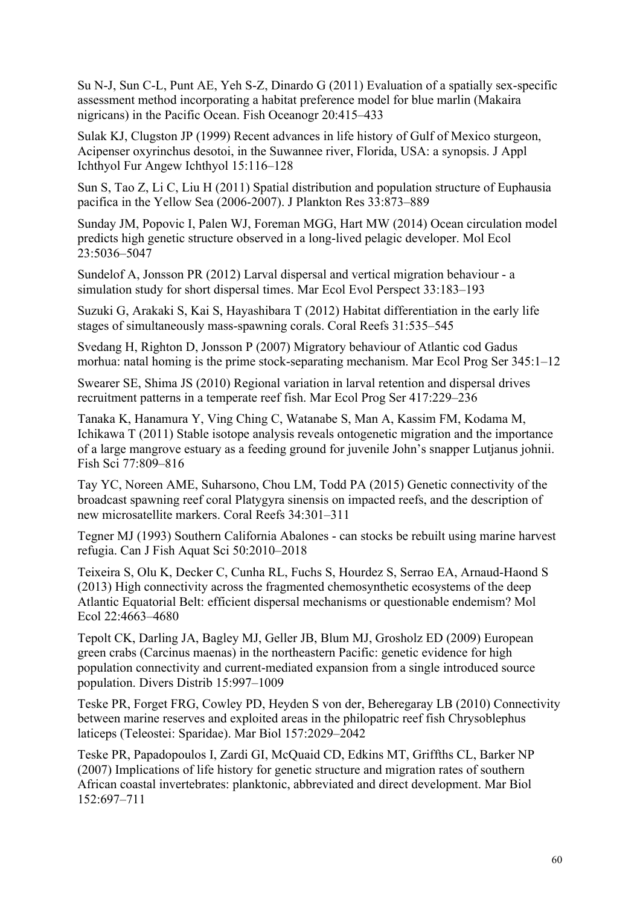Su N-J, Sun C-L, Punt AE, Yeh S-Z, Dinardo G (2011) Evaluation of a spatially sex-specific assessment method incorporating a habitat preference model for blue marlin (Makaira nigricans) in the Pacific Ocean. Fish Oceanogr 20:415–433

Sulak KJ, Clugston JP (1999) Recent advances in life history of Gulf of Mexico sturgeon, Acipenser oxyrinchus desotoi, in the Suwannee river, Florida, USA: a synopsis. J Appl Ichthyol Fur Angew Ichthyol 15:116–128

Sun S, Tao Z, Li C, Liu H (2011) Spatial distribution and population structure of Euphausia pacifica in the Yellow Sea (2006-2007). J Plankton Res 33:873–889

Sunday JM, Popovic I, Palen WJ, Foreman MGG, Hart MW (2014) Ocean circulation model predicts high genetic structure observed in a long-lived pelagic developer. Mol Ecol 23:5036–5047

Sundelof A, Jonsson PR (2012) Larval dispersal and vertical migration behaviour - a simulation study for short dispersal times. Mar Ecol Evol Perspect 33:183–193

Suzuki G, Arakaki S, Kai S, Hayashibara T (2012) Habitat differentiation in the early life stages of simultaneously mass-spawning corals. Coral Reefs 31:535–545

Svedang H, Righton D, Jonsson P (2007) Migratory behaviour of Atlantic cod Gadus morhua: natal homing is the prime stock-separating mechanism. Mar Ecol Prog Ser 345:1–12

Swearer SE, Shima JS (2010) Regional variation in larval retention and dispersal drives recruitment patterns in a temperate reef fish. Mar Ecol Prog Ser 417:229–236

Tanaka K, Hanamura Y, Ving Ching C, Watanabe S, Man A, Kassim FM, Kodama M, Ichikawa T (2011) Stable isotope analysis reveals ontogenetic migration and the importance of a large mangrove estuary as a feeding ground for juvenile John's snapper Lutjanus johnii. Fish Sci 77:809–816

Tay YC, Noreen AME, Suharsono, Chou LM, Todd PA (2015) Genetic connectivity of the broadcast spawning reef coral Platygyra sinensis on impacted reefs, and the description of new microsatellite markers. Coral Reefs 34:301–311

Tegner MJ (1993) Southern California Abalones - can stocks be rebuilt using marine harvest refugia. Can J Fish Aquat Sci 50:2010–2018

Teixeira S, Olu K, Decker C, Cunha RL, Fuchs S, Hourdez S, Serrao EA, Arnaud-Haond S (2013) High connectivity across the fragmented chemosynthetic ecosystems of the deep Atlantic Equatorial Belt: efficient dispersal mechanisms or questionable endemism? Mol Ecol 22:4663–4680

Tepolt CK, Darling JA, Bagley MJ, Geller JB, Blum MJ, Grosholz ED (2009) European green crabs (Carcinus maenas) in the northeastern Pacific: genetic evidence for high population connectivity and current-mediated expansion from a single introduced source population. Divers Distrib 15:997–1009

Teske PR, Forget FRG, Cowley PD, Heyden S von der, Beheregaray LB (2010) Connectivity between marine reserves and exploited areas in the philopatric reef fish Chrysoblephus laticeps (Teleostei: Sparidae). Mar Biol 157:2029–2042

Teske PR, Papadopoulos I, Zardi GI, McQuaid CD, Edkins MT, Griffths CL, Barker NP (2007) Implications of life history for genetic structure and migration rates of southern African coastal invertebrates: planktonic, abbreviated and direct development. Mar Biol 152:697–711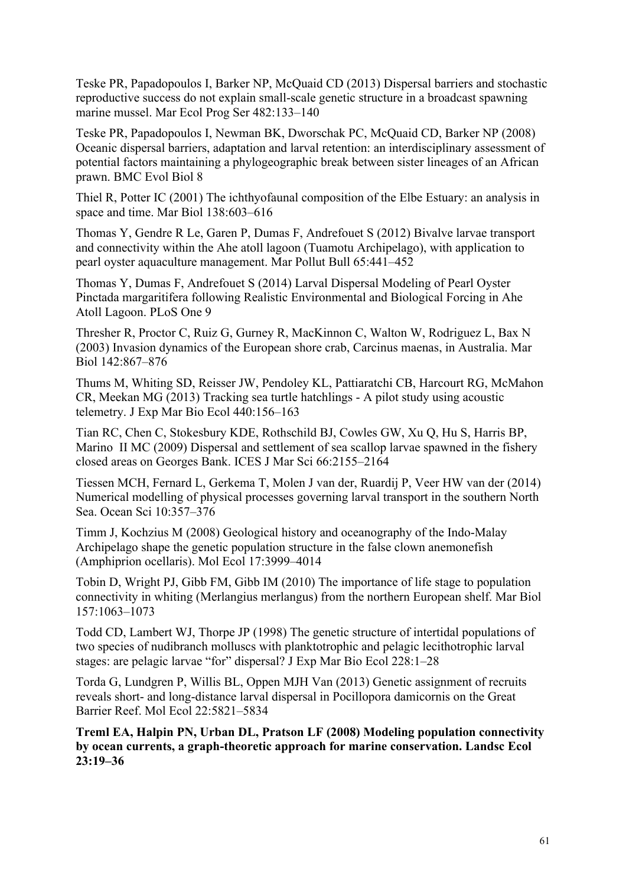Teske PR, Papadopoulos I, Barker NP, McQuaid CD (2013) Dispersal barriers and stochastic reproductive success do not explain small-scale genetic structure in a broadcast spawning marine mussel. Mar Ecol Prog Ser 482:133–140

Teske PR, Papadopoulos I, Newman BK, Dworschak PC, McQuaid CD, Barker NP (2008) Oceanic dispersal barriers, adaptation and larval retention: an interdisciplinary assessment of potential factors maintaining a phylogeographic break between sister lineages of an African prawn. BMC Evol Biol 8

Thiel R, Potter IC (2001) The ichthyofaunal composition of the Elbe Estuary: an analysis in space and time. Mar Biol 138:603–616

Thomas Y, Gendre R Le, Garen P, Dumas F, Andrefouet S (2012) Bivalve larvae transport and connectivity within the Ahe atoll lagoon (Tuamotu Archipelago), with application to pearl oyster aquaculture management. Mar Pollut Bull 65:441–452

Thomas Y, Dumas F, Andrefouet S (2014) Larval Dispersal Modeling of Pearl Oyster Pinctada margaritifera following Realistic Environmental and Biological Forcing in Ahe Atoll Lagoon. PLoS One 9

Thresher R, Proctor C, Ruiz G, Gurney R, MacKinnon C, Walton W, Rodriguez L, Bax N (2003) Invasion dynamics of the European shore crab, Carcinus maenas, in Australia. Mar Biol 142:867–876

Thums M, Whiting SD, Reisser JW, Pendoley KL, Pattiaratchi CB, Harcourt RG, McMahon CR, Meekan MG (2013) Tracking sea turtle hatchlings - A pilot study using acoustic telemetry. J Exp Mar Bio Ecol 440:156–163

Tian RC, Chen C, Stokesbury KDE, Rothschild BJ, Cowles GW, Xu Q, Hu S, Harris BP, Marino II MC (2009) Dispersal and settlement of sea scallop larvae spawned in the fishery closed areas on Georges Bank. ICES J Mar Sci 66:2155–2164

Tiessen MCH, Fernard L, Gerkema T, Molen J van der, Ruardij P, Veer HW van der (2014) Numerical modelling of physical processes governing larval transport in the southern North Sea. Ocean Sci 10:357–376

Timm J, Kochzius M (2008) Geological history and oceanography of the Indo-Malay Archipelago shape the genetic population structure in the false clown anemonefish (Amphiprion ocellaris). Mol Ecol 17:3999–4014

Tobin D, Wright PJ, Gibb FM, Gibb IM (2010) The importance of life stage to population connectivity in whiting (Merlangius merlangus) from the northern European shelf. Mar Biol 157:1063–1073

Todd CD, Lambert WJ, Thorpe JP (1998) The genetic structure of intertidal populations of two species of nudibranch molluscs with planktotrophic and pelagic lecithotrophic larval stages: are pelagic larvae "for" dispersal? J Exp Mar Bio Ecol 228:1–28

Torda G, Lundgren P, Willis BL, Oppen MJH Van (2013) Genetic assignment of recruits reveals short- and long-distance larval dispersal in Pocillopora damicornis on the Great Barrier Reef. Mol Ecol 22:5821–5834

**Treml EA, Halpin PN, Urban DL, Pratson LF (2008) Modeling population connectivity by ocean currents, a graph-theoretic approach for marine conservation. Landsc Ecol 23:19–36**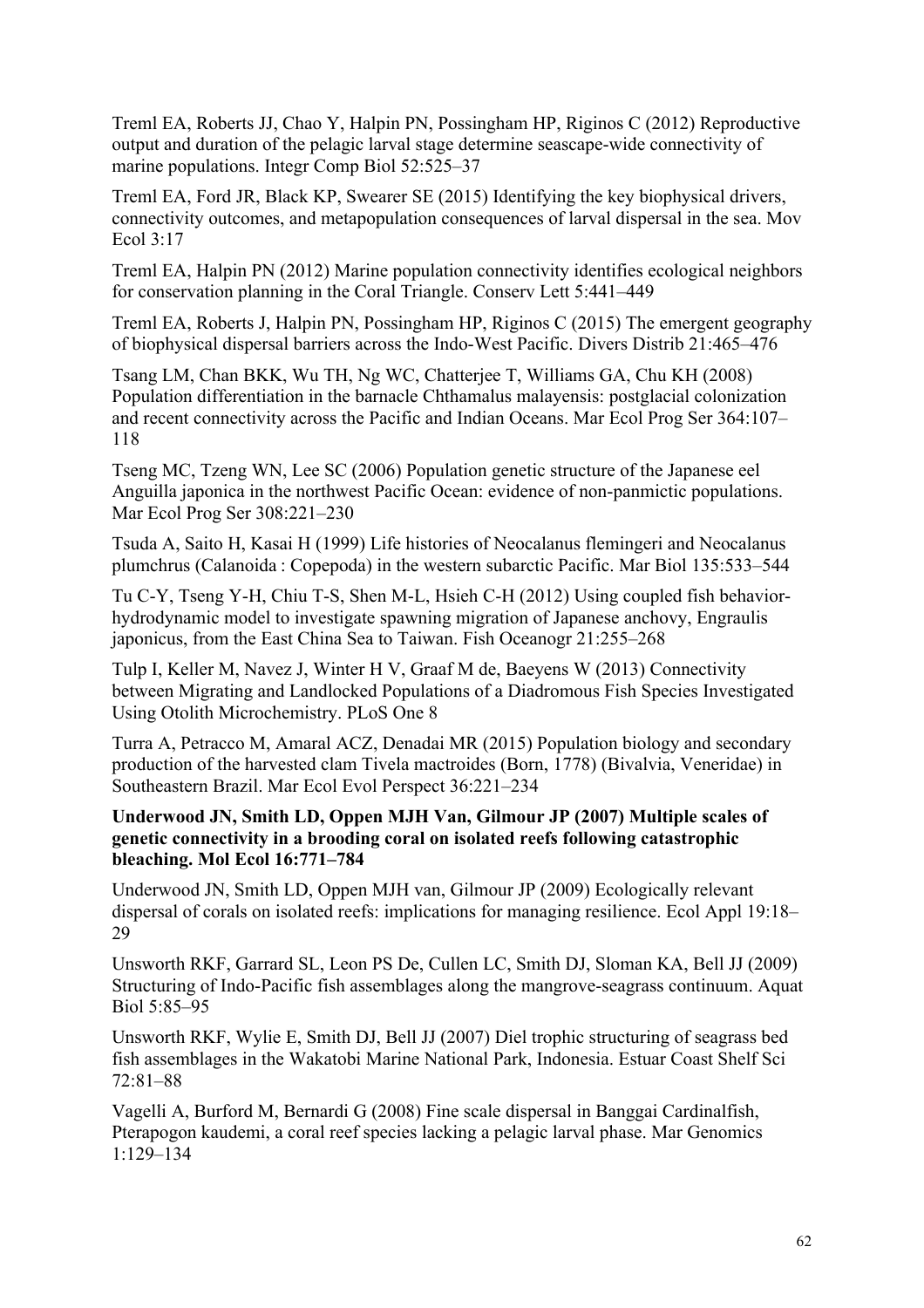Treml EA, Roberts JJ, Chao Y, Halpin PN, Possingham HP, Riginos C (2012) Reproductive output and duration of the pelagic larval stage determine seascape-wide connectivity of marine populations. Integr Comp Biol 52:525–37

Treml EA, Ford JR, Black KP, Swearer SE (2015) Identifying the key biophysical drivers, connectivity outcomes, and metapopulation consequences of larval dispersal in the sea. Mov Ecol 3:17

Treml EA, Halpin PN (2012) Marine population connectivity identifies ecological neighbors for conservation planning in the Coral Triangle. Conserv Lett 5:441–449

Treml EA, Roberts J, Halpin PN, Possingham HP, Riginos C (2015) The emergent geography of biophysical dispersal barriers across the Indo-West Pacific. Divers Distrib 21:465–476

Tsang LM, Chan BKK, Wu TH, Ng WC, Chatterjee T, Williams GA, Chu KH (2008) Population differentiation in the barnacle Chthamalus malayensis: postglacial colonization and recent connectivity across the Pacific and Indian Oceans. Mar Ecol Prog Ser 364:107–118

Tseng MC, Tzeng WN, Lee SC (2006) Population genetic structure of the Japanese eel Anguilla japonica in the northwest Pacific Ocean: evidence of non-panmictic populations. Mar Ecol Prog Ser 308:221–230

Tsuda A, Saito H, Kasai H (1999) Life histories of Neocalanus flemingeri and Neocalanus plumchrus (Calanoida : Copepoda) in the western subarctic Pacific. Mar Biol 135:533–544

Tu C-Y, Tseng Y-H, Chiu T-S, Shen M-L, Hsieh C-H (2012) Using coupled fish behavior-hydrodynamic model to investigate spawning migration of Japanese anchovy, Engraulis japonicus, from the East China Sea to Taiwan. Fish Oceanogr 21:255–268

Tulp I, Keller M, Navez J, Winter H V, Graaf M de, Baeyens W (2013) Connectivity between Migrating and Landlocked Populations of a Diadromous Fish Species Investigated Using Otolith Microchemistry. PLoS One 8

Turra A, Petracco M, Amaral ACZ, Denadai MR (2015) Population biology and secondary production of the harvested clam Tivela mactroides (Born, 1778) (Bivalvia, Veneridae) in Southeastern Brazil. Mar Ecol Evol Perspect 36:221–234

**Underwood JN, Smith LD, Oppen MJH Van, Gilmour JP (2007) Multiple scales of genetic connectivity in a brooding coral on isolated reefs following catastrophic bleaching. Mol Ecol 16:771–784**

Underwood JN, Smith LD, Oppen MJH van, Gilmour JP (2009) Ecologically relevant dispersal of corals on isolated reefs: implications for managing resilience. Ecol Appl 19:18–29

Unsworth RKF, Garrard SL, Leon PS De, Cullen LC, Smith DJ, Sloman KA, Bell JJ (2009) Structuring of Indo-Pacific fish assemblages along the mangrove-seagrass continuum. Aquat Biol 5:85–95

Unsworth RKF, Wylie E, Smith DJ, Bell JJ (2007) Diel trophic structuring of seagrass bed fish assemblages in the Wakatobi Marine National Park, Indonesia. Estuar Coast Shelf Sci 72:81–88

Vagelli A, Burford M, Bernardi G (2008) Fine scale dispersal in Banggai Cardinalfish, Pterapogon kaudemi, a coral reef species lacking a pelagic larval phase. Mar Genomics 1:129–134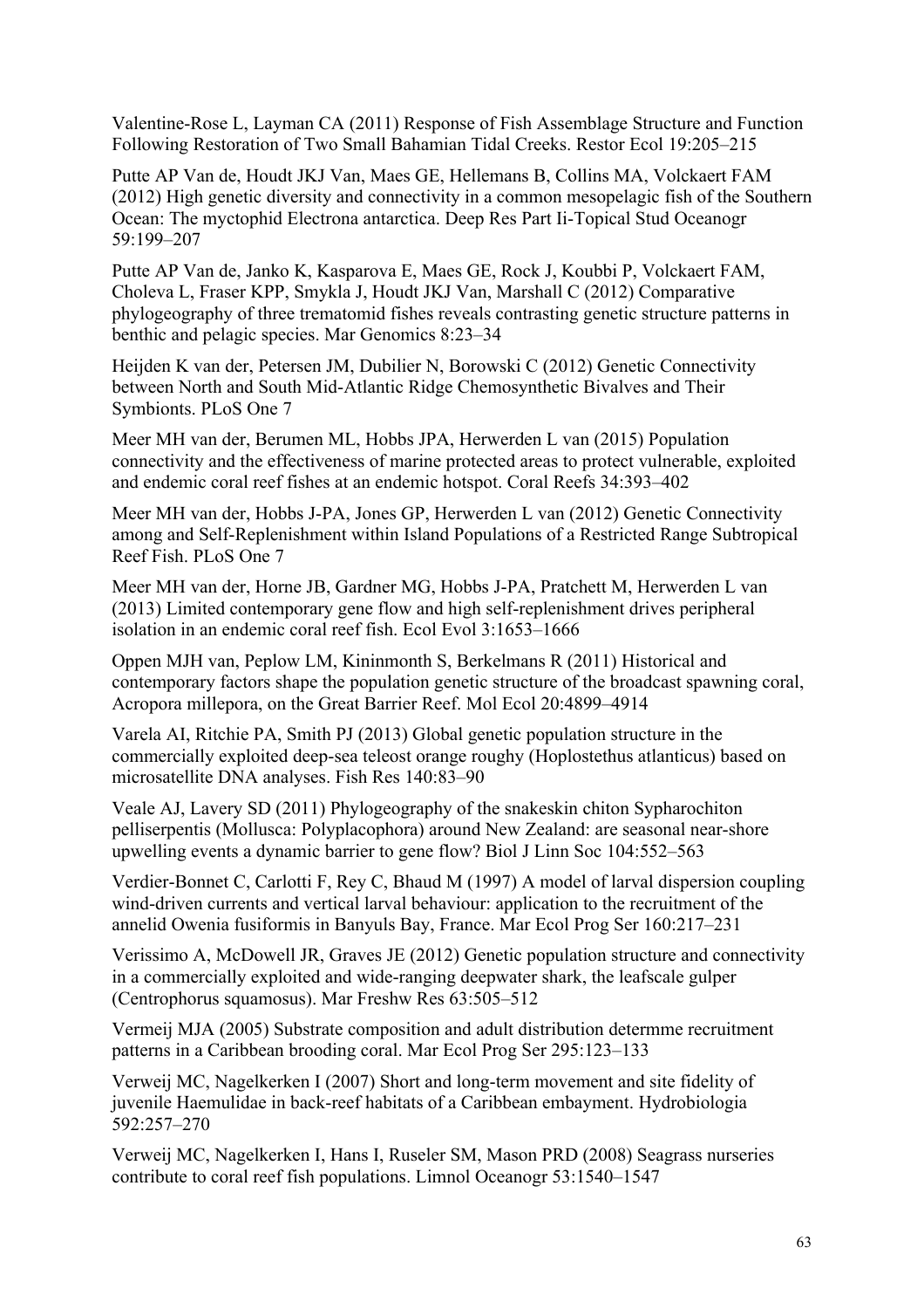Valentine-Rose L, Layman CA (2011) Response of Fish Assemblage Structure and Function Following Restoration of Two Small Bahamian Tidal Creeks. Restor Ecol 19:205–215

Putte AP Van de, Houdt JKJ Van, Maes GE, Hellemans B, Collins MA, Volckaert FAM (2012) High genetic diversity and connectivity in a common mesopelagic fish of the Southern Ocean: The myctophid Electrona antarctica. Deep Res Part Ii-Topical Stud Oceanogr 59:199–207

Putte AP Van de, Janko K, Kasparova E, Maes GE, Rock J, Koubbi P, Volckaert FAM, Choleva L, Fraser KPP, Smykla J, Houdt JKJ Van, Marshall C (2012) Comparative phylogeography of three trematomid fishes reveals contrasting genetic structure patterns in benthic and pelagic species. Mar Genomics 8:23–34

Heijden K van der, Petersen JM, Dubilier N, Borowski C (2012) Genetic Connectivity between North and South Mid-Atlantic Ridge Chemosynthetic Bivalves and Their Symbionts. PLoS One 7

Meer MH van der, Berumen ML, Hobbs JPA, Herwerden L van (2015) Population connectivity and the effectiveness of marine protected areas to protect vulnerable, exploited and endemic coral reef fishes at an endemic hotspot. Coral Reefs 34:393–402

Meer MH van der, Hobbs J-PA, Jones GP, Herwerden L van (2012) Genetic Connectivity among and Self-Replenishment within Island Populations of a Restricted Range Subtropical Reef Fish. PLoS One 7

Meer MH van der, Horne JB, Gardner MG, Hobbs J-PA, Pratchett M, Herwerden L van (2013) Limited contemporary gene flow and high self-replenishment drives peripheral isolation in an endemic coral reef fish. Ecol Evol 3:1653–1666

Oppen MJH van, Peplow LM, Kininmonth S, Berkelmans R (2011) Historical and contemporary factors shape the population genetic structure of the broadcast spawning coral, Acropora millepora, on the Great Barrier Reef. Mol Ecol 20:4899–4914

Varela AI, Ritchie PA, Smith PJ (2013) Global genetic population structure in the commercially exploited deep-sea teleost orange roughy (Hoplostethus atlanticus) based on microsatellite DNA analyses. Fish Res 140:83–90

Veale AJ, Lavery SD (2011) Phylogeography of the snakeskin chiton Sypharochiton pelliserpentis (Mollusca: Polyplacophora) around New Zealand: are seasonal near-shore upwelling events a dynamic barrier to gene flow? Biol J Linn Soc 104:552–563

Verdier-Bonnet C, Carlotti F, Rey C, Bhaud M (1997) A model of larval dispersion coupling wind-driven currents and vertical larval behaviour: application to the recruitment of the annelid Owenia fusiformis in Banyuls Bay, France. Mar Ecol Prog Ser 160:217–231

Verissimo A, McDowell JR, Graves JE (2012) Genetic population structure and connectivity in a commercially exploited and wide-ranging deepwater shark, the leafscale gulper (Centrophorus squamosus). Mar Freshw Res 63:505–512

Vermeij MJA (2005) Substrate composition and adult distribution determme recruitment patterns in a Caribbean brooding coral. Mar Ecol Prog Ser 295:123–133

Verweij MC, Nagelkerken I (2007) Short and long-term movement and site fidelity of juvenile Haemulidae in back-reef habitats of a Caribbean embayment. Hydrobiologia 592:257–270

Verweij MC, Nagelkerken I, Hans I, Ruseler SM, Mason PRD (2008) Seagrass nurseries contribute to coral reef fish populations. Limnol Oceanogr 53:1540–1547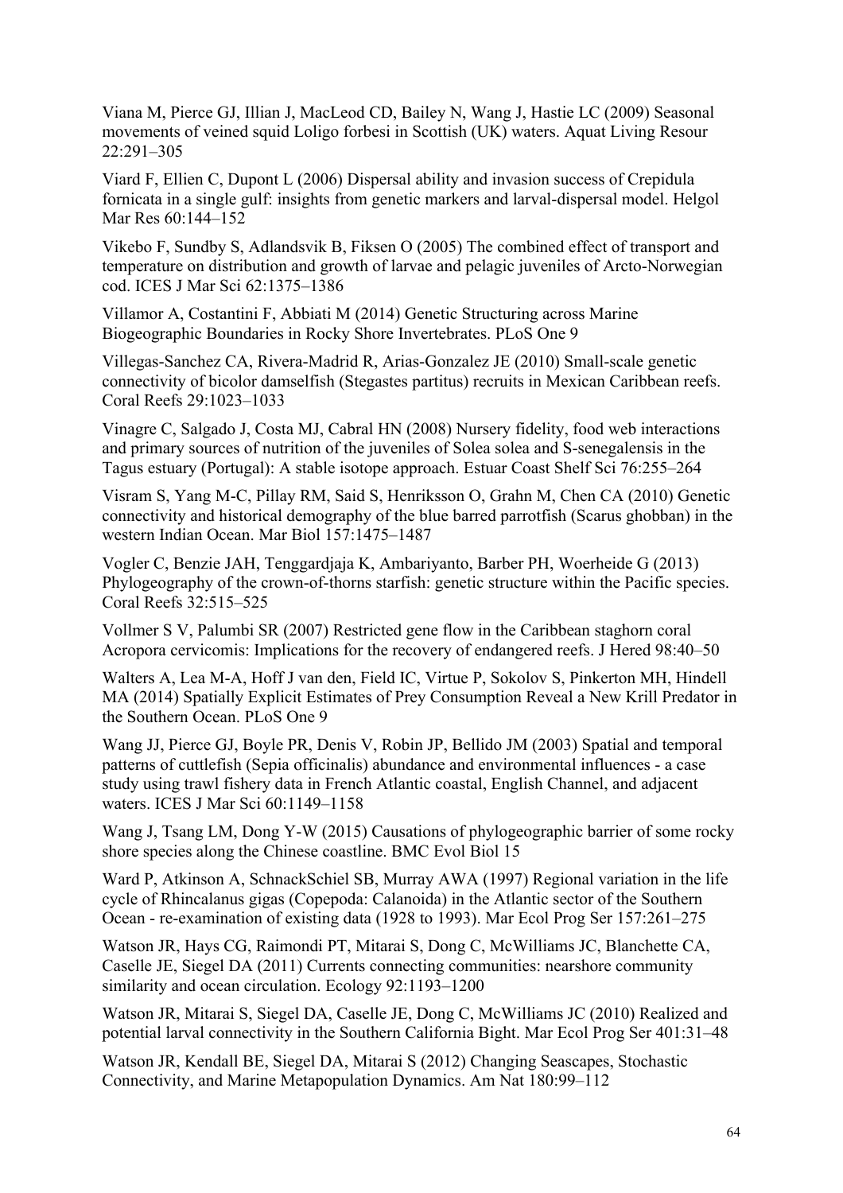Viana M, Pierce GJ, Illian J, MacLeod CD, Bailey N, Wang J, Hastie LC (2009) Seasonal movements of veined squid Loligo forbesi in Scottish (UK) waters. Aquat Living Resour 22:291–305

Viard F, Ellien C, Dupont L (2006) Dispersal ability and invasion success of Crepidula fornicata in a single gulf: insights from genetic markers and larval-dispersal model. Helgol Mar Res 60:144–152

Vikebo F, Sundby S, Adlandsvik B, Fiksen O (2005) The combined effect of transport and temperature on distribution and growth of larvae and pelagic juveniles of Arcto-Norwegian cod. ICES J Mar Sci 62:1375–1386

Villamor A, Costantini F, Abbiati M (2014) Genetic Structuring across Marine Biogeographic Boundaries in Rocky Shore Invertebrates. PLoS One 9

Villegas-Sanchez CA, Rivera-Madrid R, Arias-Gonzalez JE (2010) Small-scale genetic connectivity of bicolor damselfish (Stegastes partitus) recruits in Mexican Caribbean reefs. Coral Reefs 29:1023–1033

Vinagre C, Salgado J, Costa MJ, Cabral HN (2008) Nursery fidelity, food web interactions and primary sources of nutrition of the juveniles of Solea solea and S-senegalensis in the Tagus estuary (Portugal): A stable isotope approach. Estuar Coast Shelf Sci 76:255–264

Visram S, Yang M-C, Pillay RM, Said S, Henriksson O, Grahn M, Chen CA (2010) Genetic connectivity and historical demography of the blue barred parrotfish (Scarus ghobban) in the western Indian Ocean. Mar Biol 157:1475–1487

Vogler C, Benzie JAH, Tenggardjaja K, Ambariyanto, Barber PH, Woerheide G (2013) Phylogeography of the crown-of-thorns starfish: genetic structure within the Pacific species. Coral Reefs 32:515–525

Vollmer S V, Palumbi SR (2007) Restricted gene flow in the Caribbean staghorn coral Acropora cervicomis: Implications for the recovery of endangered reefs. J Hered 98:40–50

Walters A, Lea M-A, Hoff J van den, Field IC, Virtue P, Sokolov S, Pinkerton MH, Hindell MA (2014) Spatially Explicit Estimates of Prey Consumption Reveal a New Krill Predator in the Southern Ocean. PLoS One 9

Wang JJ, Pierce GJ, Boyle PR, Denis V, Robin JP, Bellido JM (2003) Spatial and temporal patterns of cuttlefish (Sepia officinalis) abundance and environmental influences - a case study using trawl fishery data in French Atlantic coastal, English Channel, and adjacent waters. ICES J Mar Sci 60:1149–1158

Wang J, Tsang LM, Dong Y-W (2015) Causations of phylogeographic barrier of some rocky shore species along the Chinese coastline. BMC Evol Biol 15

Ward P, Atkinson A, SchnackSchiel SB, Murray AWA (1997) Regional variation in the life cycle of Rhincalanus gigas (Copepoda: Calanoida) in the Atlantic sector of the Southern Ocean - re-examination of existing data (1928 to 1993). Mar Ecol Prog Ser 157:261–275

Watson JR, Hays CG, Raimondi PT, Mitarai S, Dong C, McWilliams JC, Blanchette CA, Caselle JE, Siegel DA (2011) Currents connecting communities: nearshore community similarity and ocean circulation. Ecology 92:1193–1200

Watson JR, Mitarai S, Siegel DA, Caselle JE, Dong C, McWilliams JC (2010) Realized and potential larval connectivity in the Southern California Bight. Mar Ecol Prog Ser 401:31–48

Watson JR, Kendall BE, Siegel DA, Mitarai S (2012) Changing Seascapes, Stochastic Connectivity, and Marine Metapopulation Dynamics. Am Nat 180:99–112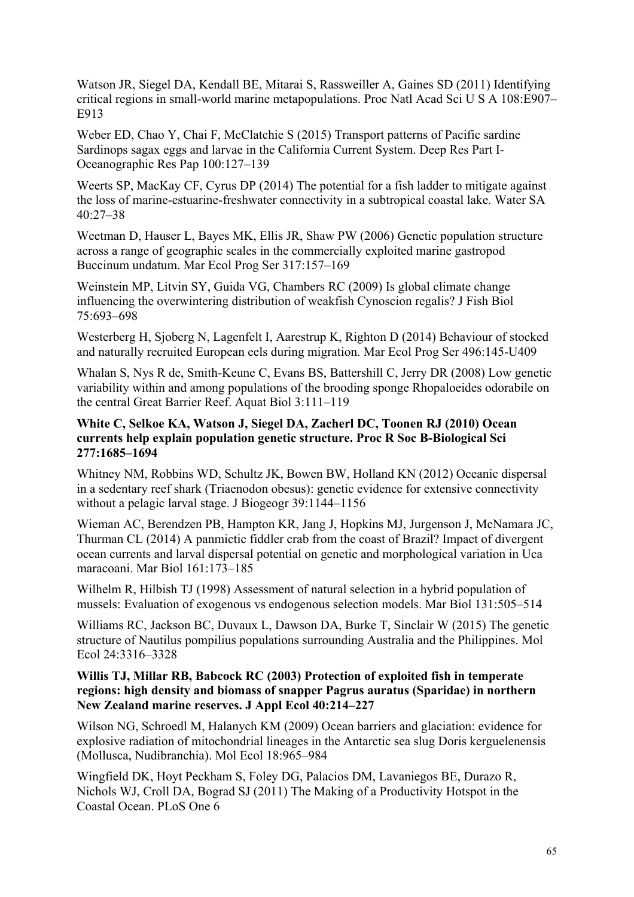Watson JR, Siegel DA, Kendall BE, Mitarai S, Rassweiller A, Gaines SD (2011) Identifying critical regions in small-world marine metapopulations. Proc Natl Acad Sci U S A 108:E907–E913

Weber ED, Chao Y, Chai F, McClatchie S (2015) Transport patterns of Pacific sardine Sardinops sagax eggs and larvae in the California Current System. Deep Res Part I-Oceanographic Res Pap 100:127–139

Weerts SP, MacKay CF, Cyrus DP (2014) The potential for a fish ladder to mitigate against the loss of marine-estuarine-freshwater connectivity in a subtropical coastal lake. Water SA 40:27–38

Weetman D, Hauser L, Bayes MK, Ellis JR, Shaw PW (2006) Genetic population structure across a range of geographic scales in the commercially exploited marine gastropod Buccinum undatum. Mar Ecol Prog Ser 317:157–169

Weinstein MP, Litvin SY, Guida VG, Chambers RC (2009) Is global climate change influencing the overwintering distribution of weakfish Cynoscion regalis? J Fish Biol 75:693–698

Westerberg H, Sjoberg N, Lagenfelt I, Aarestrup K, Righton D (2014) Behaviour of stocked and naturally recruited European eels during migration. Mar Ecol Prog Ser 496:145-U409

Whalan S, Nys R de, Smith-Keune C, Evans BS, Battershill C, Jerry DR (2008) Low genetic variability within and among populations of the brooding sponge Rhopaloeides odorabile on the central Great Barrier Reef. Aquat Biol 3:111–119

**White C, Selkoe KA, Watson J, Siegel DA, Zacherl DC, Toonen RJ (2010) Ocean currents help explain population genetic structure. Proc R Soc B-Biological Sci 277:1685–1694**

Whitney NM, Robbins WD, Schultz JK, Bowen BW, Holland KN (2012) Oceanic dispersal in a sedentary reef shark (Triaenodon obesus): genetic evidence for extensive connectivity without a pelagic larval stage. J Biogeogr 39:1144–1156

Wieman AC, Berendzen PB, Hampton KR, Jang J, Hopkins MJ, Jurgenson J, McNamara JC, Thurman CL (2014) A panmictic fiddler crab from the coast of Brazil? Impact of divergent ocean currents and larval dispersal potential on genetic and morphological variation in Uca maracoani. Mar Biol 161:173–185

Wilhelm R, Hilbish TJ (1998) Assessment of natural selection in a hybrid population of mussels: Evaluation of exogenous vs endogenous selection models. Mar Biol 131:505–514

Williams RC, Jackson BC, Duvaux L, Dawson DA, Burke T, Sinclair W (2015) The genetic structure of Nautilus pompilius populations surrounding Australia and the Philippines. Mol Ecol 24:3316–3328

**Willis TJ, Millar RB, Babcock RC (2003) Protection of exploited fish in temperate regions: high density and biomass of snapper Pagrus auratus (Sparidae) in northern New Zealand marine reserves. J Appl Ecol 40:214–227**

Wilson NG, Schroedl M, Halanych KM (2009) Ocean barriers and glaciation: evidence for explosive radiation of mitochondrial lineages in the Antarctic sea slug Doris kerguelenensis (Mollusca, Nudibranchia). Mol Ecol 18:965–984

Wingfield DK, Hoyt Peckham S, Foley DG, Palacios DM, Lavaniegos BE, Durazo R, Nichols WJ, Croll DA, Bograd SJ (2011) The Making of a Productivity Hotspot in the Coastal Ocean. PLoS One 6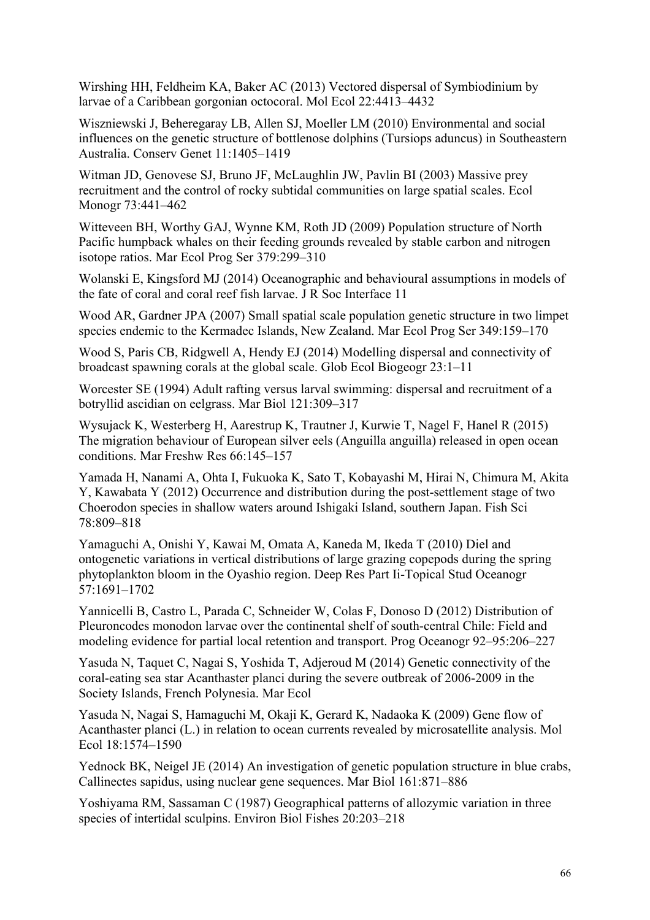Wirshing HH, Feldheim KA, Baker AC (2013) Vectored dispersal of Symbiodinium by larvae of a Caribbean gorgonian octocoral. Mol Ecol 22:4413–4432

Wiszniewski J, Beheregaray LB, Allen SJ, Moeller LM (2010) Environmental and social influences on the genetic structure of bottlenose dolphins (Tursiops aduncus) in Southeastern Australia. Conserv Genet 11:1405–1419

Witman JD, Genovese SJ, Bruno JF, McLaughlin JW, Pavlin BI (2003) Massive prey recruitment and the control of rocky subtidal communities on large spatial scales. Ecol Monogr 73:441–462

Witteveen BH, Worthy GAJ, Wynne KM, Roth JD (2009) Population structure of North Pacific humpback whales on their feeding grounds revealed by stable carbon and nitrogen isotope ratios. Mar Ecol Prog Ser 379:299–310

Wolanski E, Kingsford MJ (2014) Oceanographic and behavioural assumptions in models of the fate of coral and coral reef fish larvae. J R Soc Interface 11

Wood AR, Gardner JPA (2007) Small spatial scale population genetic structure in two limpet species endemic to the Kermadec Islands, New Zealand. Mar Ecol Prog Ser 349:159–170

Wood S, Paris CB, Ridgwell A, Hendy EJ (2014) Modelling dispersal and connectivity of broadcast spawning corals at the global scale. Glob Ecol Biogeogr 23:1–11

Worcester SE (1994) Adult rafting versus larval swimming: dispersal and recruitment of a botryllid ascidian on eelgrass. Mar Biol 121:309–317

Wysujack K, Westerberg H, Aarestrup K, Trautner J, Kurwie T, Nagel F, Hanel R (2015) The migration behaviour of European silver eels (Anguilla anguilla) released in open ocean conditions. Mar Freshw Res 66:145–157

Yamada H, Nanami A, Ohta I, Fukuoka K, Sato T, Kobayashi M, Hirai N, Chimura M, Akita Y, Kawabata Y (2012) Occurrence and distribution during the post-settlement stage of two Choerodon species in shallow waters around Ishigaki Island, southern Japan. Fish Sci 78:809–818

Yamaguchi A, Onishi Y, Kawai M, Omata A, Kaneda M, Ikeda T (2010) Diel and ontogenetic variations in vertical distributions of large grazing copepods during the spring phytoplankton bloom in the Oyashio region. Deep Res Part Ii-Topical Stud Oceanogr 57:1691–1702

Yannicelli B, Castro L, Parada C, Schneider W, Colas F, Donoso D (2012) Distribution of Pleuroncodes monodon larvae over the continental shelf of south-central Chile: Field and modeling evidence for partial local retention and transport. Prog Oceanogr 92–95:206–227

Yasuda N, Taquet C, Nagai S, Yoshida T, Adjeroud M (2014) Genetic connectivity of the coral-eating sea star Acanthaster planci during the severe outbreak of 2006-2009 in the Society Islands, French Polynesia. Mar Ecol

Yasuda N, Nagai S, Hamaguchi M, Okaji K, Gerard K, Nadaoka K (2009) Gene flow of Acanthaster planci (L.) in relation to ocean currents revealed by microsatellite analysis. Mol Ecol 18:1574–1590

Yednock BK, Neigel JE (2014) An investigation of genetic population structure in blue crabs, Callinectes sapidus, using nuclear gene sequences. Mar Biol 161:871–886

Yoshiyama RM, Sassaman C (1987) Geographical patterns of allozymic variation in three species of intertidal sculpins. Environ Biol Fishes 20:203–218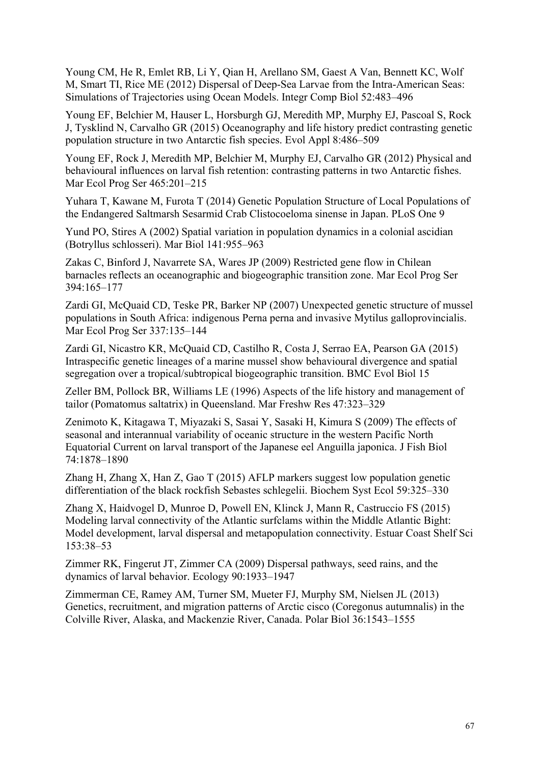Young CM, He R, Emlet RB, Li Y, Qian H, Arellano SM, Gaest A Van, Bennett KC, Wolf M, Smart TI, Rice ME (2012) Dispersal of Deep-Sea Larvae from the Intra-American Seas: Simulations of Trajectories using Ocean Models. Integr Comp Biol 52:483–496

Young EF, Belchier M, Hauser L, Horsburgh GJ, Meredith MP, Murphy EJ, Pascoal S, Rock J, Tysklind N, Carvalho GR (2015) Oceanography and life history predict contrasting genetic population structure in two Antarctic fish species. Evol Appl 8:486–509

Young EF, Rock J, Meredith MP, Belchier M, Murphy EJ, Carvalho GR (2012) Physical and behavioural influences on larval fish retention: contrasting patterns in two Antarctic fishes. Mar Ecol Prog Ser 465:201–215

Yuhara T, Kawane M, Furota T (2014) Genetic Population Structure of Local Populations of the Endangered Saltmarsh Sesarmid Crab Clistocoeloma sinense in Japan. PLoS One 9

Yund PO, Stires A (2002) Spatial variation in population dynamics in a colonial ascidian (Botryllus schlosseri). Mar Biol 141:955–963

Zakas C, Binford J, Navarrete SA, Wares JP (2009) Restricted gene flow in Chilean barnacles reflects an oceanographic and biogeographic transition zone. Mar Ecol Prog Ser 394:165–177

Zardi GI, McQuaid CD, Teske PR, Barker NP (2007) Unexpected genetic structure of mussel populations in South Africa: indigenous Perna perna and invasive Mytilus galloprovincialis. Mar Ecol Prog Ser 337:135–144

Zardi GI, Nicastro KR, McQuaid CD, Castilho R, Costa J, Serrao EA, Pearson GA (2015) Intraspecific genetic lineages of a marine mussel show behavioural divergence and spatial segregation over a tropical/subtropical biogeographic transition. BMC Evol Biol 15

Zeller BM, Pollock BR, Williams LE (1996) Aspects of the life history and management of tailor (Pomatomus saltatrix) in Queensland. Mar Freshw Res 47:323–329

Zenimoto K, Kitagawa T, Miyazaki S, Sasai Y, Sasaki H, Kimura S (2009) The effects of seasonal and interannual variability of oceanic structure in the western Pacific North Equatorial Current on larval transport of the Japanese eel Anguilla japonica. J Fish Biol 74:1878–1890

Zhang H, Zhang X, Han Z, Gao T (2015) AFLP markers suggest low population genetic differentiation of the black rockfish Sebastes schlegelii. Biochem Syst Ecol 59:325–330

Zhang X, Haidvogel D, Munroe D, Powell EN, Klinck J, Mann R, Castruccio FS (2015) Modeling larval connectivity of the Atlantic surfclams within the Middle Atlantic Bight: Model development, larval dispersal and metapopulation connectivity. Estuar Coast Shelf Sci 153:38–53

Zimmer RK, Fingerut JT, Zimmer CA (2009) Dispersal pathways, seed rains, and the dynamics of larval behavior. Ecology 90:1933–1947

Zimmerman CE, Ramey AM, Turner SM, Mueter FJ, Murphy SM, Nielsen JL (2013) Genetics, recruitment, and migration patterns of Arctic cisco (Coregonus autumnalis) in the Colville River, Alaska, and Mackenzie River, Canada. Polar Biol 36:1543–1555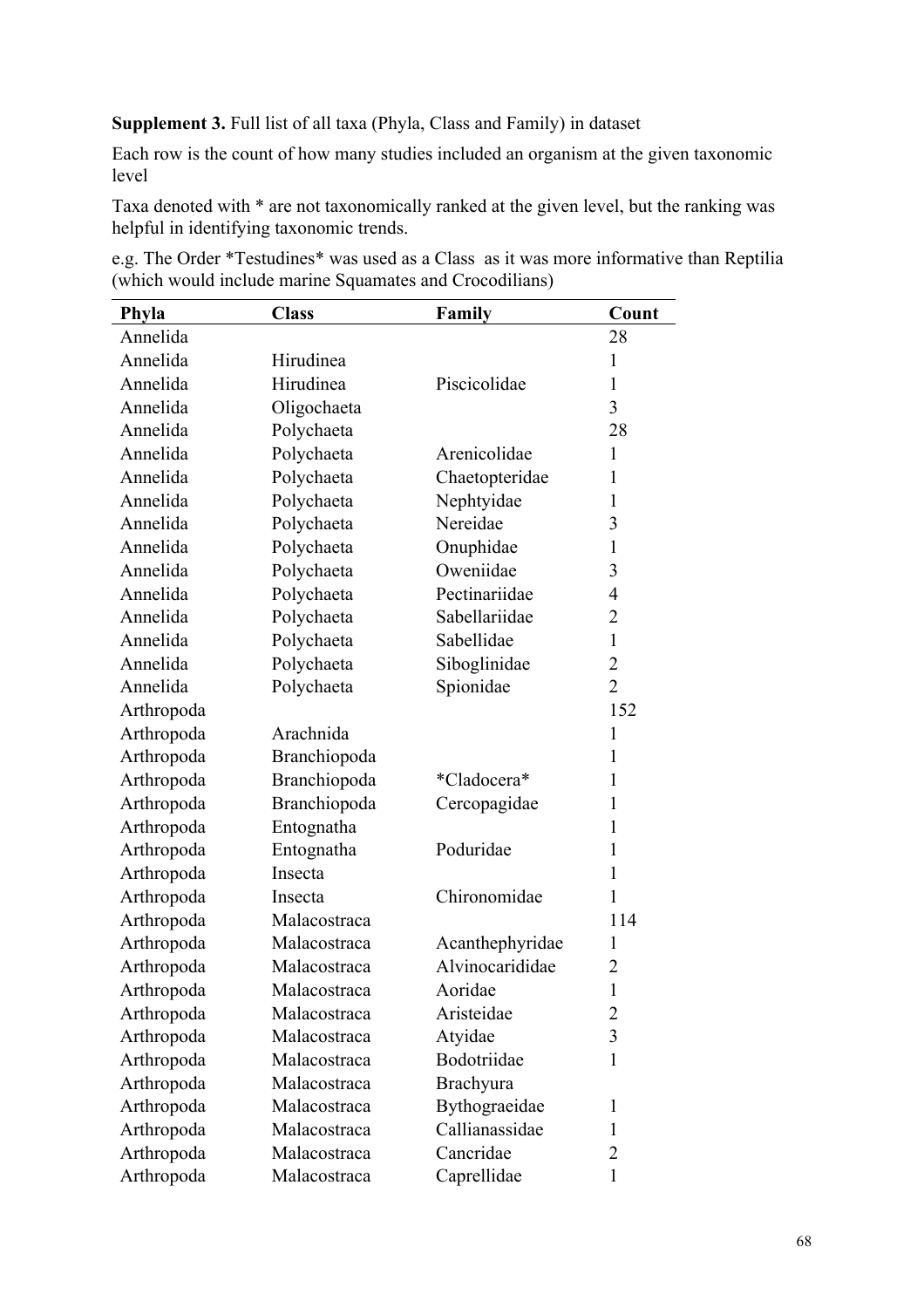**Supplement 3.** Full list of all taxa (Phyla, Class and Family) in dataset

Each row is the count of how many studies included an organism at the given taxonomic level

Taxa denoted with * are not taxonomically ranked at the given level, but the ranking was helpful in identifying taxonomic trends.

e.g. The Order *Testudines* was used as a Class as it was more informative than Reptilia (which would include marine Squamates and Crocodilians)

| Phyla | Class | Family | Count |
|---|---|---|---|
| Annelida | | | 28 |
| Annelida | Hirudinea | | 1 |
| Annelida | Hirudinea | Piscicolidae | 1 |
| Annelida | Oligochaeta | | 3 |
| Annelida | Polychaeta | | 28 |
| Annelida | Polychaeta | Arenicolidae | 1 |
| Annelida | Polychaeta | Chaetopteridae | 1 |
| Annelida | Polychaeta | Nephtyidae | 1 |
| Annelida | Polychaeta | Nereidae | 3 |
| Annelida | Polychaeta | Onuphidae | 1 |
| Annelida | Polychaeta | Oweniidae | 3 |
| Annelida | Polychaeta | Pectinariidae | 4 |
| Annelida | Polychaeta | Sabellariidae | 2 |
| Annelida | Polychaeta | Sabellidae | 1 |
| Annelida | Polychaeta | Siboglinidae | 2 |
| Annelida | Polychaeta | Spionidae | 2 |
| Arthropoda | | | 152 |
| Arthropoda | Arachnida | | 1 |
| Arthropoda | Branchiopoda | | 1 |
| Arthropoda | Branchiopoda | *Cladocera* | 1 |
| Arthropoda | Branchiopoda | Cercopagidae | 1 |
| Arthropoda | Entognatha | | 1 |
| Arthropoda | Entognatha | Poduridae | 1 |
| Arthropoda | Insecta | | 1 |
| Arthropoda | Insecta | Chironomidae | 1 |
| Arthropoda | Malacostraca | | 114 |
| Arthropoda | Malacostraca | Acanthephyridae | 1 |
| Arthropoda | Malacostraca | Alvinocarididae | 2 |
| Arthropoda | Malacostraca | Aoridae | 1 |
| Arthropoda | Malacostraca | Aristeidae | 2 |
| Arthropoda | Malacostraca | Atyidae | 3 |
| Arthropoda | Malacostraca | Bodotriidae | 1 |
| Arthropoda | Malacostraca | Brachyura | |
| Arthropoda | Malacostraca | Bythograeidae | 1 |
| Arthropoda | Malacostraca | Callianassidae | 1 |
| Arthropoda | Malacostraca | Cancridae | 2 |
| Arthropoda | Malacostraca | Caprellidae | 1 |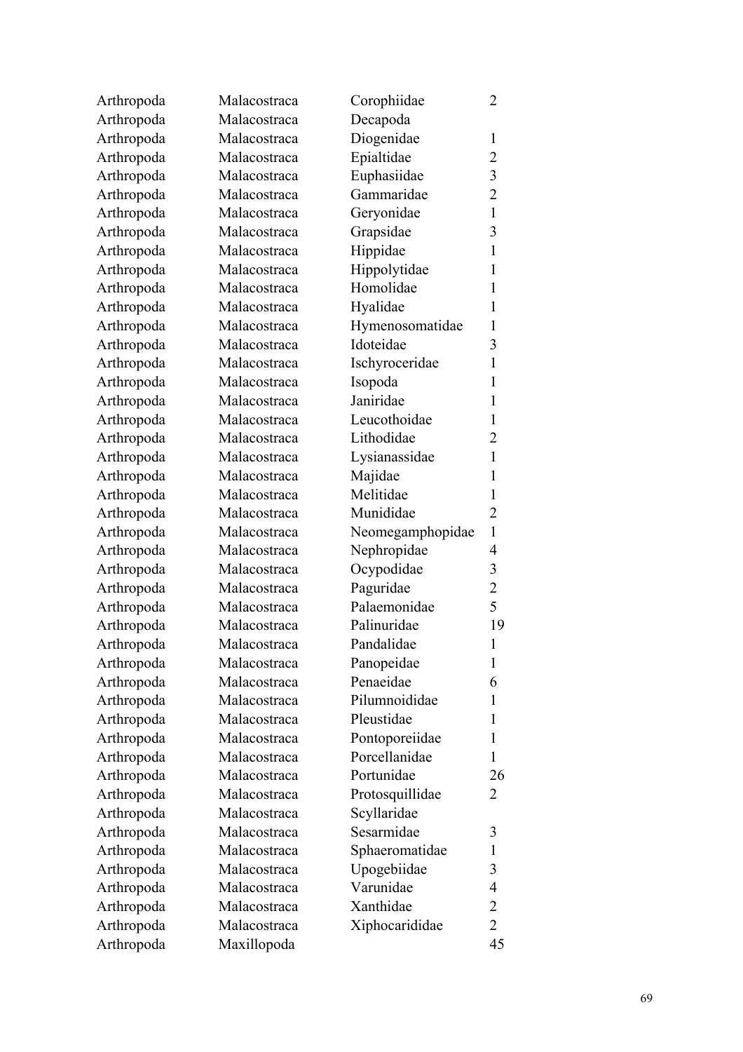| Arthropoda | Malacostraca | Corophiidae | 2 |
|---|---|---|---|
| Arthropoda | Malacostraca | Decapoda | |
| Arthropoda | Malacostraca | Diogenidae | 1 |
| Arthropoda | Malacostraca | Epialtidae | 2 |
| Arthropoda | Malacostraca | Euphasiidae | 3 |
| Arthropoda | Malacostraca | Gammaridae | 2 |
| Arthropoda | Malacostraca | Geryonidae | 1 |
| Arthropoda | Malacostraca | Grapsidae | 3 |
| Arthropoda | Malacostraca | Hippidae | 1 |
| Arthropoda | Malacostraca | Hippolytidae | 1 |
| Arthropoda | Malacostraca | Homolidae | 1 |
| Arthropoda | Malacostraca | Hyalidae | 1 |
| Arthropoda | Malacostraca | Hymenosomatidae | 1 |
| Arthropoda | Malacostraca | Idoteidae | 3 |
| Arthropoda | Malacostraca | Ischyroceridae | 1 |
| Arthropoda | Malacostraca | Isopoda | 1 |
| Arthropoda | Malacostraca | Janiridae | 1 |
| Arthropoda | Malacostraca | Leucothoidae | 1 |
| Arthropoda | Malacostraca | Lithodidae | 2 |
| Arthropoda | Malacostraca | Lysianassidae | 1 |
| Arthropoda | Malacostraca | Majidae | 1 |
| Arthropoda | Malacostraca | Melitidae | 1 |
| Arthropoda | Malacostraca | Munididae | 2 |
| Arthropoda | Malacostraca | Neomegamphopidae | 1 |
| Arthropoda | Malacostraca | Nephropidae | 4 |
| Arthropoda | Malacostraca | Ocypodidae | 3 |
| Arthropoda | Malacostraca | Paguridae | 2 |
| Arthropoda | Malacostraca | Palaemonidae | 5 |
| Arthropoda | Malacostraca | Palinuridae | 19 |
| Arthropoda | Malacostraca | Pandalidae | 1 |
| Arthropoda | Malacostraca | Panopeidae | 1 |
| Arthropoda | Malacostraca | Penaeidae | 6 |
| Arthropoda | Malacostraca | Pilumnoididae | 1 |
| Arthropoda | Malacostraca | Pleustidae | 1 |
| Arthropoda | Malacostraca | Pontoporeiidae | 1 |
| Arthropoda | Malacostraca | Porcellanidae | 1 |
| Arthropoda | Malacostraca | Portunidae | 26 |
| Arthropoda | Malacostraca | Protosquillidae | 2 |
| Arthropoda | Malacostraca | Scyllaridae | |
| Arthropoda | Malacostraca | Sesarmidae | 3 |
| Arthropoda | Malacostraca | Sphaeromatidae | 1 |
| Arthropoda | Malacostraca | Upogebiidae | 3 |
| Arthropoda | Malacostraca | Varunidae | 4 |
| Arthropoda | Malacostraca | Xanthidae | 2 |
| Arthropoda | Malacostraca | Xiphocarididae | 2 |
| Arthropoda | Maxillopoda | | 45 |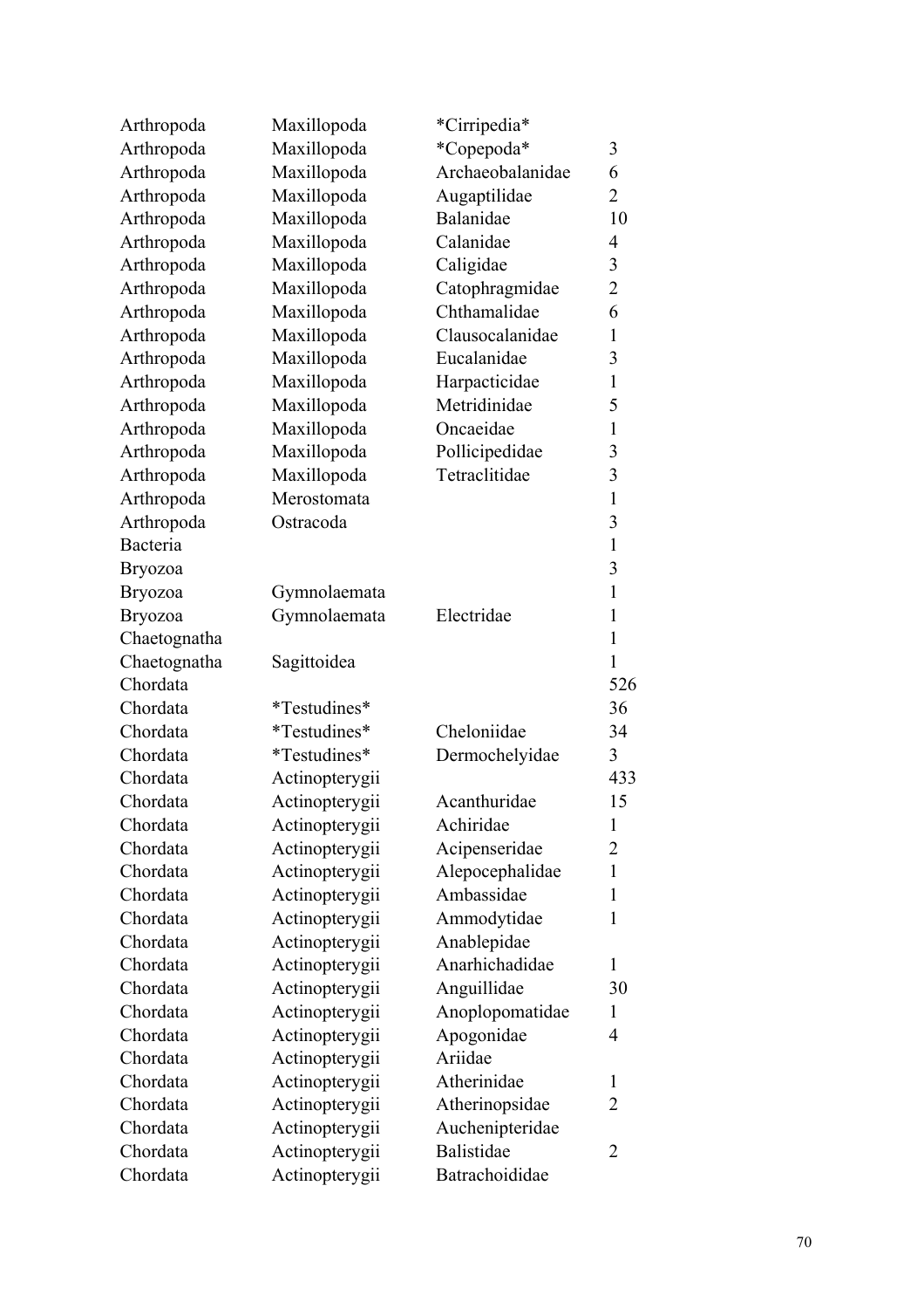| | | | |
|---|---|---|---|
| Arthropoda | Maxillopoda | *Cirripedia* | |
| Arthropoda | Maxillopoda | *Copepoda* | 3 |
| Arthropoda | Maxillopoda | Archaeobalanidae | 6 |
| Arthropoda | Maxillopoda | Augaptilidae | 2 |
| Arthropoda | Maxillopoda | Balanidae | 10 |
| Arthropoda | Maxillopoda | Calanidae | 4 |
| Arthropoda | Maxillopoda | Caligidae | 3 |
| Arthropoda | Maxillopoda | Catophragmidae | 2 |
| Arthropoda | Maxillopoda | Chthamalidae | 6 |
| Arthropoda | Maxillopoda | Clausocalanidae | 1 |
| Arthropoda | Maxillopoda | Eucalanidae | 3 |
| Arthropoda | Maxillopoda | Harpacticidae | 1 |
| Arthropoda | Maxillopoda | Metridinidae | 5 |
| Arthropoda | Maxillopoda | Oncaeidae | 1 |
| Arthropoda | Maxillopoda | Pollicipedidae | 3 |
| Arthropoda | Maxillopoda | Tetraclitidae | 3 |
| Arthropoda | Merostomata | | 1 |
| Arthropoda | Ostracoda | | 3 |
| Bacteria | | | 1 |
| Bryozoa | | | 3 |
| Bryozoa | Gymnolaemata | | 1 |
| Bryozoa | Gymnolaemata | Electridae | 1 |
| Chaetognatha | | | 1 |
| Chaetognatha | Sagittoidea | | 1 |
| Chordata | | | 526 |
| Chordata | *Testudines* | | 36 |
| Chordata | *Testudines* | Cheloniidae | 34 |
| Chordata | *Testudines* | Dermochelyidae | 3 |
| Chordata | Actinopterygii | | 433 |
| Chordata | Actinopterygii | Acanthuridae | 15 |
| Chordata | Actinopterygii | Achiridae | 1 |
| Chordata | Actinopterygii | Acipenseridae | 2 |
| Chordata | Actinopterygii | Alepocephalidae | 1 |
| Chordata | Actinopterygii | Ambassidae | 1 |
| Chordata | Actinopterygii | Ammodytidae | 1 |
| Chordata | Actinopterygii | Anablepidae | |
| Chordata | Actinopterygii | Anarhichadidae | 1 |
| Chordata | Actinopterygii | Anguillidae | 30 |
| Chordata | Actinopterygii | Anoplopomatidae | 1 |
| Chordata | Actinopterygii | Apogonidae | 4 |
| Chordata | Actinopterygii | Ariidae | |
| Chordata | Actinopterygii | Atherinidae | 1 |
| Chordata | Actinopterygii | Atherinopsidae | 2 |
| Chordata | Actinopterygii | Auchenipteridae | |
| Chordata | Actinopterygii | Balistidae | 2 |
| Chordata | Actinopterygii | Batrachoididae | |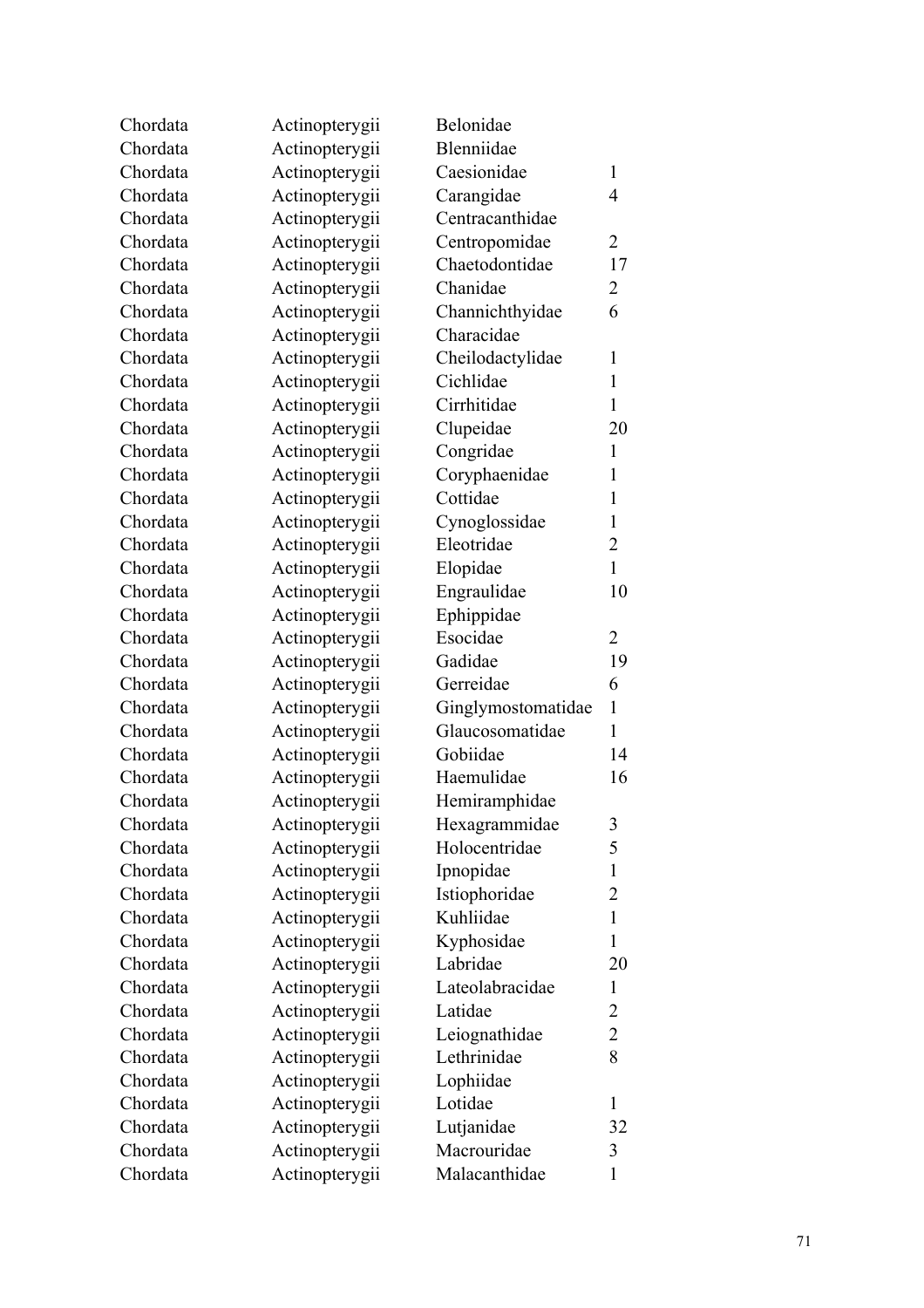| | | | |
|---|---|---|---|
| Chordata | Actinopterygii | Belonidae | |
| Chordata | Actinopterygii | Blenniidae | |
| Chordata | Actinopterygii | Caesionidae | 1 |
| Chordata | Actinopterygii | Carangidae | 4 |
| Chordata | Actinopterygii | Centracanthidae | |
| Chordata | Actinopterygii | Centropomidae | 2 |
| Chordata | Actinopterygii | Chaetodontidae | 17 |
| Chordata | Actinopterygii | Chanidae | 2 |
| Chordata | Actinopterygii | Channichthyidae | 6 |
| Chordata | Actinopterygii | Characidae | |
| Chordata | Actinopterygii | Cheilodactylidae | 1 |
| Chordata | Actinopterygii | Cichlidae | 1 |
| Chordata | Actinopterygii | Cirrhitidae | 1 |
| Chordata | Actinopterygii | Clupeidae | 20 |
| Chordata | Actinopterygii | Congridae | 1 |
| Chordata | Actinopterygii | Coryphaenidae | 1 |
| Chordata | Actinopterygii | Cottidae | 1 |
| Chordata | Actinopterygii | Cynoglossidae | 1 |
| Chordata | Actinopterygii | Eleotridae | 2 |
| Chordata | Actinopterygii | Elopidae | 1 |
| Chordata | Actinopterygii | Engraulidae | 10 |
| Chordata | Actinopterygii | Ephippidae | |
| Chordata | Actinopterygii | Esocidae | 2 |
| Chordata | Actinopterygii | Gadidae | 19 |
| Chordata | Actinopterygii | Gerreidae | 6 |
| Chordata | Actinopterygii | Ginglymostomatidae | 1 |
| Chordata | Actinopterygii | Glaucosomatidae | 1 |
| Chordata | Actinopterygii | Gobiidae | 14 |
| Chordata | Actinopterygii | Haemulidae | 16 |
| Chordata | Actinopterygii | Hemiramphidae | |
| Chordata | Actinopterygii | Hexagrammidae | 3 |
| Chordata | Actinopterygii | Holocentridae | 5 |
| Chordata | Actinopterygii | Ipnopidae | 1 |
| Chordata | Actinopterygii | Istiophoridae | 2 |
| Chordata | Actinopterygii | Kuhliidae | 1 |
| Chordata | Actinopterygii | Kyphosidae | 1 |
| Chordata | Actinopterygii | Labridae | 20 |
| Chordata | Actinopterygii | Lateolabracidae | 1 |
| Chordata | Actinopterygii | Latidae | 2 |
| Chordata | Actinopterygii | Leiognathidae | 2 |
| Chordata | Actinopterygii | Lethrinidae | 8 |
| Chordata | Actinopterygii | Lophiidae | |
| Chordata | Actinopterygii | Lotidae | 1 |
| Chordata | Actinopterygii | Lutjanidae | 32 |
| Chordata | Actinopterygii | Macrouridae | 3 |
| Chordata | Actinopterygii | Malacanthidae | 1 |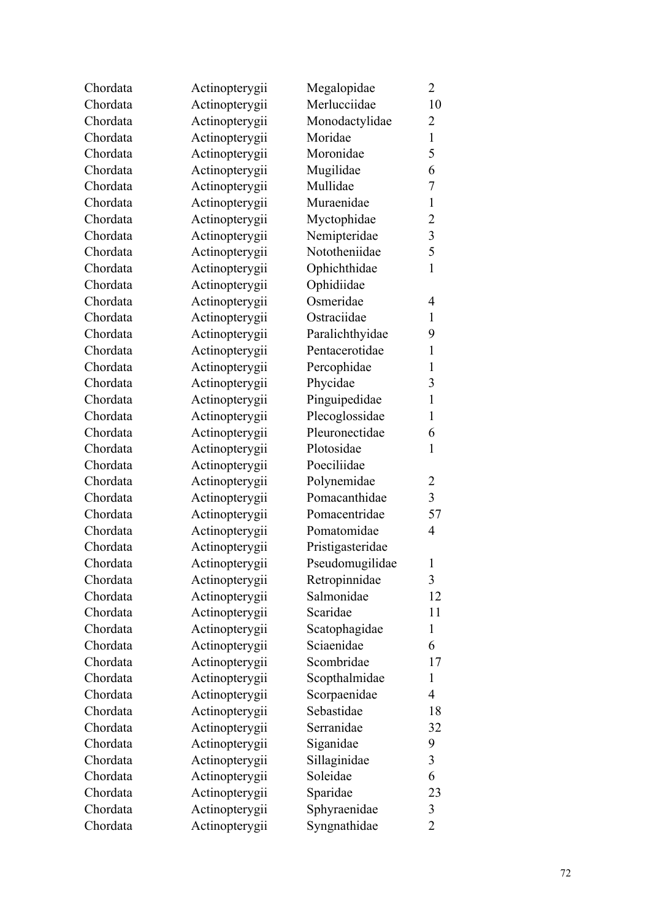| | | | |
|---|---|---|---|
| Chordata | Actinopterygii | Megalopidae | 2 |
| Chordata | Actinopterygii | Merlucciidae | 10 |
| Chordata | Actinopterygii | Monodactylidae | 2 |
| Chordata | Actinopterygii | Moridae | 1 |
| Chordata | Actinopterygii | Moronidae | 5 |
| Chordata | Actinopterygii | Mugilidae | 6 |
| Chordata | Actinopterygii | Mullidae | 7 |
| Chordata | Actinopterygii | Muraenidae | 1 |
| Chordata | Actinopterygii | Myctophidae | 2 |
| Chordata | Actinopterygii | Nemipteridae | 3 |
| Chordata | Actinopterygii | Nototheniidae | 5 |
| Chordata | Actinopterygii | Ophichthidae | 1 |
| Chordata | Actinopterygii | Ophidiidae | |
| Chordata | Actinopterygii | Osmeridae | 4 |
| Chordata | Actinopterygii | Ostraciidae | 1 |
| Chordata | Actinopterygii | Paralichthyidae | 9 |
| Chordata | Actinopterygii | Pentacerotidae | 1 |
| Chordata | Actinopterygii | Percophidae | 1 |
| Chordata | Actinopterygii | Phycidae | 3 |
| Chordata | Actinopterygii | Pinguipedidae | 1 |
| Chordata | Actinopterygii | Plecoglossidae | 1 |
| Chordata | Actinopterygii | Pleuronectidae | 6 |
| Chordata | Actinopterygii | Plotosidae | 1 |
| Chordata | Actinopterygii | Poeciliidae | |
| Chordata | Actinopterygii | Polynemidae | 2 |
| Chordata | Actinopterygii | Pomacanthidae | 3 |
| Chordata | Actinopterygii | Pomacentridae | 57 |
| Chordata | Actinopterygii | Pomatomidae | 4 |
| Chordata | Actinopterygii | Pristigasteridae | |
| Chordata | Actinopterygii | Pseudomugilidae | 1 |
| Chordata | Actinopterygii | Retropinnidae | 3 |
| Chordata | Actinopterygii | Salmonidae | 12 |
| Chordata | Actinopterygii | Scaridae | 11 |
| Chordata | Actinopterygii | Scatophagidae | 1 |
| Chordata | Actinopterygii | Sciaenidae | 6 |
| Chordata | Actinopterygii | Scombridae | 17 |
| Chordata | Actinopterygii | Scopthalmidae | 1 |
| Chordata | Actinopterygii | Scorpaenidae | 4 |
| Chordata | Actinopterygii | Sebastidae | 18 |
| Chordata | Actinopterygii | Serranidae | 32 |
| Chordata | Actinopterygii | Siganidae | 9 |
| Chordata | Actinopterygii | Sillaginidae | 3 |
| Chordata | Actinopterygii | Soleidae | 6 |
| Chordata | Actinopterygii | Sparidae | 23 |
| Chordata | Actinopterygii | Sphyraenidae | 3 |
| Chordata | Actinopterygii | Syngnathidae | 2 |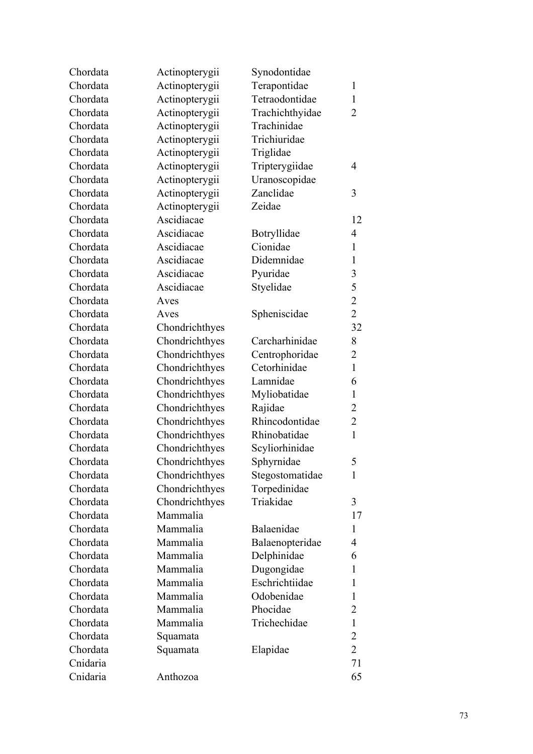| | | | |
|---|---|---|---|
| Chordata | Actinopterygii | Synodontidae | |
| Chordata | Actinopterygii | Terapontidae | 1 |
| Chordata | Actinopterygii | Tetraodontidae | 1 |
| Chordata | Actinopterygii | Trachichthyidae | 2 |
| Chordata | Actinopterygii | Trachinidae | |
| Chordata | Actinopterygii | Trichiuridae | |
| Chordata | Actinopterygii | Triglidae | |
| Chordata | Actinopterygii | Tripterygiidae | 4 |
| Chordata | Actinopterygii | Uranoscopidae | |
| Chordata | Actinopterygii | Zanclidae | 3 |
| Chordata | Actinopterygii | Zeidae | |
| Chordata | Ascidiacae | | 12 |
| Chordata | Ascidiacae | Botryllidae | 4 |
| Chordata | Ascidiacae | Cionidae | 1 |
| Chordata | Ascidiacae | Didemnidae | 1 |
| Chordata | Ascidiacae | Pyuridae | 3 |
| Chordata | Ascidiacae | Styelidae | 5 |
| Chordata | Aves | | 2 |
| Chordata | Aves | Spheniscidae | 2 |
| Chordata | Chondrichthyes | | 32 |
| Chordata | Chondrichthyes | Carcharhinidae | 8 |
| Chordata | Chondrichthyes | Centrophoridae | 2 |
| Chordata | Chondrichthyes | Cetorhinidae | 1 |
| Chordata | Chondrichthyes | Lamnidae | 6 |
| Chordata | Chondrichthyes | Myliobatidae | 1 |
| Chordata | Chondrichthyes | Rajidae | 2 |
| Chordata | Chondrichthyes | Rhincodontidae | 2 |
| Chordata | Chondrichthyes | Rhinobatidae | 1 |
| Chordata | Chondrichthyes | Scyliorhinidae | |
| Chordata | Chondrichthyes | Sphyrnidae | 5 |
| Chordata | Chondrichthyes | Stegostomatidae | 1 |
| Chordata | Chondrichthyes | Torpedinidae | |
| Chordata | Chondrichthyes | Triakidae | 3 |
| Chordata | Mammalia | | 17 |
| Chordata | Mammalia | Balaenidae | 1 |
| Chordata | Mammalia | Balaenopteridae | 4 |
| Chordata | Mammalia | Delphinidae | 6 |
| Chordata | Mammalia | Dugongidae | 1 |
| Chordata | Mammalia | Eschrichtiidae | 1 |
| Chordata | Mammalia | Odobenidae | 1 |
| Chordata | Mammalia | Phocidae | 2 |
| Chordata | Mammalia | Trichechidae | 1 |
| Chordata | Squamata | | 2 |
| Chordata | Squamata | Elapidae | 2 |
| Cnidaria | | | 71 |
| Cnidaria | Anthozoa | | 65 |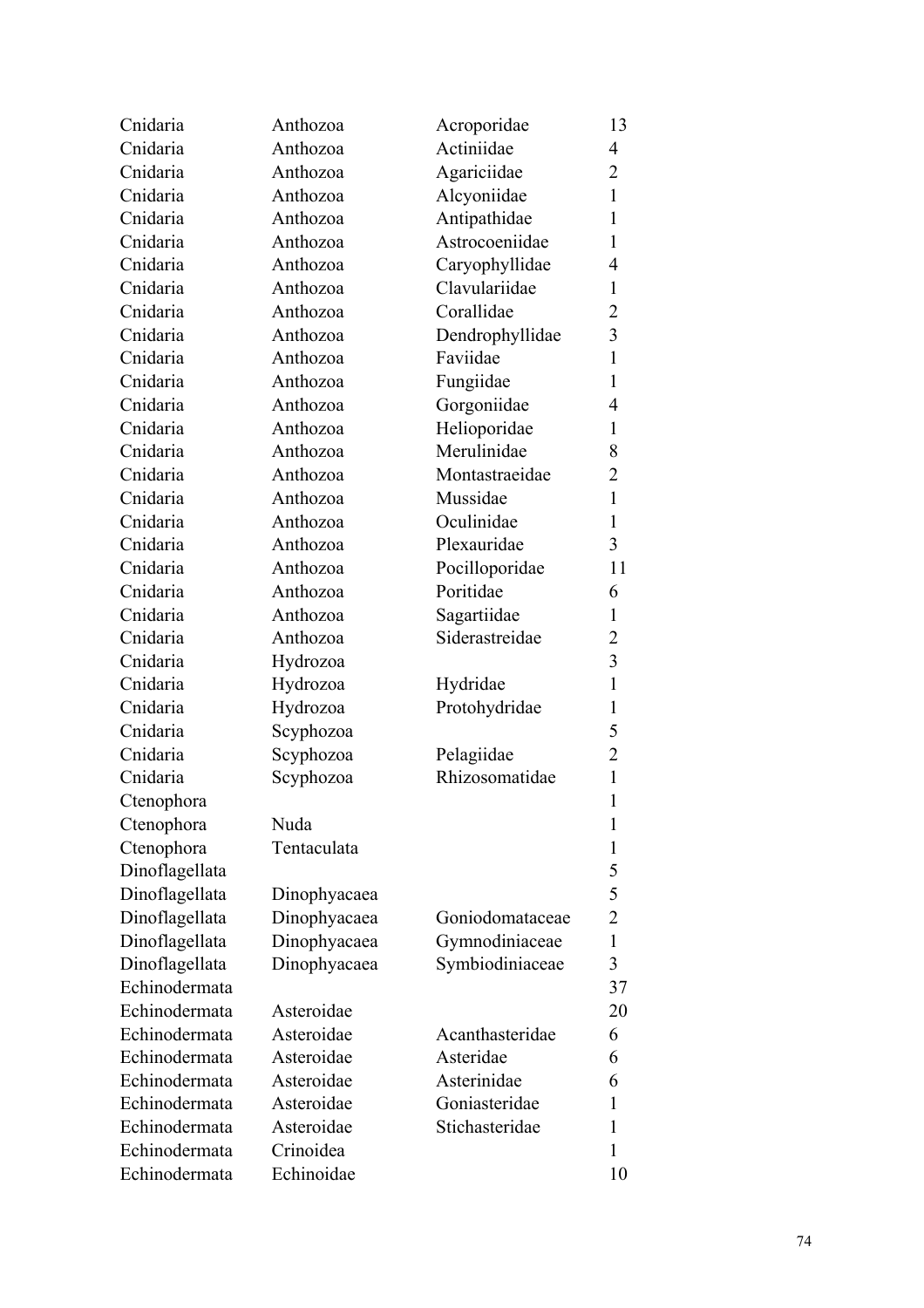| | | | |
|---|---|---|---|
| Cnidaria | Anthozoa | Acroporidae | 13 |
| Cnidaria | Anthozoa | Actiniidae | 4 |
| Cnidaria | Anthozoa | Agariciidae | 2 |
| Cnidaria | Anthozoa | Alcyoniidae | 1 |
| Cnidaria | Anthozoa | Antipathidae | 1 |
| Cnidaria | Anthozoa | Astrocoeniidae | 1 |
| Cnidaria | Anthozoa | Caryophyllidae | 4 |
| Cnidaria | Anthozoa | Clavulariidae | 1 |
| Cnidaria | Anthozoa | Corallidae | 2 |
| Cnidaria | Anthozoa | Dendrophyllidae | 3 |
| Cnidaria | Anthozoa | Faviidae | 1 |
| Cnidaria | Anthozoa | Fungiidae | 1 |
| Cnidaria | Anthozoa | Gorgoniidae | 4 |
| Cnidaria | Anthozoa | Helioporidae | 1 |
| Cnidaria | Anthozoa | Merulinidae | 8 |
| Cnidaria | Anthozoa | Montastraeidae | 2 |
| Cnidaria | Anthozoa | Mussidae | 1 |
| Cnidaria | Anthozoa | Oculinidae | 1 |
| Cnidaria | Anthozoa | Plexauridae | 3 |
| Cnidaria | Anthozoa | Pocilloporidae | 11 |
| Cnidaria | Anthozoa | Poritidae | 6 |
| Cnidaria | Anthozoa | Sagartiidae | 1 |
| Cnidaria | Anthozoa | Siderastreidae | 2 |
| Cnidaria | Hydrozoa | | 3 |
| Cnidaria | Hydrozoa | Hydridae | 1 |
| Cnidaria | Hydrozoa | Protohydridae | 1 |
| Cnidaria | Scyphozoa | | 5 |
| Cnidaria | Scyphozoa | Pelagiidae | 2 |
| Cnidaria | Scyphozoa | Rhizosomatidae | 1 |
| Ctenophora | | | 1 |
| Ctenophora | Nuda | | 1 |
| Ctenophora | Tentaculata | | 1 |
| Dinoflagellata | | | 5 |
| Dinoflagellata | Dinophyacaea | | 5 |
| Dinoflagellata | Dinophyacaea | Goniodomataceae | 2 |
| Dinoflagellata | Dinophyacaea | Gymnodiniaceae | 1 |
| Dinoflagellata | Dinophyacaea | Symbiodiniaceae | 3 |
| Echinodermata | | | 37 |
| Echinodermata | Asteroidae | | 20 |
| Echinodermata | Asteroidae | Acanthasteridae | 6 |
| Echinodermata | Asteroidae | Asteridae | 6 |
| Echinodermata | Asteroidae | Asterinidae | 6 |
| Echinodermata | Asteroidae | Goniasteridae | 1 |
| Echinodermata | Asteroidae | Stichasteridae | 1 |
| Echinodermata | Crinoidea | | 1 |
| Echinodermata | Echinoidae | | 10 |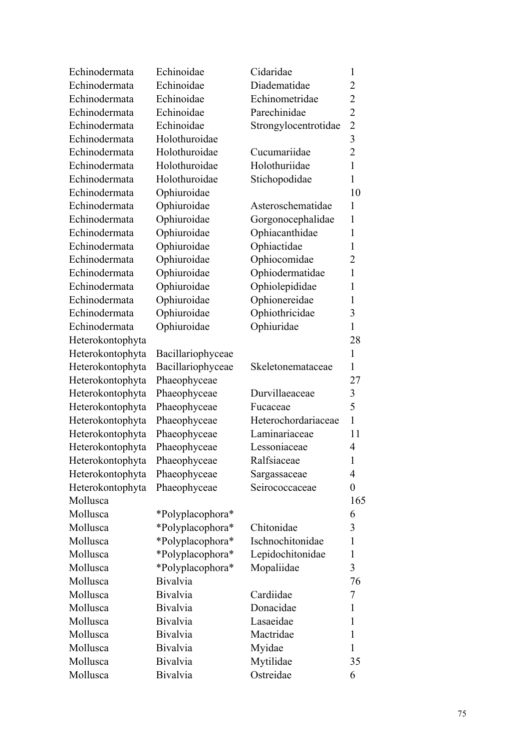| | | | |
|---|---|---|---|
| Echinodermata | Echinoidae | Cidaridae | 1 |
| Echinodermata | Echinoidae | Diadematidae | 2 |
| Echinodermata | Echinoidae | Echinometridae | 2 |
| Echinodermata | Echinoidae | Parechinidae | 2 |
| Echinodermata | Echinoidae | Strongylocentrotidae | 2 |
| Echinodermata | Holothuroidae | | 3 |
| Echinodermata | Holothuroidae | Cucumariidae | 2 |
| Echinodermata | Holothuroidae | Holothuriidae | 1 |
| Echinodermata | Holothuroidae | Stichopodidae | 1 |
| Echinodermata | Ophiuroidae | | 10 |
| Echinodermata | Ophiuroidae | Asteroschematidae | 1 |
| Echinodermata | Ophiuroidae | Gorgonocephalidae | 1 |
| Echinodermata | Ophiuroidae | Ophiacanthidae | 1 |
| Echinodermata | Ophiuroidae | Ophiactidae | 1 |
| Echinodermata | Ophiuroidae | Ophiocomidae | 2 |
| Echinodermata | Ophiuroidae | Ophiodermatidae | 1 |
| Echinodermata | Ophiuroidae | Ophiolepididae | 1 |
| Echinodermata | Ophiuroidae | Ophionereidae | 1 |
| Echinodermata | Ophiuroidae | Ophiothricidae | 3 |
| Echinodermata | Ophiuroidae | Ophiuridae | 1 |
| Heterokontophyta | | | 28 |
| Heterokontophyta | Bacillariophyceae | | 1 |
| Heterokontophyta | Bacillariophyceae | Skeletonemataceae | 1 |
| Heterokontophyta | Phaeophyceae | | 27 |
| Heterokontophyta | Phaeophyceae | Durvillaeaceae | 3 |
| Heterokontophyta | Phaeophyceae | Fucaceae | 5 |
| Heterokontophyta | Phaeophyceae | Heterochordariaceae | 1 |
| Heterokontophyta | Phaeophyceae | Laminariaceae | 11 |
| Heterokontophyta | Phaeophyceae | Lessoniaceae | 4 |
| Heterokontophyta | Phaeophyceae | Ralfsiaceae | 1 |
| Heterokontophyta | Phaeophyceae | Sargassaceae | 4 |
| Heterokontophyta | Phaeophyceae | Seirococcaceae | 0 |
| Mollusca | | | 165 |
| Mollusca | *Polyplacophora* | | 6 |
| Mollusca | *Polyplacophora* | Chitonidae | 3 |
| Mollusca | *Polyplacophora* | Ischnochitonidae | 1 |
| Mollusca | *Polyplacophora* | Lepidochitonidae | 1 |
| Mollusca | *Polyplacophora* | Mopaliidae | 3 |
| Mollusca | Bivalvia | | 76 |
| Mollusca | Bivalvia | Cardiidae | 7 |
| Mollusca | Bivalvia | Donacidae | 1 |
| Mollusca | Bivalvia | Lasaeidae | 1 |
| Mollusca | Bivalvia | Mactridae | 1 |
| Mollusca | Bivalvia | Myidae | 1 |
| Mollusca | Bivalvia | Mytilidae | 35 |
| Mollusca | Bivalvia | Ostreidae | 6 |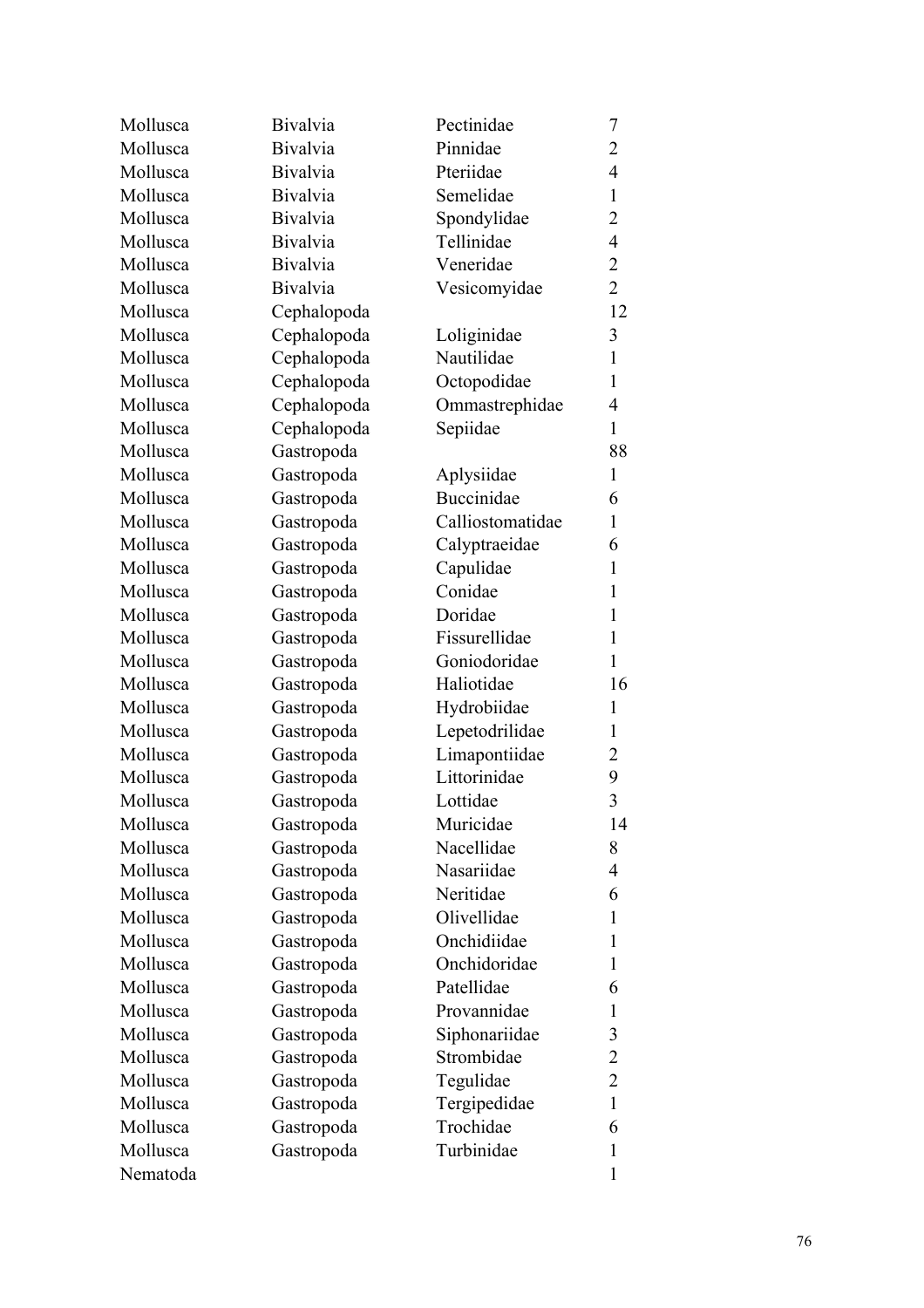| | | | |
|---|---|---|---|
| Mollusca | Bivalvia | Pectinidae | 7 |
| Mollusca | Bivalvia | Pinnidae | 2 |
| Mollusca | Bivalvia | Pteriidae | 4 |
| Mollusca | Bivalvia | Semelidae | 1 |
| Mollusca | Bivalvia | Spondylidae | 2 |
| Mollusca | Bivalvia | Tellinidae | 4 |
| Mollusca | Bivalvia | Veneridae | 2 |
| Mollusca | Bivalvia | Vesicomyidae | 2 |
| Mollusca | Cephalopoda | | 12 |
| Mollusca | Cephalopoda | Loliginidae | 3 |
| Mollusca | Cephalopoda | Nautilidae | 1 |
| Mollusca | Cephalopoda | Octopodidae | 1 |
| Mollusca | Cephalopoda | Ommastrephidae | 4 |
| Mollusca | Cephalopoda | Sepiidae | 1 |
| Mollusca | Gastropoda | | 88 |
| Mollusca | Gastropoda | Aplysiidae | 1 |
| Mollusca | Gastropoda | Buccinidae | 6 |
| Mollusca | Gastropoda | Calliostomatidae | 1 |
| Mollusca | Gastropoda | Calyptraeidae | 6 |
| Mollusca | Gastropoda | Capulidae | 1 |
| Mollusca | Gastropoda | Conidae | 1 |
| Mollusca | Gastropoda | Doridae | 1 |
| Mollusca | Gastropoda | Fissurellidae | 1 |
| Mollusca | Gastropoda | Goniodoridae | 1 |
| Mollusca | Gastropoda | Haliotidae | 16 |
| Mollusca | Gastropoda | Hydrobiidae | 1 |
| Mollusca | Gastropoda | Lepetodrilidae | 1 |
| Mollusca | Gastropoda | Limapontiidae | 2 |
| Mollusca | Gastropoda | Littorinidae | 9 |
| Mollusca | Gastropoda | Lottidae | 3 |
| Mollusca | Gastropoda | Muricidae | 14 |
| Mollusca | Gastropoda | Nacellidae | 8 |
| Mollusca | Gastropoda | Nasariidae | 4 |
| Mollusca | Gastropoda | Neritidae | 6 |
| Mollusca | Gastropoda | Olivellidae | 1 |
| Mollusca | Gastropoda | Onchidiidae | 1 |
| Mollusca | Gastropoda | Onchidoridae | 1 |
| Mollusca | Gastropoda | Patellidae | 6 |
| Mollusca | Gastropoda | Provannidae | 1 |
| Mollusca | Gastropoda | Siphonariidae | 3 |
| Mollusca | Gastropoda | Strombidae | 2 |
| Mollusca | Gastropoda | Tegulidae | 2 |
| Mollusca | Gastropoda | Tergipedidae | 1 |
| Mollusca | Gastropoda | Trochidae | 6 |
| Mollusca | Gastropoda | Turbinidae | 1 |
| Nematoda | | | 1 |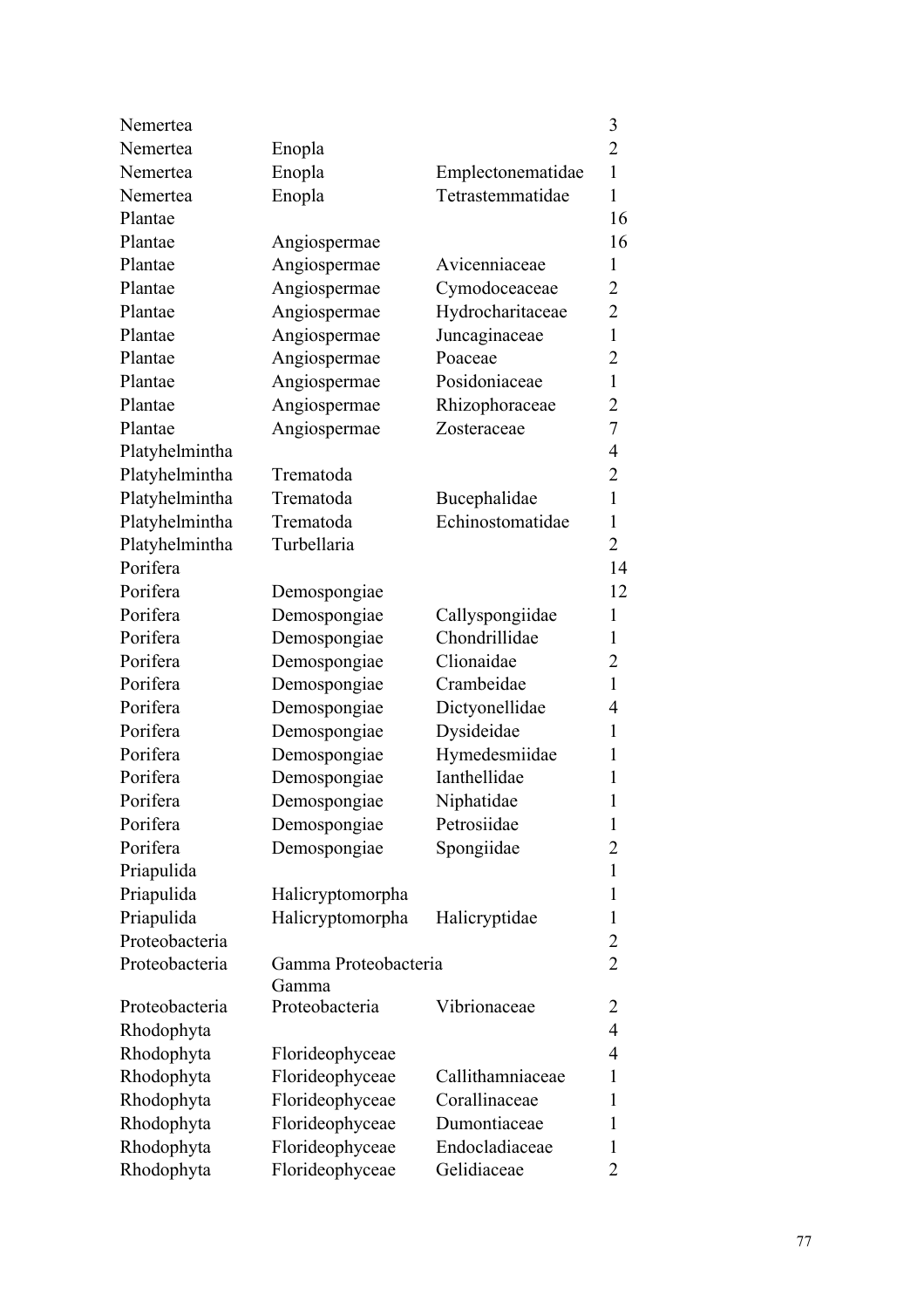| | | | |
|---|---|---|---|
| Nemertea | | | 3 |
| Nemertea | Enopla | | 2 |
| Nemertea | Enopla | Emplectonematidae | 1 |
| Nemertea | Enopla | Tetrastemmatidae | 1 |
| Plantae | | | 16 |
| Plantae | Angiospermae | | 16 |
| Plantae | Angiospermae | Avicenniaceae | 1 |
| Plantae | Angiospermae | Cymodoceaceae | 2 |
| Plantae | Angiospermae | Hydrocharitaceae | 2 |
| Plantae | Angiospermae | Juncaginaceae | 1 |
| Plantae | Angiospermae | Poaceae | 2 |
| Plantae | Angiospermae | Posidoniaceae | 1 |
| Plantae | Angiospermae | Rhizophoraceae | 2 |
| Plantae | Angiospermae | Zosteraceae | 7 |
| Platyhelmintha | | | 4 |
| Platyhelmintha | Trematoda | | 2 |
| Platyhelmintha | Trematoda | Bucephalidae | 1 |
| Platyhelmintha | Trematoda | Echinostomatidae | 1 |
| Platyhelmintha | Turbellaria | | 2 |
| Porifera | | | 14 |
| Porifera | Demospongiae | | 12 |
| Porifera | Demospongiae | Callyspongiidae | 1 |
| Porifera | Demospongiae | Chondrillidae | 1 |
| Porifera | Demospongiae | Clionaidae | 2 |
| Porifera | Demospongiae | Crambeidae | 1 |
| Porifera | Demospongiae | Dictyonellidae | 4 |
| Porifera | Demospongiae | Dysideidae | 1 |
| Porifera | Demospongiae | Hymedesmiidae | 1 |
| Porifera | Demospongiae | Ianthellidae | 1 |
| Porifera | Demospongiae | Niphatidae | 1 |
| Porifera | Demospongiae | Petrosiidae | 1 |
| Porifera | Demospongiae | Spongiidae | 2 |
| Priapulida | | | 1 |
| Priapulida | Halicryptomorpha | | 1 |
| Priapulida | Halicryptomorpha | Halicryptidae | 1 |
| Proteobacteria | | | 2 |
| Proteobacteria | Gamma Proteobacteria | | 2 |
| Proteobacteria | Gamma Proteobacteria | Vibrionaceae | 2 |
| Rhodophyta | | | 4 |
| Rhodophyta | Florideophyceae | | 4 |
| Rhodophyta | Florideophyceae | Callithamniaceae | 1 |
| Rhodophyta | Florideophyceae | Corallinaceae | 1 |
| Rhodophyta | Florideophyceae | Dumontiaceae | 1 |
| Rhodophyta | Florideophyceae | Endocladiaceae | 1 |
| Rhodophyta | Florideophyceae | Gelidiaceae | 2 |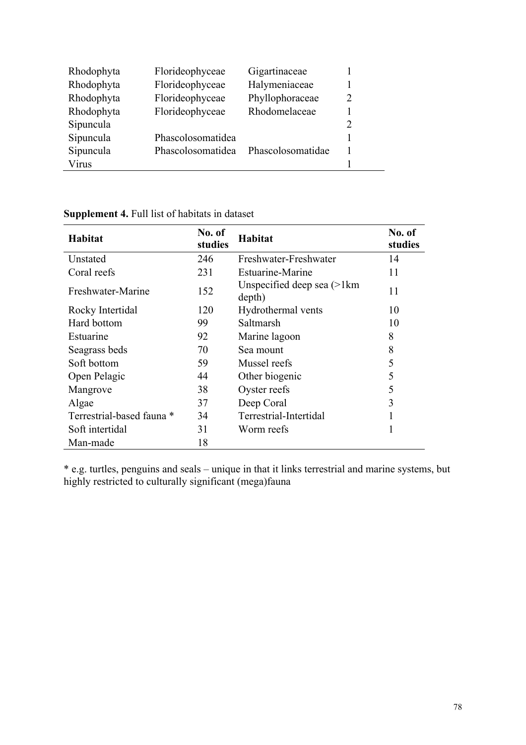| | | | |
|---|---|---|---|
| Rhodophyta | Florideophyceae | Gigartinaceae | 1 |
| Rhodophyta | Florideophyceae | Halymeniaceae | 1 |
| Rhodophyta | Florideophyceae | Phyllophoraceae | 2 |
| Rhodophyta | Florideophyceae | Rhodomelaceae | 1 |
| Sipuncula | | | 2 |
| Sipuncula | Phascolosomatidea | | 1 |
| Sipuncula | Phascolosomatidea | Phascolosomatidae | 1 |
| Virus | | | 1 |

**Supplement 4.** Full list of habitats in dataset

| Habitat | No. of studies | Habitat | No. of studies |
|---|---|---|---|
| Unstated | 246 | Freshwater-Freshwater | 14 |
| Coral reefs | 231 | Estuarine-Marine | 11 |
| Freshwater-Marine | 152 | Unspecified deep sea (>1km depth) | 11 |
| Rocky Intertidal | 120 | Hydrothermal vents | 10 |
| Hard bottom | 99 | Saltmarsh | 10 |
| Estuarine | 92 | Marine lagoon | 8 |
| Seagrass beds | 70 | Sea mount | 8 |
| Soft bottom | 59 | Mussel reefs | 5 |
| Open Pelagic | 44 | Other biogenic | 5 |
| Mangrove | 38 | Oyster reefs | 5 |
| Algae | 37 | Deep Coral | 3 |
| Terrestrial-based fauna * | 34 | Terrestrial-Intertidal | 1 |
| Soft intertidal | 31 | Worm reefs | 1 |
| Man-made | 18 | | |

* e.g. turtles, penguins and seals – unique in that it links terrestrial and marine systems, but highly restricted to culturally significant (mega)fauna